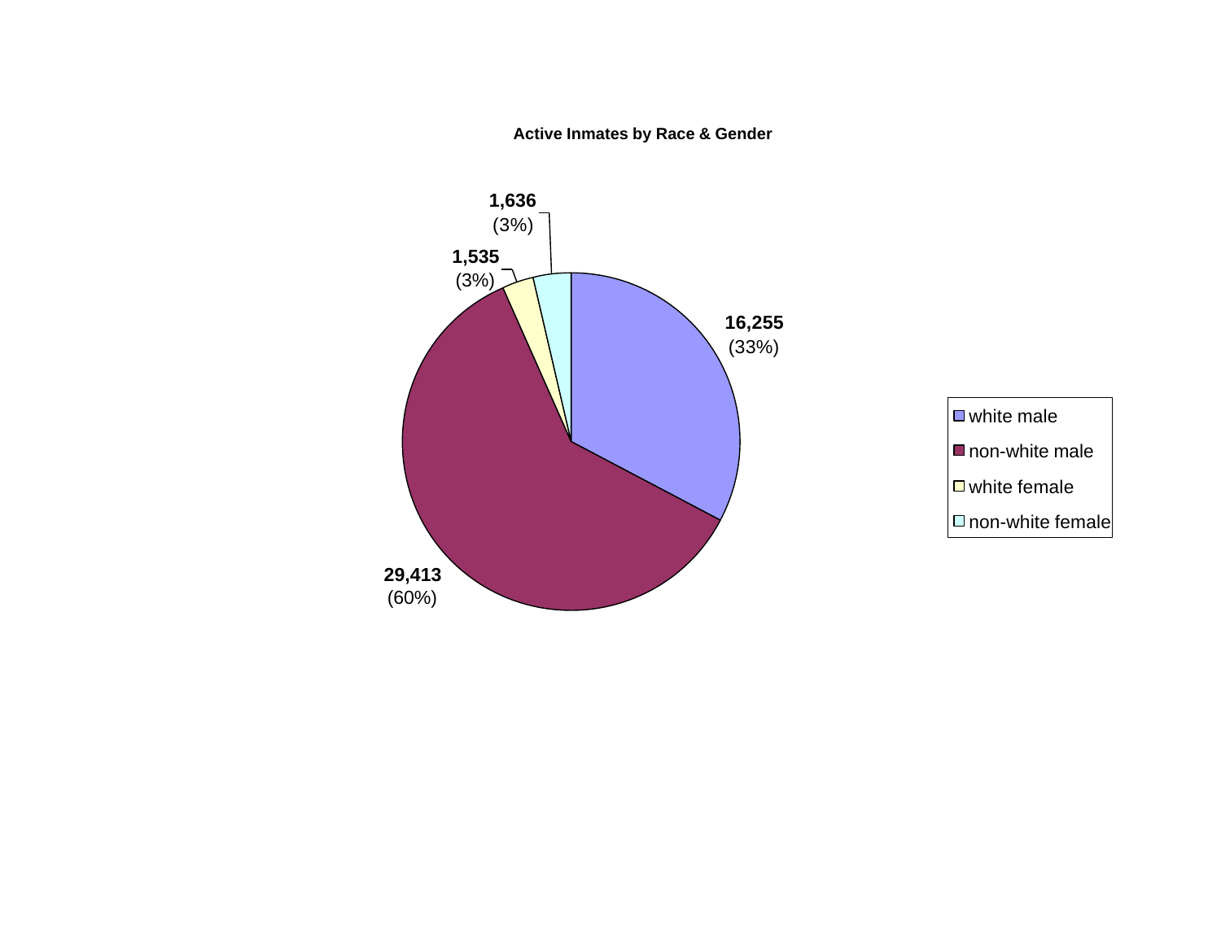**Active Inmates by Race & Gender**

| Category | Count | Percent |
|---|---|---|
| white male | 16,255 | (33%) |
| non-white male | 29,413 | (60%) |
| white female | 1,535 | (3%) |
| non-white female | 1,636 | (3%) |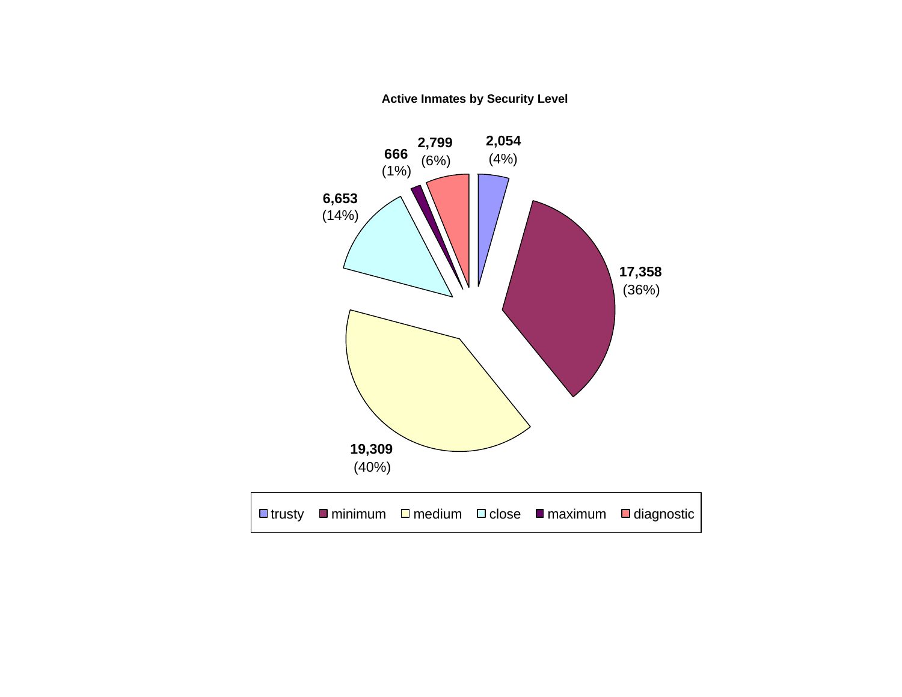**Active Inmates by Security Level**

| Security Level | Count | Percent |
|---|---|---|
| trusty | 2,054 | (4%) |
| minimum | 17,358 | (36%) |
| medium | 19,309 | (40%) |
| close | 6,653 | (14%) |
| maximum | 666 | (1%) |
| diagnostic | 2,799 | (6%) |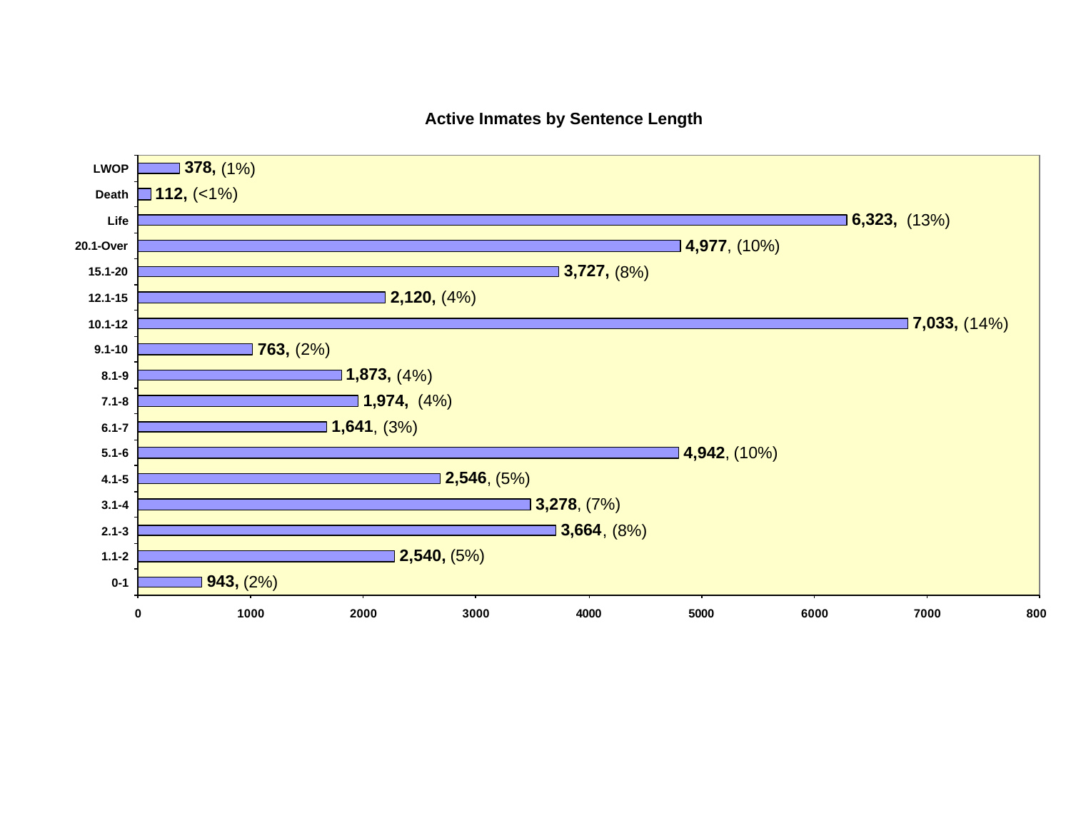## Active Inmates by Sentence Length

| Sentence Length | Inmates | Percent |
|---|---|---|
| LWOP | 378 | (1%) |
| Death | 112 | (<1%) |
| Life | 6,323 | (13%) |
| 20.1-Over | 4,977 | (10%) |
| 15.1-20 | 3,727 | (8%) |
| 12.1-15 | 2,120 | (4%) |
| 10.1-12 | 7,033 | (14%) |
| 9.1-10 | 763 | (2%) |
| 8.1-9 | 1,873 | (4%) |
| 7.1-8 | 1,974 | (4%) |
| 6.1-7 | 1,641 | (3%) |
| 5.1-6 | 4,942 | (10%) |
| 4.1-5 | 2,546 | (5%) |
| 3.1-4 | 3,278 | (7%) |
| 2.1-3 | 3,664 | (8%) |
| 1.1-2 | 2,540 | (5%) |
| 0-1 | 943 | (2%) |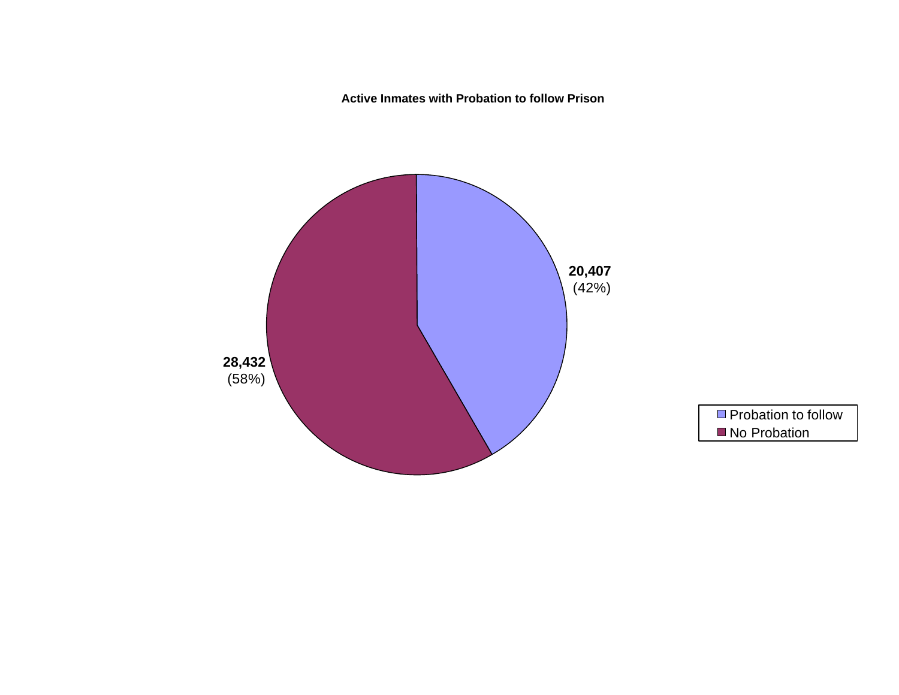**Active Inmates with Probation to follow Prison**

| Category | Count | Percent |
|---|---|---|
| Probation to follow | 20,407 | (42%) |
| No Probation | 28,432 | (58%) |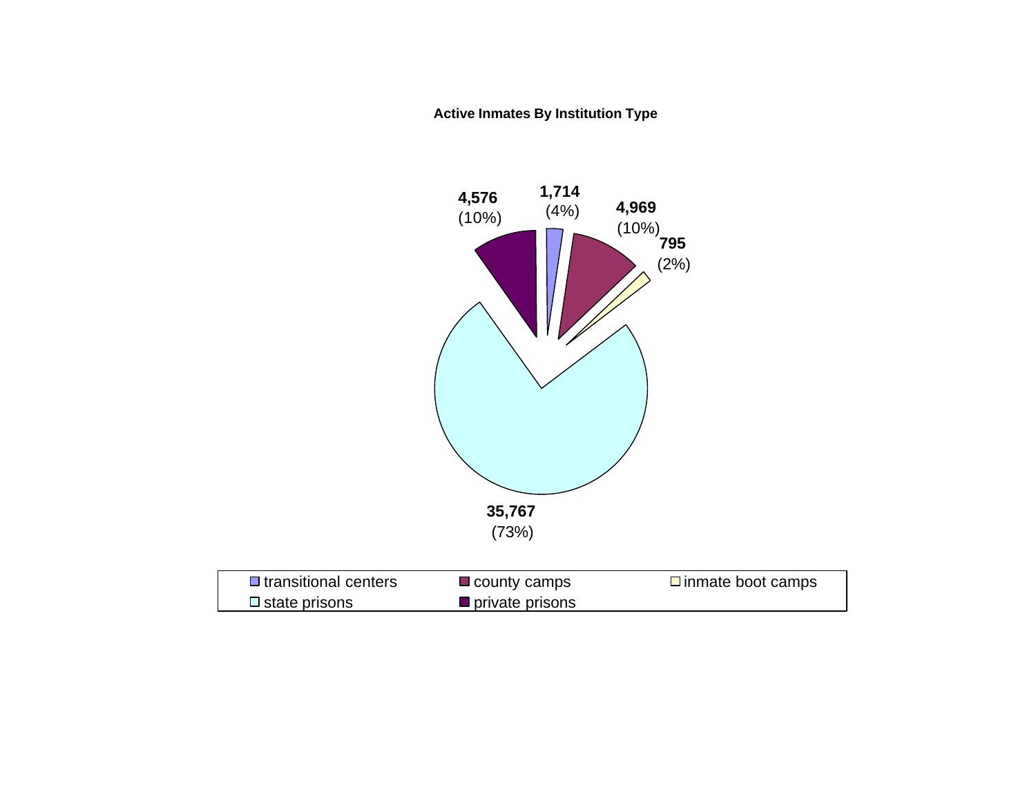**Active Inmates By Institution Type**

| Institution Type | Active Inmates | Percent |
|---|---|---|
| transitional centers | 1,714 | (4%) |
| county camps | 4,969 | (10%) |
| inmate boot camps | 795 | (2%) |
| state prisons | 35,767 | (73%) |
| private prisons | 4,576 | (10%) |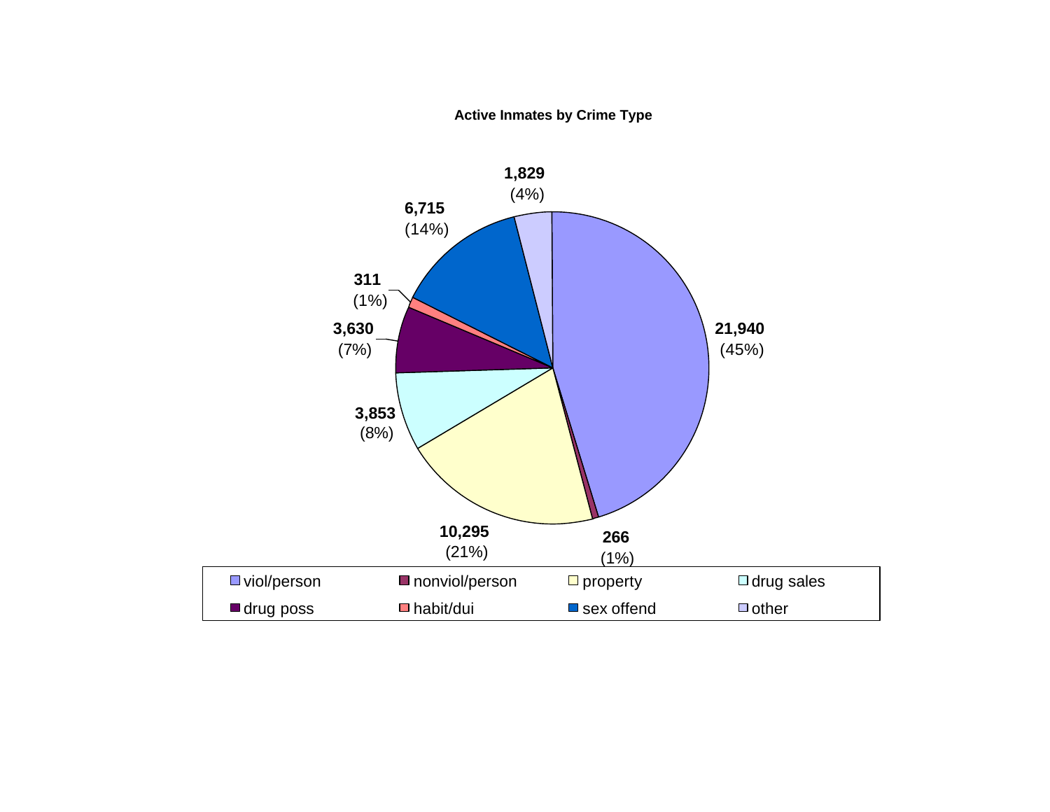**Active Inmates by Crime Type**

| Crime Type | Count | Percent |
|---|---|---|
| viol/person | 21,940 | (45%) |
| nonviol/person | 266 | (1%) |
| property | 10,295 | (21%) |
| drug sales | 3,853 | (8%) |
| drug poss | 3,630 | (7%) |
| habit/dui | 311 | (1%) |
| sex offend | 6,715 | (14%) |
| other | 1,829 | (4%) |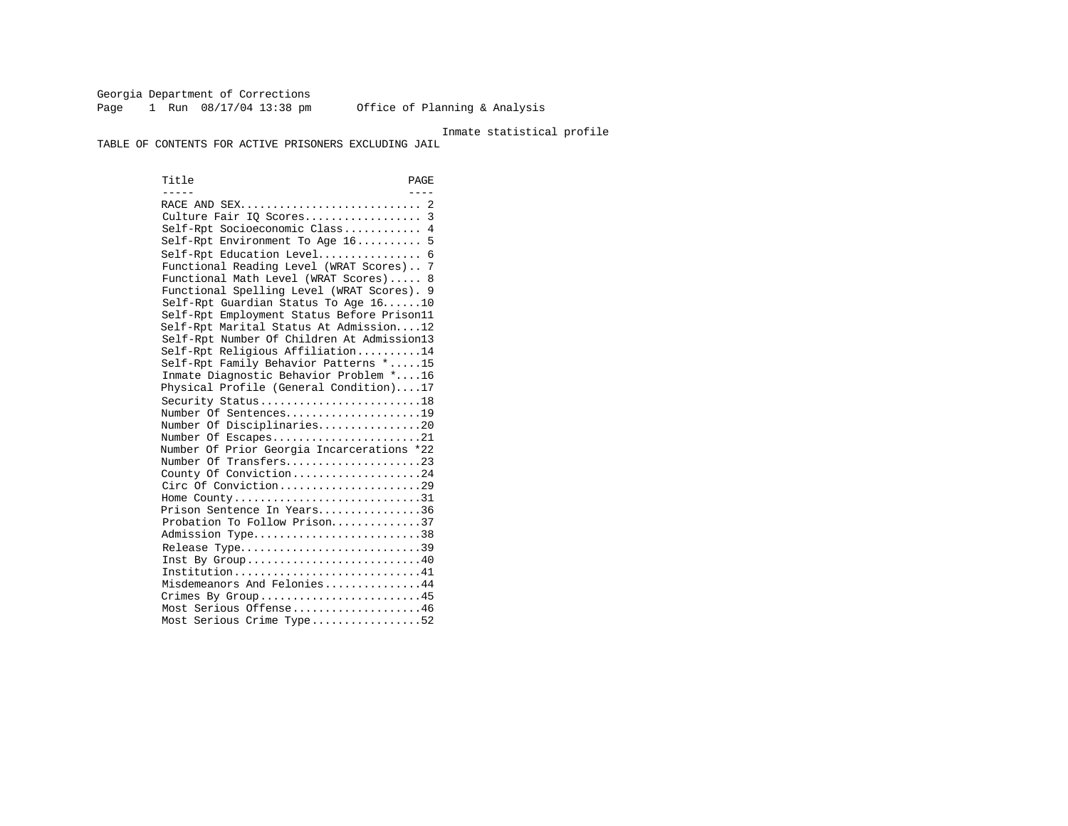Georgia Department of Corrections

Page 1 Run 08/17/04 13:38 pm Office of Planning & Analysis

Inmate statistical profile

TABLE OF CONTENTS FOR ACTIVE PRISONERS EXCLUDING JAIL

| Title | PAGE |
|---|---|
| RACE AND SEX | 2 |
| Culture Fair IQ Scores | 3 |
| Self-Rpt Socioeconomic Class | 4 |
| Self-Rpt Environment To Age 16 | 5 |
| Self-Rpt Education Level | 6 |
| Functional Reading Level (WRAT Scores) | 7 |
| Functional Math Level (WRAT Scores) | 8 |
| Functional Spelling Level (WRAT Scores) | 9 |
| Self-Rpt Guardian Status To Age 16 | 10 |
| Self-Rpt Employment Status Before Prison | 11 |
| Self-Rpt Marital Status At Admission | 12 |
| Self-Rpt Number Of Children At Admission | 13 |
| Self-Rpt Religious Affiliation | 14 |
| Self-Rpt Family Behavior Patterns * | 15 |
| Inmate Diagnostic Behavior Problem * | 16 |
| Physical Profile (General Condition) | 17 |
| Security Status | 18 |
| Number Of Sentences | 19 |
| Number Of Disciplinaries | 20 |
| Number Of Escapes | 21 |
| Number Of Prior Georgia Incarcerations * | 22 |
| Number Of Transfers | 23 |
| County Of Conviction | 24 |
| Circ Of Conviction | 29 |
| Home County | 31 |
| Prison Sentence In Years | 36 |
| Probation To Follow Prison | 37 |
| Admission Type | 38 |
| Release Type | 39 |
| Inst By Group | 40 |
| Institution | 41 |
| Misdemeanors And Felonies | 44 |
| Crimes By Group | 45 |
| Most Serious Offense | 46 |
| Most Serious Crime Type | 52 |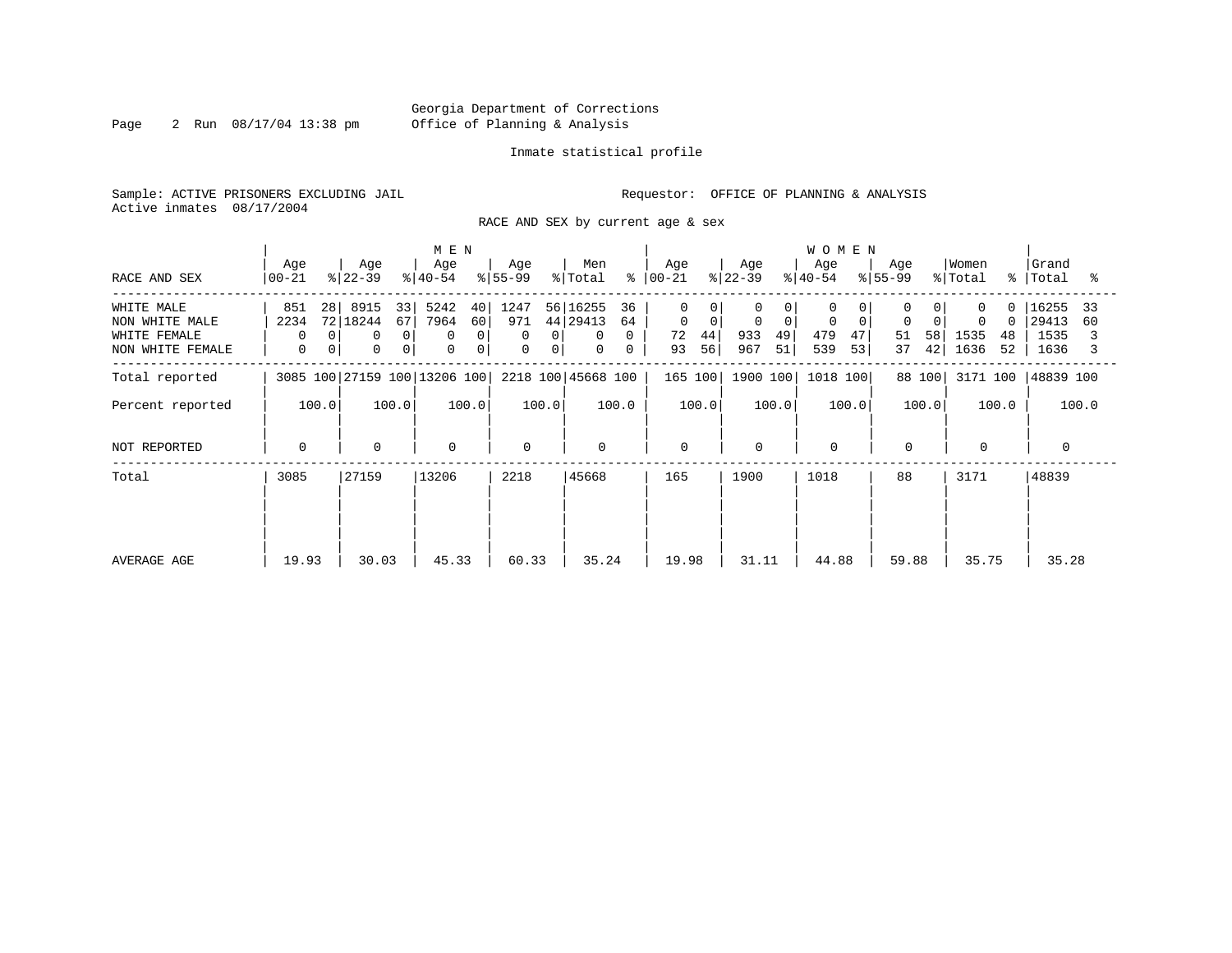Georgia Department of Corrections
Office of Planning & Analysis

Inmate statistical profile

Sample: ACTIVE PRISONERS EXCLUDING JAIL

Active inmates 08/17/2004

Requestor: OFFICE OF PLANNING & ANALYSIS

RACE AND SEX by current age & sex

| RACE AND SEX | MEN Age 00-21 | % | Age 22-39 | % | Age 40-54 | % | Age 55-99 | % | Men Total | % | WOMEN Age 00-21 | % | Age 22-39 | % | Age 40-54 | % | Age 55-99 | % | Women Total | % | Grand Total | % |
|---|---|---|---|---|---|---|---|---|---|---|---|---|---|---|---|---|---|---|---|---|---|---|
| WHITE MALE | 851 | 28 | 8915 | 33 | 5242 | 40 | 1247 | 56 | 16255 | 36 | 0 | 0 | 0 | 0 | 0 | 0 | 0 | 0 | 0 | 0 | 16255 | 33 |
| NON WHITE MALE | 2234 | 72 | 18244 | 67 | 7964 | 60 | 971 | 44 | 29413 | 64 | 0 | 0 | 0 | 0 | 0 | 0 | 0 | 0 | 0 | 0 | 29413 | 60 |
| WHITE FEMALE | 0 | 0 | 0 | 0 | 0 | 0 | 0 | 0 | 0 | 0 | 72 | 44 | 933 | 49 | 479 | 47 | 51 | 58 | 1535 | 48 | 1535 | 3 |
| NON WHITE FEMALE | 0 | 0 | 0 | 0 | 0 | 0 | 0 | 0 | 0 | 0 | 93 | 56 | 967 | 51 | 539 | 53 | 37 | 42 | 1636 | 52 | 1636 | 3 |
| Total reported | 3085 | 100 | 27159 | 100 | 13206 | 100 | 2218 | 100 | 45668 | 100 | 165 | 100 | 1900 | 100 | 1018 | 100 | 88 | 100 | 3171 | 100 | 48839 | 100 |
| Percent reported | | 100.0 | | 100.0 | | 100.0 | | 100.0 | | 100.0 | | 100.0 | | 100.0 | | 100.0 | | 100.0 | | 100.0 | | 100.0 |
| NOT REPORTED | 0 | | 0 | | 0 | | 0 | | 0 | | 0 | | 0 | | 0 | | 0 | | 0 | | 0 | |
| Total | 3085 | | 27159 | | 13206 | | 2218 | | 45668 | | 165 | | 1900 | | 1018 | | 88 | | 3171 | | 48839 | |
| AVERAGE AGE | 19.93 | | 30.03 | | 45.33 | | 60.33 | | 35.24 | | 19.98 | | 31.11 | | 44.88 | | 59.88 | | 35.75 | | 35.28 | |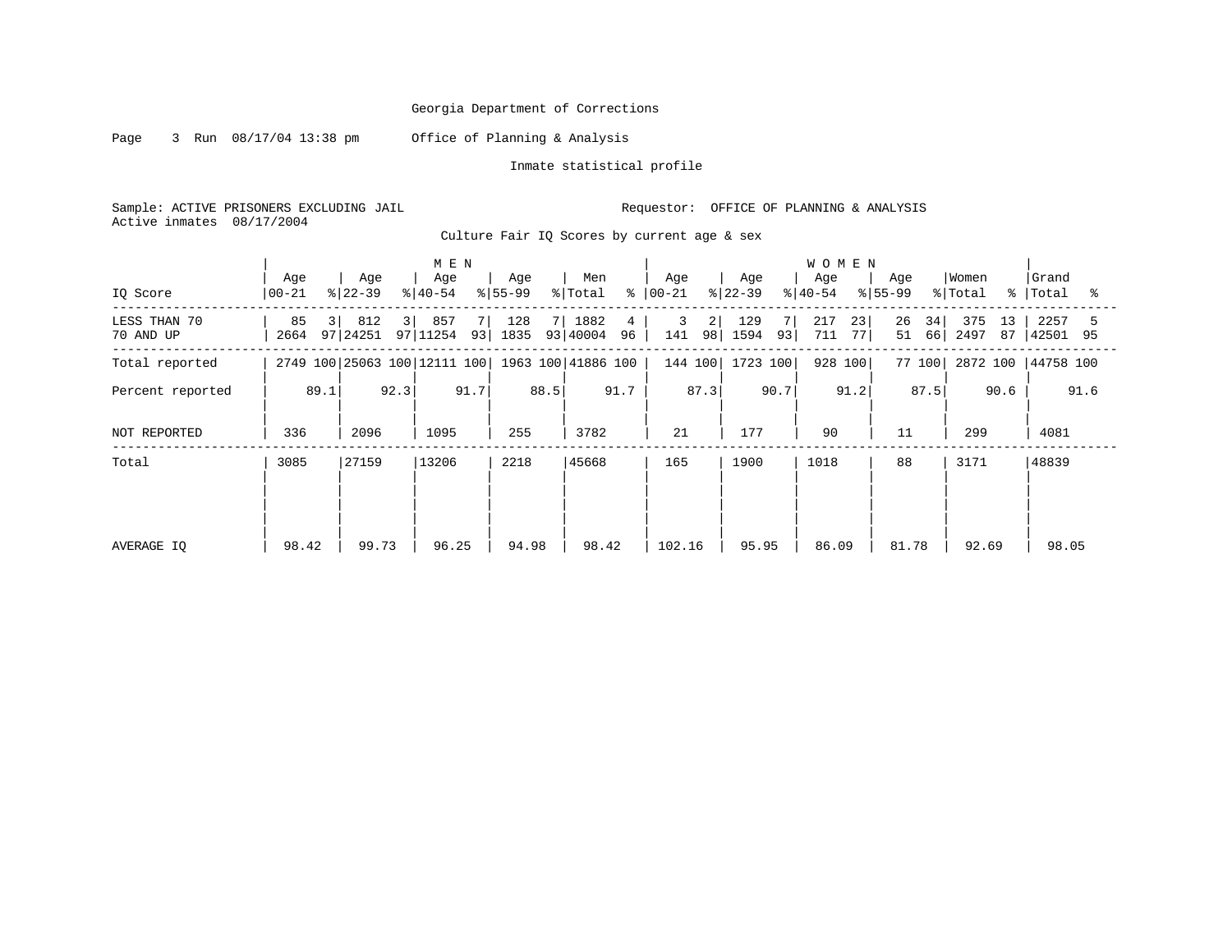Georgia Department of Corrections

Office of Planning & Analysis

Inmate statistical profile

Sample: ACTIVE PRISONERS EXCLUDING JAIL

Requestor: OFFICE OF PLANNING & ANALYSIS

Active inmates 08/17/2004

Culture Fair IQ Scores by current age & sex

| | MEN | | | | | | | | | | WOMEN | | | | | | | | | | Grand | |
|---|---|---|---|---|---|---|---|---|---|---|---|---|---|---|---|---|---|---|---|---|---|---|
| IQ Score | Age 00-21 | % | Age 22-39 | % | Age 40-54 | % | Age 55-99 | % | Men Total | % | Age 00-21 | % | Age 22-39 | % | Age 40-54 | % | Age 55-99 | % | Women Total | % | Total | % |
| LESS THAN 70 | 85 | 3 | 812 | 3 | 857 | 7 | 128 | 7 | 1882 | 4 | 3 | 2 | 129 | 7 | 217 | 23 | 26 | 34 | 375 | 13 | 2257 | 5 |
| 70 AND UP | 2664 | 97 | 24251 | 97 | 11254 | 93 | 1835 | 93 | 40004 | 96 | 141 | 98 | 1594 | 93 | 711 | 77 | 51 | 66 | 2497 | 87 | 42501 | 95 |
| Total reported | 2749 | 100 | 25063 | 100 | 12111 | 100 | 1963 | 100 | 41886 | 100 | 144 | 100 | 1723 | 100 | 928 | 100 | 77 | 100 | 2872 | 100 | 44758 | 100 |
| Percent reported | | 89.1 | | 92.3 | | 91.7 | | 88.5 | | 91.7 | | 87.3 | | 90.7 | | 91.2 | | 87.5 | | 90.6 | | 91.6 |
| NOT REPORTED | 336 | | 2096 | | 1095 | | 255 | | 3782 | | 21 | | 177 | | 90 | | 11 | | 299 | | 4081 | |
| Total | 3085 | | 27159 | | 13206 | | 2218 | | 45668 | | 165 | | 1900 | | 1018 | | 88 | | 3171 | | 48839 | |
| AVERAGE IQ | 98.42 | | 99.73 | | 96.25 | | 94.98 | | 98.42 | | 102.16 | | 95.95 | | 86.09 | | 81.78 | | 92.69 | | 98.05 | |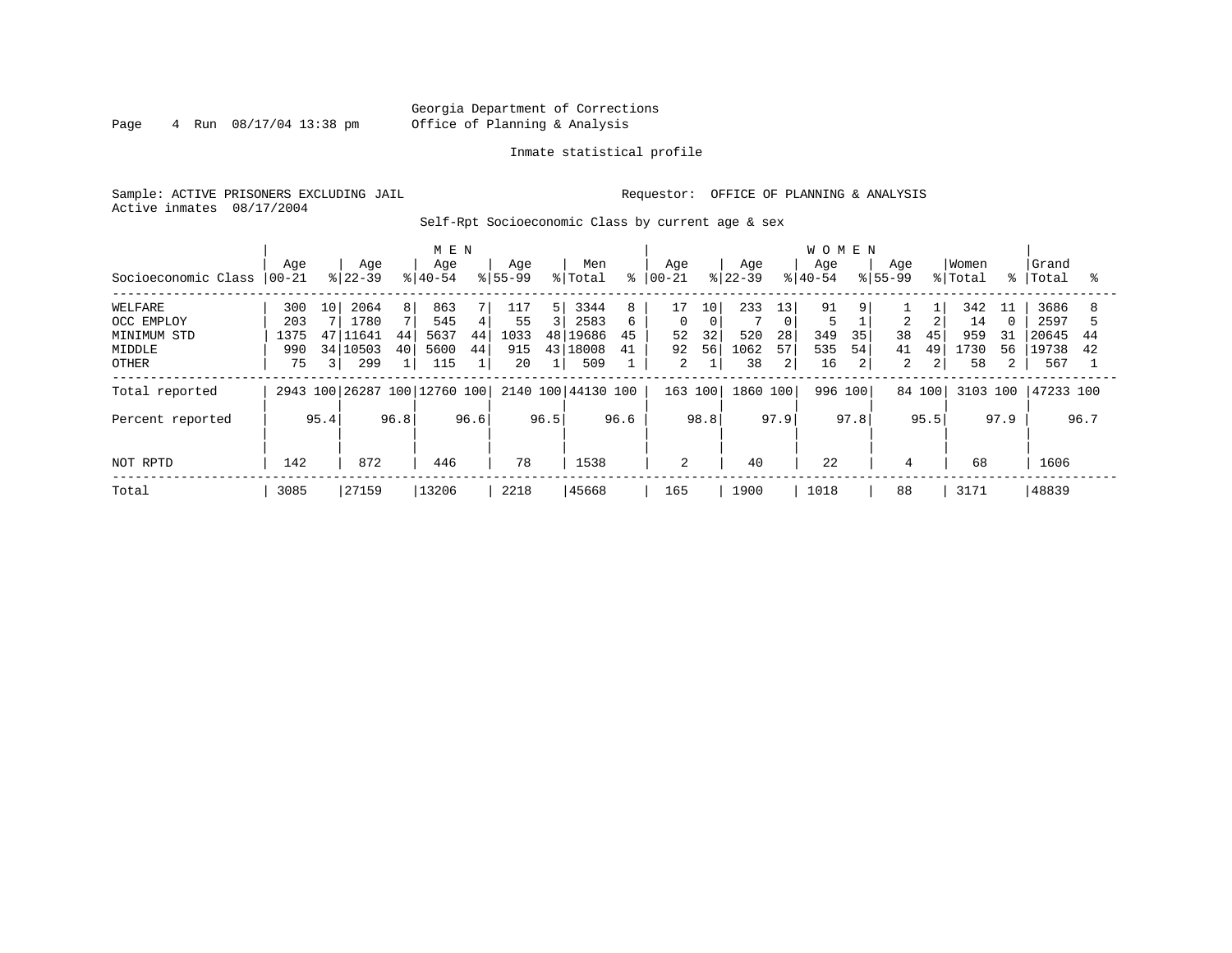Georgia Department of Corrections
Office of Planning & Analysis

Inmate statistical profile

Sample: ACTIVE PRISONERS EXCLUDING JAIL

Requestor: OFFICE OF PLANNING & ANALYSIS

Active inmates 08/17/2004

Self-Rpt Socioeconomic Class by current age & sex

| Socioeconomic Class | MEN Age 00-21 | % | Age 22-39 | % | Age 40-54 | % | Age 55-99 | % | Men Total | % | WOMEN Age 00-21 | % | Age 22-39 | % | Age 40-54 | % | Age 55-99 | % | Women Total | % | Grand Total | % |
|---|---|---|---|---|---|---|---|---|---|---|---|---|---|---|---|---|---|---|---|---|---|---|
| WELFARE | 300 | 10 | 2064 | 8 | 863 | 7 | 117 | 5 | 3344 | 8 | 17 | 10 | 233 | 13 | 91 | 9 | 1 | 1 | 342 | 11 | 3686 | 8 |
| OCC EMPLOY | 203 | 7 | 1780 | 7 | 545 | 4 | 55 | 3 | 2583 | 6 | 0 | 0 | 7 | 0 | 5 | 1 | 2 | 2 | 14 | 0 | 2597 | 5 |
| MINIMUM STD | 1375 | 47 | 11641 | 44 | 5637 | 44 | 1033 | 48 | 19686 | 45 | 52 | 32 | 520 | 28 | 349 | 35 | 38 | 45 | 959 | 31 | 20645 | 44 |
| MIDDLE | 990 | 34 | 10503 | 40 | 5600 | 44 | 915 | 43 | 18008 | 41 | 92 | 56 | 1062 | 57 | 535 | 54 | 41 | 49 | 1730 | 56 | 19738 | 42 |
| OTHER | 75 | 3 | 299 | 1 | 115 | 1 | 20 | 1 | 509 | 1 | 2 | 1 | 38 | 2 | 16 | 2 | 2 | 2 | 58 | 2 | 567 | 1 |
| Total reported | 2943 | 100 | 26287 | 100 | 12760 | 100 | 2140 | 100 | 44130 | 100 | 163 | 100 | 1860 | 100 | 996 | 100 | 84 | 100 | 3103 | 100 | 47233 | 100 |
| Percent reported | | 95.4 | | 96.8 | | 96.6 | | 96.5 | | 96.6 | | 98.8 | | 97.9 | | 97.8 | | 95.5 | | 97.9 | | 96.7 |
| NOT RPTD | 142 | | 872 | | 446 | | 78 | | 1538 | | 2 | | 40 | | 22 | | 4 | | 68 | | 1606 | |
| Total | 3085 | | 27159 | | 13206 | | 2218 | | 45668 | | 165 | | 1900 | | 1018 | | 88 | | 3171 | | 48839 | |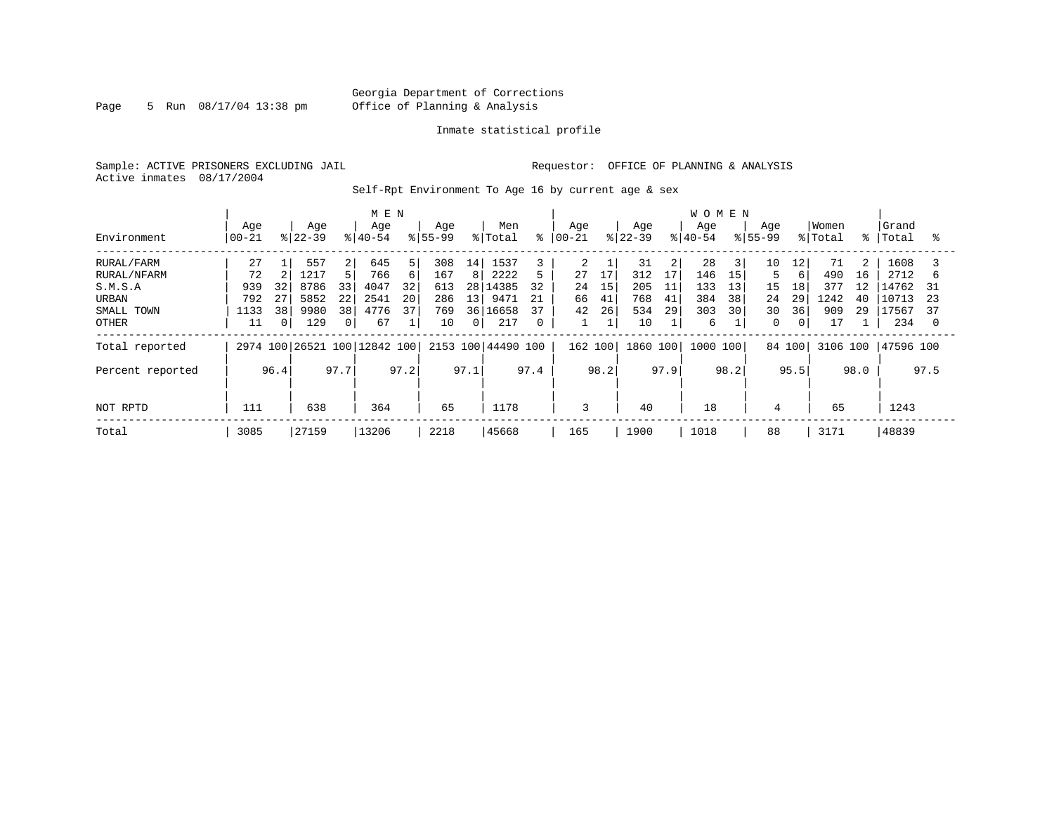Georgia Department of Corrections
Office of Planning & Analysis

Inmate statistical profile

Sample: ACTIVE PRISONERS EXCLUDING JAIL
Active inmates 08/17/2004

Requestor: OFFICE OF PLANNING & ANALYSIS

Self-Rpt Environment To Age 16 by current age & sex

| Environment | MEN Age 00-21 | % | Age 22-39 | % | Age 40-54 | % | Age 55-99 | % | Men Total | % | WOMEN Age 00-21 | % | Age 22-39 | % | Age 40-54 | % | Age 55-99 | % | Women Total | % | Grand Total | % |
|---|---|---|---|---|---|---|---|---|---|---|---|---|---|---|---|---|---|---|---|---|---|---|
| RURAL/FARM | 27 | 1 | 557 | 2 | 645 | 5 | 308 | 14 | 1537 | 3 | 2 | 1 | 31 | 2 | 28 | 3 | 10 | 12 | 71 | 2 | 1608 | 3 |
| RURAL/NFARM | 72 | 2 | 1217 | 5 | 766 | 6 | 167 | 8 | 2222 | 5 | 27 | 17 | 312 | 17 | 146 | 15 | 5 | 6 | 490 | 16 | 2712 | 6 |
| S.M.S.A | 939 | 32 | 8786 | 33 | 4047 | 32 | 613 | 28 | 14385 | 32 | 24 | 15 | 205 | 11 | 133 | 13 | 15 | 18 | 377 | 12 | 14762 | 31 |
| URBAN | 792 | 27 | 5852 | 22 | 2541 | 20 | 286 | 13 | 9471 | 21 | 66 | 41 | 768 | 41 | 384 | 38 | 24 | 29 | 1242 | 40 | 10713 | 23 |
| SMALL TOWN | 1133 | 38 | 9980 | 38 | 4776 | 37 | 769 | 36 | 16658 | 37 | 42 | 26 | 534 | 29 | 303 | 30 | 30 | 36 | 909 | 29 | 17567 | 37 |
| OTHER | 11 | 0 | 129 | 0 | 67 | 1 | 10 | 0 | 217 | 0 | 1 | 1 | 10 | 1 | 6 | 1 | 0 | 0 | 17 | 1 | 234 | 0 |
| Total reported | 2974 | 100 | 26521 | 100 | 12842 | 100 | 2153 | 100 | 44490 | 100 | 162 | 100 | 1860 | 100 | 1000 | 100 | 84 | 100 | 3106 | 100 | 47596 | 100 |
| Percent reported | | 96.4 | | 97.7 | | 97.2 | | 97.1 | | 97.4 | | 98.2 | | 97.9 | | 98.2 | | 95.5 | | 98.0 | | 97.5 |
| NOT RPTD | 111 | | 638 | | 364 | | 65 | | 1178 | | 3 | | 40 | | 18 | | 4 | | 65 | | 1243 | |
| Total | 3085 | | 27159 | | 13206 | | 2218 | | 45668 | | 165 | | 1900 | | 1018 | | 88 | | 3171 | | 48839 | |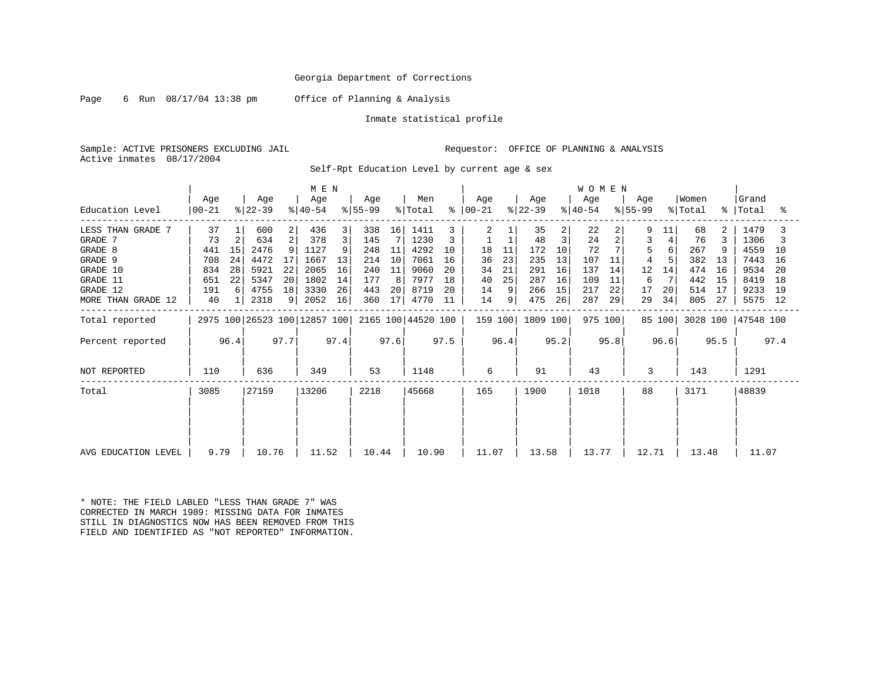Georgia Department of Corrections

Page 6 Run 08/17/04 13:38 pm Office of Planning & Analysis

Inmate statistical profile

Sample: ACTIVE PRISONERS EXCLUDING JAIL Requestor: OFFICE OF PLANNING & ANALYSIS
Active inmates 08/17/2004

Self-Rpt Education Level by current age & sex

| Education Level | MEN Age 00-21 | % | Age 22-39 | % | Age 40-54 | % | Age 55-99 | % | Men Total | % | WOMEN Age 00-21 | % | Age 22-39 | % | Age 40-54 | % | Age 55-99 | % | Women Total | % | Grand Total | % |
|---|---|---|---|---|---|---|---|---|---|---|---|---|---|---|---|---|---|---|---|---|---|---|
| LESS THAN GRADE 7 | 37 | 1 | 600 | 2 | 436 | 3 | 338 | 16 | 1411 | 3 | 2 | 1 | 35 | 2 | 22 | 2 | 9 | 11 | 68 | 2 | 1479 | 3 |
| GRADE 7 | 73 | 2 | 634 | 2 | 378 | 3 | 145 | 7 | 1230 | 3 | 1 | 1 | 48 | 3 | 24 | 2 | 3 | 4 | 76 | 3 | 1306 | 3 |
| GRADE 8 | 441 | 15 | 2476 | 9 | 1127 | 9 | 248 | 11 | 4292 | 10 | 18 | 11 | 172 | 10 | 72 | 7 | 5 | 6 | 267 | 9 | 4559 | 10 |
| GRADE 9 | 708 | 24 | 4472 | 17 | 1667 | 13 | 214 | 10 | 7061 | 16 | 36 | 23 | 235 | 13 | 107 | 11 | 4 | 5 | 382 | 13 | 7443 | 16 |
| GRADE 10 | 834 | 28 | 5921 | 22 | 2065 | 16 | 240 | 11 | 9060 | 20 | 34 | 21 | 291 | 16 | 137 | 14 | 12 | 14 | 474 | 16 | 9534 | 20 |
| GRADE 11 | 651 | 22 | 5347 | 20 | 1802 | 14 | 177 | 8 | 7977 | 18 | 40 | 25 | 287 | 16 | 109 | 11 | 6 | 7 | 442 | 15 | 8419 | 18 |
| GRADE 12 | 191 | 6 | 4755 | 18 | 3330 | 26 | 443 | 20 | 8719 | 20 | 14 | 9 | 266 | 15 | 217 | 22 | 17 | 20 | 514 | 17 | 9233 | 19 |
| MORE THAN GRADE 12 | 40 | 1 | 2318 | 9 | 2052 | 16 | 360 | 17 | 4770 | 11 | 14 | 9 | 475 | 26 | 287 | 29 | 29 | 34 | 805 | 27 | 5575 | 12 |
| Total reported | 2975 | 100 | 26523 | 100 | 12857 | 100 | 2165 | 100 | 44520 | 100 | 159 | 100 | 1809 | 100 | 975 | 100 | 85 | 100 | 3028 | 100 | 47548 | 100 |
| Percent reported | | 96.4 | | 97.7 | | 97.4 | | 97.6 | | 97.5 | | 96.4 | | 95.2 | | 95.8 | | 96.6 | | 95.5 | | 97.4 |
| NOT REPORTED | 110 | | 636 | | 349 | | 53 | | 1148 | | 6 | | 91 | | 43 | | 3 | | 143 | | 1291 | |
| Total | 3085 | | 27159 | | 13206 | | 2218 | | 45668 | | 165 | | 1900 | | 1018 | | 88 | | 3171 | | 48839 | |
| AVG EDUCATION LEVEL | 9.79 | | 10.76 | | 11.52 | | 10.44 | | 10.90 | | 11.07 | | 13.58 | | 13.77 | | 12.71 | | 13.48 | | 11.07 | |

* NOTE: THE FIELD LABLED "LESS THAN GRADE 7" WAS CORRECTED IN MARCH 1989: MISSING DATA FOR INMATES STILL IN DIAGNOSTICS NOW HAS BEEN REMOVED FROM THIS FIELD AND IDENTIFIED AS "NOT REPORTED" INFORMATION.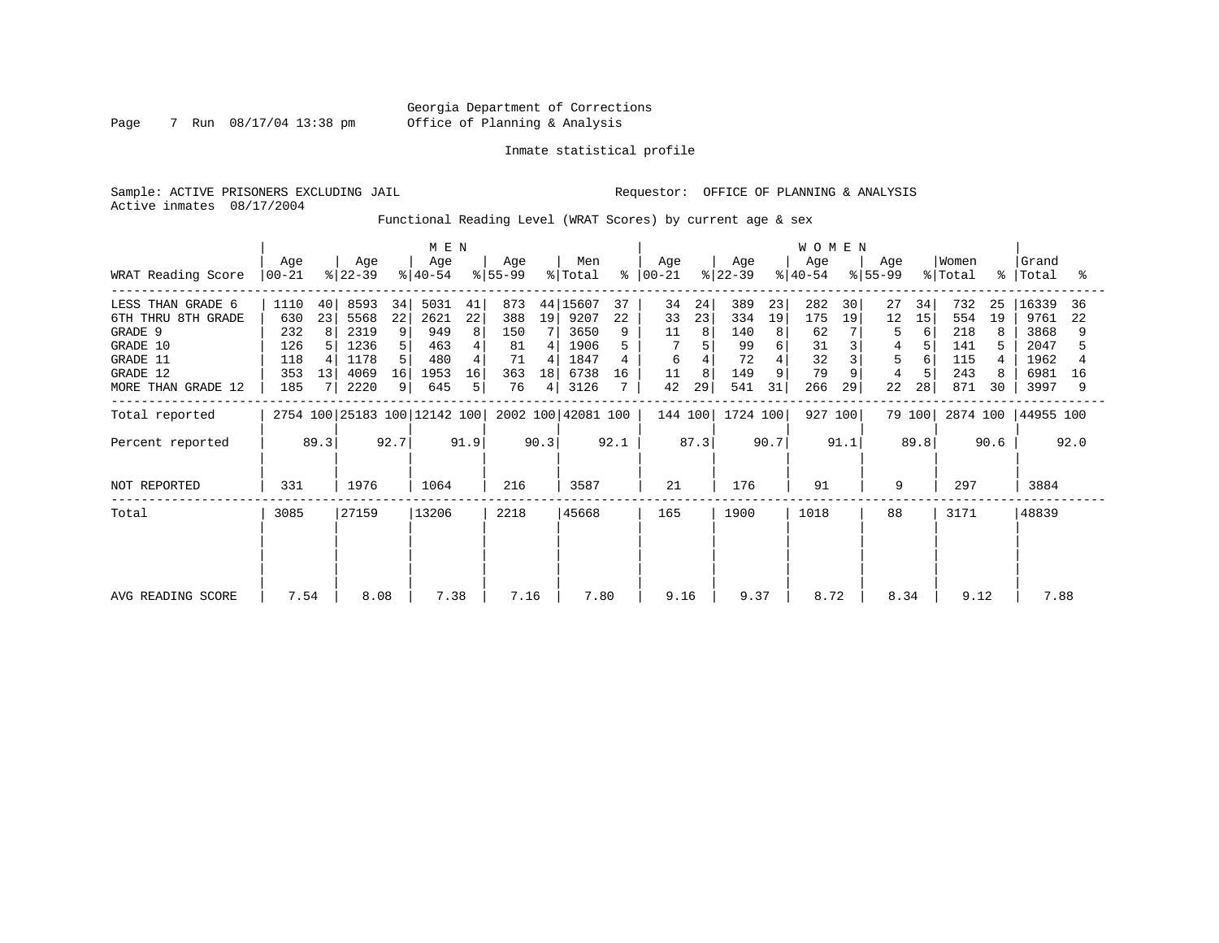Georgia Department of Corrections
Office of Planning & Analysis

Inmate statistical profile

Sample: ACTIVE PRISONERS EXCLUDING JAIL

Requestor: OFFICE OF PLANNING & ANALYSIS

Active inmates 08/17/2004

Functional Reading Level (WRAT Scores) by current age & sex

| WRAT Reading Score | MEN Age 00-21 | % | Age 22-39 | % | Age 40-54 | % | Age 55-99 | % | Men Total | % | WOMEN Age 00-21 | % | Age 22-39 | % | Age 40-54 | % | Age 55-99 | % | Women Total | % | Grand Total | % |
|---|---|---|---|---|---|---|---|---|---|---|---|---|---|---|---|---|---|---|---|---|---|---|
| LESS THAN GRADE 6 | 1110 | 40 | 8593 | 34 | 5031 | 41 | 873 | 44 | 15607 | 37 | 34 | 24 | 389 | 23 | 282 | 30 | 27 | 34 | 732 | 25 | 16339 | 36 |
| 6TH THRU 8TH GRADE | 630 | 23 | 5568 | 22 | 2621 | 22 | 388 | 19 | 9207 | 22 | 33 | 23 | 334 | 19 | 175 | 19 | 12 | 15 | 554 | 19 | 9761 | 22 |
| GRADE 9 | 232 | 8 | 2319 | 9 | 949 | 8 | 150 | 7 | 3650 | 9 | 11 | 8 | 140 | 8 | 62 | 7 | 5 | 6 | 218 | 8 | 3868 | 9 |
| GRADE 10 | 126 | 5 | 1236 | 5 | 463 | 4 | 81 | 4 | 1906 | 5 | 7 | 5 | 99 | 6 | 31 | 3 | 4 | 5 | 141 | 5 | 2047 | 5 |
| GRADE 11 | 118 | 4 | 1178 | 5 | 480 | 4 | 71 | 4 | 1847 | 4 | 6 | 4 | 72 | 4 | 32 | 3 | 5 | 6 | 115 | 4 | 1962 | 4 |
| GRADE 12 | 353 | 13 | 4069 | 16 | 1953 | 16 | 363 | 18 | 6738 | 16 | 11 | 8 | 149 | 9 | 79 | 9 | 4 | 5 | 243 | 8 | 6981 | 16 |
| MORE THAN GRADE 12 | 185 | 7 | 2220 | 9 | 645 | 5 | 76 | 4 | 3126 | 7 | 42 | 29 | 541 | 31 | 266 | 29 | 22 | 28 | 871 | 30 | 3997 | 9 |
| Total reported | 2754 | 100 | 25183 | 100 | 12142 | 100 | 2002 | 100 | 42081 | 100 | 144 | 100 | 1724 | 100 | 927 | 100 | 79 | 100 | 2874 | 100 | 44955 | 100 |
| Percent reported | | 89.3 | | 92.7 | | 91.9 | | 90.3 | | 92.1 | | 87.3 | | 90.7 | | 91.1 | | 89.8 | | 90.6 | | 92.0 |
| NOT REPORTED | 331 | | 1976 | | 1064 | | 216 | | 3587 | | 21 | | 176 | | 91 | | 9 | | 297 | | 3884 | |
| Total | 3085 | | 27159 | | 13206 | | 2218 | | 45668 | | 165 | | 1900 | | 1018 | | 88 | | 3171 | | 48839 | |
| AVG READING SCORE | 7.54 | | 8.08 | | 7.38 | | 7.16 | | 7.80 | | 9.16 | | 9.37 | | 8.72 | | 8.34 | | 9.12 | | 7.88 | |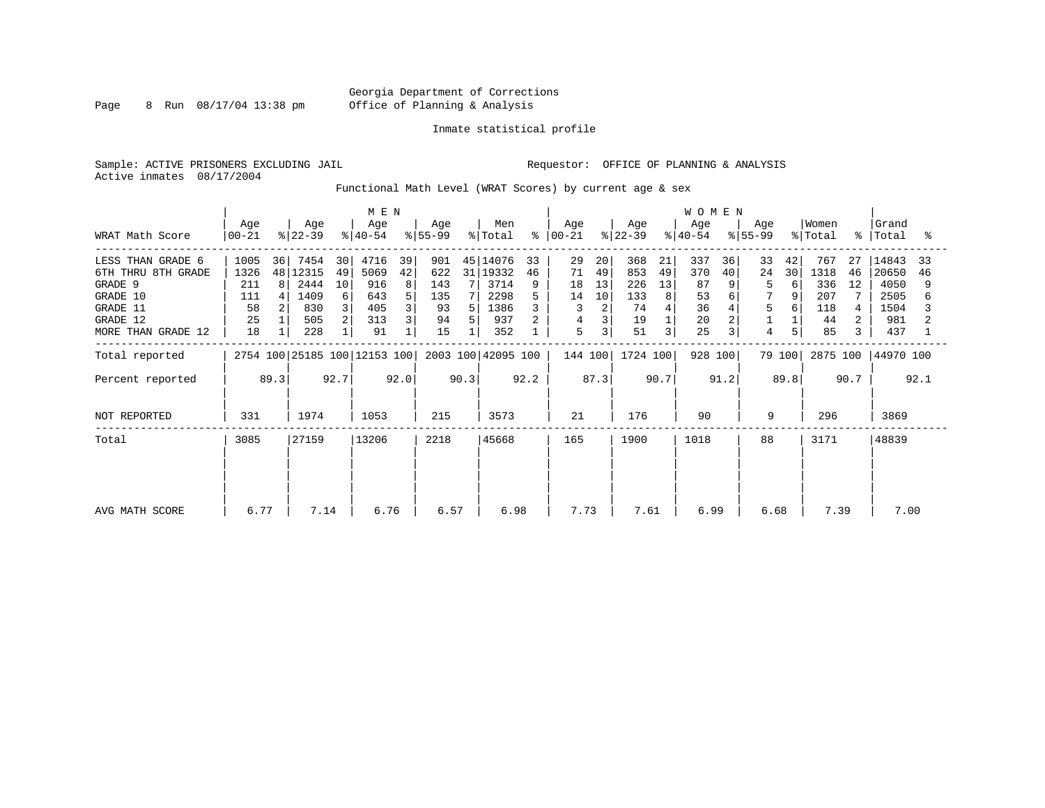Georgia Department of Corrections
Office of Planning & Analysis

Inmate statistical profile

Sample: ACTIVE PRISONERS EXCLUDING JAIL
Active inmates 08/17/2004

Requestor: OFFICE OF PLANNING & ANALYSIS

Functional Math Level (WRAT Scores) by current age & sex

| WRAT Math Score | MEN Age 00-21 | % | Age 22-39 | % | Age 40-54 | % | Age 55-99 | % | Men Total | % | WOMEN Age 00-21 | % | Age 22-39 | % | Age 40-54 | % | Age 55-99 | % | Women Total | % | Grand Total | % |
|---|---|---|---|---|---|---|---|---|---|---|---|---|---|---|---|---|---|---|---|---|---|---|
| LESS THAN GRADE 6 | 1005 | 36 | 7454 | 30 | 4716 | 39 | 901 | 45 | 14076 | 33 | 29 | 20 | 368 | 21 | 337 | 36 | 33 | 42 | 767 | 27 | 14843 | 33 |
| 6TH THRU 8TH GRADE | 1326 | 48 | 12315 | 49 | 5069 | 42 | 622 | 31 | 19332 | 46 | 71 | 49 | 853 | 49 | 370 | 40 | 24 | 30 | 1318 | 46 | 20650 | 46 |
| GRADE 9 | 211 | 8 | 2444 | 10 | 916 | 8 | 143 | 7 | 3714 | 9 | 18 | 13 | 226 | 13 | 87 | 9 | 5 | 6 | 336 | 12 | 4050 | 9 |
| GRADE 10 | 111 | 4 | 1409 | 6 | 643 | 5 | 135 | 7 | 2298 | 5 | 14 | 10 | 133 | 8 | 53 | 6 | 7 | 9 | 207 | 7 | 2505 | 6 |
| GRADE 11 | 58 | 2 | 830 | 3 | 405 | 3 | 93 | 5 | 1386 | 3 | 3 | 2 | 74 | 4 | 36 | 4 | 5 | 6 | 118 | 4 | 1504 | 3 |
| GRADE 12 | 25 | 1 | 505 | 2 | 313 | 3 | 94 | 5 | 937 | 2 | 4 | 3 | 19 | 1 | 20 | 2 | 1 | 1 | 44 | 2 | 981 | 2 |
| MORE THAN GRADE 12 | 18 | 1 | 228 | 1 | 91 | 1 | 15 | 1 | 352 | 1 | 5 | 3 | 51 | 3 | 25 | 3 | 4 | 5 | 85 | 3 | 437 | 1 |
| Total reported | 2754 | 100 | 25185 | 100 | 12153 | 100 | 2003 | 100 | 42095 | 100 | 144 | 100 | 1724 | 100 | 928 | 100 | 79 | 100 | 2875 | 100 | 44970 | 100 |
| Percent reported | | 89.3 | | 92.7 | | 92.0 | | 90.3 | | 92.2 | | 87.3 | | 90.7 | | 91.2 | | 89.8 | | 90.7 | | 92.1 |
| NOT REPORTED | 331 | | 1974 | | 1053 | | 215 | | 3573 | | 21 | | 176 | | 90 | | 9 | | 296 | | 3869 | |
| Total | 3085 | | 27159 | | 13206 | | 2218 | | 45668 | | 165 | | 1900 | | 1018 | | 88 | | 3171 | | 48839 | |
| AVG MATH SCORE | 6.77 | | 7.14 | | 6.76 | | 6.57 | | 6.98 | | 7.73 | | 7.61 | | 6.99 | | 6.68 | | 7.39 | | 7.00 | |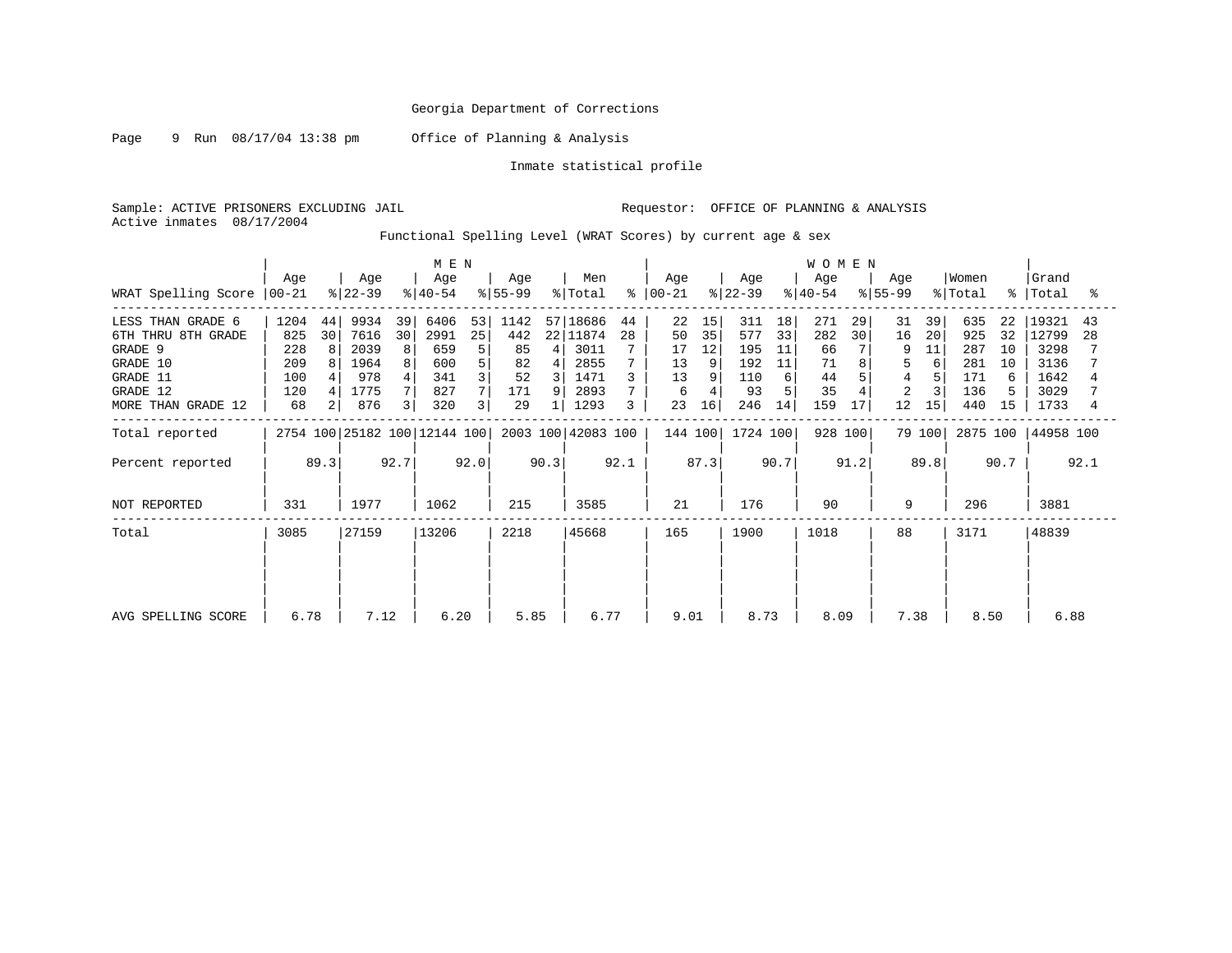Georgia Department of Corrections

Office of Planning & Analysis

Inmate statistical profile

Sample: ACTIVE PRISONERS EXCLUDING JAIL

Requestor: OFFICE OF PLANNING & ANALYSIS

Active inmates 08/17/2004

Functional Spelling Level (WRAT Scores) by current age & sex

| WRAT Spelling Score | MEN Age 00-21 | % | Age 22-39 | % | Age 40-54 | % | Age 55-99 | % | Men Total | % | WOMEN Age 00-21 | % | Age 22-39 | % | Age 40-54 | % | Age 55-99 | % | Women Total | % | Grand Total | % |
|---|---|---|---|---|---|---|---|---|---|---|---|---|---|---|---|---|---|---|---|---|---|---|
| LESS THAN GRADE 6 | 1204 | 44 | 9934 | 39 | 6406 | 53 | 1142 | 57 | 18686 | 44 | 22 | 15 | 311 | 18 | 271 | 29 | 31 | 39 | 635 | 22 | 19321 | 43 |
| 6TH THRU 8TH GRADE | 825 | 30 | 7616 | 30 | 2991 | 25 | 442 | 22 | 11874 | 28 | 50 | 35 | 577 | 33 | 282 | 30 | 16 | 20 | 925 | 32 | 12799 | 28 |
| GRADE 9 | 228 | 8 | 2039 | 8 | 659 | 5 | 85 | 4 | 3011 | 7 | 17 | 12 | 195 | 11 | 66 | 7 | 9 | 11 | 287 | 10 | 3298 | 7 |
| GRADE 10 | 209 | 8 | 1964 | 8 | 600 | 5 | 82 | 4 | 2855 | 7 | 13 | 9 | 192 | 11 | 71 | 8 | 5 | 6 | 281 | 10 | 3136 | 7 |
| GRADE 11 | 100 | 4 | 978 | 4 | 341 | 3 | 52 | 3 | 1471 | 3 | 13 | 9 | 110 | 6 | 44 | 5 | 4 | 5 | 171 | 6 | 1642 | 4 |
| GRADE 12 | 120 | 4 | 1775 | 7 | 827 | 7 | 171 | 9 | 2893 | 7 | 6 | 4 | 93 | 5 | 35 | 4 | 2 | 3 | 136 | 5 | 3029 | 7 |
| MORE THAN GRADE 12 | 68 | 2 | 876 | 3 | 320 | 3 | 29 | 1 | 1293 | 3 | 23 | 16 | 246 | 14 | 159 | 17 | 12 | 15 | 440 | 15 | 1733 | 4 |
| Total reported | 2754 | 100 | 25182 | 100 | 12144 | 100 | 2003 | 100 | 42083 | 100 | 144 | 100 | 1724 | 100 | 928 | 100 | 79 | 100 | 2875 | 100 | 44958 | 100 |
| Percent reported | | 89.3 | | 92.7 | | 92.0 | | 90.3 | | 92.1 | | 87.3 | | 90.7 | | 91.2 | | 89.8 | | 90.7 | | 92.1 |
| NOT REPORTED | 331 | | 1977 | | 1062 | | 215 | | 3585 | | 21 | | 176 | | 90 | | 9 | | 296 | | 3881 | |
| Total | 3085 | | 27159 | | 13206 | | 2218 | | 45668 | | 165 | | 1900 | | 1018 | | 88 | | 3171 | | 48839 | |
| AVG SPELLING SCORE | 6.78 | | 7.12 | | 6.20 | | 5.85 | | 6.77 | | 9.01 | | 8.73 | | 8.09 | | 7.38 | | 8.50 | | 6.88 | |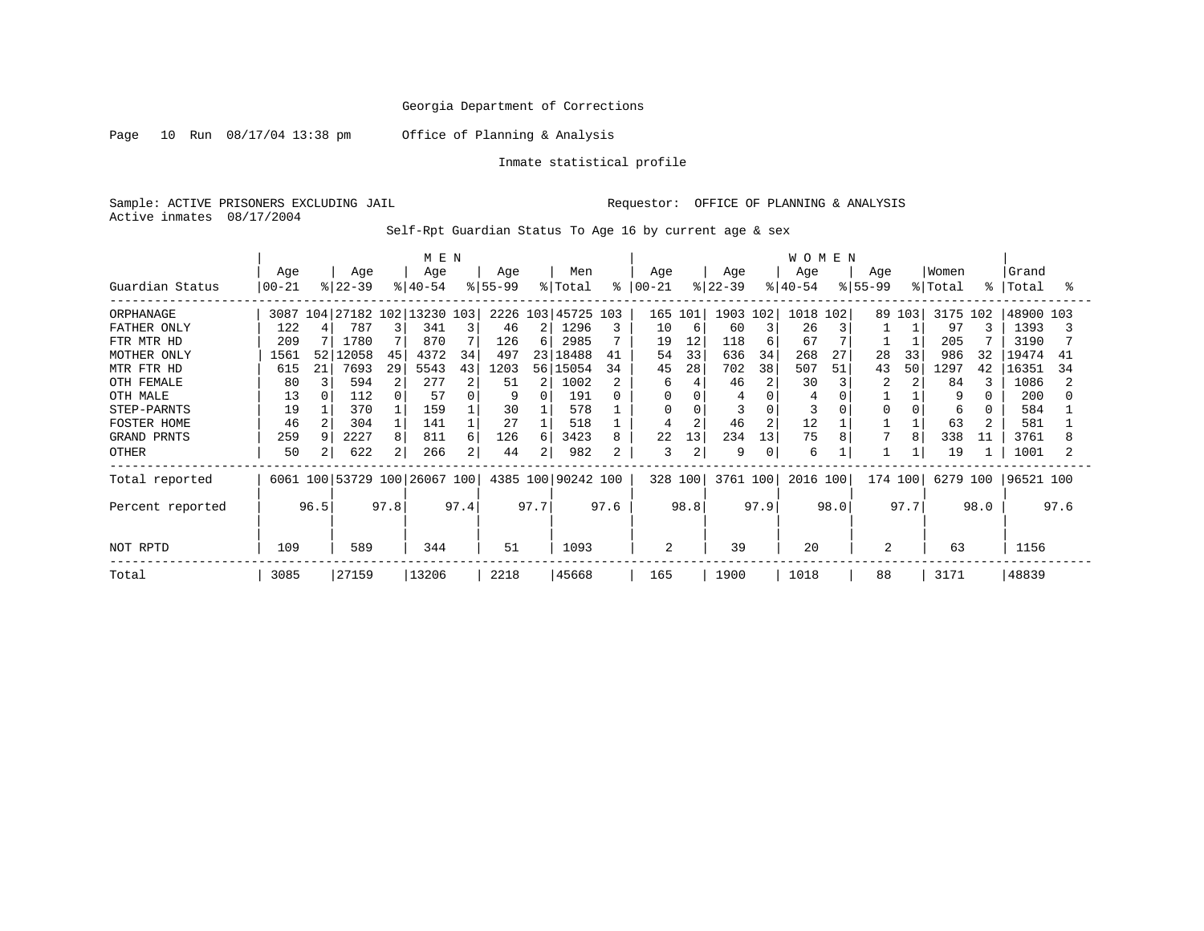Georgia Department of Corrections

Office of Planning & Analysis

Inmate statistical profile

Sample: ACTIVE PRISONERS EXCLUDING JAIL    Requestor: OFFICE OF PLANNING & ANALYSIS
Active inmates 08/17/2004

Self-Rpt Guardian Status To Age 16 by current age & sex

| | MEN | | | | | | | | | | WOMEN | | | | | | | | | | | |
|---|---|---|---|---|---|---|---|---|---|---|---|---|---|---|---|---|---|---|---|---|---|---|
| Guardian Status | Age 00-21 | % | Age 22-39 | % | Age 40-54 | % | Age 55-99 | % | Men Total | % | Age 00-21 | % | Age 22-39 | % | Age 40-54 | % | Age 55-99 | % | Women Total | % | Grand Total | % |
| ORPHANAGE | 3087 | 104 | 27182 | 102 | 13230 | 103 | 2226 | 103 | 45725 | 103 | 165 | 101 | 1903 | 102 | 1018 | 102 | 89 | 103 | 3175 | 102 | 48900 | 103 |
| FATHER ONLY | 122 | 4 | 787 | 3 | 341 | 3 | 46 | 2 | 1296 | 3 | 10 | 6 | 60 | 3 | 26 | 3 | 1 | 1 | 97 | 3 | 1393 | 3 |
| FTR MTR HD | 209 | 7 | 1780 | 7 | 870 | 7 | 126 | 6 | 2985 | 7 | 19 | 12 | 118 | 6 | 67 | 7 | 1 | 1 | 205 | 7 | 3190 | 7 |
| MOTHER ONLY | 1561 | 52 | 12058 | 45 | 4372 | 34 | 497 | 23 | 18488 | 41 | 54 | 33 | 636 | 34 | 268 | 27 | 28 | 33 | 986 | 32 | 19474 | 41 |
| MTR FTR HD | 615 | 21 | 7693 | 29 | 5543 | 43 | 1203 | 56 | 15054 | 34 | 45 | 28 | 702 | 38 | 507 | 51 | 43 | 50 | 1297 | 42 | 16351 | 34 |
| OTH FEMALE | 80 | 3 | 594 | 2 | 277 | 2 | 51 | 2 | 1002 | 2 | 6 | 4 | 46 | 2 | 30 | 3 | 2 | 2 | 84 | 3 | 1086 | 2 |
| OTH MALE | 13 | 0 | 112 | 0 | 57 | 0 | 9 | 0 | 191 | 0 | 0 | 0 | 4 | 0 | 4 | 0 | 1 | 1 | 9 | 0 | 200 | 0 |
| STEP-PARNTS | 19 | 1 | 370 | 1 | 159 | 1 | 30 | 1 | 578 | 1 | 0 | 0 | 3 | 0 | 3 | 0 | 0 | 0 | 6 | 0 | 584 | 1 |
| FOSTER HOME | 46 | 2 | 304 | 1 | 141 | 1 | 27 | 1 | 518 | 1 | 4 | 2 | 46 | 2 | 12 | 1 | 1 | 1 | 63 | 2 | 581 | 1 |
| GRAND PRNTS | 259 | 9 | 2227 | 8 | 811 | 6 | 126 | 6 | 3423 | 8 | 22 | 13 | 234 | 13 | 75 | 8 | 7 | 8 | 338 | 11 | 3761 | 8 |
| OTHER | 50 | 2 | 622 | 2 | 266 | 2 | 44 | 2 | 982 | 2 | 3 | 2 | 9 | 0 | 6 | 1 | 1 | 1 | 19 | 1 | 1001 | 2 |
| Total reported | 6061 | 100 | 53729 | 100 | 26067 | 100 | 4385 | 100 | 90242 | 100 | 328 | 100 | 3761 | 100 | 2016 | 100 | 174 | 100 | 6279 | 100 | 96521 | 100 |
| Percent reported | | 96.5 | | 97.8 | | 97.4 | | 97.7 | | 97.6 | | 98.8 | | 97.9 | | 98.0 | | 97.7 | | 98.0 | | 97.6 |
| NOT RPTD | 109 | | 589 | | 344 | | 51 | | 1093 | | 2 | | 39 | | 20 | | 2 | | 63 | | 1156 | |
| Total | 3085 | | 27159 | | 13206 | | 2218 | | 45668 | | 165 | | 1900 | | 1018 | | 88 | | 3171 | | 48839 | |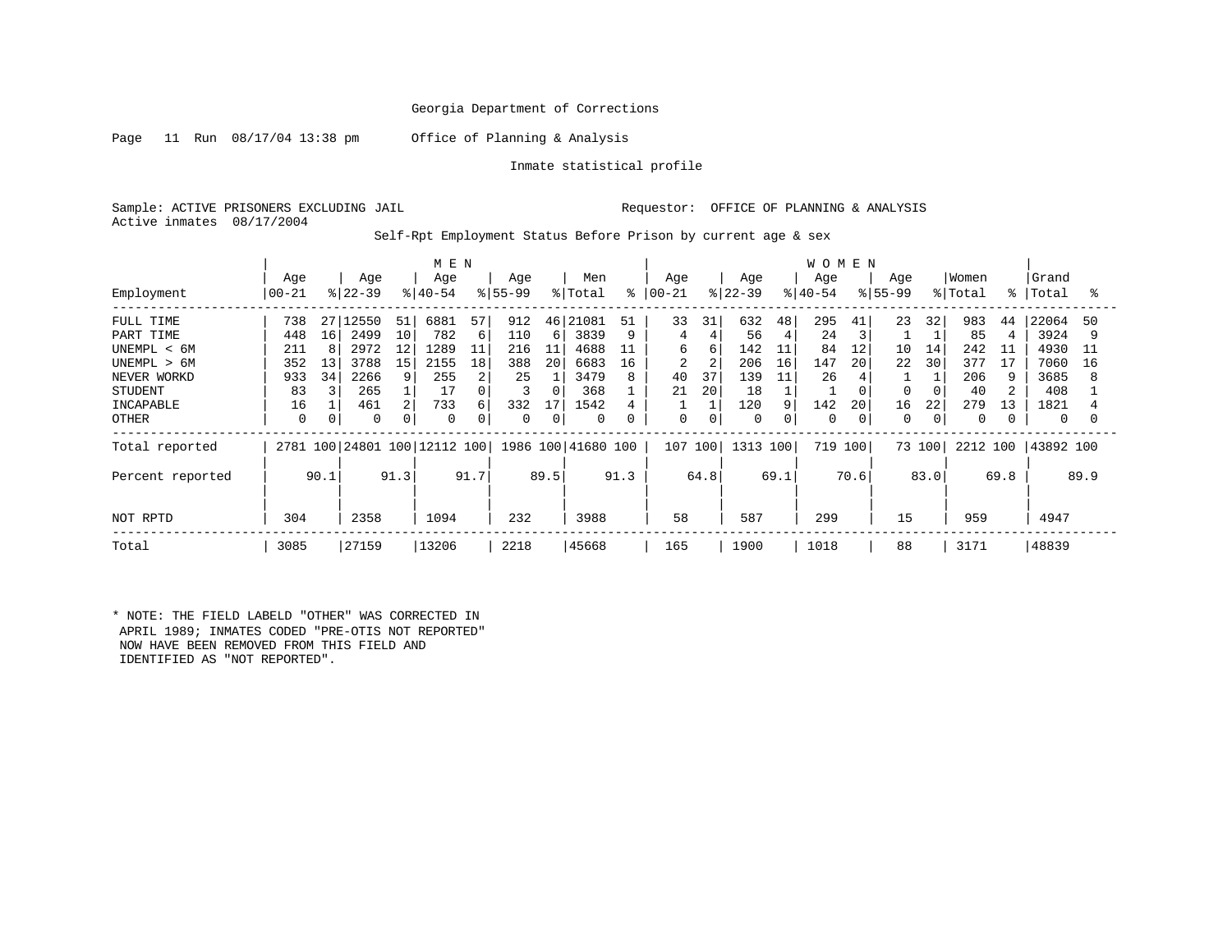Georgia Department of Corrections

Office of Planning & Analysis

Inmate statistical profile

Sample: ACTIVE PRISONERS EXCLUDING JAIL

Requestor: OFFICE OF PLANNING & ANALYSIS

Active inmates 08/17/2004

Self-Rpt Employment Status Before Prison by current age & sex

| | MEN | | | | | | | | | | WOMEN | | | | | | | | | | | |
|---|---|---|---|---|---|---|---|---|---|---|---|---|---|---|---|---|---|---|---|---|---|---|
| Employment | Age 00-21 | % | Age 22-39 | % | Age 40-54 | % | Age 55-99 | % | Men Total | % | Age 00-21 | % | Age 22-39 | % | Age 40-54 | % | Age 55-99 | % | Women Total | % | Grand Total | % |
| FULL TIME | 738 | 27 | 12550 | 51 | 6881 | 57 | 912 | 46 | 21081 | 51 | 33 | 31 | 632 | 48 | 295 | 41 | 23 | 32 | 983 | 44 | 22064 | 50 |
| PART TIME | 448 | 16 | 2499 | 10 | 782 | 6 | 110 | 6 | 3839 | 9 | 4 | 4 | 56 | 4 | 24 | 3 | 1 | 1 | 85 | 4 | 3924 | 9 |
| UNEMPL < 6M | 211 | 8 | 2972 | 12 | 1289 | 11 | 216 | 11 | 4688 | 11 | 6 | 6 | 142 | 11 | 84 | 12 | 10 | 14 | 242 | 11 | 4930 | 11 |
| UNEMPL > 6M | 352 | 13 | 3788 | 15 | 2155 | 18 | 388 | 20 | 6683 | 16 | 2 | 2 | 206 | 16 | 147 | 20 | 22 | 30 | 377 | 17 | 7060 | 16 |
| NEVER WORKD | 933 | 34 | 2266 | 9 | 255 | 2 | 25 | 1 | 3479 | 8 | 40 | 37 | 139 | 11 | 26 | 4 | 1 | 1 | 206 | 9 | 3685 | 8 |
| STUDENT | 83 | 3 | 265 | 1 | 17 | 0 | 3 | 0 | 368 | 1 | 21 | 20 | 18 | 1 | 1 | 0 | 0 | 0 | 40 | 2 | 408 | 1 |
| INCAPABLE | 16 | 1 | 461 | 2 | 733 | 6 | 332 | 17 | 1542 | 4 | 1 | 1 | 120 | 9 | 142 | 20 | 16 | 22 | 279 | 13 | 1821 | 4 |
| OTHER | 0 | 0 | 0 | 0 | 0 | 0 | 0 | 0 | 0 | 0 | 0 | 0 | 0 | 0 | 0 | 0 | 0 | 0 | 0 | 0 | 0 | 0 |
| Total reported | 2781 | 100 | 24801 | 100 | 12112 | 100 | 1986 | 100 | 41680 | 100 | 107 | 100 | 1313 | 100 | 719 | 100 | 73 | 100 | 2212 | 100 | 43892 | 100 |
| Percent reported | | 90.1 | | 91.3 | | 91.7 | | 89.5 | | 91.3 | | 64.8 | | 69.1 | | 70.6 | | 83.0 | | 69.8 | | 89.9 |
| NOT RPTD | 304 | | 2358 | | 1094 | | 232 | | 3988 | | 58 | | 587 | | 299 | | 15 | | 959 | | 4947 | |
| Total | 3085 | | 27159 | | 13206 | | 2218 | | 45668 | | 165 | | 1900 | | 1018 | | 88 | | 3171 | | 48839 | |

* NOTE: THE FIELD LABELD "OTHER" WAS CORRECTED IN APRIL 1989; INMATES CODED "PRE-OTIS NOT REPORTED" NOW HAVE BEEN REMOVED FROM THIS FIELD AND IDENTIFIED AS "NOT REPORTED".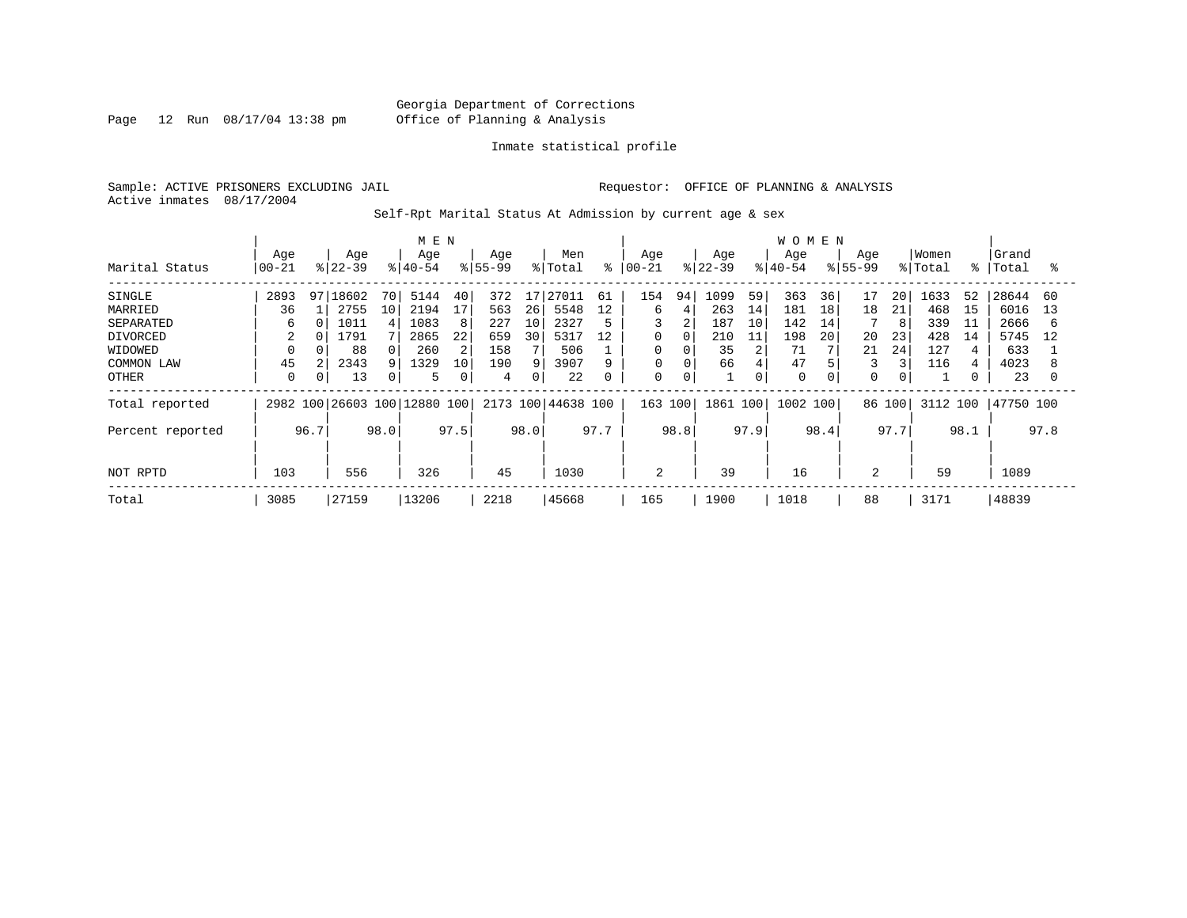Georgia Department of Corrections
Office of Planning & Analysis

Inmate statistical profile

Sample: ACTIVE PRISONERS EXCLUDING JAIL                Requestor: OFFICE OF PLANNING & ANALYSIS
Active inmates 08/17/2004

Self-Rpt Marital Status At Admission by current age & sex

| Marital Status | MEN Age 00-21 | % | Age 22-39 | % | Age 40-54 | % | Age 55-99 | % | Men Total | % | WOMEN Age 00-21 | % | Age 22-39 | % | Age 40-54 | % | Age 55-99 | % | Women Total | % | Grand Total | % |
|---|---|---|---|---|---|---|---|---|---|---|---|---|---|---|---|---|---|---|---|---|---|---|
| SINGLE | 2893 | 97 | 18602 | 70 | 5144 | 40 | 372 | 17 | 27011 | 61 | 154 | 94 | 1099 | 59 | 363 | 36 | 17 | 20 | 1633 | 52 | 28644 | 60 |
| MARRIED | 36 | 1 | 2755 | 10 | 2194 | 17 | 563 | 26 | 5548 | 12 | 6 | 4 | 263 | 14 | 181 | 18 | 18 | 21 | 468 | 15 | 6016 | 13 |
| SEPARATED | 6 | 0 | 1011 | 4 | 1083 | 8 | 227 | 10 | 2327 | 5 | 3 | 2 | 187 | 10 | 142 | 14 | 7 | 8 | 339 | 11 | 2666 | 6 |
| DIVORCED | 2 | 0 | 1791 | 7 | 2865 | 22 | 659 | 30 | 5317 | 12 | 0 | 0 | 210 | 11 | 198 | 20 | 20 | 23 | 428 | 14 | 5745 | 12 |
| WIDOWED | 0 | 0 | 88 | 0 | 260 | 2 | 158 | 7 | 506 | 1 | 0 | 0 | 35 | 2 | 71 | 7 | 21 | 24 | 127 | 4 | 633 | 1 |
| COMMON LAW | 45 | 2 | 2343 | 9 | 1329 | 10 | 190 | 9 | 3907 | 9 | 0 | 0 | 66 | 4 | 47 | 5 | 3 | 3 | 116 | 4 | 4023 | 8 |
| OTHER | 0 | 0 | 13 | 0 | 5 | 0 | 4 | 0 | 22 | 0 | 0 | 0 | 1 | 0 | 0 | 0 | 0 | 0 | 1 | 0 | 23 | 0 |
| Total reported | 2982 | 100 | 26603 | 100 | 12880 | 100 | 2173 | 100 | 44638 | 100 | 163 | 100 | 1861 | 100 | 1002 | 100 | 86 | 100 | 3112 | 100 | 47750 | 100 |
| Percent reported | | 96.7 | | 98.0 | | 97.5 | | 98.0 | | 97.7 | | 98.8 | | 97.9 | | 98.4 | | 97.7 | | 98.1 | | 97.8 |
| NOT RPTD | 103 | | 556 | | 326 | | 45 | | 1030 | | 2 | | 39 | | 16 | | 2 | | 59 | | 1089 | |
| Total | 3085 | | 27159 | | 13206 | | 2218 | | 45668 | | 165 | | 1900 | | 1018 | | 88 | | 3171 | | 48839 | |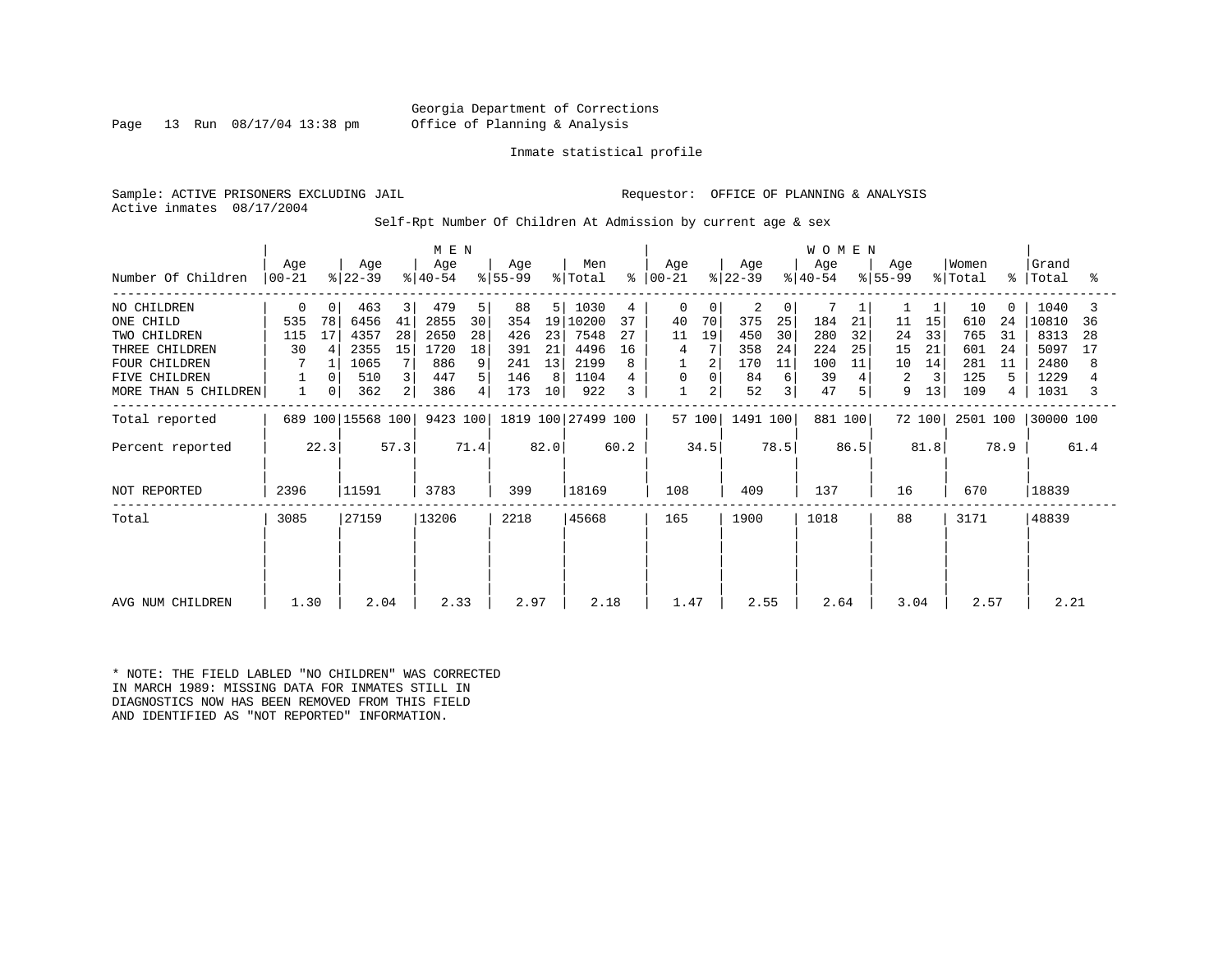Georgia Department of Corrections
Office of Planning & Analysis

Inmate statistical profile

Sample: ACTIVE PRISONERS EXCLUDING JAIL

Requestor: OFFICE OF PLANNING & ANALYSIS

Active inmates 08/17/2004

Self-Rpt Number Of Children At Admission by current age & sex

| Number Of Children | MEN Age 00-21 | % | Age 22-39 | % | Age 40-54 | % | Age 55-99 | % | Men Total | % | WOMEN Age 00-21 | % | Age 22-39 | % | Age 40-54 | % | Age 55-99 | % | Women Total | % | Grand Total | % |
|---|---|---|---|---|---|---|---|---|---|---|---|---|---|---|---|---|---|---|---|---|---|---|
| NO CHILDREN | 0 | 0 | 463 | 3 | 479 | 5 | 88 | 5 | 1030 | 4 | 0 | 0 | 2 | 0 | 7 | 1 | 1 | 1 | 10 | 0 | 1040 | 3 |
| ONE CHILD | 535 | 78 | 6456 | 41 | 2855 | 30 | 354 | 19 | 10200 | 37 | 40 | 70 | 375 | 25 | 184 | 21 | 11 | 15 | 610 | 24 | 10810 | 36 |
| TWO CHILDREN | 115 | 17 | 4357 | 28 | 2650 | 28 | 426 | 23 | 7548 | 27 | 11 | 19 | 450 | 30 | 280 | 32 | 24 | 33 | 765 | 31 | 8313 | 28 |
| THREE CHILDREN | 30 | 4 | 2355 | 15 | 1720 | 18 | 391 | 21 | 4496 | 16 | 4 | 7 | 358 | 24 | 224 | 25 | 15 | 21 | 601 | 24 | 5097 | 17 |
| FOUR CHILDREN | 7 | 1 | 1065 | 7 | 886 | 9 | 241 | 13 | 2199 | 8 | 1 | 2 | 170 | 11 | 100 | 11 | 10 | 14 | 281 | 11 | 2480 | 8 |
| FIVE CHILDREN | 1 | 0 | 510 | 3 | 447 | 5 | 146 | 8 | 1104 | 4 | 0 | 0 | 84 | 6 | 39 | 4 | 2 | 3 | 125 | 5 | 1229 | 4 |
| MORE THAN 5 CHILDREN | 1 | 0 | 362 | 2 | 386 | 4 | 173 | 10 | 922 | 3 | 1 | 2 | 52 | 3 | 47 | 5 | 9 | 13 | 109 | 4 | 1031 | 3 |
| Total reported | 689 | 100 | 15568 | 100 | 9423 | 100 | 1819 | 100 | 27499 | 100 | 57 | 100 | 1491 | 100 | 881 | 100 | 72 | 100 | 2501 | 100 | 30000 | 100 |
| Percent reported | | 22.3 | | 57.3 | | 71.4 | | 82.0 | | 60.2 | | 34.5 | | 78.5 | | 86.5 | | 81.8 | | 78.9 | | 61.4 |
| NOT REPORTED | 2396 | | 11591 | | 3783 | | 399 | | 18169 | | 108 | | 409 | | 137 | | 16 | | 670 | | 18839 | |
| Total | 3085 | | 27159 | | 13206 | | 2218 | | 45668 | | 165 | | 1900 | | 1018 | | 88 | | 3171 | | 48839 | |
| AVG NUM CHILDREN | 1.30 | | 2.04 | | 2.33 | | 2.97 | | 2.18 | | 1.47 | | 2.55 | | 2.64 | | 3.04 | | 2.57 | | 2.21 | |

* NOTE: THE FIELD LABLED "NO CHILDREN" WAS CORRECTED
IN MARCH 1989: MISSING DATA FOR INMATES STILL IN
DIAGNOSTICS NOW HAS BEEN REMOVED FROM THIS FIELD
AND IDENTIFIED AS "NOT REPORTED" INFORMATION.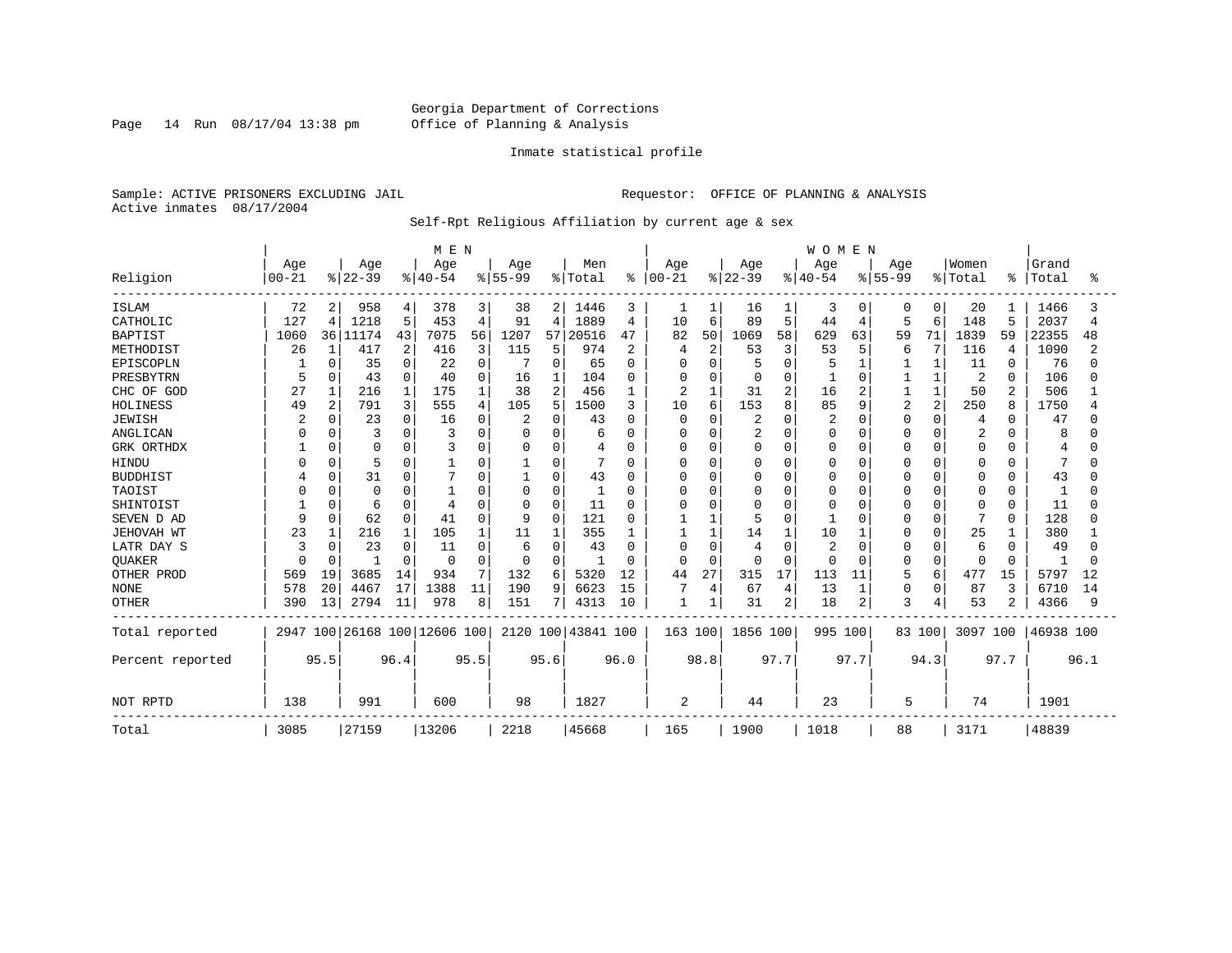Georgia Department of Corrections
Office of Planning & Analysis

Inmate statistical profile

Sample: ACTIVE PRISONERS EXCLUDING JAIL    Requestor: OFFICE OF PLANNING & ANALYSIS
Active inmates 08/17/2004

Self-Rpt Religious Affiliation by current age & sex

| | MEN | | | | | | | | | | WOMEN | | | | | | | | | | | |
|---|---|---|---|---|---|---|---|---|---|---|---|---|---|---|---|---|---|---|---|---|---|---|
| Religion | Age 00-21 | % | Age 22-39 | % | Age 40-54 | % | Age 55-99 | % | Men Total | % | Age 00-21 | % | Age 22-39 | % | Age 40-54 | % | Age 55-99 | % | Women Total | % | Grand Total | % |
| ISLAM | 72 | 2 | 958 | 4 | 378 | 3 | 38 | 2 | 1446 | 3 | 1 | 1 | 16 | 1 | 3 | 0 | 0 | 0 | 20 | 1 | 1466 | 3 |
| CATHOLIC | 127 | 4 | 1218 | 5 | 453 | 4 | 91 | 4 | 1889 | 4 | 10 | 6 | 89 | 5 | 44 | 4 | 5 | 6 | 148 | 5 | 2037 | 4 |
| BAPTIST | 1060 | 36 | 11174 | 43 | 7075 | 56 | 1207 | 57 | 20516 | 47 | 82 | 50 | 1069 | 58 | 629 | 63 | 59 | 71 | 1839 | 59 | 22355 | 48 |
| METHODIST | 26 | 1 | 417 | 2 | 416 | 3 | 115 | 5 | 974 | 2 | 4 | 2 | 53 | 3 | 53 | 5 | 6 | 7 | 116 | 4 | 1090 | 2 |
| EPISCOPLN | 1 | 0 | 35 | 0 | 22 | 0 | 7 | 0 | 65 | 0 | 0 | 0 | 5 | 0 | 5 | 1 | 1 | 1 | 11 | 0 | 76 | 0 |
| PRESBYTRN | 5 | 0 | 43 | 0 | 40 | 0 | 16 | 1 | 104 | 0 | 0 | 0 | 0 | 0 | 1 | 0 | 1 | 1 | 2 | 0 | 106 | 0 |
| CHC OF GOD | 27 | 1 | 216 | 1 | 175 | 1 | 38 | 2 | 456 | 1 | 2 | 1 | 31 | 2 | 16 | 2 | 1 | 1 | 50 | 2 | 506 | 1 |
| HOLINESS | 49 | 2 | 791 | 3 | 555 | 4 | 105 | 5 | 1500 | 3 | 10 | 6 | 153 | 8 | 85 | 9 | 2 | 2 | 250 | 8 | 1750 | 4 |
| JEWISH | 2 | 0 | 23 | 0 | 16 | 0 | 2 | 0 | 43 | 0 | 0 | 0 | 2 | 0 | 2 | 0 | 0 | 0 | 4 | 0 | 47 | 0 |
| ANGLICAN | 0 | 0 | 3 | 0 | 3 | 0 | 0 | 0 | 6 | 0 | 0 | 0 | 2 | 0 | 0 | 0 | 0 | 0 | 2 | 0 | 8 | 0 |
| GRK ORTHDX | 1 | 0 | 0 | 0 | 3 | 0 | 0 | 0 | 4 | 0 | 0 | 0 | 0 | 0 | 0 | 0 | 0 | 0 | 0 | 0 | 4 | 0 |
| HINDU | 0 | 0 | 5 | 0 | 1 | 0 | 1 | 0 | 7 | 0 | 0 | 0 | 0 | 0 | 0 | 0 | 0 | 0 | 0 | 0 | 7 | 0 |
| BUDDHIST | 4 | 0 | 31 | 0 | 7 | 0 | 1 | 0 | 43 | 0 | 0 | 0 | 0 | 0 | 0 | 0 | 0 | 0 | 0 | 0 | 43 | 0 |
| TAOIST | 0 | 0 | 0 | 0 | 1 | 0 | 0 | 0 | 1 | 0 | 0 | 0 | 0 | 0 | 0 | 0 | 0 | 0 | 0 | 0 | 1 | 0 |
| SHINTOIST | 1 | 0 | 6 | 0 | 4 | 0 | 0 | 0 | 11 | 0 | 0 | 0 | 0 | 0 | 0 | 0 | 0 | 0 | 0 | 0 | 11 | 0 |
| SEVEN D AD | 9 | 0 | 62 | 0 | 41 | 0 | 9 | 0 | 121 | 0 | 1 | 1 | 5 | 0 | 1 | 0 | 0 | 0 | 7 | 0 | 128 | 0 |
| JEHOVAH WT | 23 | 1 | 216 | 1 | 105 | 1 | 11 | 1 | 355 | 1 | 1 | 1 | 14 | 1 | 10 | 1 | 0 | 0 | 25 | 1 | 380 | 1 |
| LATR DAY S | 3 | 0 | 23 | 0 | 11 | 0 | 6 | 0 | 43 | 0 | 0 | 0 | 4 | 0 | 2 | 0 | 0 | 0 | 6 | 0 | 49 | 0 |
| QUAKER | 0 | 0 | 1 | 0 | 0 | 0 | 0 | 0 | 1 | 0 | 0 | 0 | 0 | 0 | 0 | 0 | 0 | 0 | 0 | 0 | 1 | 0 |
| OTHER PROD | 569 | 19 | 3685 | 14 | 934 | 7 | 132 | 6 | 5320 | 12 | 44 | 27 | 315 | 17 | 113 | 11 | 5 | 6 | 477 | 15 | 5797 | 12 |
| NONE | 578 | 20 | 4467 | 17 | 1388 | 11 | 190 | 9 | 6623 | 15 | 7 | 4 | 67 | 4 | 13 | 1 | 0 | 0 | 87 | 3 | 6710 | 14 |
| OTHER | 390 | 13 | 2794 | 11 | 978 | 8 | 151 | 7 | 4313 | 10 | 1 | 1 | 31 | 2 | 18 | 2 | 3 | 4 | 53 | 2 | 4366 | 9 |
| Total reported | 2947 | 100 | 26168 | 100 | 12606 | 100 | 2120 | 100 | 43841 | 100 | 163 | 100 | 1856 | 100 | 995 | 100 | 83 | 100 | 3097 | 100 | 46938 | 100 |
| Percent reported | | 95.5 | | 96.4 | | 95.5 | | 95.6 | | 96.0 | | 98.8 | | 97.7 | | 97.7 | | 94.3 | | 97.7 | | 96.1 |
| NOT RPTD | 138 | | 991 | | 600 | | 98 | | 1827 | | 2 | | 44 | | 23 | | 5 | | 74 | | 1901 | |
| Total | 3085 | | 27159 | | 13206 | | 2218 | | 45668 | | 165 | | 1900 | | 1018 | | 88 | | 3171 | | 48839 | |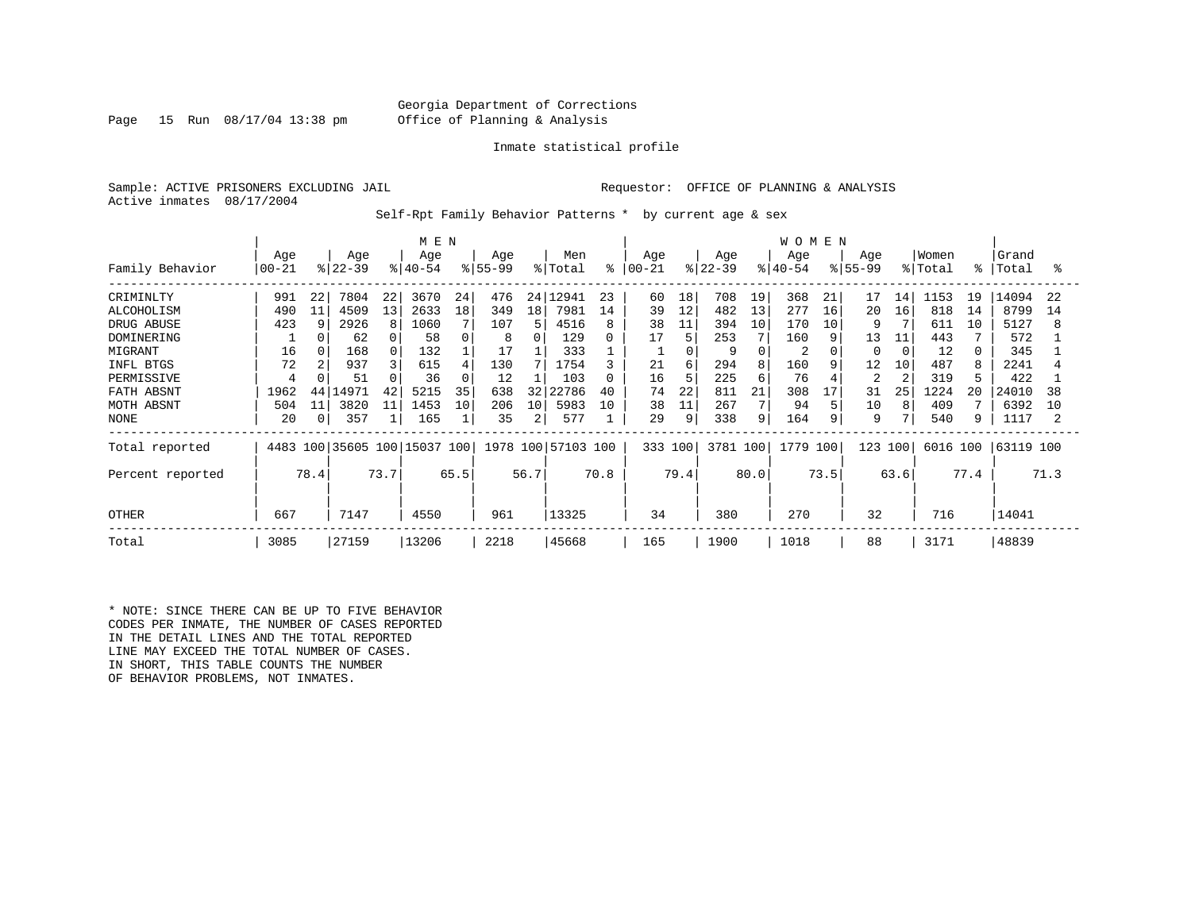Georgia Department of Corrections
Office of Planning & Analysis

Inmate statistical profile

Sample: ACTIVE PRISONERS EXCLUDING JAIL    Requestor: OFFICE OF PLANNING & ANALYSIS
Active inmates 08/17/2004

Self-Rpt Family Behavior Patterns * by current age & sex

| | MEN | | | | | | | | | | WOMEN | | | | | | | | | | | |
|---|---|---|---|---|---|---|---|---|---|---|---|---|---|---|---|---|---|---|---|---|---|---|
| Family Behavior | Age 00-21 | % | Age 22-39 | % | Age 40-54 | % | Age 55-99 | % | Men Total | % | Age 00-21 | % | Age 22-39 | % | Age 40-54 | % | Age 55-99 | % | Women Total | % | Grand Total | % |
| CRIMINLTY | 991 | 22 | 7804 | 22 | 3670 | 24 | 476 | 24 | 12941 | 23 | 60 | 18 | 708 | 19 | 368 | 21 | 17 | 14 | 1153 | 19 | 14094 | 22 |
| ALCOHOLISM | 490 | 11 | 4509 | 13 | 2633 | 18 | 349 | 18 | 7981 | 14 | 39 | 12 | 482 | 13 | 277 | 16 | 20 | 16 | 818 | 14 | 8799 | 14 |
| DRUG ABUSE | 423 | 9 | 2926 | 8 | 1060 | 7 | 107 | 5 | 4516 | 8 | 38 | 11 | 394 | 10 | 170 | 10 | 9 | 7 | 611 | 10 | 5127 | 8 |
| DOMINERING | 1 | 0 | 62 | 0 | 58 | 0 | 8 | 0 | 129 | 0 | 17 | 5 | 253 | 7 | 160 | 9 | 13 | 11 | 443 | 7 | 572 | 1 |
| MIGRANT | 16 | 0 | 168 | 0 | 132 | 1 | 17 | 1 | 333 | 1 | 1 | 0 | 9 | 0 | 2 | 0 | 0 | 0 | 12 | 0 | 345 | 1 |
| INFL BTGS | 72 | 2 | 937 | 3 | 615 | 4 | 130 | 7 | 1754 | 3 | 21 | 6 | 294 | 8 | 160 | 9 | 12 | 10 | 487 | 8 | 2241 | 4 |
| PERMISSIVE | 4 | 0 | 51 | 0 | 36 | 0 | 12 | 1 | 103 | 0 | 16 | 5 | 225 | 6 | 76 | 4 | 2 | 2 | 319 | 5 | 422 | 1 |
| FATH ABSNT | 1962 | 44 | 14971 | 42 | 5215 | 35 | 638 | 32 | 22786 | 40 | 74 | 22 | 811 | 21 | 308 | 17 | 31 | 25 | 1224 | 20 | 24010 | 38 |
| MOTH ABSNT | 504 | 11 | 3820 | 11 | 1453 | 10 | 206 | 10 | 5983 | 10 | 38 | 11 | 267 | 7 | 94 | 5 | 10 | 8 | 409 | 7 | 6392 | 10 |
| NONE | 20 | 0 | 357 | 1 | 165 | 1 | 35 | 2 | 577 | 1 | 29 | 9 | 338 | 9 | 164 | 9 | 9 | 7 | 540 | 9 | 1117 | 2 |
| Total reported | 4483 | 100 | 35605 | 100 | 15037 | 100 | 1978 | 100 | 57103 | 100 | 333 | 100 | 3781 | 100 | 1779 | 100 | 123 | 100 | 6016 | 100 | 63119 | 100 |
| Percent reported | | 78.4 | | 73.7 | | 65.5 | | 56.7 | | 70.8 | | 79.4 | | 80.0 | | 73.5 | | 63.6 | | 77.4 | | 71.3 |
| OTHER | 667 | | 7147 | | 4550 | | 961 | | 13325 | | 34 | | 380 | | 270 | | 32 | | 716 | | 14041 | |
| Total | 3085 | | 27159 | | 13206 | | 2218 | | 45668 | | 165 | | 1900 | | 1018 | | 88 | | 3171 | | 48839 | |

* NOTE: SINCE THERE CAN BE UP TO FIVE BEHAVIOR CODES PER INMATE, THE NUMBER OF CASES REPORTED IN THE DETAIL LINES AND THE TOTAL REPORTED LINE MAY EXCEED THE TOTAL NUMBER OF CASES. IN SHORT, THIS TABLE COUNTS THE NUMBER OF BEHAVIOR PROBLEMS, NOT INMATES.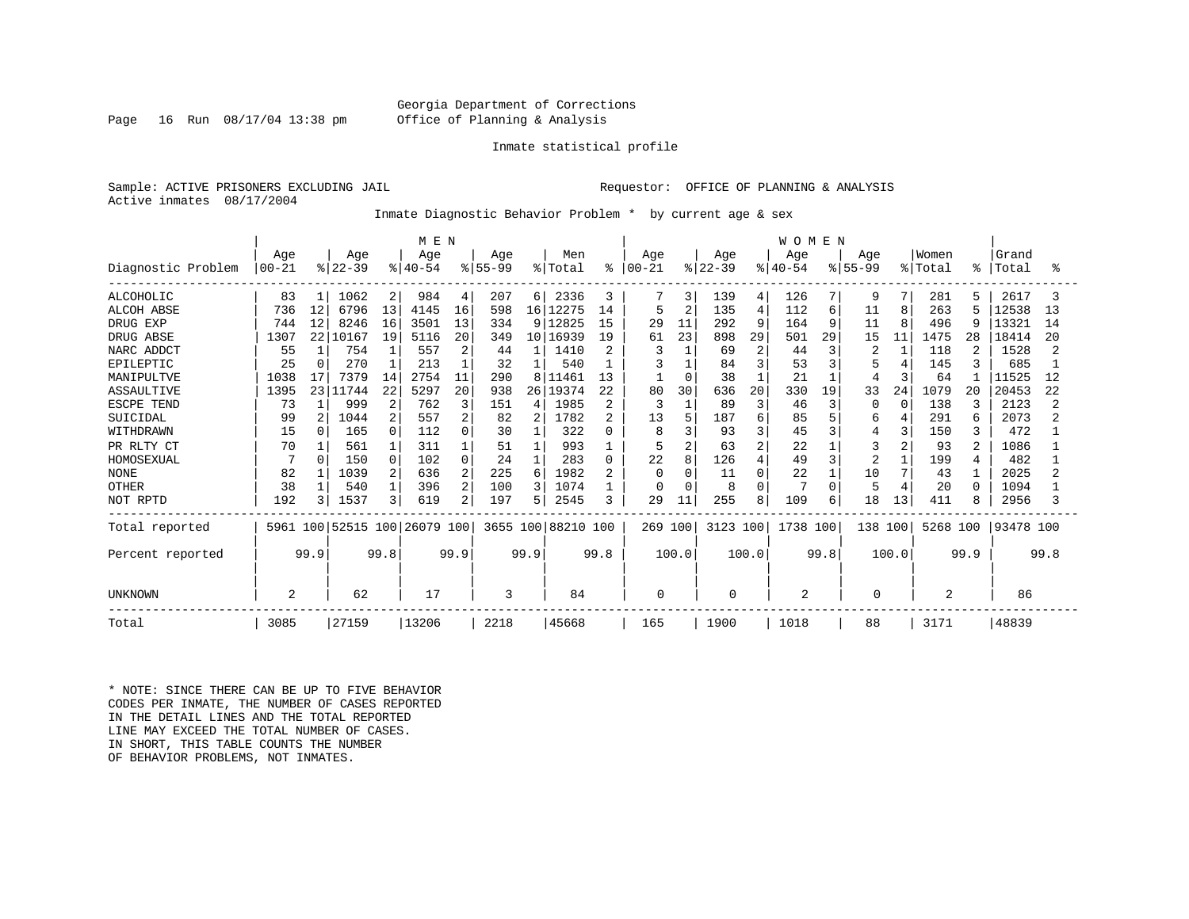Georgia Department of Corrections
Office of Planning & Analysis

Inmate statistical profile

Sample: ACTIVE PRISONERS EXCLUDING JAIL

Requestor: OFFICE OF PLANNING & ANALYSIS

Active inmates 08/17/2004

Inmate Diagnostic Behavior Problem * by current age & sex

| Diagnostic Problem | MEN Age 00-21 | % | Age 22-39 | % | Age 40-54 | % | Age 55-99 | % | Men Total | % | WOMEN Age 00-21 | % | Age 22-39 | % | Age 40-54 | % | Age 55-99 | % | Women Total | % | Grand Total | % |
|---|---|---|---|---|---|---|---|---|---|---|---|---|---|---|---|---|---|---|---|---|---|---|
| ALCOHOLIC | 83 | 1 | 1062 | 2 | 984 | 4 | 207 | 6 | 2336 | 3 | 7 | 3 | 139 | 4 | 126 | 7 | 9 | 7 | 281 | 5 | 2617 | 3 |
| ALCOH ABSE | 736 | 12 | 6796 | 13 | 4145 | 16 | 598 | 16 | 12275 | 14 | 5 | 2 | 135 | 4 | 112 | 6 | 11 | 8 | 263 | 5 | 12538 | 13 |
| DRUG EXP | 744 | 12 | 8246 | 16 | 3501 | 13 | 334 | 9 | 12825 | 15 | 29 | 11 | 292 | 9 | 164 | 9 | 11 | 8 | 496 | 9 | 13321 | 14 |
| DRUG ABSE | 1307 | 22 | 10167 | 19 | 5116 | 20 | 349 | 10 | 16939 | 19 | 61 | 23 | 898 | 29 | 501 | 29 | 15 | 11 | 1475 | 28 | 18414 | 20 |
| NARC ADDCT | 55 | 1 | 754 | 1 | 557 | 2 | 44 | 1 | 1410 | 2 | 3 | 1 | 69 | 2 | 44 | 3 | 2 | 1 | 118 | 2 | 1528 | 2 |
| EPILEPTIC | 25 | 0 | 270 | 1 | 213 | 1 | 32 | 1 | 540 | 1 | 3 | 1 | 84 | 3 | 53 | 3 | 5 | 4 | 145 | 3 | 685 | 1 |
| MANIPULTVE | 1038 | 17 | 7379 | 14 | 2754 | 11 | 290 | 8 | 11461 | 13 | 1 | 0 | 38 | 1 | 21 | 1 | 4 | 3 | 64 | 1 | 11525 | 12 |
| ASSAULTIVE | 1395 | 23 | 11744 | 22 | 5297 | 20 | 938 | 26 | 19374 | 22 | 80 | 30 | 636 | 20 | 330 | 19 | 33 | 24 | 1079 | 20 | 20453 | 22 |
| ESCPE TEND | 73 | 1 | 999 | 2 | 762 | 3 | 151 | 4 | 1985 | 2 | 3 | 1 | 89 | 3 | 46 | 3 | 0 | 0 | 138 | 3 | 2123 | 2 |
| SUICIDAL | 99 | 2 | 1044 | 2 | 557 | 2 | 82 | 2 | 1782 | 2 | 13 | 5 | 187 | 6 | 85 | 5 | 6 | 4 | 291 | 6 | 2073 | 2 |
| WITHDRAWN | 15 | 0 | 165 | 0 | 112 | 0 | 30 | 1 | 322 | 0 | 8 | 3 | 93 | 3 | 45 | 3 | 4 | 3 | 150 | 3 | 472 | 1 |
| PR RLTY CT | 70 | 1 | 561 | 1 | 311 | 1 | 51 | 1 | 993 | 1 | 5 | 2 | 63 | 2 | 22 | 1 | 3 | 2 | 93 | 2 | 1086 | 1 |
| HOMOSEXUAL | 7 | 0 | 150 | 0 | 102 | 0 | 24 | 1 | 283 | 0 | 22 | 8 | 126 | 4 | 49 | 3 | 2 | 1 | 199 | 4 | 482 | 1 |
| NONE | 82 | 1 | 1039 | 2 | 636 | 2 | 225 | 6 | 1982 | 2 | 0 | 0 | 11 | 0 | 22 | 1 | 10 | 7 | 43 | 1 | 2025 | 2 |
| OTHER | 38 | 1 | 540 | 1 | 396 | 2 | 100 | 3 | 1074 | 1 | 0 | 0 | 8 | 0 | 7 | 0 | 5 | 4 | 20 | 0 | 1094 | 1 |
| NOT RPTD | 192 | 3 | 1537 | 3 | 619 | 2 | 197 | 5 | 2545 | 3 | 29 | 11 | 255 | 8 | 109 | 6 | 18 | 13 | 411 | 8 | 2956 | 3 |
| Total reported | 5961 | 100 | 52515 | 100 | 26079 | 100 | 3655 | 100 | 88210 | 100 | 269 | 100 | 3123 | 100 | 1738 | 100 | 138 | 100 | 5268 | 100 | 93478 | 100 |
| Percent reported | | 99.9 | | 99.8 | | 99.9 | | 99.9 | | 99.8 | | 100.0 | | 100.0 | | 99.8 | | 100.0 | | 99.9 | | 99.8 |
| UNKNOWN | 2 | | 62 | | 17 | | 3 | | 84 | | 0 | | 0 | | 2 | | 0 | | 2 | | 86 | |
| Total | 3085 | | 27159 | | 13206 | | 2218 | | 45668 | | 165 | | 1900 | | 1018 | | 88 | | 3171 | | 48839 | |

* NOTE: SINCE THERE CAN BE UP TO FIVE BEHAVIOR CODES PER INMATE, THE NUMBER OF CASES REPORTED IN THE DETAIL LINES AND THE TOTAL REPORTED LINE MAY EXCEED THE TOTAL NUMBER OF CASES. IN SHORT, THIS TABLE COUNTS THE NUMBER OF BEHAVIOR PROBLEMS, NOT INMATES.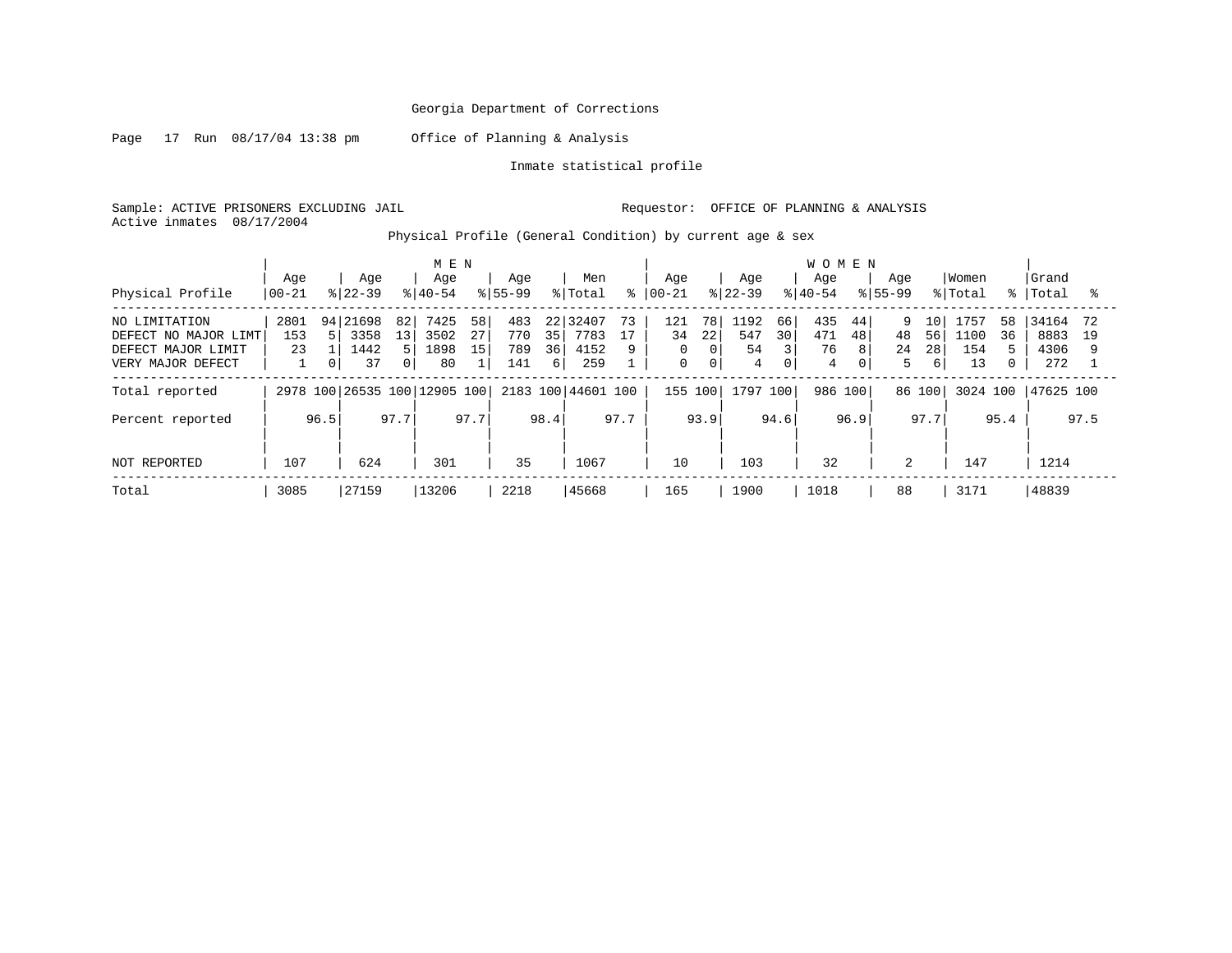Georgia Department of Corrections

Office of Planning & Analysis

Inmate statistical profile

Sample: ACTIVE PRISONERS EXCLUDING JAIL    Requestor: OFFICE OF PLANNING & ANALYSIS

Active inmates 08/17/2004

Physical Profile (General Condition) by current age & sex

| Physical Profile | MEN Age 00-21 | % | Age 22-39 | % | Age 40-54 | % | Age 55-99 | % | Men Total | % | WOMEN Age 00-21 | % | Age 22-39 | % | Age 40-54 | % | Age 55-99 | % | Women Total | % | Grand Total | % |
|---|---|---|---|---|---|---|---|---|---|---|---|---|---|---|---|---|---|---|---|---|---|---|
| NO LIMITATION | 2801 | 94 | 21698 | 82 | 7425 | 58 | 483 | 22 | 32407 | 73 | 121 | 78 | 1192 | 66 | 435 | 44 | 9 | 10 | 1757 | 58 | 34164 | 72 |
| DEFECT NO MAJOR LIMT | 153 | 5 | 3358 | 13 | 3502 | 27 | 770 | 35 | 7783 | 17 | 34 | 22 | 547 | 30 | 471 | 48 | 48 | 56 | 1100 | 36 | 8883 | 19 |
| DEFECT MAJOR LIMIT | 23 | 1 | 1442 | 5 | 1898 | 15 | 789 | 36 | 4152 | 9 | 0 | 0 | 54 | 3 | 76 | 8 | 24 | 28 | 154 | 5 | 4306 | 9 |
| VERY MAJOR DEFECT | 1 | 0 | 37 | 0 | 80 | 1 | 141 | 6 | 259 | 1 | 0 | 0 | 4 | 0 | 4 | 0 | 5 | 6 | 13 | 0 | 272 | 1 |
| Total reported | 2978 | 100 | 26535 | 100 | 12905 | 100 | 2183 | 100 | 44601 | 100 | 155 | 100 | 1797 | 100 | 986 | 100 | 86 | 100 | 3024 | 100 | 47625 | 100 |
| Percent reported | | 96.5 | | 97.7 | | 97.7 | | 98.4 | | 97.7 | | 93.9 | | 94.6 | | 96.9 | | 97.7 | | 95.4 | | 97.5 |
| NOT REPORTED | 107 | | 624 | | 301 | | 35 | | 1067 | | 10 | | 103 | | 32 | | 2 | | 147 | | 1214 | |
| Total | 3085 | | 27159 | | 13206 | | 2218 | | 45668 | | 165 | | 1900 | | 1018 | | 88 | | 3171 | | 48839 | |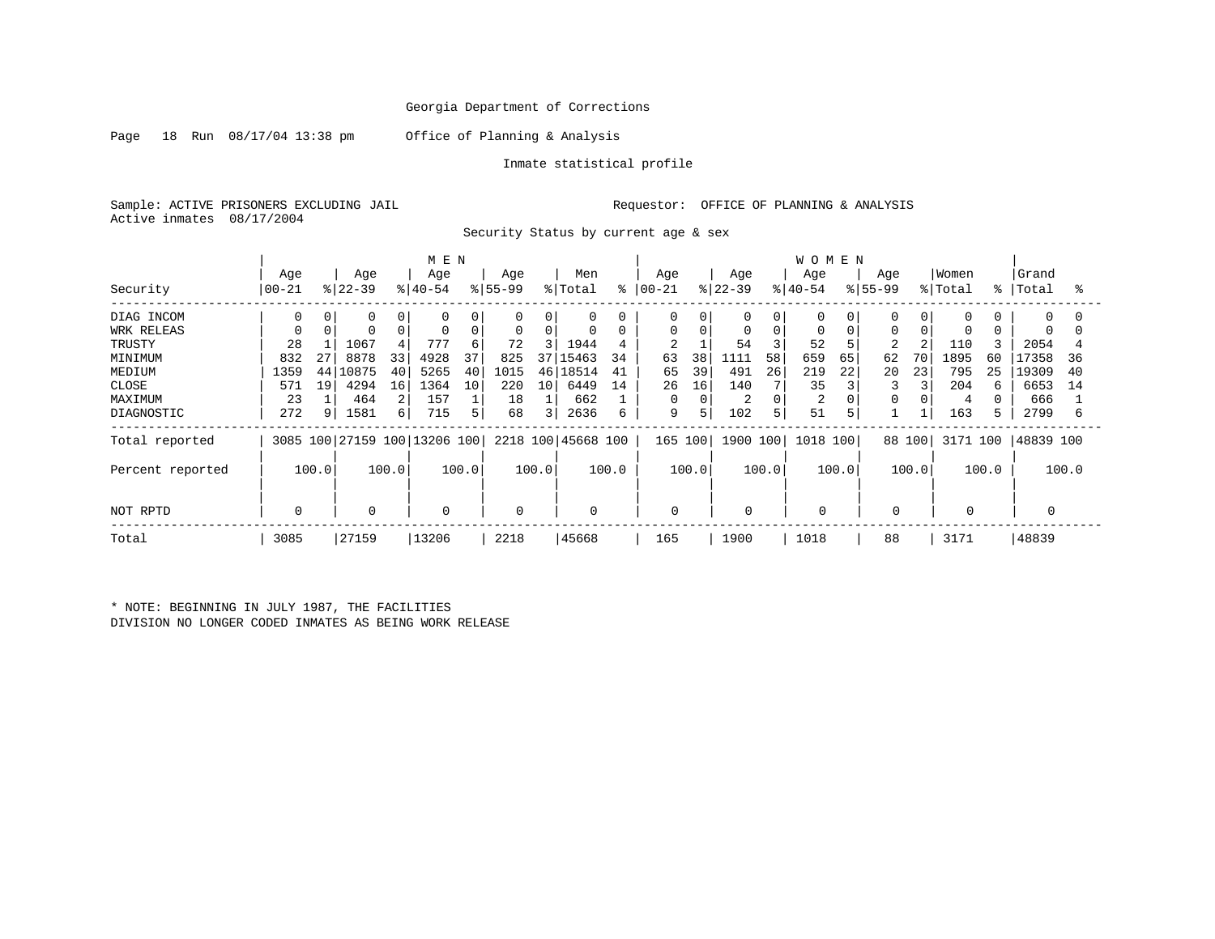Georgia Department of Corrections

Page 18 Run 08/17/04 13:38 pm Office of Planning & Analysis

Inmate statistical profile

Sample: ACTIVE PRISONERS EXCLUDING JAIL Requestor: OFFICE OF PLANNING & ANALYSIS
Active inmates 08/17/2004

Security Status by current age & sex

| Security | MEN Age 00-21 | % | Age 22-39 | % | Age 40-54 | % | Age 55-99 | % | Men Total | % | WOMEN Age 00-21 | % | Age 22-39 | % | Age 40-54 | % | Age 55-99 | % | Women Total | % | Grand Total | % |
|---|---|---|---|---|---|---|---|---|---|---|---|---|---|---|---|---|---|---|---|---|---|---|
| DIAG INCOM | 0 | 0 | 0 | 0 | 0 | 0 | 0 | 0 | 0 | 0 | 0 | 0 | 0 | 0 | 0 | 0 | 0 | 0 | 0 | 0 | 0 | 0 |
| WRK RELEAS | 0 | 0 | 0 | 0 | 0 | 0 | 0 | 0 | 0 | 0 | 0 | 0 | 0 | 0 | 0 | 0 | 0 | 0 | 0 | 0 | 0 | 0 |
| TRUSTY | 28 | 1 | 1067 | 4 | 777 | 6 | 72 | 3 | 1944 | 4 | 2 | 1 | 54 | 3 | 52 | 5 | 2 | 2 | 110 | 3 | 2054 | 4 |
| MINIMUM | 832 | 27 | 8878 | 33 | 4928 | 37 | 825 | 37 | 15463 | 34 | 63 | 38 | 1111 | 58 | 659 | 65 | 62 | 70 | 1895 | 60 | 17358 | 36 |
| MEDIUM | 1359 | 44 | 10875 | 40 | 5265 | 40 | 1015 | 46 | 18514 | 41 | 65 | 39 | 491 | 26 | 219 | 22 | 20 | 23 | 795 | 25 | 19309 | 40 |
| CLOSE | 571 | 19 | 4294 | 16 | 1364 | 10 | 220 | 10 | 6449 | 14 | 26 | 16 | 140 | 7 | 35 | 3 | 3 | 3 | 204 | 6 | 6653 | 14 |
| MAXIMUM | 23 | 1 | 464 | 2 | 157 | 1 | 18 | 1 | 662 | 1 | 0 | 0 | 2 | 0 | 2 | 0 | 0 | 0 | 4 | 0 | 666 | 1 |
| DIAGNOSTIC | 272 | 9 | 1581 | 6 | 715 | 5 | 68 | 3 | 2636 | 6 | 9 | 5 | 102 | 5 | 51 | 5 | 1 | 1 | 163 | 5 | 2799 | 6 |
| Total reported | 3085 | 100 | 27159 | 100 | 13206 | 100 | 2218 | 100 | 45668 | 100 | 165 | 100 | 1900 | 100 | 1018 | 100 | 88 | 100 | 3171 | 100 | 48839 | 100 |
| Percent reported | | 100.0 | | 100.0 | | 100.0 | | 100.0 | | 100.0 | | 100.0 | | 100.0 | | 100.0 | | 100.0 | | 100.0 | | 100.0 |
| NOT RPTD | 0 | | 0 | | 0 | | 0 | | 0 | | 0 | | 0 | | 0 | | 0 | | 0 | | 0 | |
| Total | 3085 | | 27159 | | 13206 | | 2218 | | 45668 | | 165 | | 1900 | | 1018 | | 88 | | 3171 | | 48839 | |

* NOTE: BEGINNING IN JULY 1987, THE FACILITIES
DIVISION NO LONGER CODED INMATES AS BEING WORK RELEASE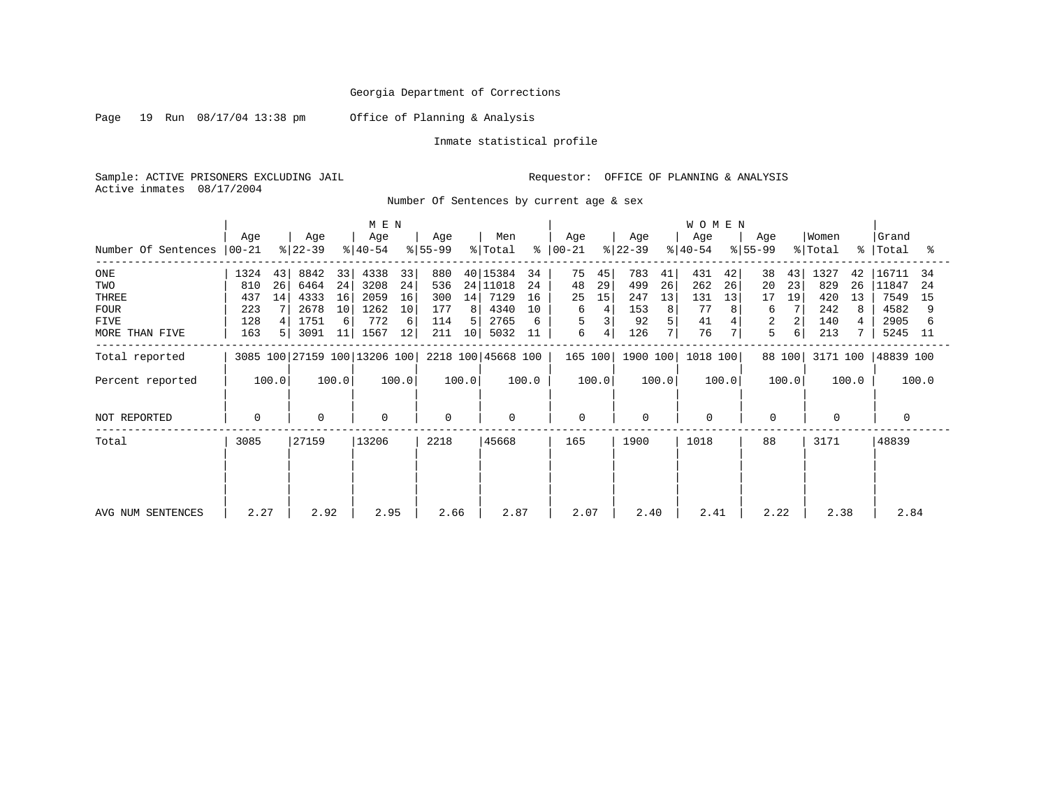Georgia Department of Corrections

Page 19 Run 08/17/04 13:38 pm Office of Planning & Analysis

Inmate statistical profile

Sample: ACTIVE PRISONERS EXCLUDING JAIL

Requestor: OFFICE OF PLANNING & ANALYSIS

Active inmates 08/17/2004

Number Of Sentences by current age & sex

| Number Of Sentences | MEN Age 00-21 | % | Age 22-39 | % | Age 40-54 | % | Age 55-99 | % | Men Total | % | WOMEN Age 00-21 | % | Age 22-39 | % | Age 40-54 | % | Age 55-99 | % | Women Total | % | Grand Total | % |
|---|---|---|---|---|---|---|---|---|---|---|---|---|---|---|---|---|---|---|---|---|---|---|
| ONE | 1324 | 43 | 8842 | 33 | 4338 | 33 | 880 | 40 | 15384 | 34 | 75 | 45 | 783 | 41 | 431 | 42 | 38 | 43 | 1327 | 42 | 16711 | 34 |
| TWO | 810 | 26 | 6464 | 24 | 3208 | 24 | 536 | 24 | 11018 | 24 | 48 | 29 | 499 | 26 | 262 | 26 | 20 | 23 | 829 | 26 | 11847 | 24 |
| THREE | 437 | 14 | 4333 | 16 | 2059 | 16 | 300 | 14 | 7129 | 16 | 25 | 15 | 247 | 13 | 131 | 13 | 17 | 19 | 420 | 13 | 7549 | 15 |
| FOUR | 223 | 7 | 2678 | 10 | 1262 | 10 | 177 | 8 | 4340 | 10 | 6 | 4 | 153 | 8 | 77 | 8 | 6 | 7 | 242 | 8 | 4582 | 9 |
| FIVE | 128 | 4 | 1751 | 6 | 772 | 6 | 114 | 5 | 2765 | 6 | 5 | 3 | 92 | 5 | 41 | 4 | 2 | 2 | 140 | 4 | 2905 | 6 |
| MORE THAN FIVE | 163 | 5 | 3091 | 11 | 1567 | 12 | 211 | 10 | 5032 | 11 | 6 | 4 | 126 | 7 | 76 | 7 | 5 | 6 | 213 | 7 | 5245 | 11 |
| Total reported | 3085 | 100 | 27159 | 100 | 13206 | 100 | 2218 | 100 | 45668 | 100 | 165 | 100 | 1900 | 100 | 1018 | 100 | 88 | 100 | 3171 | 100 | 48839 | 100 |
| Percent reported | | 100.0 | | 100.0 | | 100.0 | | 100.0 | | 100.0 | | 100.0 | | 100.0 | | 100.0 | | 100.0 | | 100.0 | | 100.0 |
| NOT REPORTED | 0 | | 0 | | 0 | | 0 | | 0 | | 0 | | 0 | | 0 | | 0 | | 0 | | 0 | |
| Total | 3085 | | 27159 | | 13206 | | 2218 | | 45668 | | 165 | | 1900 | | 1018 | | 88 | | 3171 | | 48839 | |
| AVG NUM SENTENCES | 2.27 | | 2.92 | | 2.95 | | 2.66 | | 2.87 | | 2.07 | | 2.40 | | 2.41 | | 2.22 | | 2.38 | | 2.84 | |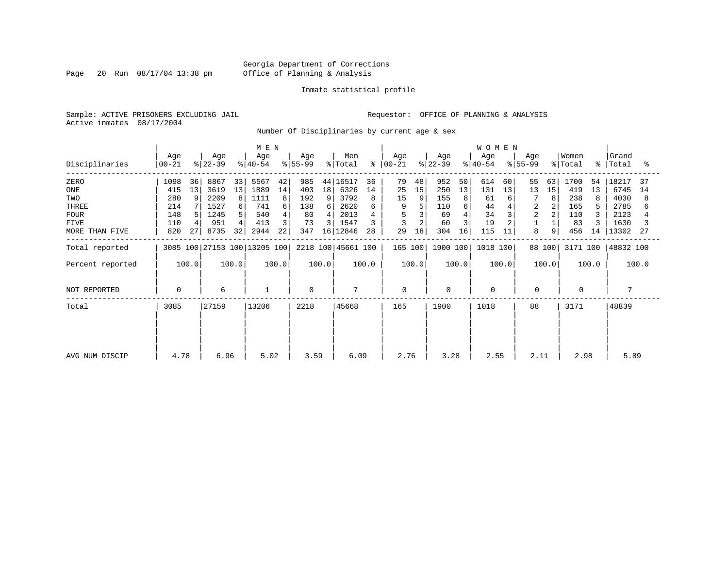Georgia Department of Corrections
Office of Planning & Analysis

Inmate statistical profile

Sample: ACTIVE PRISONERS EXCLUDING JAIL                Requestor: OFFICE OF PLANNING & ANALYSIS
Active inmates 08/17/2004

Number Of Disciplinaries by current age & sex

| Disciplinaries | MEN Age 00-21 | % | Age 22-39 | % | Age 40-54 | % | Age 55-99 | % | Men Total | % | WOMEN Age 00-21 | % | Age 22-39 | % | Age 40-54 | % | Age 55-99 | % | Women Total | % | Grand Total | % |
|---|---|---|---|---|---|---|---|---|---|---|---|---|---|---|---|---|---|---|---|---|---|---|
| ZERO | 1098 | 36 | 8867 | 33 | 5567 | 42 | 985 | 44 | 16517 | 36 | 79 | 48 | 952 | 50 | 614 | 60 | 55 | 63 | 1700 | 54 | 18217 | 37 |
| ONE | 415 | 13 | 3619 | 13 | 1889 | 14 | 403 | 18 | 6326 | 14 | 25 | 15 | 250 | 13 | 131 | 13 | 13 | 15 | 419 | 13 | 6745 | 14 |
| TWO | 280 | 9 | 2209 | 8 | 1111 | 8 | 192 | 9 | 3792 | 8 | 15 | 9 | 155 | 8 | 61 | 6 | 7 | 8 | 238 | 8 | 4030 | 8 |
| THREE | 214 | 7 | 1527 | 6 | 741 | 6 | 138 | 6 | 2620 | 6 | 9 | 5 | 110 | 6 | 44 | 4 | 2 | 2 | 165 | 5 | 2785 | 6 |
| FOUR | 148 | 5 | 1245 | 5 | 540 | 4 | 80 | 4 | 2013 | 4 | 5 | 3 | 69 | 4 | 34 | 3 | 2 | 2 | 110 | 3 | 2123 | 4 |
| FIVE | 110 | 4 | 951 | 4 | 413 | 3 | 73 | 3 | 1547 | 3 | 3 | 2 | 60 | 3 | 19 | 2 | 1 | 1 | 83 | 3 | 1630 | 3 |
| MORE THAN FIVE | 820 | 27 | 8735 | 32 | 2944 | 22 | 347 | 16 | 12846 | 28 | 29 | 18 | 304 | 16 | 115 | 11 | 8 | 9 | 456 | 14 | 13302 | 27 |
| Total reported | 3085 | 100 | 27153 | 100 | 13205 | 100 | 2218 | 100 | 45661 | 100 | 165 | 100 | 1900 | 100 | 1018 | 100 | 88 | 100 | 3171 | 100 | 48832 | 100 |
| Percent reported | | 100.0 | | 100.0 | | 100.0 | | 100.0 | | 100.0 | | 100.0 | | 100.0 | | 100.0 | | 100.0 | | 100.0 | | 100.0 |
| NOT REPORTED | 0 | | 6 | | 1 | | 0 | | 7 | | 0 | | 0 | | 0 | | 0 | | 0 | | 7 | |
| Total | 3085 | | 27159 | | 13206 | | 2218 | | 45668 | | 165 | | 1900 | | 1018 | | 88 | | 3171 | | 48839 | |
| AVG NUM DISCIP | 4.78 | | 6.96 | | 5.02 | | 3.59 | | 6.09 | | 2.76 | | 3.28 | | 2.55 | | 2.11 | | 2.98 | | 5.89 | |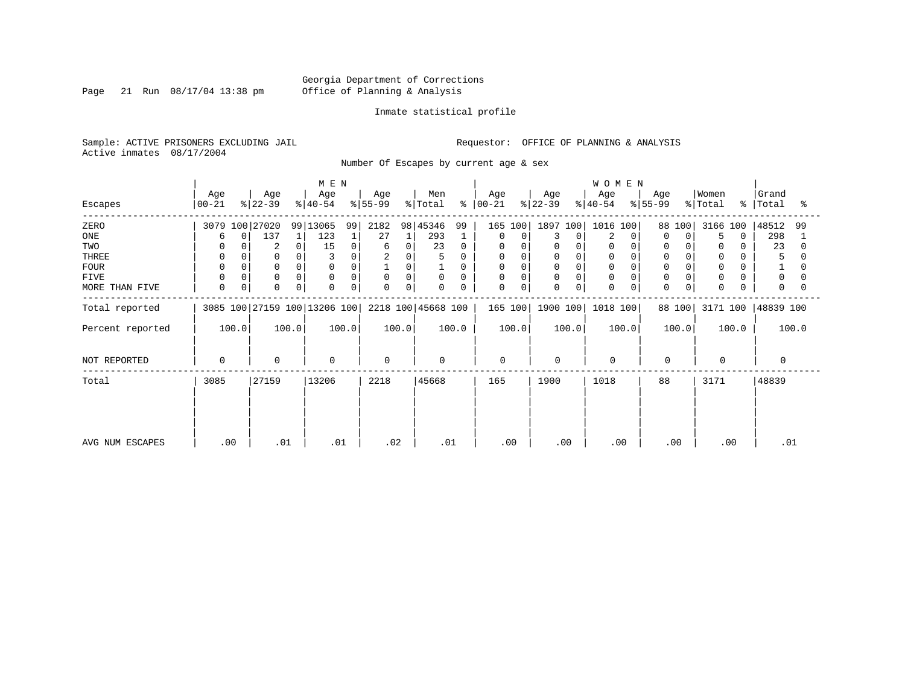Georgia Department of Corrections
Office of Planning & Analysis

Inmate statistical profile

Sample: ACTIVE PRISONERS EXCLUDING JAIL
Active inmates 08/17/2004

Requestor: OFFICE OF PLANNING & ANALYSIS

Number Of Escapes by current age & sex

| Escapes | MEN Age 00-21 | % | Age 22-39 | % | Age 40-54 | % | Age 55-99 | % | Men Total | % | WOMEN Age 00-21 | % | Age 22-39 | % | Age 40-54 | % | Age 55-99 | % | Women Total | % | Grand Total | % |
|---|---|---|---|---|---|---|---|---|---|---|---|---|---|---|---|---|---|---|---|---|---|---|
| ZERO | 3079 | 100 | 27020 | 99 | 13065 | 99 | 2182 | 98 | 45346 | 99 | 165 | 100 | 1897 | 100 | 1016 | 100 | 88 | 100 | 3166 | 100 | 48512 | 99 |
| ONE | 6 | 0 | 137 | 1 | 123 | 1 | 27 | 1 | 293 | 1 | 0 | 0 | 3 | 0 | 2 | 0 | 0 | 0 | 5 | 0 | 298 | 1 |
| TWO | 0 | 0 | 2 | 0 | 15 | 0 | 6 | 0 | 23 | 0 | 0 | 0 | 0 | 0 | 0 | 0 | 0 | 0 | 0 | 0 | 23 | 0 |
| THREE | 0 | 0 | 0 | 0 | 3 | 0 | 2 | 0 | 5 | 0 | 0 | 0 | 0 | 0 | 0 | 0 | 0 | 0 | 0 | 0 | 5 | 0 |
| FOUR | 0 | 0 | 0 | 0 | 0 | 0 | 1 | 0 | 1 | 0 | 0 | 0 | 0 | 0 | 0 | 0 | 0 | 0 | 0 | 0 | 1 | 0 |
| FIVE | 0 | 0 | 0 | 0 | 0 | 0 | 0 | 0 | 0 | 0 | 0 | 0 | 0 | 0 | 0 | 0 | 0 | 0 | 0 | 0 | 0 | 0 |
| MORE THAN FIVE | 0 | 0 | 0 | 0 | 0 | 0 | 0 | 0 | 0 | 0 | 0 | 0 | 0 | 0 | 0 | 0 | 0 | 0 | 0 | 0 | 0 | 0 |
| Total reported | 3085 | 100 | 27159 | 100 | 13206 | 100 | 2218 | 100 | 45668 | 100 | 165 | 100 | 1900 | 100 | 1018 | 100 | 88 | 100 | 3171 | 100 | 48839 | 100 |
| Percent reported | | 100.0 | | 100.0 | | 100.0 | | 100.0 | | 100.0 | | 100.0 | | 100.0 | | 100.0 | | 100.0 | | 100.0 | | 100.0 |
| NOT REPORTED | 0 | | 0 | | 0 | | 0 | | 0 | | 0 | | 0 | | 0 | | 0 | | 0 | | 0 | |
| Total | 3085 | | 27159 | | 13206 | | 2218 | | 45668 | | 165 | | 1900 | | 1018 | | 88 | | 3171 | | 48839 | |
| AVG NUM ESCAPES | .00 | | .01 | | .01 | | .02 | | .01 | | .00 | | .00 | | .00 | | .00 | | .00 | | .01 | |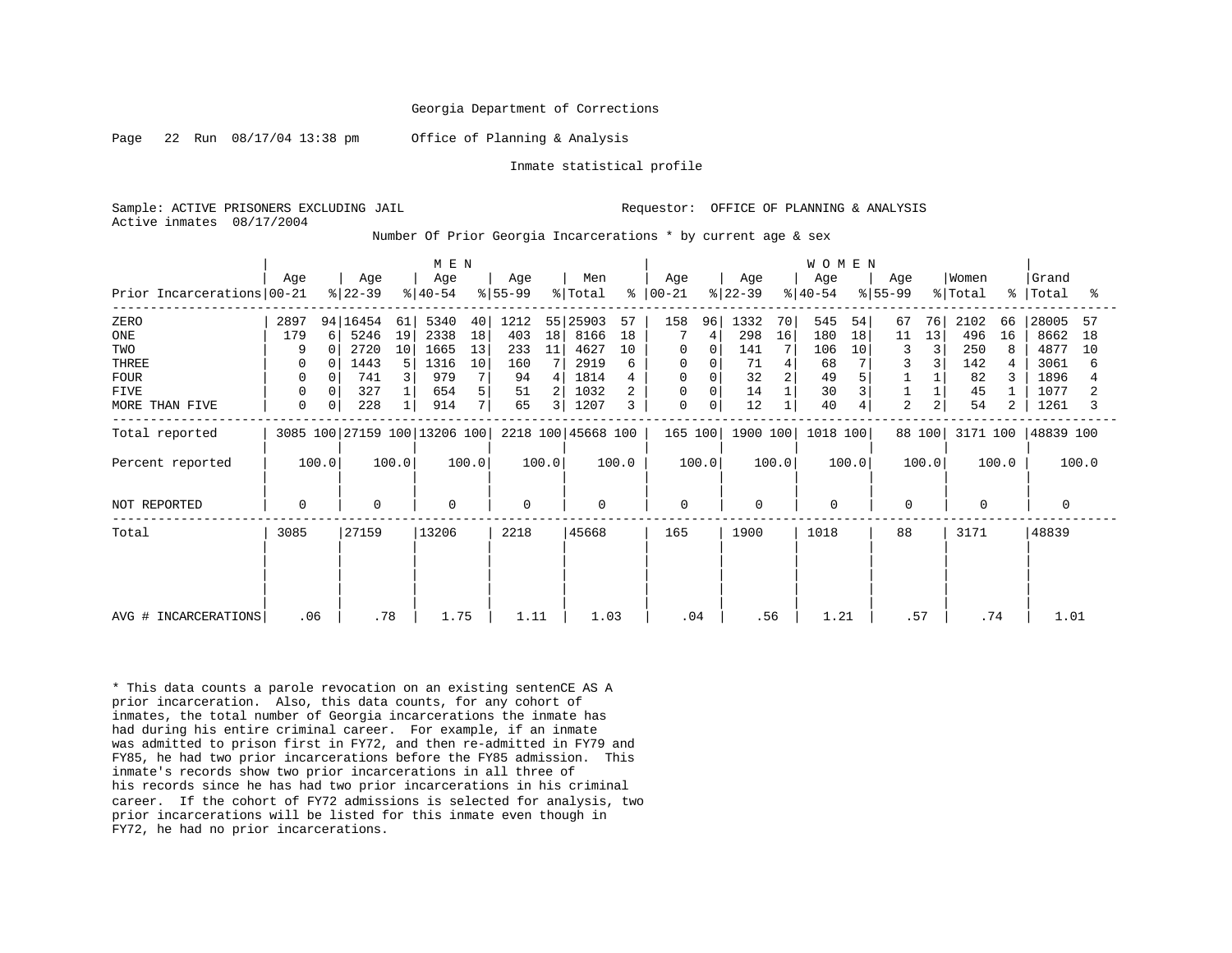Georgia Department of Corrections

Page 22 Run 08/17/04 13:38 pm Office of Planning & Analysis

Inmate statistical profile

Sample: ACTIVE PRISONERS EXCLUDING JAIL Requestor: OFFICE OF PLANNING & ANALYSIS

Active inmates 08/17/2004

Number Of Prior Georgia Incarcerations * by current age & sex

| | MEN | | | | | | | | | | WOMEN | | | | | | | | | | | |
|---|---|---|---|---|---|---|---|---|---|---|---|---|---|---|---|---|---|---|---|---|---|---|
| Prior Incarcerations | Age 00-21 | % | Age 22-39 | % | Age 40-54 | % | Age 55-99 | % | Men Total | % | Age 00-21 | % | Age 22-39 | % | Age 40-54 | % | Age 55-99 | % | Women Total | % | Grand Total | % |
| ZERO | 2897 | 94 | 16454 | 61 | 5340 | 40 | 1212 | 55 | 25903 | 57 | 158 | 96 | 1332 | 70 | 545 | 54 | 67 | 76 | 2102 | 66 | 28005 | 57 |
| ONE | 179 | 6 | 5246 | 19 | 2338 | 18 | 403 | 18 | 8166 | 18 | 7 | 4 | 298 | 16 | 180 | 18 | 11 | 13 | 496 | 16 | 8662 | 18 |
| TWO | 9 | 0 | 2720 | 10 | 1665 | 13 | 233 | 11 | 4627 | 10 | 0 | 0 | 141 | 7 | 106 | 10 | 3 | 3 | 250 | 8 | 4877 | 10 |
| THREE | 0 | 0 | 1443 | 5 | 1316 | 10 | 160 | 7 | 2919 | 6 | 0 | 0 | 71 | 4 | 68 | 7 | 3 | 3 | 142 | 4 | 3061 | 6 |
| FOUR | 0 | 0 | 741 | 3 | 979 | 7 | 94 | 4 | 1814 | 4 | 0 | 0 | 32 | 2 | 49 | 5 | 1 | 1 | 82 | 3 | 1896 | 4 |
| FIVE | 0 | 0 | 327 | 1 | 654 | 5 | 51 | 2 | 1032 | 2 | 0 | 0 | 14 | 1 | 30 | 3 | 1 | 1 | 45 | 1 | 1077 | 2 |
| MORE THAN FIVE | 0 | 0 | 228 | 1 | 914 | 7 | 65 | 3 | 1207 | 3 | 0 | 0 | 12 | 1 | 40 | 4 | 2 | 2 | 54 | 2 | 1261 | 3 |
| Total reported | 3085 | 100 | 27159 | 100 | 13206 | 100 | 2218 | 100 | 45668 | 100 | 165 | 100 | 1900 | 100 | 1018 | 100 | 88 | 100 | 3171 | 100 | 48839 | 100 |
| Percent reported | 100.0 | | 100.0 | | 100.0 | | 100.0 | | 100.0 | | 100.0 | | 100.0 | | 100.0 | | 100.0 | | 100.0 | | 100.0 | |
| NOT REPORTED | 0 | | 0 | | 0 | | 0 | | 0 | | 0 | | 0 | | 0 | | 0 | | 0 | | 0 | |
| Total | 3085 | | 27159 | | 13206 | | 2218 | | 45668 | | 165 | | 1900 | | 1018 | | 88 | | 3171 | | 48839 | |
| AVG # INCARCERATIONS | .06 | | .78 | | 1.75 | | 1.11 | | 1.03 | | .04 | | .56 | | 1.21 | | .57 | | .74 | | 1.01 | |

* This data counts a parole revocation on an existing sentenCE AS A prior incarceration. Also, this data counts, for any cohort of inmates, the total number of Georgia incarcerations the inmate has had during his entire criminal career. For example, if an inmate was admitted to prison first in FY72, and then re-admitted in FY79 and FY85, he had two prior incarcerations before the FY85 admission. This inmate's records show two prior incarcerations in all three of his records since he has had two prior incarcerations in his criminal career. If the cohort of FY72 admissions is selected for analysis, two prior incarcerations will be listed for this inmate even though in FY72, he had no prior incarcerations.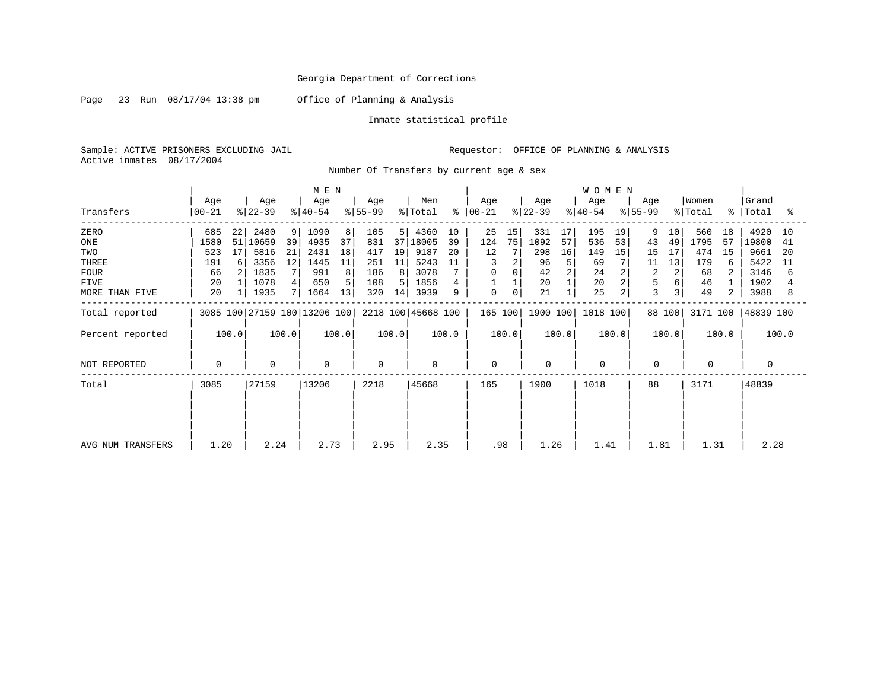Georgia Department of Corrections

Page 23 Run 08/17/04 13:38 pm Office of Planning & Analysis

Inmate statistical profile

Sample: ACTIVE PRISONERS EXCLUDING JAIL Requestor: OFFICE OF PLANNING & ANALYSIS

Active inmates 08/17/2004

Number Of Transfers by current age & sex

| Transfers | MEN Age 00-21 | % | Age 22-39 | % | Age 40-54 | % | Age 55-99 | % | Men Total | % | WOMEN Age 00-21 | % | Age 22-39 | % | Age 40-54 | % | Age 55-99 | % | Women Total | % | Grand Total | % |
|---|---|---|---|---|---|---|---|---|---|---|---|---|---|---|---|---|---|---|---|---|---|---|
| ZERO | 685 | 22 | 2480 | 9 | 1090 | 8 | 105 | 5 | 4360 | 10 | 25 | 15 | 331 | 17 | 195 | 19 | 9 | 10 | 560 | 18 | 4920 | 10 |
| ONE | 1580 | 51 | 10659 | 39 | 4935 | 37 | 831 | 37 | 18005 | 39 | 124 | 75 | 1092 | 57 | 536 | 53 | 43 | 49 | 1795 | 57 | 19800 | 41 |
| TWO | 523 | 17 | 5816 | 21 | 2431 | 18 | 417 | 19 | 9187 | 20 | 12 | 7 | 298 | 16 | 149 | 15 | 15 | 17 | 474 | 15 | 9661 | 20 |
| THREE | 191 | 6 | 3356 | 12 | 1445 | 11 | 251 | 11 | 5243 | 11 | 3 | 2 | 96 | 5 | 69 | 7 | 11 | 13 | 179 | 6 | 5422 | 11 |
| FOUR | 66 | 2 | 1835 | 7 | 991 | 8 | 186 | 8 | 3078 | 7 | 0 | 0 | 42 | 2 | 24 | 2 | 2 | 2 | 68 | 2 | 3146 | 6 |
| FIVE | 20 | 1 | 1078 | 4 | 650 | 5 | 108 | 5 | 1856 | 4 | 1 | 1 | 20 | 1 | 20 | 2 | 5 | 6 | 46 | 1 | 1902 | 4 |
| MORE THAN FIVE | 20 | 1 | 1935 | 7 | 1664 | 13 | 320 | 14 | 3939 | 9 | 0 | 0 | 21 | 1 | 25 | 2 | 3 | 3 | 49 | 2 | 3988 | 8 |
| Total reported | 3085 | 100 | 27159 | 100 | 13206 | 100 | 2218 | 100 | 45668 | 100 | 165 | 100 | 1900 | 100 | 1018 | 100 | 88 | 100 | 3171 | 100 | 48839 | 100 |
| Percent reported | | 100.0 | | 100.0 | | 100.0 | | 100.0 | | 100.0 | | 100.0 | | 100.0 | | 100.0 | | 100.0 | | 100.0 | | 100.0 |
| NOT REPORTED | 0 | | 0 | | 0 | | 0 | | 0 | | 0 | | 0 | | 0 | | 0 | | 0 | | 0 | |
| Total | 3085 | | 27159 | | 13206 | | 2218 | | 45668 | | 165 | | 1900 | | 1018 | | 88 | | 3171 | | 48839 | |
| AVG NUM TRANSFERS | 1.20 | | 2.24 | | 2.73 | | 2.95 | | 2.35 | | .98 | | 1.26 | | 1.41 | | 1.81 | | 1.31 | | 2.28 | |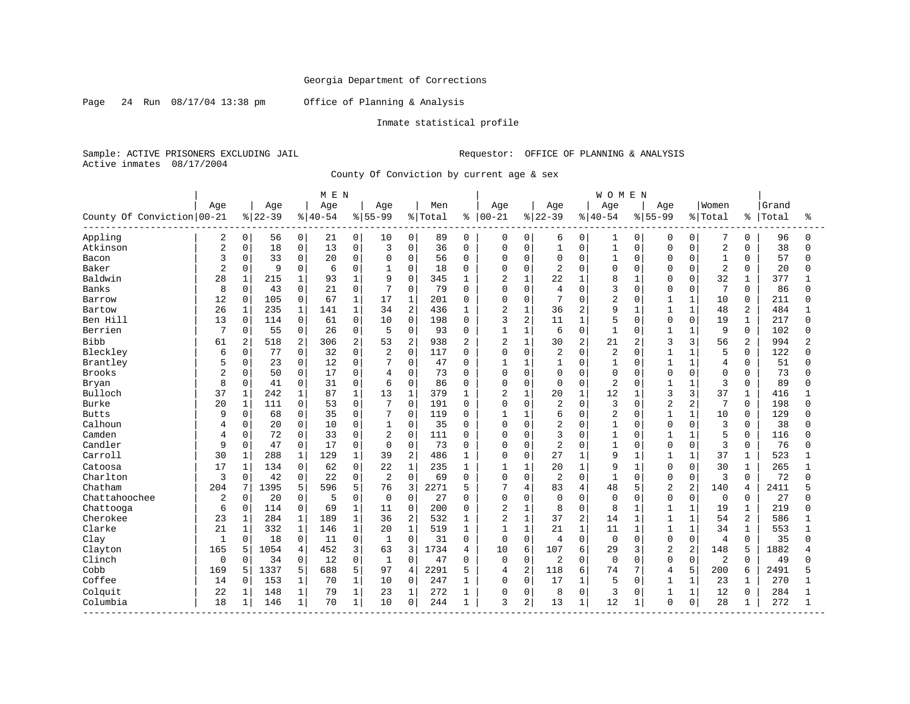Georgia Department of Corrections

Page 24 Run 08/17/04 13:38 pm Office of Planning & Analysis

Inmate statistical profile

Sample: ACTIVE PRISONERS EXCLUDING JAIL Requestor: OFFICE OF PLANNING & ANALYSIS
Active inmates 08/17/2004

County Of Conviction by current age & sex

| County Of Conviction | MEN Age 00-21 | % | Age 22-39 | % | Age 40-54 | % | Age 55-99 | % | Men Total | % | WOMEN Age 00-21 | % | Age 22-39 | % | Age 40-54 | % | Age 55-99 | % | Women Total | % | Grand Total | % |
|---|---|---|---|---|---|---|---|---|---|---|---|---|---|---|---|---|---|---|---|---|---|---|
| Appling | 2 | 0 | 56 | 0 | 21 | 0 | 10 | 0 | 89 | 0 | 0 | 0 | 6 | 0 | 1 | 0 | 0 | 0 | 7 | 0 | 96 | 0 |
| Atkinson | 2 | 0 | 18 | 0 | 13 | 0 | 3 | 0 | 36 | 0 | 0 | 0 | 1 | 0 | 1 | 0 | 0 | 0 | 2 | 0 | 38 | 0 |
| Bacon | 3 | 0 | 33 | 0 | 20 | 0 | 0 | 0 | 56 | 0 | 0 | 0 | 0 | 0 | 1 | 0 | 0 | 0 | 1 | 0 | 57 | 0 |
| Baker | 2 | 0 | 9 | 0 | 6 | 0 | 1 | 0 | 18 | 0 | 0 | 0 | 2 | 0 | 0 | 0 | 0 | 0 | 2 | 0 | 20 | 0 |
| Baldwin | 28 | 1 | 215 | 1 | 93 | 1 | 9 | 0 | 345 | 1 | 2 | 1 | 22 | 1 | 8 | 1 | 0 | 0 | 32 | 1 | 377 | 1 |
| Banks | 8 | 0 | 43 | 0 | 21 | 0 | 7 | 0 | 79 | 0 | 0 | 0 | 4 | 0 | 3 | 0 | 0 | 0 | 7 | 0 | 86 | 0 |
| Barrow | 12 | 0 | 105 | 0 | 67 | 1 | 17 | 1 | 201 | 0 | 0 | 0 | 7 | 0 | 2 | 0 | 1 | 1 | 10 | 0 | 211 | 0 |
| Bartow | 26 | 1 | 235 | 1 | 141 | 1 | 34 | 2 | 436 | 1 | 2 | 1 | 36 | 2 | 9 | 1 | 1 | 1 | 48 | 2 | 484 | 1 |
| Ben Hill | 13 | 0 | 114 | 0 | 61 | 0 | 10 | 0 | 198 | 0 | 3 | 2 | 11 | 1 | 5 | 0 | 0 | 0 | 19 | 1 | 217 | 0 |
| Berrien | 7 | 0 | 55 | 0 | 26 | 0 | 5 | 0 | 93 | 0 | 1 | 1 | 6 | 0 | 1 | 0 | 1 | 1 | 9 | 0 | 102 | 0 |
| Bibb | 61 | 2 | 518 | 2 | 306 | 2 | 53 | 2 | 938 | 2 | 2 | 1 | 30 | 2 | 21 | 2 | 3 | 3 | 56 | 2 | 994 | 2 |
| Bleckley | 6 | 0 | 77 | 0 | 32 | 0 | 2 | 0 | 117 | 0 | 0 | 0 | 2 | 0 | 2 | 0 | 1 | 1 | 5 | 0 | 122 | 0 |
| Brantley | 5 | 0 | 23 | 0 | 12 | 0 | 7 | 0 | 47 | 0 | 1 | 1 | 1 | 0 | 1 | 0 | 1 | 1 | 4 | 0 | 51 | 0 |
| Brooks | 2 | 0 | 50 | 0 | 17 | 0 | 4 | 0 | 73 | 0 | 0 | 0 | 0 | 0 | 0 | 0 | 0 | 0 | 0 | 0 | 73 | 0 |
| Bryan | 8 | 0 | 41 | 0 | 31 | 0 | 6 | 0 | 86 | 0 | 0 | 0 | 0 | 0 | 2 | 0 | 1 | 1 | 3 | 0 | 89 | 0 |
| Bulloch | 37 | 1 | 242 | 1 | 87 | 1 | 13 | 1 | 379 | 1 | 2 | 1 | 20 | 1 | 12 | 1 | 3 | 3 | 37 | 1 | 416 | 1 |
| Burke | 20 | 1 | 111 | 0 | 53 | 0 | 7 | 0 | 191 | 0 | 0 | 0 | 2 | 0 | 3 | 0 | 2 | 2 | 7 | 0 | 198 | 0 |
| Butts | 9 | 0 | 68 | 0 | 35 | 0 | 7 | 0 | 119 | 0 | 1 | 1 | 6 | 0 | 2 | 0 | 1 | 1 | 10 | 0 | 129 | 0 |
| Calhoun | 4 | 0 | 20 | 0 | 10 | 0 | 1 | 0 | 35 | 0 | 0 | 0 | 2 | 0 | 1 | 0 | 0 | 0 | 3 | 0 | 38 | 0 |
| Camden | 4 | 0 | 72 | 0 | 33 | 0 | 2 | 0 | 111 | 0 | 0 | 0 | 3 | 0 | 1 | 0 | 1 | 1 | 5 | 0 | 116 | 0 |
| Candler | 9 | 0 | 47 | 0 | 17 | 0 | 0 | 0 | 73 | 0 | 0 | 0 | 2 | 0 | 1 | 0 | 0 | 0 | 3 | 0 | 76 | 0 |
| Carroll | 30 | 1 | 288 | 1 | 129 | 1 | 39 | 2 | 486 | 1 | 0 | 0 | 27 | 1 | 9 | 1 | 1 | 1 | 37 | 1 | 523 | 1 |
| Catoosa | 17 | 1 | 134 | 0 | 62 | 0 | 22 | 1 | 235 | 1 | 1 | 1 | 20 | 1 | 9 | 1 | 0 | 0 | 30 | 1 | 265 | 1 |
| Charlton | 3 | 0 | 42 | 0 | 22 | 0 | 2 | 0 | 69 | 0 | 0 | 0 | 2 | 0 | 1 | 0 | 0 | 0 | 3 | 0 | 72 | 0 |
| Chatham | 204 | 7 | 1395 | 5 | 596 | 5 | 76 | 3 | 2271 | 5 | 7 | 4 | 83 | 4 | 48 | 5 | 2 | 2 | 140 | 4 | 2411 | 5 |
| Chattahoochee | 2 | 0 | 20 | 0 | 5 | 0 | 0 | 0 | 27 | 0 | 0 | 0 | 0 | 0 | 0 | 0 | 0 | 0 | 0 | 0 | 27 | 0 |
| Chattooga | 6 | 0 | 114 | 0 | 69 | 1 | 11 | 0 | 200 | 0 | 2 | 1 | 8 | 0 | 8 | 1 | 1 | 1 | 19 | 1 | 219 | 0 |
| Cherokee | 23 | 1 | 284 | 1 | 189 | 1 | 36 | 2 | 532 | 1 | 2 | 1 | 37 | 2 | 14 | 1 | 1 | 1 | 54 | 2 | 586 | 1 |
| Clarke | 21 | 1 | 332 | 1 | 146 | 1 | 20 | 1 | 519 | 1 | 1 | 1 | 21 | 1 | 11 | 1 | 1 | 1 | 34 | 1 | 553 | 1 |
| Clay | 1 | 0 | 18 | 0 | 11 | 0 | 1 | 0 | 31 | 0 | 0 | 0 | 4 | 0 | 0 | 0 | 0 | 0 | 4 | 0 | 35 | 0 |
| Clayton | 165 | 5 | 1054 | 4 | 452 | 3 | 63 | 3 | 1734 | 4 | 10 | 6 | 107 | 6 | 29 | 3 | 2 | 2 | 148 | 5 | 1882 | 4 |
| Clinch | 0 | 0 | 34 | 0 | 12 | 0 | 1 | 0 | 47 | 0 | 0 | 0 | 2 | 0 | 0 | 0 | 0 | 0 | 2 | 0 | 49 | 0 |
| Cobb | 169 | 5 | 1337 | 5 | 688 | 5 | 97 | 4 | 2291 | 5 | 4 | 2 | 118 | 6 | 74 | 7 | 4 | 5 | 200 | 6 | 2491 | 5 |
| Coffee | 14 | 0 | 153 | 1 | 70 | 1 | 10 | 0 | 247 | 1 | 0 | 0 | 17 | 1 | 5 | 0 | 1 | 1 | 23 | 1 | 270 | 1 |
| Colquit | 22 | 1 | 148 | 1 | 79 | 1 | 23 | 1 | 272 | 1 | 0 | 0 | 8 | 0 | 3 | 0 | 1 | 1 | 12 | 0 | 284 | 1 |
| Columbia | 18 | 1 | 146 | 1 | 70 | 1 | 10 | 0 | 244 | 1 | 3 | 2 | 13 | 1 | 12 | 1 | 0 | 0 | 28 | 1 | 272 | 1 |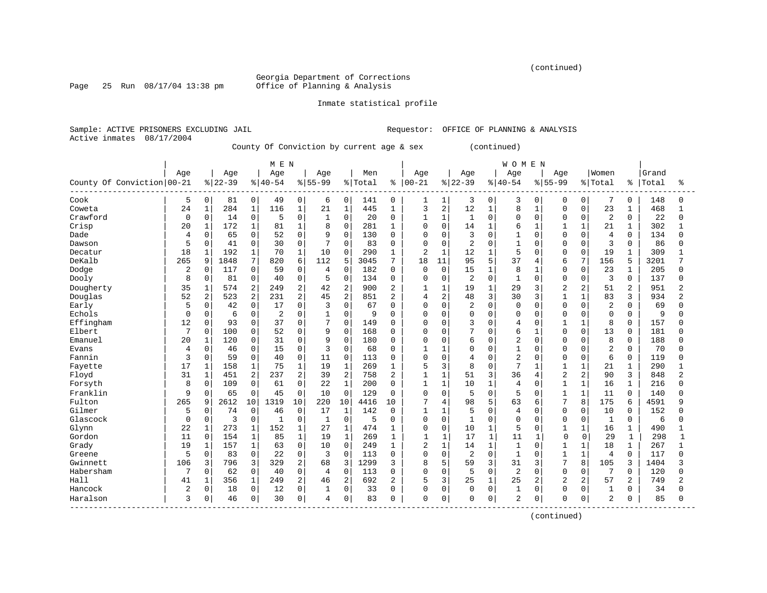(continued)

Georgia Department of Corrections
Office of Planning & Analysis

Inmate statistical profile

Sample: ACTIVE PRISONERS EXCLUDING JAIL    Requestor: OFFICE OF PLANNING & ANALYSIS
Active inmates 08/17/2004

County Of Conviction by current age & sex (continued)

| County Of Conviction | MEN Age 00-21 | % | Age 22-39 | % | Age 40-54 | % | Age 55-99 | % | Men Total | % | WOMEN Age 00-21 | % | Age 22-39 | % | Age 40-54 | % | Age 55-99 | % | Women Total | % | Grand Total | % |
|---|---|---|---|---|---|---|---|---|---|---|---|---|---|---|---|---|---|---|---|---|---|---|
| Cook | 5 | 0 | 81 | 0 | 49 | 0 | 6 | 0 | 141 | 0 | 1 | 1 | 3 | 0 | 3 | 0 | 0 | 0 | 7 | 0 | 148 | 0 |
| Coweta | 24 | 1 | 284 | 1 | 116 | 1 | 21 | 1 | 445 | 1 | 3 | 2 | 12 | 1 | 8 | 1 | 0 | 0 | 23 | 1 | 468 | 1 |
| Crawford | 0 | 0 | 14 | 0 | 5 | 0 | 1 | 0 | 20 | 0 | 1 | 1 | 1 | 0 | 0 | 0 | 0 | 0 | 2 | 0 | 22 | 0 |
| Crisp | 20 | 1 | 172 | 1 | 81 | 1 | 8 | 0 | 281 | 1 | 0 | 0 | 14 | 1 | 6 | 1 | 1 | 1 | 21 | 1 | 302 | 1 |
| Dade | 4 | 0 | 65 | 0 | 52 | 0 | 9 | 0 | 130 | 0 | 0 | 0 | 3 | 0 | 1 | 0 | 0 | 0 | 4 | 0 | 134 | 0 |
| Dawson | 5 | 0 | 41 | 0 | 30 | 0 | 7 | 0 | 83 | 0 | 0 | 0 | 2 | 0 | 1 | 0 | 0 | 0 | 3 | 0 | 86 | 0 |
| Decatur | 18 | 1 | 192 | 1 | 70 | 1 | 10 | 0 | 290 | 1 | 2 | 1 | 12 | 1 | 5 | 0 | 0 | 0 | 19 | 1 | 309 | 1 |
| DeKalb | 265 | 9 | 1848 | 7 | 820 | 6 | 112 | 5 | 3045 | 7 | 18 | 11 | 95 | 5 | 37 | 4 | 6 | 7 | 156 | 5 | 3201 | 7 |
| Dodge | 2 | 0 | 117 | 0 | 59 | 0 | 4 | 0 | 182 | 0 | 0 | 0 | 15 | 1 | 8 | 1 | 0 | 0 | 23 | 1 | 205 | 0 |
| Dooly | 8 | 0 | 81 | 0 | 40 | 0 | 5 | 0 | 134 | 0 | 0 | 0 | 2 | 0 | 1 | 0 | 0 | 0 | 3 | 0 | 137 | 0 |
| Dougherty | 35 | 1 | 574 | 2 | 249 | 2 | 42 | 2 | 900 | 2 | 1 | 1 | 19 | 1 | 29 | 3 | 2 | 2 | 51 | 2 | 951 | 2 |
| Douglas | 52 | 2 | 523 | 2 | 231 | 2 | 45 | 2 | 851 | 2 | 4 | 2 | 48 | 3 | 30 | 3 | 1 | 1 | 83 | 3 | 934 | 2 |
| Early | 5 | 0 | 42 | 0 | 17 | 0 | 3 | 0 | 67 | 0 | 0 | 0 | 2 | 0 | 0 | 0 | 0 | 0 | 2 | 0 | 69 | 0 |
| Echols | 0 | 0 | 6 | 0 | 2 | 0 | 1 | 0 | 9 | 0 | 0 | 0 | 0 | 0 | 0 | 0 | 0 | 0 | 0 | 0 | 9 | 0 |
| Effingham | 12 | 0 | 93 | 0 | 37 | 0 | 7 | 0 | 149 | 0 | 0 | 0 | 3 | 0 | 4 | 0 | 1 | 1 | 8 | 0 | 157 | 0 |
| Elbert | 7 | 0 | 100 | 0 | 52 | 0 | 9 | 0 | 168 | 0 | 0 | 0 | 7 | 0 | 6 | 1 | 0 | 0 | 13 | 0 | 181 | 0 |
| Emanuel | 20 | 1 | 120 | 0 | 31 | 0 | 9 | 0 | 180 | 0 | 0 | 0 | 6 | 0 | 2 | 0 | 0 | 0 | 8 | 0 | 188 | 0 |
| Evans | 4 | 0 | 46 | 0 | 15 | 0 | 3 | 0 | 68 | 0 | 1 | 1 | 0 | 0 | 1 | 0 | 0 | 0 | 2 | 0 | 70 | 0 |
| Fannin | 3 | 0 | 59 | 0 | 40 | 0 | 11 | 0 | 113 | 0 | 0 | 0 | 4 | 0 | 2 | 0 | 0 | 0 | 6 | 0 | 119 | 0 |
| Fayette | 17 | 1 | 158 | 1 | 75 | 1 | 19 | 1 | 269 | 1 | 5 | 3 | 8 | 0 | 7 | 1 | 1 | 1 | 21 | 1 | 290 | 1 |
| Floyd | 31 | 1 | 451 | 2 | 237 | 2 | 39 | 2 | 758 | 2 | 1 | 1 | 51 | 3 | 36 | 4 | 2 | 2 | 90 | 3 | 848 | 2 |
| Forsyth | 8 | 0 | 109 | 0 | 61 | 0 | 22 | 1 | 200 | 0 | 1 | 1 | 10 | 1 | 4 | 0 | 1 | 1 | 16 | 1 | 216 | 0 |
| Franklin | 9 | 0 | 65 | 0 | 45 | 0 | 10 | 0 | 129 | 0 | 0 | 0 | 5 | 0 | 5 | 0 | 1 | 1 | 11 | 0 | 140 | 0 |
| Fulton | 265 | 9 | 2612 | 10 | 1319 | 10 | 220 | 10 | 4416 | 10 | 7 | 4 | 98 | 5 | 63 | 6 | 7 | 8 | 175 | 6 | 4591 | 9 |
| Gilmer | 5 | 0 | 74 | 0 | 46 | 0 | 17 | 1 | 142 | 0 | 1 | 1 | 5 | 0 | 4 | 0 | 0 | 0 | 10 | 0 | 152 | 0 |
| Glascock | 0 | 0 | 3 | 0 | 1 | 0 | 1 | 0 | 5 | 0 | 0 | 0 | 1 | 0 | 0 | 0 | 0 | 0 | 1 | 0 | 6 | 0 |
| Glynn | 22 | 1 | 273 | 1 | 152 | 1 | 27 | 1 | 474 | 1 | 0 | 0 | 10 | 1 | 5 | 0 | 1 | 1 | 16 | 1 | 490 | 1 |
| Gordon | 11 | 0 | 154 | 1 | 85 | 1 | 19 | 1 | 269 | 1 | 1 | 1 | 17 | 1 | 11 | 1 | 0 | 0 | 29 | 1 | 298 | 1 |
| Grady | 19 | 1 | 157 | 1 | 63 | 0 | 10 | 0 | 249 | 1 | 2 | 1 | 14 | 1 | 1 | 0 | 1 | 1 | 18 | 1 | 267 | 1 |
| Greene | 5 | 0 | 83 | 0 | 22 | 0 | 3 | 0 | 113 | 0 | 0 | 0 | 2 | 0 | 1 | 0 | 1 | 1 | 4 | 0 | 117 | 0 |
| Gwinnett | 106 | 3 | 796 | 3 | 329 | 2 | 68 | 3 | 1299 | 3 | 8 | 5 | 59 | 3 | 31 | 3 | 7 | 8 | 105 | 3 | 1404 | 3 |
| Habersham | 7 | 0 | 62 | 0 | 40 | 0 | 4 | 0 | 113 | 0 | 0 | 0 | 5 | 0 | 2 | 0 | 0 | 0 | 7 | 0 | 120 | 0 |
| Hall | 41 | 1 | 356 | 1 | 249 | 2 | 46 | 2 | 692 | 2 | 5 | 3 | 25 | 1 | 25 | 2 | 2 | 2 | 57 | 2 | 749 | 2 |
| Hancock | 2 | 0 | 18 | 0 | 12 | 0 | 1 | 0 | 33 | 0 | 0 | 0 | 0 | 0 | 1 | 0 | 0 | 0 | 1 | 0 | 34 | 0 |
| Haralson | 3 | 0 | 46 | 0 | 30 | 0 | 4 | 0 | 83 | 0 | 0 | 0 | 0 | 0 | 2 | 0 | 0 | 0 | 2 | 0 | 85 | 0 |

(continued)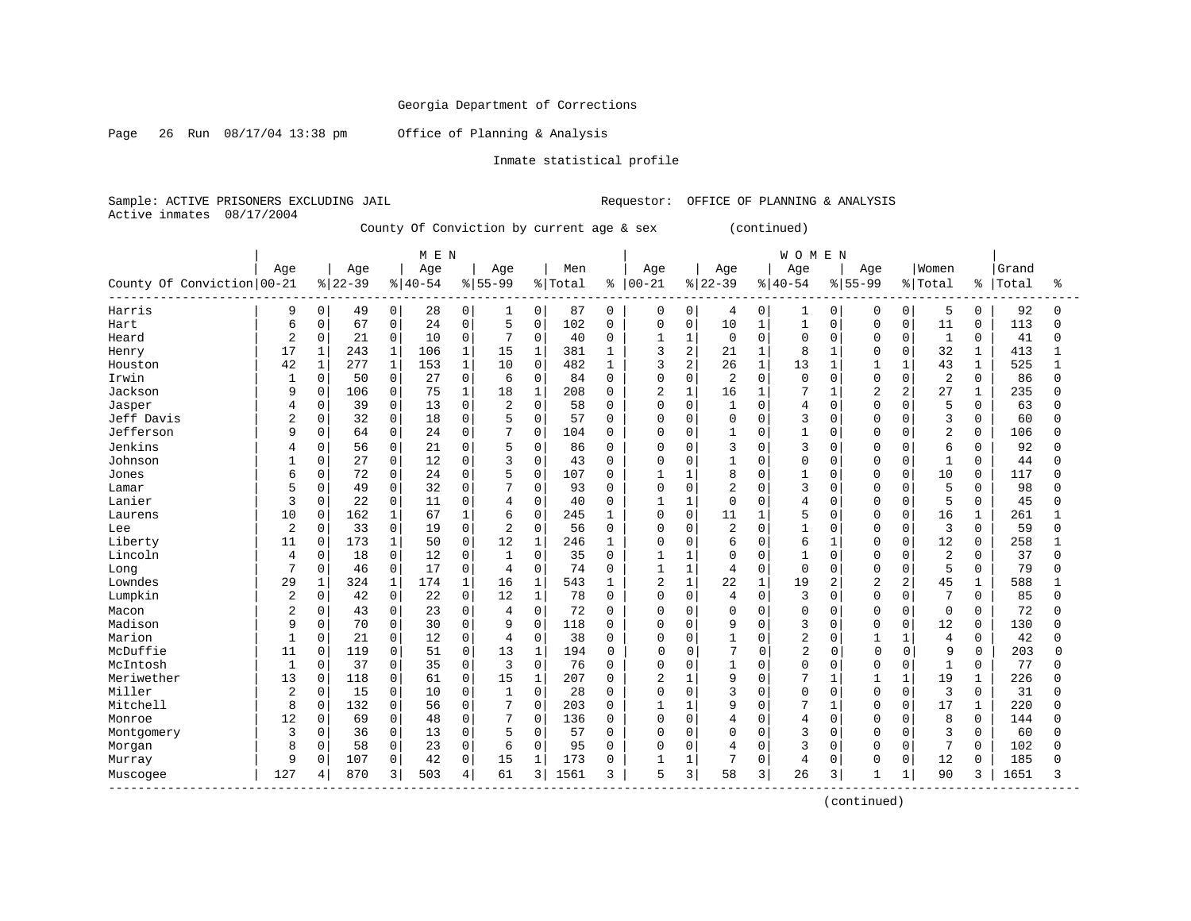Georgia Department of Corrections

Page 26 Run 08/17/04 13:38 pm Office of Planning & Analysis

Inmate statistical profile

Sample: ACTIVE PRISONERS EXCLUDING JAIL Requestor: OFFICE OF PLANNING & ANALYSIS
Active inmates 08/17/2004

County Of Conviction by current age & sex (continued)

| | MEN | | | | | | | | | | WOMEN | | | | | | | | | | | |
|---|---|---|---|---|---|---|---|---|---|---|---|---|---|---|---|---|---|---|---|---|---|---|
| County Of Conviction | Age 00-21 | % | Age 22-39 | % | Age 40-54 | % | Age 55-99 | % | Men Total | % | Age 00-21 | % | Age 22-39 | % | Age 40-54 | % | Age 55-99 | % | Women Total | % | Grand Total | % |
| Harris | 9 | 0 | 49 | 0 | 28 | 0 | 1 | 0 | 87 | 0 | 0 | 0 | 4 | 0 | 1 | 0 | 0 | 0 | 5 | 0 | 92 | 0 |
| Hart | 6 | 0 | 67 | 0 | 24 | 0 | 5 | 0 | 102 | 0 | 0 | 0 | 10 | 1 | 1 | 0 | 0 | 0 | 11 | 0 | 113 | 0 |
| Heard | 2 | 0 | 21 | 0 | 10 | 0 | 7 | 0 | 40 | 0 | 1 | 1 | 0 | 0 | 0 | 0 | 0 | 0 | 1 | 0 | 41 | 0 |
| Henry | 17 | 1 | 243 | 1 | 106 | 1 | 15 | 1 | 381 | 1 | 3 | 2 | 21 | 1 | 8 | 1 | 0 | 0 | 32 | 1 | 413 | 1 |
| Houston | 42 | 1 | 277 | 1 | 153 | 1 | 10 | 0 | 482 | 1 | 3 | 2 | 26 | 1 | 13 | 1 | 1 | 1 | 43 | 1 | 525 | 1 |
| Irwin | 1 | 0 | 50 | 0 | 27 | 0 | 6 | 0 | 84 | 0 | 0 | 0 | 2 | 0 | 0 | 0 | 0 | 0 | 2 | 0 | 86 | 0 |
| Jackson | 9 | 0 | 106 | 0 | 75 | 1 | 18 | 1 | 208 | 0 | 2 | 1 | 16 | 1 | 7 | 1 | 2 | 2 | 27 | 1 | 235 | 0 |
| Jasper | 4 | 0 | 39 | 0 | 13 | 0 | 2 | 0 | 58 | 0 | 0 | 0 | 1 | 0 | 4 | 0 | 0 | 0 | 5 | 0 | 63 | 0 |
| Jeff Davis | 2 | 0 | 32 | 0 | 18 | 0 | 5 | 0 | 57 | 0 | 0 | 0 | 0 | 0 | 3 | 0 | 0 | 0 | 3 | 0 | 60 | 0 |
| Jefferson | 9 | 0 | 64 | 0 | 24 | 0 | 7 | 0 | 104 | 0 | 0 | 0 | 1 | 0 | 1 | 0 | 0 | 0 | 2 | 0 | 106 | 0 |
| Jenkins | 4 | 0 | 56 | 0 | 21 | 0 | 5 | 0 | 86 | 0 | 0 | 0 | 3 | 0 | 3 | 0 | 0 | 0 | 6 | 0 | 92 | 0 |
| Johnson | 1 | 0 | 27 | 0 | 12 | 0 | 3 | 0 | 43 | 0 | 0 | 0 | 1 | 0 | 0 | 0 | 0 | 0 | 1 | 0 | 44 | 0 |
| Jones | 6 | 0 | 72 | 0 | 24 | 0 | 5 | 0 | 107 | 0 | 1 | 1 | 8 | 0 | 1 | 0 | 0 | 0 | 10 | 0 | 117 | 0 |
| Lamar | 5 | 0 | 49 | 0 | 32 | 0 | 7 | 0 | 93 | 0 | 0 | 0 | 2 | 0 | 3 | 0 | 0 | 0 | 5 | 0 | 98 | 0 |
| Lanier | 3 | 0 | 22 | 0 | 11 | 0 | 4 | 0 | 40 | 0 | 1 | 1 | 0 | 0 | 4 | 0 | 0 | 0 | 5 | 0 | 45 | 0 |
| Laurens | 10 | 0 | 162 | 1 | 67 | 1 | 6 | 0 | 245 | 1 | 0 | 0 | 11 | 1 | 5 | 0 | 0 | 0 | 16 | 1 | 261 | 1 |
| Lee | 2 | 0 | 33 | 0 | 19 | 0 | 2 | 0 | 56 | 0 | 0 | 0 | 2 | 0 | 1 | 0 | 0 | 0 | 3 | 0 | 59 | 0 |
| Liberty | 11 | 0 | 173 | 1 | 50 | 0 | 12 | 1 | 246 | 1 | 0 | 0 | 6 | 0 | 6 | 1 | 0 | 0 | 12 | 0 | 258 | 1 |
| Lincoln | 4 | 0 | 18 | 0 | 12 | 0 | 1 | 0 | 35 | 0 | 1 | 1 | 0 | 0 | 1 | 0 | 0 | 0 | 2 | 0 | 37 | 0 |
| Long | 7 | 0 | 46 | 0 | 17 | 0 | 4 | 0 | 74 | 0 | 1 | 1 | 4 | 0 | 0 | 0 | 0 | 0 | 5 | 0 | 79 | 0 |
| Lowndes | 29 | 1 | 324 | 1 | 174 | 1 | 16 | 1 | 543 | 1 | 2 | 1 | 22 | 1 | 19 | 2 | 2 | 2 | 45 | 1 | 588 | 1 |
| Lumpkin | 2 | 0 | 42 | 0 | 22 | 0 | 12 | 1 | 78 | 0 | 0 | 0 | 4 | 0 | 3 | 0 | 0 | 0 | 7 | 0 | 85 | 0 |
| Macon | 2 | 0 | 43 | 0 | 23 | 0 | 4 | 0 | 72 | 0 | 0 | 0 | 0 | 0 | 0 | 0 | 0 | 0 | 0 | 0 | 72 | 0 |
| Madison | 9 | 0 | 70 | 0 | 30 | 0 | 9 | 0 | 118 | 0 | 0 | 0 | 9 | 0 | 3 | 0 | 0 | 0 | 12 | 0 | 130 | 0 |
| Marion | 1 | 0 | 21 | 0 | 12 | 0 | 4 | 0 | 38 | 0 | 0 | 0 | 1 | 0 | 2 | 0 | 1 | 1 | 4 | 0 | 42 | 0 |
| McDuffie | 11 | 0 | 119 | 0 | 51 | 0 | 13 | 1 | 194 | 0 | 0 | 0 | 7 | 0 | 2 | 0 | 0 | 0 | 9 | 0 | 203 | 0 |
| McIntosh | 1 | 0 | 37 | 0 | 35 | 0 | 3 | 0 | 76 | 0 | 0 | 0 | 1 | 0 | 0 | 0 | 0 | 0 | 1 | 0 | 77 | 0 |
| Meriwether | 13 | 0 | 118 | 0 | 61 | 0 | 15 | 1 | 207 | 0 | 2 | 1 | 9 | 0 | 7 | 1 | 1 | 1 | 19 | 1 | 226 | 0 |
| Miller | 2 | 0 | 15 | 0 | 10 | 0 | 1 | 0 | 28 | 0 | 0 | 0 | 3 | 0 | 0 | 0 | 0 | 0 | 3 | 0 | 31 | 0 |
| Mitchell | 8 | 0 | 132 | 0 | 56 | 0 | 7 | 0 | 203 | 0 | 1 | 1 | 9 | 0 | 7 | 1 | 0 | 0 | 17 | 1 | 220 | 0 |
| Monroe | 12 | 0 | 69 | 0 | 48 | 0 | 7 | 0 | 136 | 0 | 0 | 0 | 4 | 0 | 4 | 0 | 0 | 0 | 8 | 0 | 144 | 0 |
| Montgomery | 3 | 0 | 36 | 0 | 13 | 0 | 5 | 0 | 57 | 0 | 0 | 0 | 0 | 0 | 3 | 0 | 0 | 0 | 3 | 0 | 60 | 0 |
| Morgan | 8 | 0 | 58 | 0 | 23 | 0 | 6 | 0 | 95 | 0 | 0 | 0 | 4 | 0 | 3 | 0 | 0 | 0 | 7 | 0 | 102 | 0 |
| Murray | 9 | 0 | 107 | 0 | 42 | 0 | 15 | 1 | 173 | 0 | 1 | 1 | 7 | 0 | 4 | 0 | 0 | 0 | 12 | 0 | 185 | 0 |
| Muscogee | 127 | 4 | 870 | 3 | 503 | 4 | 61 | 3 | 1561 | 3 | 5 | 3 | 58 | 3 | 26 | 3 | 1 | 1 | 90 | 3 | 1651 | 3 |

(continued)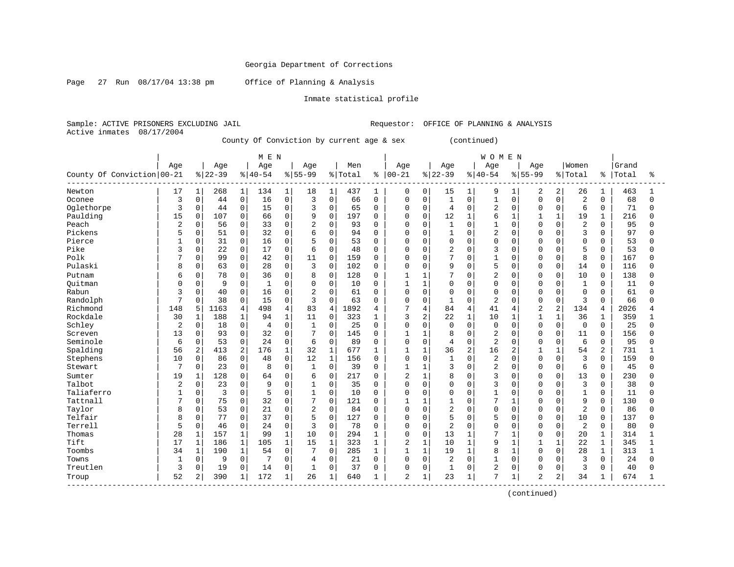Georgia Department of Corrections

Page 27 Run 08/17/04 13:38 pm Office of Planning & Analysis

Inmate statistical profile

Sample: ACTIVE PRISONERS EXCLUDING JAIL Requestor: OFFICE OF PLANNING & ANALYSIS
Active inmates 08/17/2004

County Of Conviction by current age & sex (continued)

| | MEN | | | | | | | | | | WOMEN | | | | | | | | | | | |
|---|---|---|---|---|---|---|---|---|---|---|---|---|---|---|---|---|---|---|---|---|---|---|
| County Of Conviction | Age 00-21 | % | Age 22-39 | % | Age 40-54 | % | Age 55-99 | % | Men Total | % | Age 00-21 | % | Age 22-39 | % | Age 40-54 | % | Age 55-99 | % | Women Total | % | Grand Total | % |
| Newton | 17 | 1 | 268 | 1 | 134 | 1 | 18 | 1 | 437 | 1 | 0 | 0 | 15 | 1 | 9 | 1 | 2 | 2 | 26 | 1 | 463 | 1 |
| Oconee | 3 | 0 | 44 | 0 | 16 | 0 | 3 | 0 | 66 | 0 | 0 | 0 | 1 | 0 | 1 | 0 | 0 | 0 | 2 | 0 | 68 | 0 |
| Oglethorpe | 3 | 0 | 44 | 0 | 15 | 0 | 3 | 0 | 65 | 0 | 0 | 0 | 4 | 0 | 2 | 0 | 0 | 0 | 6 | 0 | 71 | 0 |
| Paulding | 15 | 0 | 107 | 0 | 66 | 0 | 9 | 0 | 197 | 0 | 0 | 0 | 12 | 1 | 6 | 1 | 1 | 1 | 19 | 1 | 216 | 0 |
| Peach | 2 | 0 | 56 | 0 | 33 | 0 | 2 | 0 | 93 | 0 | 0 | 0 | 1 | 0 | 1 | 0 | 0 | 0 | 2 | 0 | 95 | 0 |
| Pickens | 5 | 0 | 51 | 0 | 32 | 0 | 6 | 0 | 94 | 0 | 0 | 0 | 1 | 0 | 2 | 0 | 0 | 0 | 3 | 0 | 97 | 0 |
| Pierce | 1 | 0 | 31 | 0 | 16 | 0 | 5 | 0 | 53 | 0 | 0 | 0 | 0 | 0 | 0 | 0 | 0 | 0 | 0 | 0 | 53 | 0 |
| Pike | 3 | 0 | 22 | 0 | 17 | 0 | 6 | 0 | 48 | 0 | 0 | 0 | 2 | 0 | 3 | 0 | 0 | 0 | 5 | 0 | 53 | 0 |
| Polk | 7 | 0 | 99 | 0 | 42 | 0 | 11 | 0 | 159 | 0 | 0 | 0 | 7 | 0 | 1 | 0 | 0 | 0 | 8 | 0 | 167 | 0 |
| Pulaski | 8 | 0 | 63 | 0 | 28 | 0 | 3 | 0 | 102 | 0 | 0 | 0 | 9 | 0 | 5 | 0 | 0 | 0 | 14 | 0 | 116 | 0 |
| Putnam | 6 | 0 | 78 | 0 | 36 | 0 | 8 | 0 | 128 | 0 | 1 | 1 | 7 | 0 | 2 | 0 | 0 | 0 | 10 | 0 | 138 | 0 |
| Quitman | 0 | 0 | 9 | 0 | 1 | 0 | 0 | 0 | 10 | 0 | 1 | 1 | 0 | 0 | 0 | 0 | 0 | 0 | 1 | 0 | 11 | 0 |
| Rabun | 3 | 0 | 40 | 0 | 16 | 0 | 2 | 0 | 61 | 0 | 0 | 0 | 0 | 0 | 0 | 0 | 0 | 0 | 0 | 0 | 61 | 0 |
| Randolph | 7 | 0 | 38 | 0 | 15 | 0 | 3 | 0 | 63 | 0 | 0 | 0 | 1 | 0 | 2 | 0 | 0 | 0 | 3 | 0 | 66 | 0 |
| Richmond | 148 | 5 | 1163 | 4 | 498 | 4 | 83 | 4 | 1892 | 4 | 7 | 4 | 84 | 4 | 41 | 4 | 2 | 2 | 134 | 4 | 2026 | 4 |
| Rockdale | 30 | 1 | 188 | 1 | 94 | 1 | 11 | 0 | 323 | 1 | 3 | 2 | 22 | 1 | 10 | 1 | 1 | 1 | 36 | 1 | 359 | 1 |
| Schley | 2 | 0 | 18 | 0 | 4 | 0 | 1 | 0 | 25 | 0 | 0 | 0 | 0 | 0 | 0 | 0 | 0 | 0 | 0 | 0 | 25 | 0 |
| Screven | 13 | 0 | 93 | 0 | 32 | 0 | 7 | 0 | 145 | 0 | 1 | 1 | 8 | 0 | 2 | 0 | 0 | 0 | 11 | 0 | 156 | 0 |
| Seminole | 6 | 0 | 53 | 0 | 24 | 0 | 6 | 0 | 89 | 0 | 0 | 0 | 4 | 0 | 2 | 0 | 0 | 0 | 6 | 0 | 95 | 0 |
| Spalding | 56 | 2 | 413 | 2 | 176 | 1 | 32 | 1 | 677 | 1 | 1 | 1 | 36 | 2 | 16 | 2 | 1 | 1 | 54 | 2 | 731 | 1 |
| Stephens | 10 | 0 | 86 | 0 | 48 | 0 | 12 | 1 | 156 | 0 | 0 | 0 | 1 | 0 | 2 | 0 | 0 | 0 | 3 | 0 | 159 | 0 |
| Stewart | 7 | 0 | 23 | 0 | 8 | 0 | 1 | 0 | 39 | 0 | 1 | 1 | 3 | 0 | 2 | 0 | 0 | 0 | 6 | 0 | 45 | 0 |
| Sumter | 19 | 1 | 128 | 0 | 64 | 0 | 6 | 0 | 217 | 0 | 2 | 1 | 8 | 0 | 3 | 0 | 0 | 0 | 13 | 0 | 230 | 0 |
| Talbot | 2 | 0 | 23 | 0 | 9 | 0 | 1 | 0 | 35 | 0 | 0 | 0 | 0 | 0 | 3 | 0 | 0 | 0 | 3 | 0 | 38 | 0 |
| Taliaferro | 1 | 0 | 3 | 0 | 5 | 0 | 1 | 0 | 10 | 0 | 0 | 0 | 0 | 0 | 1 | 0 | 0 | 0 | 1 | 0 | 11 | 0 |
| Tattnall | 7 | 0 | 75 | 0 | 32 | 0 | 7 | 0 | 121 | 0 | 1 | 1 | 1 | 0 | 7 | 1 | 0 | 0 | 9 | 0 | 130 | 0 |
| Taylor | 8 | 0 | 53 | 0 | 21 | 0 | 2 | 0 | 84 | 0 | 0 | 0 | 2 | 0 | 0 | 0 | 0 | 0 | 2 | 0 | 86 | 0 |
| Telfair | 8 | 0 | 77 | 0 | 37 | 0 | 5 | 0 | 127 | 0 | 0 | 0 | 5 | 0 | 5 | 0 | 0 | 0 | 10 | 0 | 137 | 0 |
| Terrell | 5 | 0 | 46 | 0 | 24 | 0 | 3 | 0 | 78 | 0 | 0 | 0 | 2 | 0 | 0 | 0 | 0 | 0 | 2 | 0 | 80 | 0 |
| Thomas | 28 | 1 | 157 | 1 | 99 | 1 | 10 | 0 | 294 | 1 | 0 | 0 | 13 | 1 | 7 | 1 | 0 | 0 | 20 | 1 | 314 | 1 |
| Tift | 17 | 1 | 186 | 1 | 105 | 1 | 15 | 1 | 323 | 1 | 2 | 1 | 10 | 1 | 9 | 1 | 1 | 1 | 22 | 1 | 345 | 1 |
| Toombs | 34 | 1 | 190 | 1 | 54 | 0 | 7 | 0 | 285 | 1 | 1 | 1 | 19 | 1 | 8 | 1 | 0 | 0 | 28 | 1 | 313 | 1 |
| Towns | 1 | 0 | 9 | 0 | 7 | 0 | 4 | 0 | 21 | 0 | 0 | 0 | 2 | 0 | 1 | 0 | 0 | 0 | 3 | 0 | 24 | 0 |
| Treutlen | 3 | 0 | 19 | 0 | 14 | 0 | 1 | 0 | 37 | 0 | 0 | 0 | 1 | 0 | 2 | 0 | 0 | 0 | 3 | 0 | 40 | 0 |
| Troup | 52 | 2 | 390 | 1 | 172 | 1 | 26 | 1 | 640 | 1 | 2 | 1 | 23 | 1 | 7 | 1 | 2 | 2 | 34 | 1 | 674 | 1 |

(continued)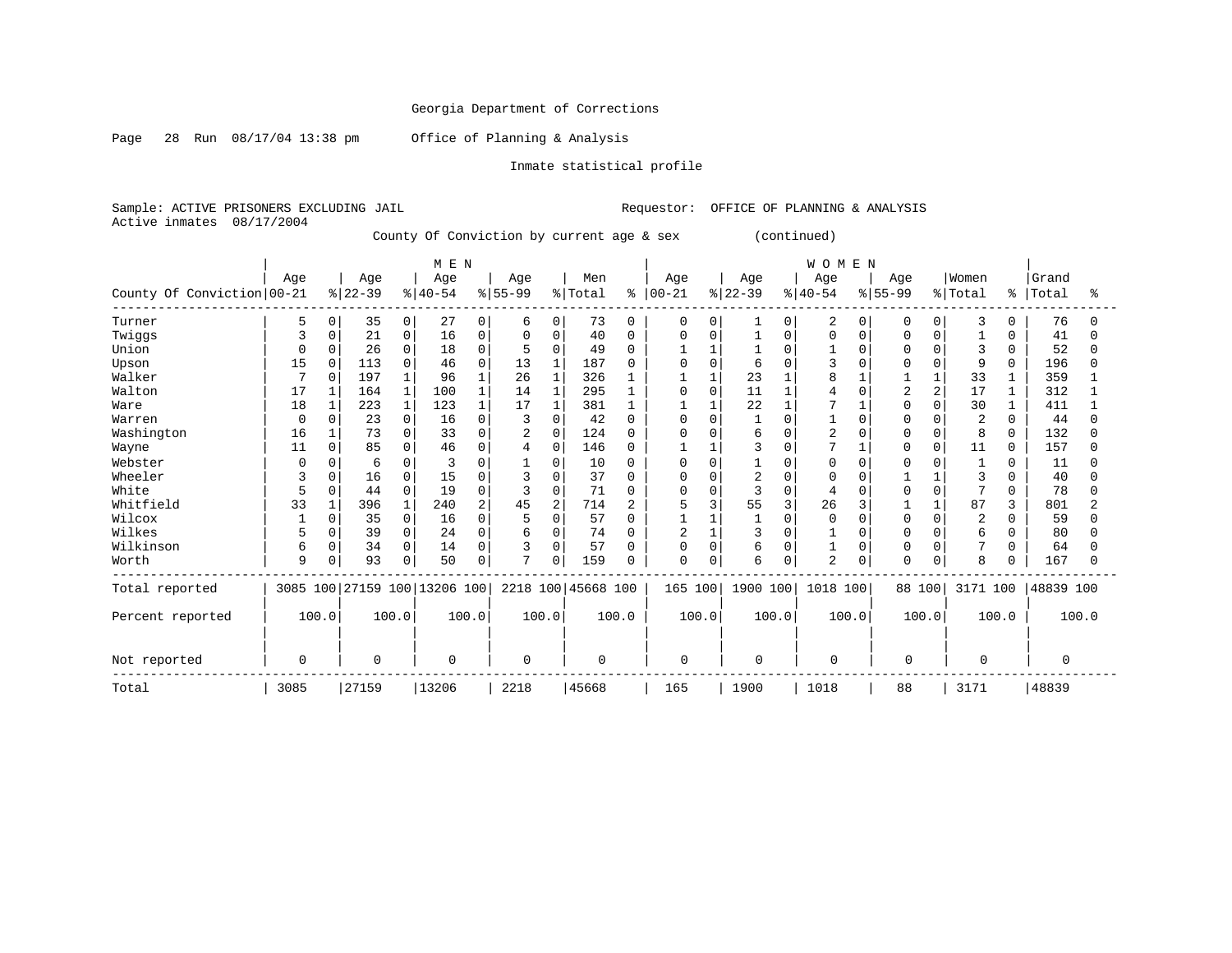Georgia Department of Corrections

Page 28 Run 08/17/04 13:38 pm Office of Planning & Analysis

Inmate statistical profile

Sample: ACTIVE PRISONERS EXCLUDING JAIL Requestor: OFFICE OF PLANNING & ANALYSIS
Active inmates 08/17/2004

County Of Conviction by current age & sex (continued)

| County Of Conviction | MEN Age 00-21 | % | Age 22-39 | % | Age 40-54 | % | Age 55-99 | % | Men Total | % | WOMEN Age 00-21 | % | Age 22-39 | % | Age 40-54 | % | Age 55-99 | % | Women Total | % | Grand Total | % |
|---|---|---|---|---|---|---|---|---|---|---|---|---|---|---|---|---|---|---|---|---|---|---|
| Turner | 5 | 0 | 35 | 0 | 27 | 0 | 6 | 0 | 73 | 0 | 0 | 0 | 1 | 0 | 2 | 0 | 0 | 0 | 3 | 0 | 76 | 0 |
| Twiggs | 3 | 0 | 21 | 0 | 16 | 0 | 0 | 0 | 40 | 0 | 0 | 0 | 1 | 0 | 0 | 0 | 0 | 0 | 1 | 0 | 41 | 0 |
| Union | 0 | 0 | 26 | 0 | 18 | 0 | 5 | 0 | 49 | 0 | 1 | 1 | 1 | 0 | 1 | 0 | 0 | 0 | 3 | 0 | 52 | 0 |
| Upson | 15 | 0 | 113 | 0 | 46 | 0 | 13 | 1 | 187 | 0 | 0 | 0 | 6 | 0 | 3 | 0 | 0 | 0 | 9 | 0 | 196 | 0 |
| Walker | 7 | 0 | 197 | 1 | 96 | 1 | 26 | 1 | 326 | 1 | 1 | 1 | 23 | 1 | 8 | 1 | 1 | 1 | 33 | 1 | 359 | 1 |
| Walton | 17 | 1 | 164 | 1 | 100 | 1 | 14 | 1 | 295 | 1 | 0 | 0 | 11 | 1 | 4 | 0 | 2 | 2 | 17 | 1 | 312 | 1 |
| Ware | 18 | 1 | 223 | 1 | 123 | 1 | 17 | 1 | 381 | 1 | 1 | 1 | 22 | 1 | 7 | 1 | 0 | 0 | 30 | 1 | 411 | 1 |
| Warren | 0 | 0 | 23 | 0 | 16 | 0 | 3 | 0 | 42 | 0 | 0 | 0 | 1 | 0 | 1 | 0 | 0 | 0 | 2 | 0 | 44 | 0 |
| Washington | 16 | 1 | 73 | 0 | 33 | 0 | 2 | 0 | 124 | 0 | 0 | 0 | 6 | 0 | 2 | 0 | 0 | 0 | 8 | 0 | 132 | 0 |
| Wayne | 11 | 0 | 85 | 0 | 46 | 0 | 4 | 0 | 146 | 0 | 1 | 1 | 3 | 0 | 7 | 1 | 0 | 0 | 11 | 0 | 157 | 0 |
| Webster | 0 | 0 | 6 | 0 | 3 | 0 | 1 | 0 | 10 | 0 | 0 | 0 | 1 | 0 | 0 | 0 | 0 | 0 | 1 | 0 | 11 | 0 |
| Wheeler | 3 | 0 | 16 | 0 | 15 | 0 | 3 | 0 | 37 | 0 | 0 | 0 | 2 | 0 | 0 | 0 | 1 | 1 | 3 | 0 | 40 | 0 |
| White | 5 | 0 | 44 | 0 | 19 | 0 | 3 | 0 | 71 | 0 | 0 | 0 | 3 | 0 | 4 | 0 | 0 | 0 | 7 | 0 | 78 | 0 |
| Whitfield | 33 | 1 | 396 | 1 | 240 | 2 | 45 | 2 | 714 | 2 | 5 | 3 | 55 | 3 | 26 | 3 | 1 | 1 | 87 | 3 | 801 | 2 |
| Wilcox | 1 | 0 | 35 | 0 | 16 | 0 | 5 | 0 | 57 | 0 | 1 | 1 | 1 | 0 | 0 | 0 | 0 | 0 | 2 | 0 | 59 | 0 |
| Wilkes | 5 | 0 | 39 | 0 | 24 | 0 | 6 | 0 | 74 | 0 | 2 | 1 | 3 | 0 | 1 | 0 | 0 | 0 | 6 | 0 | 80 | 0 |
| Wilkinson | 6 | 0 | 34 | 0 | 14 | 0 | 3 | 0 | 57 | 0 | 0 | 0 | 6 | 0 | 1 | 0 | 0 | 0 | 7 | 0 | 64 | 0 |
| Worth | 9 | 0 | 93 | 0 | 50 | 0 | 7 | 0 | 159 | 0 | 0 | 0 | 6 | 0 | 2 | 0 | 0 | 0 | 8 | 0 | 167 | 0 |
| Total reported | 3085 | 100 | 27159 | 100 | 13206 | 100 | 2218 | 100 | 45668 | 100 | 165 | 100 | 1900 | 100 | 1018 | 100 | 88 | 100 | 3171 | 100 | 48839 | 100 |
| Percent reported | | 100.0 | | 100.0 | | 100.0 | | 100.0 | | 100.0 | | 100.0 | | 100.0 | | 100.0 | | 100.0 | | 100.0 | | 100.0 |
| Not reported | 0 | | 0 | | 0 | | 0 | | 0 | | 0 | | 0 | | 0 | | 0 | | 0 | | 0 | |
| Total | 3085 | | 27159 | | 13206 | | 2218 | | 45668 | | 165 | | 1900 | | 1018 | | 88 | | 3171 | | 48839 | |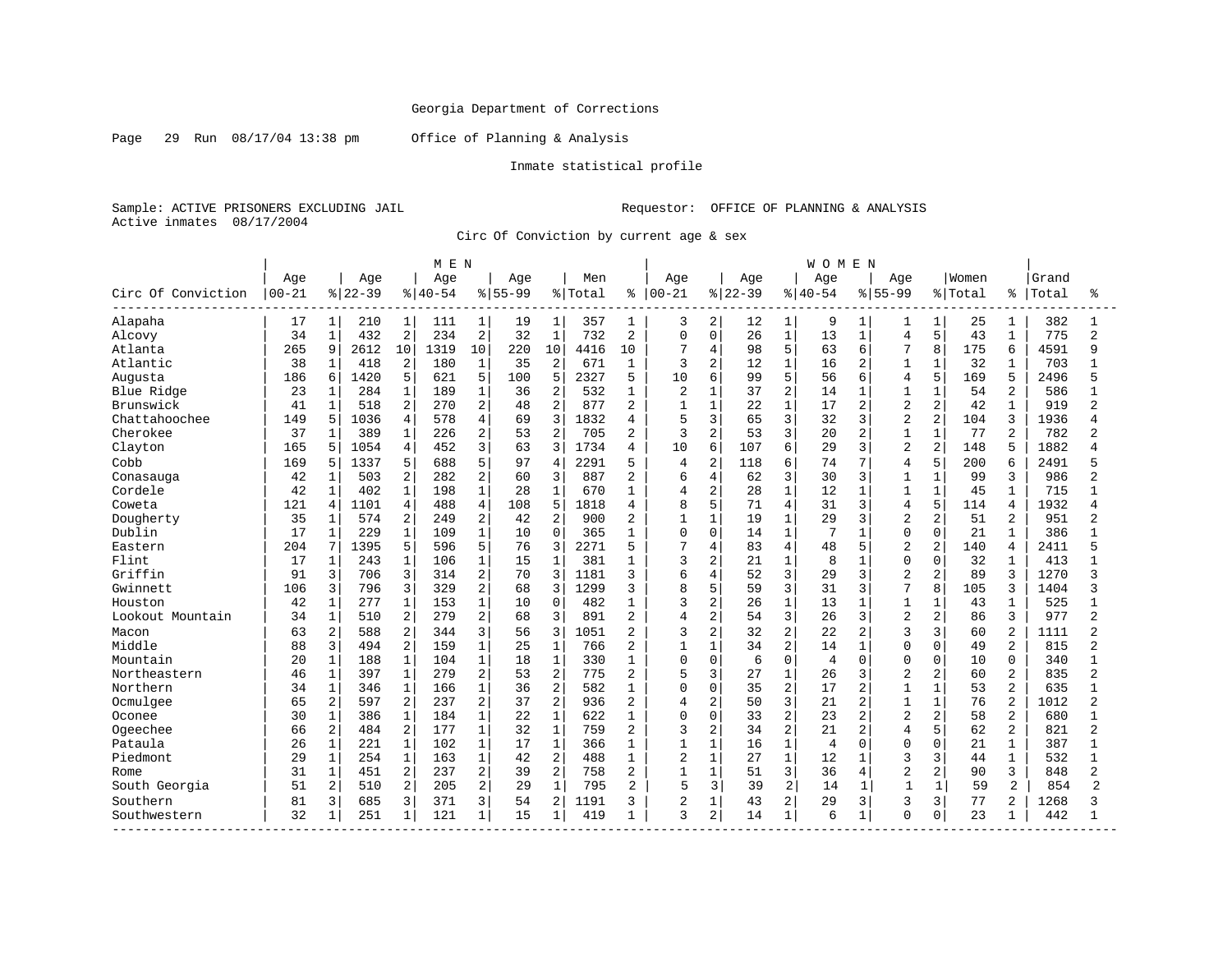Georgia Department of Corrections

Page 29 Run 08/17/04 13:38 pm Office of Planning & Analysis

Inmate statistical profile

Sample: ACTIVE PRISONERS EXCLUDING JAIL Requestor: OFFICE OF PLANNING & ANALYSIS
Active inmates 08/17/2004

Circ Of Conviction by current age & sex

| | MEN | | | | | | | | | | WOMEN | | | | | | | | | | | |
|---|---|---|---|---|---|---|---|---|---|---|---|---|---|---|---|---|---|---|---|---|---|---|
| Circ Of Conviction | Age 00-21 | % | Age 22-39 | % | Age 40-54 | % | Age 55-99 | % | Men Total | % | Age 00-21 | % | Age 22-39 | % | Age 40-54 | % | Age 55-99 | % | Women Total | % | Grand Total | % |
| Alapaha | 17 | 1 | 210 | 1 | 111 | 1 | 19 | 1 | 357 | 1 | 3 | 2 | 12 | 1 | 9 | 1 | 1 | 1 | 25 | 1 | 382 | 1 |
| Alcovy | 34 | 1 | 432 | 2 | 234 | 2 | 32 | 1 | 732 | 2 | 0 | 0 | 26 | 1 | 13 | 1 | 4 | 5 | 43 | 1 | 775 | 2 |
| Atlanta | 265 | 9 | 2612 | 10 | 1319 | 10 | 220 | 10 | 4416 | 10 | 7 | 4 | 98 | 5 | 63 | 6 | 7 | 8 | 175 | 6 | 4591 | 9 |
| Atlantic | 38 | 1 | 418 | 2 | 180 | 1 | 35 | 2 | 671 | 1 | 3 | 2 | 12 | 1 | 16 | 2 | 1 | 1 | 32 | 1 | 703 | 1 |
| Augusta | 186 | 6 | 1420 | 5 | 621 | 5 | 100 | 5 | 2327 | 5 | 10 | 6 | 99 | 5 | 56 | 6 | 4 | 5 | 169 | 5 | 2496 | 5 |
| Blue Ridge | 23 | 1 | 284 | 1 | 189 | 1 | 36 | 2 | 532 | 1 | 2 | 1 | 37 | 2 | 14 | 1 | 1 | 1 | 54 | 2 | 586 | 1 |
| Brunswick | 41 | 1 | 518 | 2 | 270 | 2 | 48 | 2 | 877 | 2 | 1 | 1 | 22 | 1 | 17 | 2 | 2 | 2 | 42 | 1 | 919 | 2 |
| Chattahoochee | 149 | 5 | 1036 | 4 | 578 | 4 | 69 | 3 | 1832 | 4 | 5 | 3 | 65 | 3 | 32 | 3 | 2 | 2 | 104 | 3 | 1936 | 4 |
| Cherokee | 37 | 1 | 389 | 1 | 226 | 2 | 53 | 2 | 705 | 2 | 3 | 2 | 53 | 3 | 20 | 2 | 1 | 1 | 77 | 2 | 782 | 2 |
| Clayton | 165 | 5 | 1054 | 4 | 452 | 3 | 63 | 3 | 1734 | 4 | 10 | 6 | 107 | 6 | 29 | 3 | 2 | 2 | 148 | 5 | 1882 | 4 |
| Cobb | 169 | 5 | 1337 | 5 | 688 | 5 | 97 | 4 | 2291 | 5 | 4 | 2 | 118 | 6 | 74 | 7 | 4 | 5 | 200 | 6 | 2491 | 5 |
| Conasauga | 42 | 1 | 503 | 2 | 282 | 2 | 60 | 3 | 887 | 2 | 6 | 4 | 62 | 3 | 30 | 3 | 1 | 1 | 99 | 3 | 986 | 2 |
| Cordele | 42 | 1 | 402 | 1 | 198 | 1 | 28 | 1 | 670 | 1 | 4 | 2 | 28 | 1 | 12 | 1 | 1 | 1 | 45 | 1 | 715 | 1 |
| Coweta | 121 | 4 | 1101 | 4 | 488 | 4 | 108 | 5 | 1818 | 4 | 8 | 5 | 71 | 4 | 31 | 3 | 4 | 5 | 114 | 4 | 1932 | 4 |
| Dougherty | 35 | 1 | 574 | 2 | 249 | 2 | 42 | 2 | 900 | 2 | 1 | 1 | 19 | 1 | 29 | 3 | 2 | 2 | 51 | 2 | 951 | 2 |
| Dublin | 17 | 1 | 229 | 1 | 109 | 1 | 10 | 0 | 365 | 1 | 0 | 0 | 14 | 1 | 7 | 1 | 0 | 0 | 21 | 1 | 386 | 1 |
| Eastern | 204 | 7 | 1395 | 5 | 596 | 5 | 76 | 3 | 2271 | 5 | 7 | 4 | 83 | 4 | 48 | 5 | 2 | 2 | 140 | 4 | 2411 | 5 |
| Flint | 17 | 1 | 243 | 1 | 106 | 1 | 15 | 1 | 381 | 1 | 3 | 2 | 21 | 1 | 8 | 1 | 0 | 0 | 32 | 1 | 413 | 1 |
| Griffin | 91 | 3 | 706 | 3 | 314 | 2 | 70 | 3 | 1181 | 3 | 6 | 4 | 52 | 3 | 29 | 3 | 2 | 2 | 89 | 3 | 1270 | 3 |
| Gwinnett | 106 | 3 | 796 | 3 | 329 | 2 | 68 | 3 | 1299 | 3 | 8 | 5 | 59 | 3 | 31 | 3 | 7 | 8 | 105 | 3 | 1404 | 3 |
| Houston | 42 | 1 | 277 | 1 | 153 | 1 | 10 | 0 | 482 | 1 | 3 | 2 | 26 | 1 | 13 | 1 | 1 | 1 | 43 | 1 | 525 | 1 |
| Lookout Mountain | 34 | 1 | 510 | 2 | 279 | 2 | 68 | 3 | 891 | 2 | 4 | 2 | 54 | 3 | 26 | 3 | 2 | 2 | 86 | 3 | 977 | 2 |
| Macon | 63 | 2 | 588 | 2 | 344 | 3 | 56 | 3 | 1051 | 2 | 3 | 2 | 32 | 2 | 22 | 2 | 3 | 3 | 60 | 2 | 1111 | 2 |
| Middle | 88 | 3 | 494 | 2 | 159 | 1 | 25 | 1 | 766 | 2 | 1 | 1 | 34 | 2 | 14 | 1 | 0 | 0 | 49 | 2 | 815 | 2 |
| Mountain | 20 | 1 | 188 | 1 | 104 | 1 | 18 | 1 | 330 | 1 | 0 | 0 | 6 | 0 | 4 | 0 | 0 | 0 | 10 | 0 | 340 | 1 |
| Northeastern | 46 | 1 | 397 | 1 | 279 | 2 | 53 | 2 | 775 | 2 | 5 | 3 | 27 | 1 | 26 | 3 | 2 | 2 | 60 | 2 | 835 | 2 |
| Northern | 34 | 1 | 346 | 1 | 166 | 1 | 36 | 2 | 582 | 1 | 0 | 0 | 35 | 2 | 17 | 2 | 1 | 1 | 53 | 2 | 635 | 1 |
| Ocmulgee | 65 | 2 | 597 | 2 | 237 | 2 | 37 | 2 | 936 | 2 | 4 | 2 | 50 | 3 | 21 | 2 | 1 | 1 | 76 | 2 | 1012 | 2 |
| Oconee | 30 | 1 | 386 | 1 | 184 | 1 | 22 | 1 | 622 | 1 | 0 | 0 | 33 | 2 | 23 | 2 | 2 | 2 | 58 | 2 | 680 | 1 |
| Ogeechee | 66 | 2 | 484 | 2 | 177 | 1 | 32 | 1 | 759 | 2 | 3 | 2 | 34 | 2 | 21 | 2 | 4 | 5 | 62 | 2 | 821 | 2 |
| Pataula | 26 | 1 | 221 | 1 | 102 | 1 | 17 | 1 | 366 | 1 | 1 | 1 | 16 | 1 | 4 | 0 | 0 | 0 | 21 | 1 | 387 | 1 |
| Piedmont | 29 | 1 | 254 | 1 | 163 | 1 | 42 | 2 | 488 | 1 | 2 | 1 | 27 | 1 | 12 | 1 | 3 | 3 | 44 | 1 | 532 | 1 |
| Rome | 31 | 1 | 451 | 2 | 237 | 2 | 39 | 2 | 758 | 2 | 1 | 1 | 51 | 3 | 36 | 4 | 2 | 2 | 90 | 3 | 848 | 2 |
| South Georgia | 51 | 2 | 510 | 2 | 205 | 2 | 29 | 1 | 795 | 2 | 5 | 3 | 39 | 2 | 14 | 1 | 1 | 1 | 59 | 2 | 854 | 2 |
| Southern | 81 | 3 | 685 | 3 | 371 | 3 | 54 | 2 | 1191 | 3 | 2 | 1 | 43 | 2 | 29 | 3 | 3 | 3 | 77 | 2 | 1268 | 3 |
| Southwestern | 32 | 1 | 251 | 1 | 121 | 1 | 15 | 1 | 419 | 1 | 3 | 2 | 14 | 1 | 6 | 1 | 0 | 0 | 23 | 1 | 442 | 1 |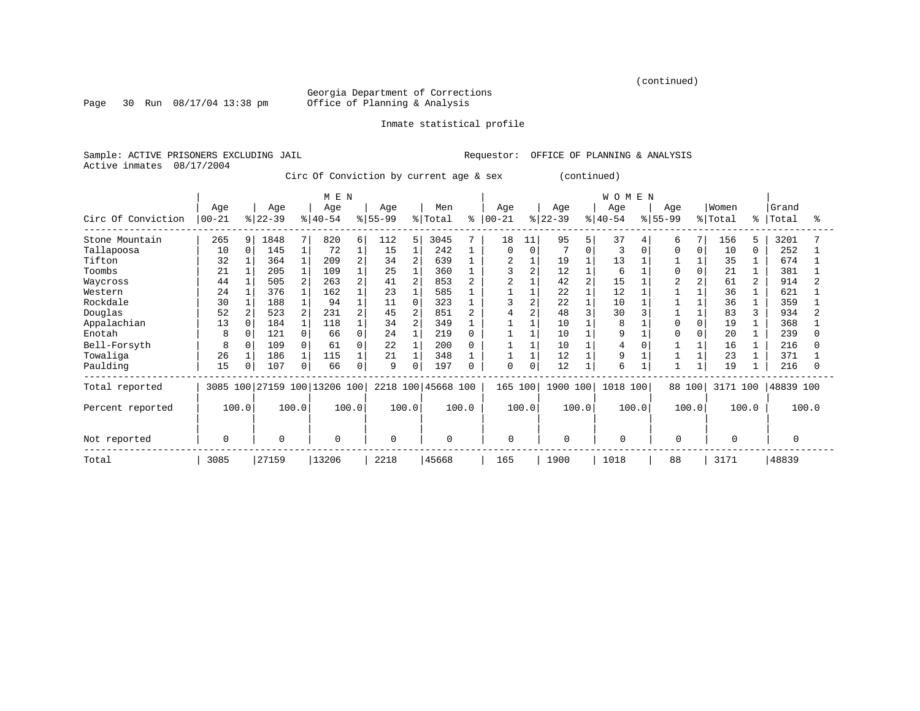(continued)

Georgia Department of Corrections
Office of Planning & Analysis

Inmate statistical profile

Sample: ACTIVE PRISONERS EXCLUDING JAIL

Requestor: OFFICE OF PLANNING & ANALYSIS

Active inmates 08/17/2004

Circ Of Conviction by current age & sex (continued)

| Circ Of Conviction | MEN Age 00-21 | % | Age 22-39 | % | Age 40-54 | % | Age 55-99 | % | Men Total | % | WOMEN Age 00-21 | % | Age 22-39 | % | Age 40-54 | % | Age 55-99 | % | Women Total | % | Grand Total | % |
|---|---|---|---|---|---|---|---|---|---|---|---|---|---|---|---|---|---|---|---|---|---|---|
| Stone Mountain | 265 | 9 | 1848 | 7 | 820 | 6 | 112 | 5 | 3045 | 7 | 18 | 11 | 95 | 5 | 37 | 4 | 6 | 7 | 156 | 5 | 3201 | 7 |
| Tallapoosa | 10 | 0 | 145 | 1 | 72 | 1 | 15 | 1 | 242 | 1 | 0 | 0 | 7 | 0 | 3 | 0 | 0 | 0 | 10 | 0 | 252 | 1 |
| Tifton | 32 | 1 | 364 | 1 | 209 | 2 | 34 | 2 | 639 | 1 | 2 | 1 | 19 | 1 | 13 | 1 | 1 | 1 | 35 | 1 | 674 | 1 |
| Toombs | 21 | 1 | 205 | 1 | 109 | 1 | 25 | 1 | 360 | 1 | 3 | 2 | 12 | 1 | 6 | 1 | 0 | 0 | 21 | 1 | 381 | 1 |
| Waycross | 44 | 1 | 505 | 2 | 263 | 2 | 41 | 2 | 853 | 2 | 2 | 1 | 42 | 2 | 15 | 1 | 2 | 2 | 61 | 2 | 914 | 2 |
| Western | 24 | 1 | 376 | 1 | 162 | 1 | 23 | 1 | 585 | 1 | 1 | 1 | 22 | 1 | 12 | 1 | 1 | 1 | 36 | 1 | 621 | 1 |
| Rockdale | 30 | 1 | 188 | 1 | 94 | 1 | 11 | 0 | 323 | 1 | 3 | 2 | 22 | 1 | 10 | 1 | 1 | 1 | 36 | 1 | 359 | 1 |
| Douglas | 52 | 2 | 523 | 2 | 231 | 2 | 45 | 2 | 851 | 2 | 4 | 2 | 48 | 3 | 30 | 3 | 1 | 1 | 83 | 3 | 934 | 2 |
| Appalachian | 13 | 0 | 184 | 1 | 118 | 1 | 34 | 2 | 349 | 1 | 1 | 1 | 10 | 1 | 8 | 1 | 0 | 0 | 19 | 1 | 368 | 1 |
| Enotah | 8 | 0 | 121 | 0 | 66 | 0 | 24 | 1 | 219 | 0 | 1 | 1 | 10 | 1 | 9 | 1 | 0 | 0 | 20 | 1 | 239 | 0 |
| Bell-Forsyth | 8 | 0 | 109 | 0 | 61 | 0 | 22 | 1 | 200 | 0 | 1 | 1 | 10 | 1 | 4 | 0 | 1 | 1 | 16 | 1 | 216 | 0 |
| Towaliga | 26 | 1 | 186 | 1 | 115 | 1 | 21 | 1 | 348 | 1 | 1 | 1 | 12 | 1 | 9 | 1 | 1 | 1 | 23 | 1 | 371 | 1 |
| Paulding | 15 | 0 | 107 | 0 | 66 | 0 | 9 | 0 | 197 | 0 | 0 | 0 | 12 | 1 | 6 | 1 | 1 | 1 | 19 | 1 | 216 | 0 |
| Total reported | 3085 | 100 | 27159 | 100 | 13206 | 100 | 2218 | 100 | 45668 | 100 | 165 | 100 | 1900 | 100 | 1018 | 100 | 88 | 100 | 3171 | 100 | 48839 | 100 |
| Percent reported | | 100.0 | | 100.0 | | 100.0 | | 100.0 | | 100.0 | | 100.0 | | 100.0 | | 100.0 | | 100.0 | | 100.0 | | 100.0 |
| Not reported | 0 | | 0 | | 0 | | 0 | | 0 | | 0 | | 0 | | 0 | | 0 | | 0 | | 0 | |
| Total | 3085 | | 27159 | | 13206 | | 2218 | | 45668 | | 165 | | 1900 | | 1018 | | 88 | | 3171 | | 48839 | |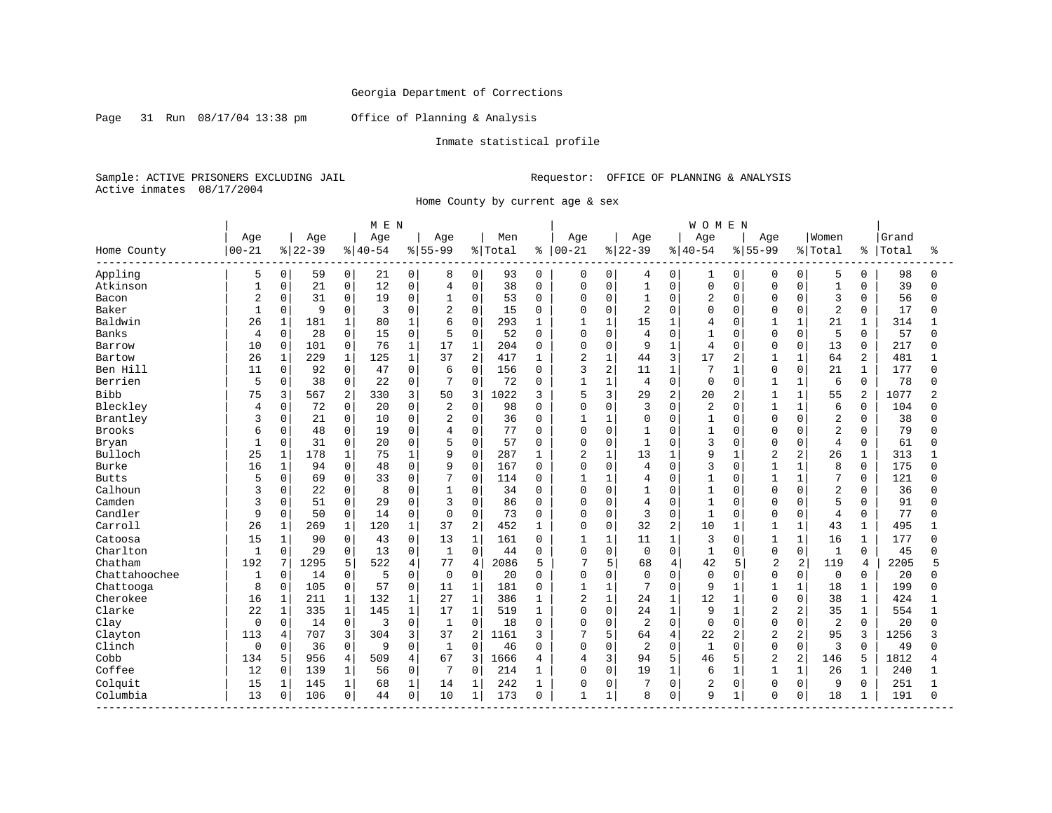Georgia Department of Corrections

Page 31 Run 08/17/04 13:38 pm Office of Planning & Analysis

Inmate statistical profile

Sample: ACTIVE PRISONERS EXCLUDING JAIL Requestor: OFFICE OF PLANNING & ANALYSIS
Active inmates 08/17/2004

Home County by current age & sex

| | MEN | | | | | | | | | | WOMEN | | | | | | | | | | | |
|---|---|---|---|---|---|---|---|---|---|---|---|---|---|---|---|---|---|---|---|---|---|---|
| Home County | Age 00-21 | % | Age 22-39 | % | Age 40-54 | % | Age 55-99 | % | Men Total | % | Age 00-21 | % | Age 22-39 | % | Age 40-54 | % | Age 55-99 | % | Women Total | % | Grand Total | % |
| Appling | 5 | 0 | 59 | 0 | 21 | 0 | 8 | 0 | 93 | 0 | 0 | 0 | 4 | 0 | 1 | 0 | 0 | 0 | 5 | 0 | 98 | 0 |
| Atkinson | 1 | 0 | 21 | 0 | 12 | 0 | 4 | 0 | 38 | 0 | 0 | 0 | 1 | 0 | 0 | 0 | 0 | 0 | 1 | 0 | 39 | 0 |
| Bacon | 2 | 0 | 31 | 0 | 19 | 0 | 1 | 0 | 53 | 0 | 0 | 0 | 1 | 0 | 2 | 0 | 0 | 0 | 3 | 0 | 56 | 0 |
| Baker | 1 | 0 | 9 | 0 | 3 | 0 | 2 | 0 | 15 | 0 | 0 | 0 | 2 | 0 | 0 | 0 | 0 | 0 | 2 | 0 | 17 | 0 |
| Baldwin | 26 | 1 | 181 | 1 | 80 | 1 | 6 | 0 | 293 | 1 | 1 | 1 | 15 | 1 | 4 | 0 | 1 | 1 | 21 | 1 | 314 | 1 |
| Banks | 4 | 0 | 28 | 0 | 15 | 0 | 5 | 0 | 52 | 0 | 0 | 0 | 4 | 0 | 1 | 0 | 0 | 0 | 5 | 0 | 57 | 0 |
| Barrow | 10 | 0 | 101 | 0 | 76 | 1 | 17 | 1 | 204 | 0 | 0 | 0 | 9 | 1 | 4 | 0 | 0 | 0 | 13 | 0 | 217 | 0 |
| Bartow | 26 | 1 | 229 | 1 | 125 | 1 | 37 | 2 | 417 | 1 | 2 | 1 | 44 | 3 | 17 | 2 | 1 | 1 | 64 | 2 | 481 | 1 |
| Ben Hill | 11 | 0 | 92 | 0 | 47 | 0 | 6 | 0 | 156 | 0 | 3 | 2 | 11 | 1 | 7 | 1 | 0 | 0 | 21 | 1 | 177 | 0 |
| Berrien | 5 | 0 | 38 | 0 | 22 | 0 | 7 | 0 | 72 | 0 | 1 | 1 | 4 | 0 | 0 | 0 | 1 | 1 | 6 | 0 | 78 | 0 |
| Bibb | 75 | 3 | 567 | 2 | 330 | 3 | 50 | 3 | 1022 | 3 | 5 | 3 | 29 | 2 | 20 | 2 | 1 | 1 | 55 | 2 | 1077 | 2 |
| Bleckley | 4 | 0 | 72 | 0 | 20 | 0 | 2 | 0 | 98 | 0 | 0 | 0 | 3 | 0 | 2 | 0 | 1 | 1 | 6 | 0 | 104 | 0 |
| Brantley | 3 | 0 | 21 | 0 | 10 | 0 | 2 | 0 | 36 | 0 | 1 | 1 | 0 | 0 | 1 | 0 | 0 | 0 | 2 | 0 | 38 | 0 |
| Brooks | 6 | 0 | 48 | 0 | 19 | 0 | 4 | 0 | 77 | 0 | 0 | 0 | 1 | 0 | 1 | 0 | 0 | 0 | 2 | 0 | 79 | 0 |
| Bryan | 1 | 0 | 31 | 0 | 20 | 0 | 5 | 0 | 57 | 0 | 0 | 0 | 1 | 0 | 3 | 0 | 0 | 0 | 4 | 0 | 61 | 0 |
| Bulloch | 25 | 1 | 178 | 1 | 75 | 1 | 9 | 0 | 287 | 1 | 2 | 1 | 13 | 1 | 9 | 1 | 2 | 2 | 26 | 1 | 313 | 1 |
| Burke | 16 | 1 | 94 | 0 | 48 | 0 | 9 | 0 | 167 | 0 | 0 | 0 | 4 | 0 | 3 | 0 | 1 | 1 | 8 | 0 | 175 | 0 |
| Butts | 5 | 0 | 69 | 0 | 33 | 0 | 7 | 0 | 114 | 0 | 1 | 1 | 4 | 0 | 1 | 0 | 1 | 1 | 7 | 0 | 121 | 0 |
| Calhoun | 3 | 0 | 22 | 0 | 8 | 0 | 1 | 0 | 34 | 0 | 0 | 0 | 1 | 0 | 1 | 0 | 0 | 0 | 2 | 0 | 36 | 0 |
| Camden | 3 | 0 | 51 | 0 | 29 | 0 | 3 | 0 | 86 | 0 | 0 | 0 | 4 | 0 | 1 | 0 | 0 | 0 | 5 | 0 | 91 | 0 |
| Candler | 9 | 0 | 50 | 0 | 14 | 0 | 0 | 0 | 73 | 0 | 0 | 0 | 3 | 0 | 1 | 0 | 0 | 0 | 4 | 0 | 77 | 0 |
| Carroll | 26 | 1 | 269 | 1 | 120 | 1 | 37 | 2 | 452 | 1 | 0 | 0 | 32 | 2 | 10 | 1 | 1 | 1 | 43 | 1 | 495 | 1 |
| Catoosa | 15 | 1 | 90 | 0 | 43 | 0 | 13 | 1 | 161 | 0 | 1 | 1 | 11 | 1 | 3 | 0 | 1 | 1 | 16 | 1 | 177 | 0 |
| Charlton | 1 | 0 | 29 | 0 | 13 | 0 | 1 | 0 | 44 | 0 | 0 | 0 | 0 | 0 | 1 | 0 | 0 | 0 | 1 | 0 | 45 | 0 |
| Chatham | 192 | 7 | 1295 | 5 | 522 | 4 | 77 | 4 | 2086 | 5 | 7 | 5 | 68 | 4 | 42 | 5 | 2 | 2 | 119 | 4 | 2205 | 5 |
| Chattahoochee | 1 | 0 | 14 | 0 | 5 | 0 | 0 | 0 | 20 | 0 | 0 | 0 | 0 | 0 | 0 | 0 | 0 | 0 | 0 | 0 | 20 | 0 |
| Chattooga | 8 | 0 | 105 | 0 | 57 | 0 | 11 | 1 | 181 | 0 | 1 | 1 | 7 | 0 | 9 | 1 | 1 | 1 | 18 | 1 | 199 | 0 |
| Cherokee | 16 | 1 | 211 | 1 | 132 | 1 | 27 | 1 | 386 | 1 | 2 | 1 | 24 | 1 | 12 | 1 | 0 | 0 | 38 | 1 | 424 | 1 |
| Clarke | 22 | 1 | 335 | 1 | 145 | 1 | 17 | 1 | 519 | 1 | 0 | 0 | 24 | 1 | 9 | 1 | 2 | 2 | 35 | 1 | 554 | 1 |
| Clay | 0 | 0 | 14 | 0 | 3 | 0 | 1 | 0 | 18 | 0 | 0 | 0 | 2 | 0 | 0 | 0 | 0 | 0 | 2 | 0 | 20 | 0 |
| Clayton | 113 | 4 | 707 | 3 | 304 | 3 | 37 | 2 | 1161 | 3 | 7 | 5 | 64 | 4 | 22 | 2 | 2 | 2 | 95 | 3 | 1256 | 3 |
| Clinch | 0 | 0 | 36 | 0 | 9 | 0 | 1 | 0 | 46 | 0 | 0 | 0 | 2 | 0 | 1 | 0 | 0 | 0 | 3 | 0 | 49 | 0 |
| Cobb | 134 | 5 | 956 | 4 | 509 | 4 | 67 | 3 | 1666 | 4 | 4 | 3 | 94 | 5 | 46 | 5 | 2 | 2 | 146 | 5 | 1812 | 4 |
| Coffee | 12 | 0 | 139 | 1 | 56 | 0 | 7 | 0 | 214 | 1 | 0 | 0 | 19 | 1 | 6 | 1 | 1 | 1 | 26 | 1 | 240 | 1 |
| Colquit | 15 | 1 | 145 | 1 | 68 | 1 | 14 | 1 | 242 | 1 | 0 | 0 | 7 | 0 | 2 | 0 | 0 | 0 | 9 | 0 | 251 | 1 |
| Columbia | 13 | 0 | 106 | 0 | 44 | 0 | 10 | 1 | 173 | 0 | 1 | 1 | 8 | 0 | 9 | 1 | 0 | 0 | 18 | 1 | 191 | 0 |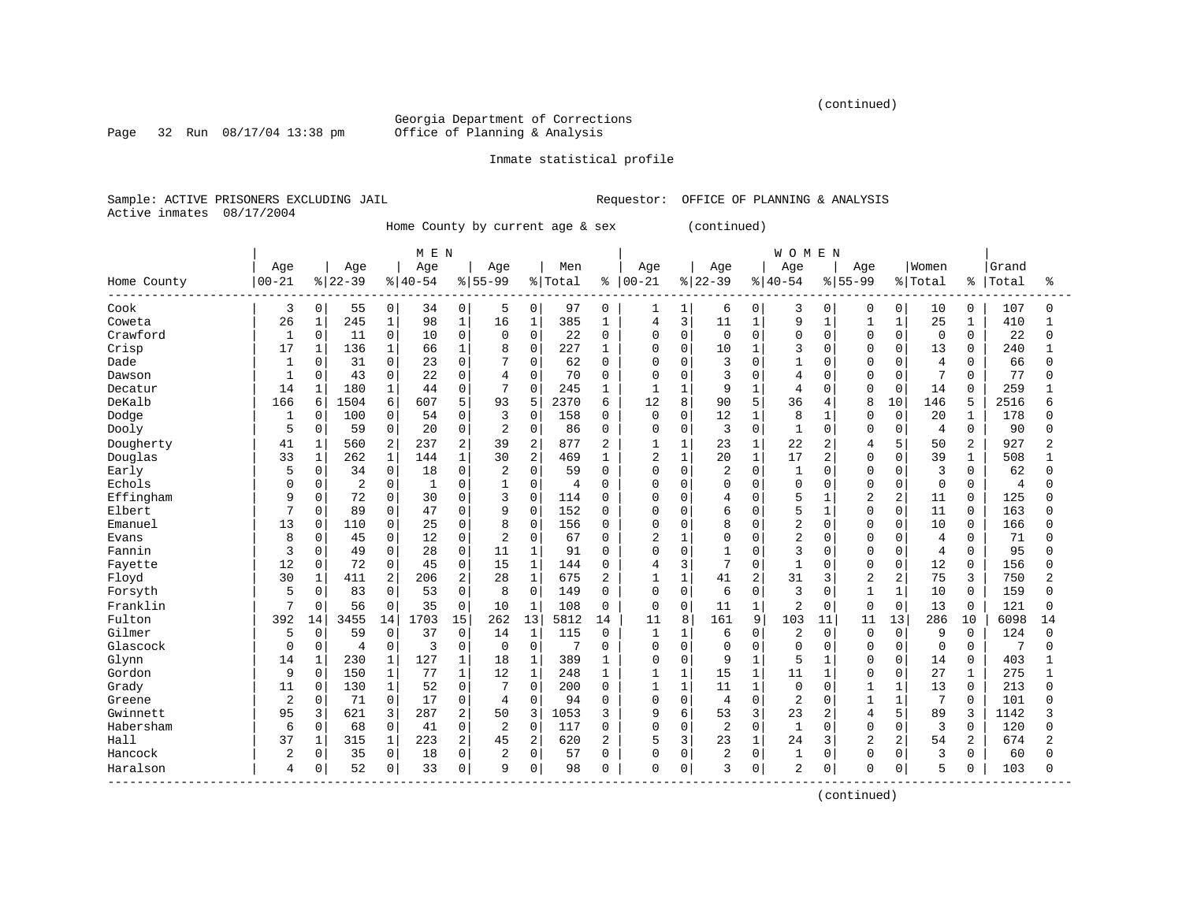(continued)

Georgia Department of Corrections
Office of Planning & Analysis

Inmate statistical profile

Sample: ACTIVE PRISONERS EXCLUDING JAIL

Requestor: OFFICE OF PLANNING & ANALYSIS

Active inmates 08/17/2004

Home County by current age & sex (continued)

| Home County | MEN Age 00-21 | % | Age 22-39 | % | Age 40-54 | % | Age 55-99 | % | Men Total | % | WOMEN Age 00-21 | % | Age 22-39 | % | Age 40-54 | % | Age 55-99 | % | Women Total | % | Grand Total | % |
|---|---|---|---|---|---|---|---|---|---|---|---|---|---|---|---|---|---|---|---|---|---|---|
| Cook | 3 | 0 | 55 | 0 | 34 | 0 | 5 | 0 | 97 | 0 | 1 | 1 | 6 | 0 | 3 | 0 | 0 | 0 | 10 | 0 | 107 | 0 |
| Coweta | 26 | 1 | 245 | 1 | 98 | 1 | 16 | 1 | 385 | 1 | 4 | 3 | 11 | 1 | 9 | 1 | 1 | 1 | 25 | 1 | 410 | 1 |
| Crawford | 1 | 0 | 11 | 0 | 10 | 0 | 0 | 0 | 22 | 0 | 0 | 0 | 0 | 0 | 0 | 0 | 0 | 0 | 0 | 0 | 22 | 0 |
| Crisp | 17 | 1 | 136 | 1 | 66 | 1 | 8 | 0 | 227 | 1 | 0 | 0 | 10 | 1 | 3 | 0 | 0 | 0 | 13 | 0 | 240 | 1 |
| Dade | 1 | 0 | 31 | 0 | 23 | 0 | 7 | 0 | 62 | 0 | 0 | 0 | 3 | 0 | 1 | 0 | 0 | 0 | 4 | 0 | 66 | 0 |
| Dawson | 1 | 0 | 43 | 0 | 22 | 0 | 4 | 0 | 70 | 0 | 0 | 0 | 3 | 0 | 4 | 0 | 0 | 0 | 7 | 0 | 77 | 0 |
| Decatur | 14 | 1 | 180 | 1 | 44 | 0 | 7 | 0 | 245 | 1 | 1 | 1 | 9 | 1 | 4 | 0 | 0 | 0 | 14 | 0 | 259 | 1 |
| DeKalb | 166 | 6 | 1504 | 6 | 607 | 5 | 93 | 5 | 2370 | 6 | 12 | 8 | 90 | 5 | 36 | 4 | 8 | 10 | 146 | 5 | 2516 | 6 |
| Dodge | 1 | 0 | 100 | 0 | 54 | 0 | 3 | 0 | 158 | 0 | 0 | 0 | 12 | 1 | 8 | 1 | 0 | 0 | 20 | 1 | 178 | 0 |
| Dooly | 5 | 0 | 59 | 0 | 20 | 0 | 2 | 0 | 86 | 0 | 0 | 0 | 3 | 0 | 1 | 0 | 0 | 0 | 4 | 0 | 90 | 0 |
| Dougherty | 41 | 1 | 560 | 2 | 237 | 2 | 39 | 2 | 877 | 2 | 1 | 1 | 23 | 1 | 22 | 2 | 4 | 5 | 50 | 2 | 927 | 2 |
| Douglas | 33 | 1 | 262 | 1 | 144 | 1 | 30 | 2 | 469 | 1 | 2 | 1 | 20 | 1 | 17 | 2 | 0 | 0 | 39 | 1 | 508 | 1 |
| Early | 5 | 0 | 34 | 0 | 18 | 0 | 2 | 0 | 59 | 0 | 0 | 0 | 2 | 0 | 1 | 0 | 0 | 0 | 3 | 0 | 62 | 0 |
| Echols | 0 | 0 | 2 | 0 | 1 | 0 | 1 | 0 | 4 | 0 | 0 | 0 | 0 | 0 | 0 | 0 | 0 | 0 | 0 | 0 | 4 | 0 |
| Effingham | 9 | 0 | 72 | 0 | 30 | 0 | 3 | 0 | 114 | 0 | 0 | 0 | 4 | 0 | 5 | 1 | 2 | 2 | 11 | 0 | 125 | 0 |
| Elbert | 7 | 0 | 89 | 0 | 47 | 0 | 9 | 0 | 152 | 0 | 0 | 0 | 6 | 0 | 5 | 1 | 0 | 0 | 11 | 0 | 163 | 0 |
| Emanuel | 13 | 0 | 110 | 0 | 25 | 0 | 8 | 0 | 156 | 0 | 0 | 0 | 8 | 0 | 2 | 0 | 0 | 0 | 10 | 0 | 166 | 0 |
| Evans | 8 | 0 | 45 | 0 | 12 | 0 | 2 | 0 | 67 | 0 | 2 | 1 | 0 | 0 | 2 | 0 | 0 | 0 | 4 | 0 | 71 | 0 |
| Fannin | 3 | 0 | 49 | 0 | 28 | 0 | 11 | 1 | 91 | 0 | 0 | 0 | 1 | 0 | 3 | 0 | 0 | 0 | 4 | 0 | 95 | 0 |
| Fayette | 12 | 0 | 72 | 0 | 45 | 0 | 15 | 1 | 144 | 0 | 4 | 3 | 7 | 0 | 1 | 0 | 0 | 0 | 12 | 0 | 156 | 0 |
| Floyd | 30 | 1 | 411 | 2 | 206 | 2 | 28 | 1 | 675 | 2 | 1 | 1 | 41 | 2 | 31 | 3 | 2 | 2 | 75 | 3 | 750 | 2 |
| Forsyth | 5 | 0 | 83 | 0 | 53 | 0 | 8 | 0 | 149 | 0 | 0 | 0 | 6 | 0 | 3 | 0 | 1 | 1 | 10 | 0 | 159 | 0 |
| Franklin | 7 | 0 | 56 | 0 | 35 | 0 | 10 | 1 | 108 | 0 | 0 | 0 | 11 | 1 | 2 | 0 | 0 | 0 | 13 | 0 | 121 | 0 |
| Fulton | 392 | 14 | 3455 | 14 | 1703 | 15 | 262 | 13 | 5812 | 14 | 11 | 8 | 161 | 9 | 103 | 11 | 11 | 13 | 286 | 10 | 6098 | 14 |
| Gilmer | 5 | 0 | 59 | 0 | 37 | 0 | 14 | 1 | 115 | 0 | 1 | 1 | 6 | 0 | 2 | 0 | 0 | 0 | 9 | 0 | 124 | 0 |
| Glascock | 0 | 0 | 4 | 0 | 3 | 0 | 0 | 0 | 7 | 0 | 0 | 0 | 0 | 0 | 0 | 0 | 0 | 0 | 0 | 0 | 7 | 0 |
| Glynn | 14 | 1 | 230 | 1 | 127 | 1 | 18 | 1 | 389 | 1 | 0 | 0 | 9 | 1 | 5 | 1 | 0 | 0 | 14 | 0 | 403 | 1 |
| Gordon | 9 | 0 | 150 | 1 | 77 | 1 | 12 | 1 | 248 | 1 | 1 | 1 | 15 | 1 | 11 | 1 | 0 | 0 | 27 | 1 | 275 | 1 |
| Grady | 11 | 0 | 130 | 1 | 52 | 0 | 7 | 0 | 200 | 0 | 1 | 1 | 11 | 1 | 0 | 0 | 1 | 1 | 13 | 0 | 213 | 0 |
| Greene | 2 | 0 | 71 | 0 | 17 | 0 | 4 | 0 | 94 | 0 | 0 | 0 | 4 | 0 | 2 | 0 | 1 | 1 | 7 | 0 | 101 | 0 |
| Gwinnett | 95 | 3 | 621 | 3 | 287 | 2 | 50 | 3 | 1053 | 3 | 9 | 6 | 53 | 3 | 23 | 2 | 4 | 5 | 89 | 3 | 1142 | 3 |
| Habersham | 6 | 0 | 68 | 0 | 41 | 0 | 2 | 0 | 117 | 0 | 0 | 0 | 2 | 0 | 1 | 0 | 0 | 0 | 3 | 0 | 120 | 0 |
| Hall | 37 | 1 | 315 | 1 | 223 | 2 | 45 | 2 | 620 | 2 | 5 | 3 | 23 | 1 | 24 | 3 | 2 | 2 | 54 | 2 | 674 | 2 |
| Hancock | 2 | 0 | 35 | 0 | 18 | 0 | 2 | 0 | 57 | 0 | 0 | 0 | 2 | 0 | 1 | 0 | 0 | 0 | 3 | 0 | 60 | 0 |
| Haralson | 4 | 0 | 52 | 0 | 33 | 0 | 9 | 0 | 98 | 0 | 0 | 0 | 3 | 0 | 2 | 0 | 0 | 0 | 5 | 0 | 103 | 0 |

(continued)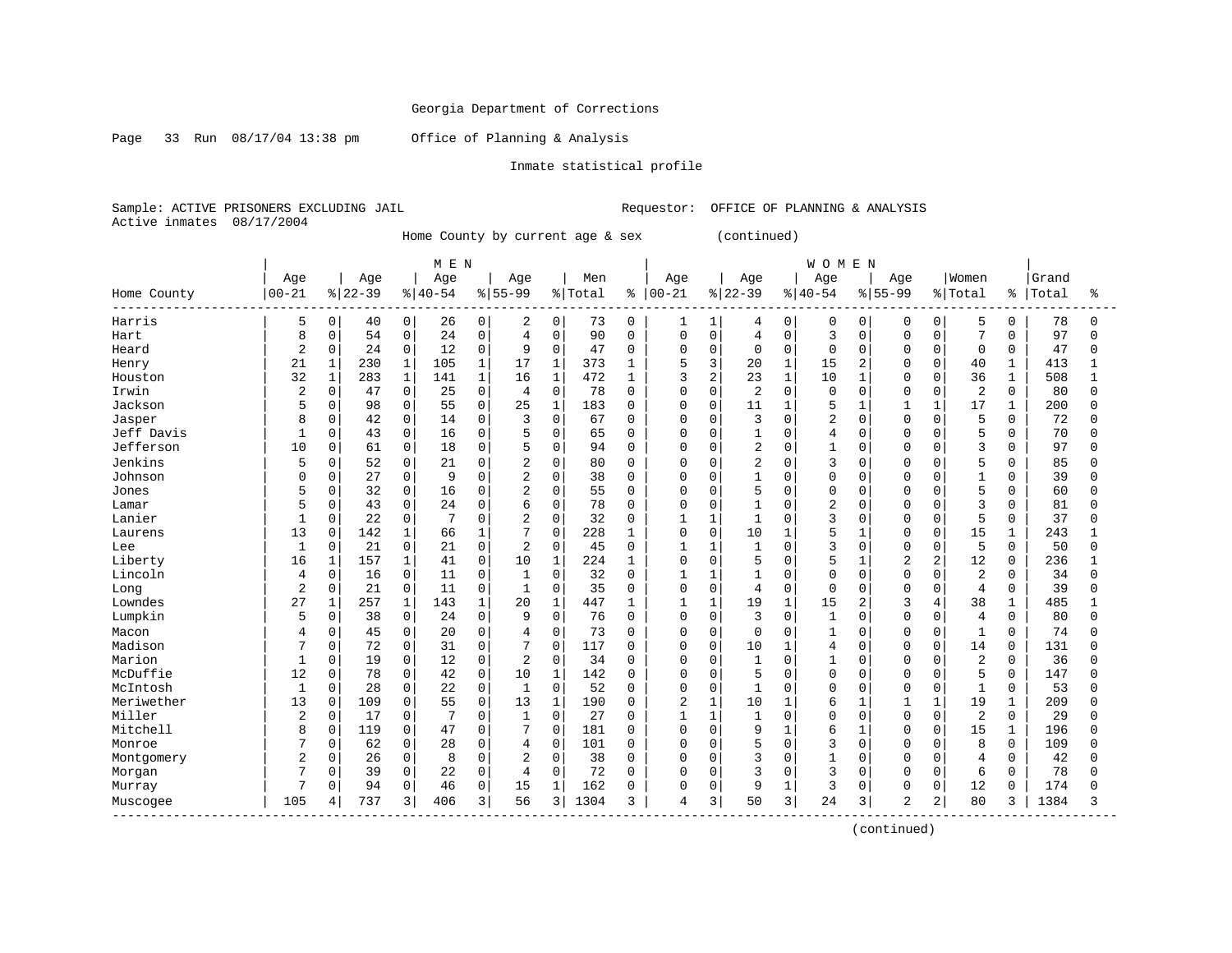Georgia Department of Corrections

Page 33 Run 08/17/04 13:38 pm Office of Planning & Analysis

Inmate statistical profile

Sample: ACTIVE PRISONERS EXCLUDING JAIL Requestor: OFFICE OF PLANNING & ANALYSIS
Active inmates 08/17/2004

Home County by current age & sex (continued)

| Home County | MEN Age 00-21 | % | Age 22-39 | % | Age 40-54 | % | Age 55-99 | % | Men Total | % | WOMEN Age 00-21 | % | Age 22-39 | % | Age 40-54 | % | Age 55-99 | % | Women Total | % | Grand Total | % |
|---|---|---|---|---|---|---|---|---|---|---|---|---|---|---|---|---|---|---|---|---|---|---|
| Harris | 5 | 0 | 40 | 0 | 26 | 0 | 2 | 0 | 73 | 0 | 1 | 1 | 4 | 0 | 0 | 0 | 0 | 0 | 5 | 0 | 78 | 0 |
| Hart | 8 | 0 | 54 | 0 | 24 | 0 | 4 | 0 | 90 | 0 | 0 | 0 | 4 | 0 | 3 | 0 | 0 | 0 | 7 | 0 | 97 | 0 |
| Heard | 2 | 0 | 24 | 0 | 12 | 0 | 9 | 0 | 47 | 0 | 0 | 0 | 0 | 0 | 0 | 0 | 0 | 0 | 0 | 0 | 47 | 0 |
| Henry | 21 | 1 | 230 | 1 | 105 | 1 | 17 | 1 | 373 | 1 | 5 | 3 | 20 | 1 | 15 | 2 | 0 | 0 | 40 | 1 | 413 | 1 |
| Houston | 32 | 1 | 283 | 1 | 141 | 1 | 16 | 1 | 472 | 1 | 3 | 2 | 23 | 1 | 10 | 1 | 0 | 0 | 36 | 1 | 508 | 1 |
| Irwin | 2 | 0 | 47 | 0 | 25 | 0 | 4 | 0 | 78 | 0 | 0 | 0 | 2 | 0 | 0 | 0 | 0 | 0 | 2 | 0 | 80 | 0 |
| Jackson | 5 | 0 | 98 | 0 | 55 | 0 | 25 | 1 | 183 | 0 | 0 | 0 | 11 | 1 | 5 | 1 | 1 | 1 | 17 | 1 | 200 | 0 |
| Jasper | 8 | 0 | 42 | 0 | 14 | 0 | 3 | 0 | 67 | 0 | 0 | 0 | 3 | 0 | 2 | 0 | 0 | 0 | 5 | 0 | 72 | 0 |
| Jeff Davis | 1 | 0 | 43 | 0 | 16 | 0 | 5 | 0 | 65 | 0 | 0 | 0 | 1 | 0 | 4 | 0 | 0 | 0 | 5 | 0 | 70 | 0 |
| Jefferson | 10 | 0 | 61 | 0 | 18 | 0 | 5 | 0 | 94 | 0 | 0 | 0 | 2 | 0 | 1 | 0 | 0 | 0 | 3 | 0 | 97 | 0 |
| Jenkins | 5 | 0 | 52 | 0 | 21 | 0 | 2 | 0 | 80 | 0 | 0 | 0 | 2 | 0 | 3 | 0 | 0 | 0 | 5 | 0 | 85 | 0 |
| Johnson | 0 | 0 | 27 | 0 | 9 | 0 | 2 | 0 | 38 | 0 | 0 | 0 | 1 | 0 | 0 | 0 | 0 | 0 | 1 | 0 | 39 | 0 |
| Jones | 5 | 0 | 32 | 0 | 16 | 0 | 2 | 0 | 55 | 0 | 0 | 0 | 5 | 0 | 0 | 0 | 0 | 0 | 5 | 0 | 60 | 0 |
| Lamar | 5 | 0 | 43 | 0 | 24 | 0 | 6 | 0 | 78 | 0 | 0 | 0 | 1 | 0 | 2 | 0 | 0 | 0 | 3 | 0 | 81 | 0 |
| Lanier | 1 | 0 | 22 | 0 | 7 | 0 | 2 | 0 | 32 | 0 | 1 | 1 | 1 | 0 | 3 | 0 | 0 | 0 | 5 | 0 | 37 | 0 |
| Laurens | 13 | 0 | 142 | 1 | 66 | 1 | 7 | 0 | 228 | 1 | 0 | 0 | 10 | 1 | 5 | 1 | 0 | 0 | 15 | 1 | 243 | 1 |
| Lee | 1 | 0 | 21 | 0 | 21 | 0 | 2 | 0 | 45 | 0 | 1 | 1 | 1 | 0 | 3 | 0 | 0 | 0 | 5 | 0 | 50 | 0 |
| Liberty | 16 | 1 | 157 | 1 | 41 | 0 | 10 | 1 | 224 | 1 | 0 | 0 | 5 | 0 | 5 | 1 | 2 | 2 | 12 | 0 | 236 | 1 |
| Lincoln | 4 | 0 | 16 | 0 | 11 | 0 | 1 | 0 | 32 | 0 | 1 | 1 | 1 | 0 | 0 | 0 | 0 | 0 | 2 | 0 | 34 | 0 |
| Long | 2 | 0 | 21 | 0 | 11 | 0 | 1 | 0 | 35 | 0 | 0 | 0 | 4 | 0 | 0 | 0 | 0 | 0 | 4 | 0 | 39 | 0 |
| Lowndes | 27 | 1 | 257 | 1 | 143 | 1 | 20 | 1 | 447 | 1 | 1 | 1 | 19 | 1 | 15 | 2 | 3 | 4 | 38 | 1 | 485 | 1 |
| Lumpkin | 5 | 0 | 38 | 0 | 24 | 0 | 9 | 0 | 76 | 0 | 0 | 0 | 3 | 0 | 1 | 0 | 0 | 0 | 4 | 0 | 80 | 0 |
| Macon | 4 | 0 | 45 | 0 | 20 | 0 | 4 | 0 | 73 | 0 | 0 | 0 | 0 | 0 | 1 | 0 | 0 | 0 | 1 | 0 | 74 | 0 |
| Madison | 7 | 0 | 72 | 0 | 31 | 0 | 7 | 0 | 117 | 0 | 0 | 0 | 10 | 1 | 4 | 0 | 0 | 0 | 14 | 0 | 131 | 0 |
| Marion | 1 | 0 | 19 | 0 | 12 | 0 | 2 | 0 | 34 | 0 | 0 | 0 | 1 | 0 | 1 | 0 | 0 | 0 | 2 | 0 | 36 | 0 |
| McDuffie | 12 | 0 | 78 | 0 | 42 | 0 | 10 | 1 | 142 | 0 | 0 | 0 | 5 | 0 | 0 | 0 | 0 | 0 | 5 | 0 | 147 | 0 |
| McIntosh | 1 | 0 | 28 | 0 | 22 | 0 | 1 | 0 | 52 | 0 | 0 | 0 | 1 | 0 | 0 | 0 | 0 | 0 | 1 | 0 | 53 | 0 |
| Meriwether | 13 | 0 | 109 | 0 | 55 | 0 | 13 | 1 | 190 | 0 | 2 | 1 | 10 | 1 | 6 | 1 | 1 | 1 | 19 | 1 | 209 | 0 |
| Miller | 2 | 0 | 17 | 0 | 7 | 0 | 1 | 0 | 27 | 0 | 1 | 1 | 1 | 0 | 0 | 0 | 0 | 0 | 2 | 0 | 29 | 0 |
| Mitchell | 8 | 0 | 119 | 0 | 47 | 0 | 7 | 0 | 181 | 0 | 0 | 0 | 9 | 1 | 6 | 1 | 0 | 0 | 15 | 1 | 196 | 0 |
| Monroe | 7 | 0 | 62 | 0 | 28 | 0 | 4 | 0 | 101 | 0 | 0 | 0 | 5 | 0 | 3 | 0 | 0 | 0 | 8 | 0 | 109 | 0 |
| Montgomery | 2 | 0 | 26 | 0 | 8 | 0 | 2 | 0 | 38 | 0 | 0 | 0 | 3 | 0 | 1 | 0 | 0 | 0 | 4 | 0 | 42 | 0 |
| Morgan | 7 | 0 | 39 | 0 | 22 | 0 | 4 | 0 | 72 | 0 | 0 | 0 | 3 | 0 | 3 | 0 | 0 | 0 | 6 | 0 | 78 | 0 |
| Murray | 7 | 0 | 94 | 0 | 46 | 0 | 15 | 1 | 162 | 0 | 0 | 0 | 9 | 1 | 3 | 0 | 0 | 0 | 12 | 0 | 174 | 0 |
| Muscogee | 105 | 4 | 737 | 3 | 406 | 3 | 56 | 3 | 1304 | 3 | 4 | 3 | 50 | 3 | 24 | 3 | 2 | 2 | 80 | 3 | 1384 | 3 |

(continued)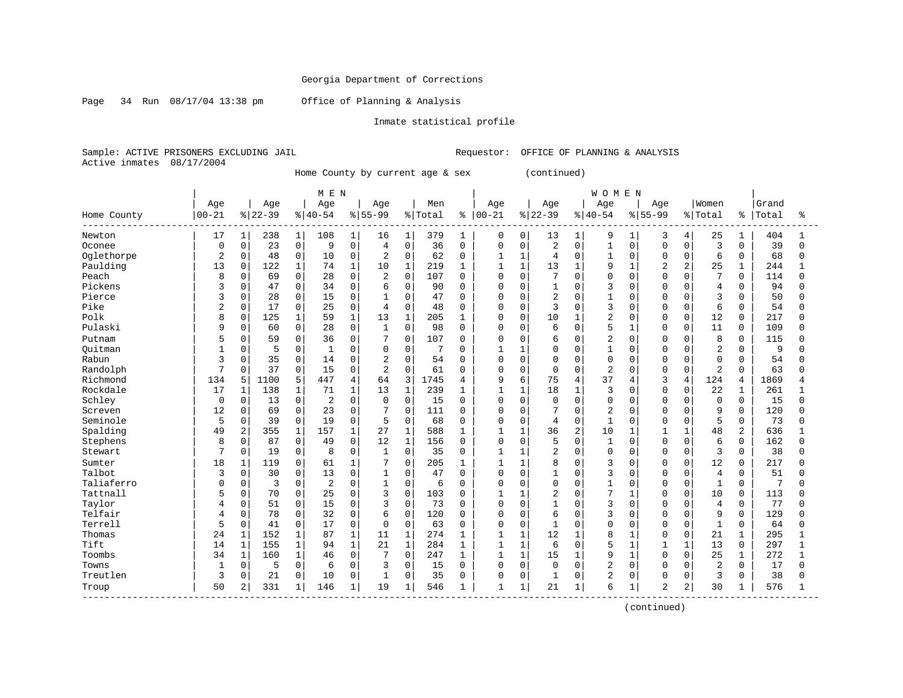Georgia Department of Corrections

Page 34 Run 08/17/04 13:38 pm Office of Planning & Analysis

Inmate statistical profile

Sample: ACTIVE PRISONERS EXCLUDING JAIL Requestor: OFFICE OF PLANNING & ANALYSIS

Active inmates 08/17/2004

Home County by current age & sex (continued)

| Home County | MEN Age 00-21 | % | Age 22-39 | % | Age 40-54 | % | Age 55-99 | % | Men Total | % | WOMEN Age 00-21 | % | Age 22-39 | % | Age 40-54 | % | Age 55-99 | % | Women Total | % | Grand Total | % |
|---|---|---|---|---|---|---|---|---|---|---|---|---|---|---|---|---|---|---|---|---|---|---|
| Newton | 17 | 1 | 238 | 1 | 108 | 1 | 16 | 1 | 379 | 1 | 0 | 0 | 13 | 1 | 9 | 1 | 3 | 4 | 25 | 1 | 404 | 1 |
| Oconee | 0 | 0 | 23 | 0 | 9 | 0 | 4 | 0 | 36 | 0 | 0 | 0 | 2 | 0 | 1 | 0 | 0 | 0 | 3 | 0 | 39 | 0 |
| Oglethorpe | 2 | 0 | 48 | 0 | 10 | 0 | 2 | 0 | 62 | 0 | 1 | 1 | 4 | 0 | 1 | 0 | 0 | 0 | 6 | 0 | 68 | 0 |
| Paulding | 13 | 0 | 122 | 1 | 74 | 1 | 10 | 1 | 219 | 1 | 1 | 1 | 13 | 1 | 9 | 1 | 2 | 2 | 25 | 1 | 244 | 1 |
| Peach | 8 | 0 | 69 | 0 | 28 | 0 | 2 | 0 | 107 | 0 | 0 | 0 | 7 | 0 | 0 | 0 | 0 | 0 | 7 | 0 | 114 | 0 |
| Pickens | 3 | 0 | 47 | 0 | 34 | 0 | 6 | 0 | 90 | 0 | 0 | 0 | 1 | 0 | 3 | 0 | 0 | 0 | 4 | 0 | 94 | 0 |
| Pierce | 3 | 0 | 28 | 0 | 15 | 0 | 1 | 0 | 47 | 0 | 0 | 0 | 2 | 0 | 1 | 0 | 0 | 0 | 3 | 0 | 50 | 0 |
| Pike | 2 | 0 | 17 | 0 | 25 | 0 | 4 | 0 | 48 | 0 | 0 | 0 | 3 | 0 | 3 | 0 | 0 | 0 | 6 | 0 | 54 | 0 |
| Polk | 8 | 0 | 125 | 1 | 59 | 1 | 13 | 1 | 205 | 1 | 0 | 0 | 10 | 1 | 2 | 0 | 0 | 0 | 12 | 0 | 217 | 0 |
| Pulaski | 9 | 0 | 60 | 0 | 28 | 0 | 1 | 0 | 98 | 0 | 0 | 0 | 6 | 0 | 5 | 1 | 0 | 0 | 11 | 0 | 109 | 0 |
| Putnam | 5 | 0 | 59 | 0 | 36 | 0 | 7 | 0 | 107 | 0 | 0 | 0 | 6 | 0 | 2 | 0 | 0 | 0 | 8 | 0 | 115 | 0 |
| Quitman | 1 | 0 | 5 | 0 | 1 | 0 | 0 | 0 | 7 | 0 | 1 | 1 | 0 | 0 | 1 | 0 | 0 | 0 | 2 | 0 | 9 | 0 |
| Rabun | 3 | 0 | 35 | 0 | 14 | 0 | 2 | 0 | 54 | 0 | 0 | 0 | 0 | 0 | 0 | 0 | 0 | 0 | 0 | 0 | 54 | 0 |
| Randolph | 7 | 0 | 37 | 0 | 15 | 0 | 2 | 0 | 61 | 0 | 0 | 0 | 0 | 0 | 2 | 0 | 0 | 0 | 2 | 0 | 63 | 0 |
| Richmond | 134 | 5 | 1100 | 5 | 447 | 4 | 64 | 3 | 1745 | 4 | 9 | 6 | 75 | 4 | 37 | 4 | 3 | 4 | 124 | 4 | 1869 | 4 |
| Rockdale | 17 | 1 | 138 | 1 | 71 | 1 | 13 | 1 | 239 | 1 | 1 | 1 | 18 | 1 | 3 | 0 | 0 | 0 | 22 | 1 | 261 | 1 |
| Schley | 0 | 0 | 13 | 0 | 2 | 0 | 0 | 0 | 15 | 0 | 0 | 0 | 0 | 0 | 0 | 0 | 0 | 0 | 0 | 0 | 15 | 0 |
| Screven | 12 | 0 | 69 | 0 | 23 | 0 | 7 | 0 | 111 | 0 | 0 | 0 | 7 | 0 | 2 | 0 | 0 | 0 | 9 | 0 | 120 | 0 |
| Seminole | 5 | 0 | 39 | 0 | 19 | 0 | 5 | 0 | 68 | 0 | 0 | 0 | 4 | 0 | 1 | 0 | 0 | 0 | 5 | 0 | 73 | 0 |
| Spalding | 49 | 2 | 355 | 1 | 157 | 1 | 27 | 1 | 588 | 1 | 1 | 1 | 36 | 2 | 10 | 1 | 1 | 1 | 48 | 2 | 636 | 1 |
| Stephens | 8 | 0 | 87 | 0 | 49 | 0 | 12 | 1 | 156 | 0 | 0 | 0 | 5 | 0 | 1 | 0 | 0 | 0 | 6 | 0 | 162 | 0 |
| Stewart | 7 | 0 | 19 | 0 | 8 | 0 | 1 | 0 | 35 | 0 | 1 | 1 | 2 | 0 | 0 | 0 | 0 | 0 | 3 | 0 | 38 | 0 |
| Sumter | 18 | 1 | 119 | 0 | 61 | 1 | 7 | 0 | 205 | 1 | 1 | 1 | 8 | 0 | 3 | 0 | 0 | 0 | 12 | 0 | 217 | 0 |
| Talbot | 3 | 0 | 30 | 0 | 13 | 0 | 1 | 0 | 47 | 0 | 0 | 0 | 1 | 0 | 3 | 0 | 0 | 0 | 4 | 0 | 51 | 0 |
| Taliaferro | 0 | 0 | 3 | 0 | 2 | 0 | 1 | 0 | 6 | 0 | 0 | 0 | 0 | 0 | 1 | 0 | 0 | 0 | 1 | 0 | 7 | 0 |
| Tattnall | 5 | 0 | 70 | 0 | 25 | 0 | 3 | 0 | 103 | 0 | 1 | 1 | 2 | 0 | 7 | 1 | 0 | 0 | 10 | 0 | 113 | 0 |
| Taylor | 4 | 0 | 51 | 0 | 15 | 0 | 3 | 0 | 73 | 0 | 0 | 0 | 1 | 0 | 3 | 0 | 0 | 0 | 4 | 0 | 77 | 0 |
| Telfair | 4 | 0 | 78 | 0 | 32 | 0 | 6 | 0 | 120 | 0 | 0 | 0 | 6 | 0 | 3 | 0 | 0 | 0 | 9 | 0 | 129 | 0 |
| Terrell | 5 | 0 | 41 | 0 | 17 | 0 | 0 | 0 | 63 | 0 | 0 | 0 | 1 | 0 | 0 | 0 | 0 | 0 | 1 | 0 | 64 | 0 |
| Thomas | 24 | 1 | 152 | 1 | 87 | 1 | 11 | 1 | 274 | 1 | 1 | 1 | 12 | 1 | 8 | 1 | 0 | 0 | 21 | 1 | 295 | 1 |
| Tift | 14 | 1 | 155 | 1 | 94 | 1 | 21 | 1 | 284 | 1 | 1 | 1 | 6 | 0 | 5 | 1 | 1 | 1 | 13 | 0 | 297 | 1 |
| Toombs | 34 | 1 | 160 | 1 | 46 | 0 | 7 | 0 | 247 | 1 | 1 | 1 | 15 | 1 | 9 | 1 | 0 | 0 | 25 | 1 | 272 | 1 |
| Towns | 1 | 0 | 5 | 0 | 6 | 0 | 3 | 0 | 15 | 0 | 0 | 0 | 0 | 0 | 2 | 0 | 0 | 0 | 2 | 0 | 17 | 0 |
| Treutlen | 3 | 0 | 21 | 0 | 10 | 0 | 1 | 0 | 35 | 0 | 0 | 0 | 1 | 0 | 2 | 0 | 0 | 0 | 3 | 0 | 38 | 0 |
| Troup | 50 | 2 | 331 | 1 | 146 | 1 | 19 | 1 | 546 | 1 | 1 | 1 | 21 | 1 | 6 | 1 | 2 | 2 | 30 | 1 | 576 | 1 |

(continued)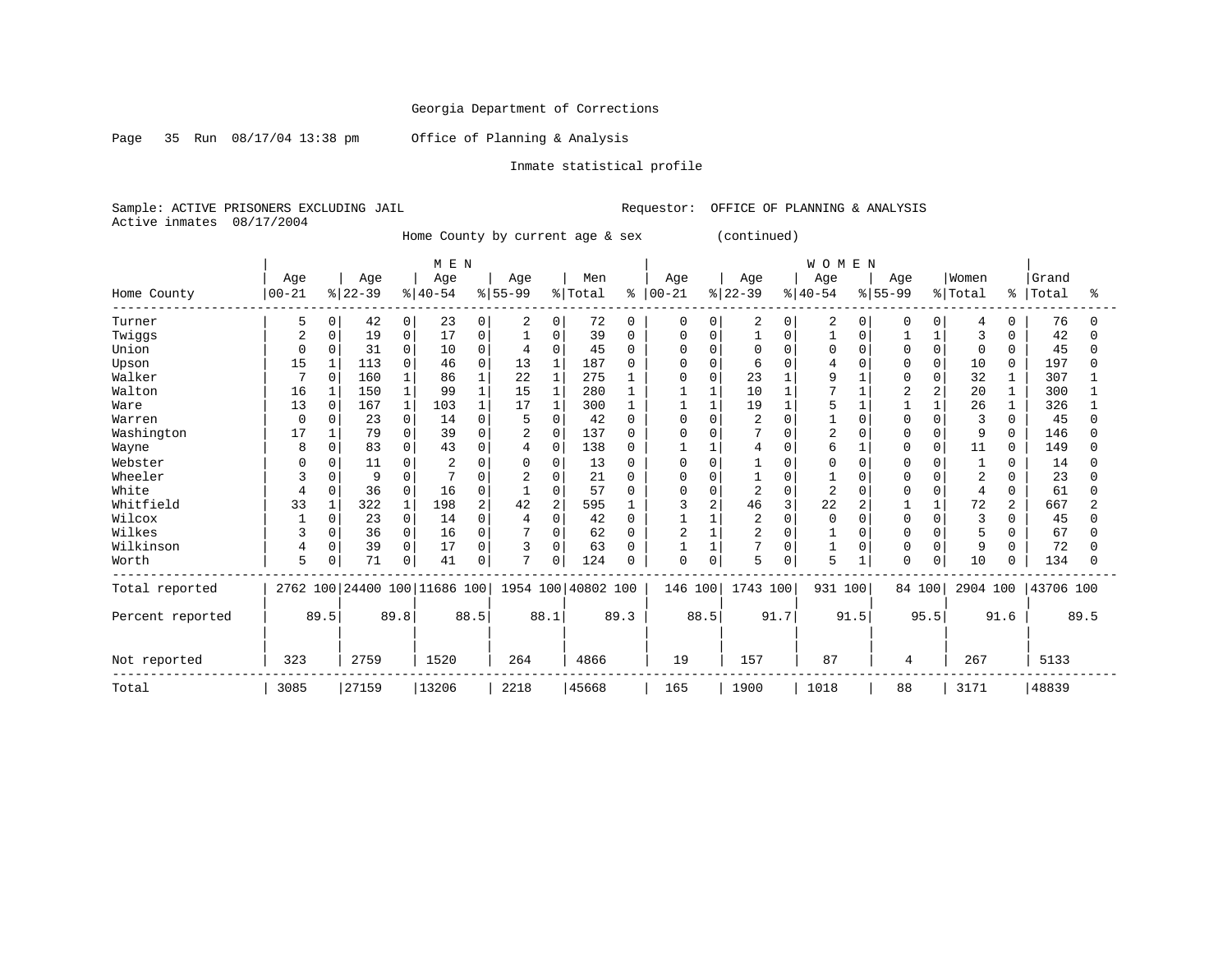Georgia Department of Corrections

Page 35 Run 08/17/04 13:38 pm Office of Planning & Analysis

Inmate statistical profile

Sample: ACTIVE PRISONERS EXCLUDING JAIL Requestor: OFFICE OF PLANNING & ANALYSIS
Active inmates 08/17/2004

Home County by current age & sex (continued)

| Home County | MEN Age 00-21 | % | Age 22-39 | % | Age 40-54 | % | Age 55-99 | % | Men Total | % | WOMEN Age 00-21 | % | Age 22-39 | % | Age 40-54 | % | Age 55-99 | % | Women Total | % | Grand Total | % |
|---|---|---|---|---|---|---|---|---|---|---|---|---|---|---|---|---|---|---|---|---|---|---|
| Turner | 5 | 0 | 42 | 0 | 23 | 0 | 2 | 0 | 72 | 0 | 0 | 0 | 2 | 0 | 2 | 0 | 0 | 0 | 4 | 0 | 76 | 0 |
| Twiggs | 2 | 0 | 19 | 0 | 17 | 0 | 1 | 0 | 39 | 0 | 0 | 0 | 1 | 0 | 1 | 0 | 1 | 1 | 3 | 0 | 42 | 0 |
| Union | 0 | 0 | 31 | 0 | 10 | 0 | 4 | 0 | 45 | 0 | 0 | 0 | 0 | 0 | 0 | 0 | 0 | 0 | 0 | 0 | 45 | 0 |
| Upson | 15 | 1 | 113 | 0 | 46 | 0 | 13 | 1 | 187 | 0 | 0 | 0 | 6 | 0 | 4 | 0 | 0 | 0 | 10 | 0 | 197 | 0 |
| Walker | 7 | 0 | 160 | 1 | 86 | 1 | 22 | 1 | 275 | 1 | 0 | 0 | 23 | 1 | 9 | 1 | 0 | 0 | 32 | 1 | 307 | 1 |
| Walton | 16 | 1 | 150 | 1 | 99 | 1 | 15 | 1 | 280 | 1 | 1 | 1 | 10 | 1 | 7 | 1 | 2 | 2 | 20 | 1 | 300 | 1 |
| Ware | 13 | 0 | 167 | 1 | 103 | 1 | 17 | 1 | 300 | 1 | 1 | 1 | 19 | 1 | 5 | 1 | 1 | 1 | 26 | 1 | 326 | 1 |
| Warren | 0 | 0 | 23 | 0 | 14 | 0 | 5 | 0 | 42 | 0 | 0 | 0 | 2 | 0 | 1 | 0 | 0 | 0 | 3 | 0 | 45 | 0 |
| Washington | 17 | 1 | 79 | 0 | 39 | 0 | 2 | 0 | 137 | 0 | 0 | 0 | 7 | 0 | 2 | 0 | 0 | 0 | 9 | 0 | 146 | 0 |
| Wayne | 8 | 0 | 83 | 0 | 43 | 0 | 4 | 0 | 138 | 0 | 1 | 1 | 4 | 0 | 6 | 1 | 0 | 0 | 11 | 0 | 149 | 0 |
| Webster | 0 | 0 | 11 | 0 | 2 | 0 | 0 | 0 | 13 | 0 | 0 | 0 | 1 | 0 | 0 | 0 | 0 | 0 | 1 | 0 | 14 | 0 |
| Wheeler | 3 | 0 | 9 | 0 | 7 | 0 | 2 | 0 | 21 | 0 | 0 | 0 | 1 | 0 | 1 | 0 | 0 | 0 | 2 | 0 | 23 | 0 |
| White | 4 | 0 | 36 | 0 | 16 | 0 | 1 | 0 | 57 | 0 | 0 | 0 | 2 | 0 | 2 | 0 | 0 | 0 | 4 | 0 | 61 | 0 |
| Whitfield | 33 | 1 | 322 | 1 | 198 | 2 | 42 | 2 | 595 | 1 | 3 | 2 | 46 | 3 | 22 | 2 | 1 | 1 | 72 | 2 | 667 | 2 |
| Wilcox | 1 | 0 | 23 | 0 | 14 | 0 | 4 | 0 | 42 | 0 | 1 | 1 | 2 | 0 | 0 | 0 | 0 | 0 | 3 | 0 | 45 | 0 |
| Wilkes | 3 | 0 | 36 | 0 | 16 | 0 | 7 | 0 | 62 | 0 | 2 | 1 | 2 | 0 | 1 | 0 | 0 | 0 | 5 | 0 | 67 | 0 |
| Wilkinson | 4 | 0 | 39 | 0 | 17 | 0 | 3 | 0 | 63 | 0 | 1 | 1 | 7 | 0 | 1 | 0 | 0 | 0 | 9 | 0 | 72 | 0 |
| Worth | 5 | 0 | 71 | 0 | 41 | 0 | 7 | 0 | 124 | 0 | 0 | 0 | 5 | 0 | 5 | 1 | 0 | 0 | 10 | 0 | 134 | 0 |
| Total reported | 2762 | 100 | 24400 | 100 | 11686 | 100 | 1954 | 100 | 40802 | 100 | 146 | 100 | 1743 | 100 | 931 | 100 | 84 | 100 | 2904 | 100 | 43706 | 100 |
| Percent reported | | 89.5 | | 89.8 | | 88.5 | | 88.1 | | 89.3 | | 88.5 | | 91.7 | | 91.5 | | 95.5 | | 91.6 | | 89.5 |
| Not reported | 323 | | 2759 | | 1520 | | 264 | | 4866 | | 19 | | 157 | | 87 | | 4 | | 267 | | 5133 | |
| Total | 3085 | | 27159 | | 13206 | | 2218 | | 45668 | | 165 | | 1900 | | 1018 | | 88 | | 3171 | | 48839 | |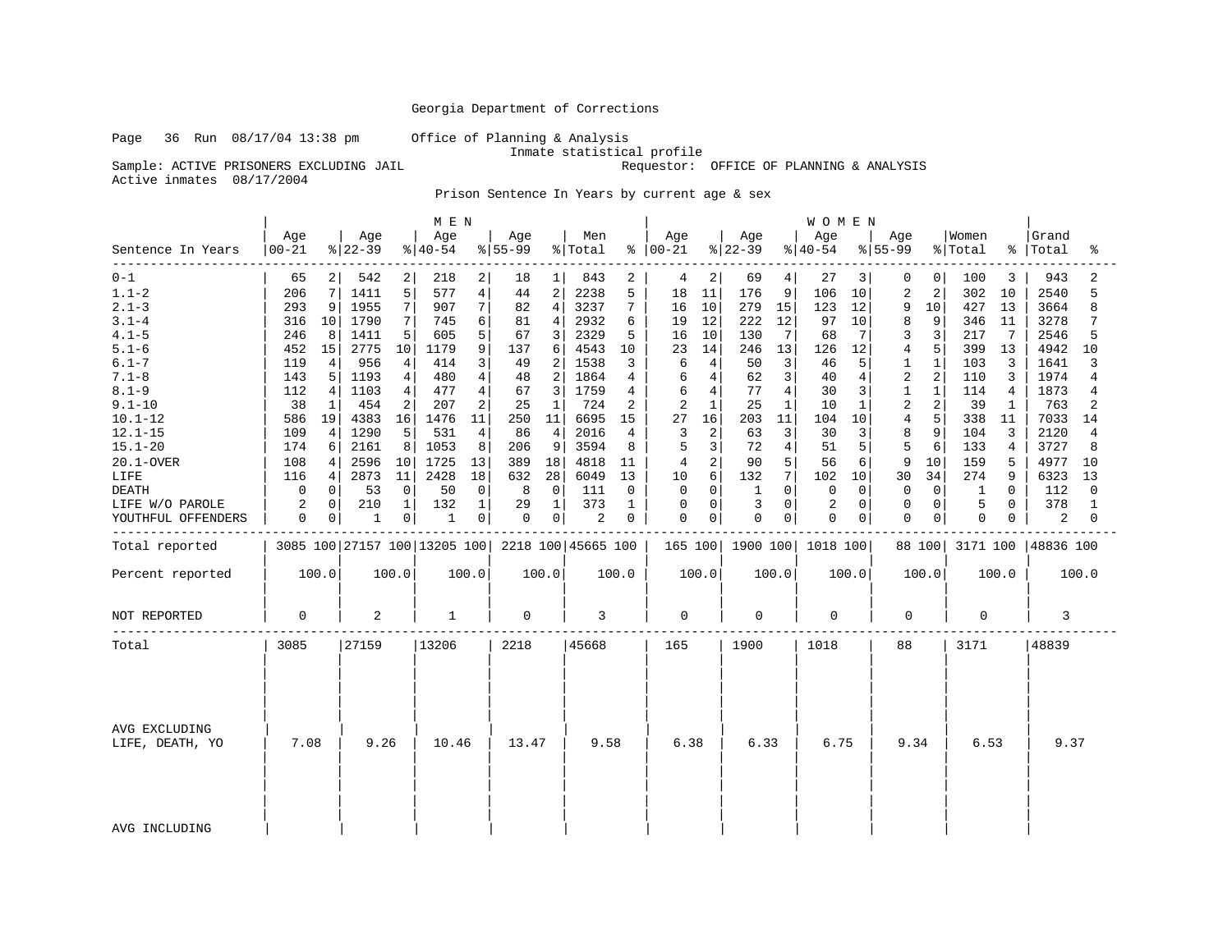Georgia Department of Corrections

Page 36 Run 08/17/04 13:38 pm Office of Planning & Analysis

Inmate statistical profile

Sample: ACTIVE PRISONERS EXCLUDING JAIL Requestor: OFFICE OF PLANNING & ANALYSIS

Active inmates 08/17/2004

Prison Sentence In Years by current age & sex

| | MEN | | | | | | | | | | WOMEN | | | | | | | | | | | |
|---|---|---|---|---|---|---|---|---|---|---|---|---|---|---|---|---|---|---|---|---|---|---|
| Sentence In Years | Age 00-21 | % | Age 22-39 | % | Age 40-54 | % | Age 55-99 | % | Men Total | % | Age 00-21 | % | Age 22-39 | % | Age 40-54 | % | Age 55-99 | % | Women Total | % | Grand Total | % |
| 0-1 | 65 | 2 | 542 | 2 | 218 | 2 | 18 | 1 | 843 | 2 | 4 | 2 | 69 | 4 | 27 | 3 | 0 | 0 | 100 | 3 | 943 | 2 |
| 1.1-2 | 206 | 7 | 1411 | 5 | 577 | 4 | 44 | 2 | 2238 | 5 | 18 | 11 | 176 | 9 | 106 | 10 | 2 | 2 | 302 | 10 | 2540 | 5 |
| 2.1-3 | 293 | 9 | 1955 | 7 | 907 | 7 | 82 | 4 | 3237 | 7 | 16 | 10 | 279 | 15 | 123 | 12 | 9 | 10 | 427 | 13 | 3664 | 8 |
| 3.1-4 | 316 | 10 | 1790 | 7 | 745 | 6 | 81 | 4 | 2932 | 6 | 19 | 12 | 222 | 12 | 97 | 10 | 8 | 9 | 346 | 11 | 3278 | 7 |
| 4.1-5 | 246 | 8 | 1411 | 5 | 605 | 5 | 67 | 3 | 2329 | 5 | 16 | 10 | 130 | 7 | 68 | 7 | 3 | 3 | 217 | 7 | 2546 | 5 |
| 5.1-6 | 452 | 15 | 2775 | 10 | 1179 | 9 | 137 | 6 | 4543 | 10 | 23 | 14 | 246 | 13 | 126 | 12 | 4 | 5 | 399 | 13 | 4942 | 10 |
| 6.1-7 | 119 | 4 | 956 | 4 | 414 | 3 | 49 | 2 | 1538 | 3 | 6 | 4 | 50 | 3 | 46 | 5 | 1 | 1 | 103 | 3 | 1641 | 3 |
| 7.1-8 | 143 | 5 | 1193 | 4 | 480 | 4 | 48 | 2 | 1864 | 4 | 6 | 4 | 62 | 3 | 40 | 4 | 2 | 2 | 110 | 3 | 1974 | 4 |
| 8.1-9 | 112 | 4 | 1103 | 4 | 477 | 4 | 67 | 3 | 1759 | 4 | 6 | 4 | 77 | 4 | 30 | 3 | 1 | 1 | 114 | 4 | 1873 | 4 |
| 9.1-10 | 38 | 1 | 454 | 2 | 207 | 2 | 25 | 1 | 724 | 2 | 2 | 1 | 25 | 1 | 10 | 1 | 2 | 2 | 39 | 1 | 763 | 2 |
| 10.1-12 | 586 | 19 | 4383 | 16 | 1476 | 11 | 250 | 11 | 6695 | 15 | 27 | 16 | 203 | 11 | 104 | 10 | 4 | 5 | 338 | 11 | 7033 | 14 |
| 12.1-15 | 109 | 4 | 1290 | 5 | 531 | 4 | 86 | 4 | 2016 | 4 | 3 | 2 | 63 | 3 | 30 | 3 | 8 | 9 | 104 | 3 | 2120 | 4 |
| 15.1-20 | 174 | 6 | 2161 | 8 | 1053 | 8 | 206 | 9 | 3594 | 8 | 5 | 3 | 72 | 4 | 51 | 5 | 5 | 6 | 133 | 4 | 3727 | 8 |
| 20.1-OVER | 108 | 4 | 2596 | 10 | 1725 | 13 | 389 | 18 | 4818 | 11 | 4 | 2 | 90 | 5 | 56 | 6 | 9 | 10 | 159 | 5 | 4977 | 10 |
| LIFE | 116 | 4 | 2873 | 11 | 2428 | 18 | 632 | 28 | 6049 | 13 | 10 | 6 | 132 | 7 | 102 | 10 | 30 | 34 | 274 | 9 | 6323 | 13 |
| DEATH | 0 | 0 | 53 | 0 | 50 | 0 | 8 | 0 | 111 | 0 | 0 | 0 | 1 | 0 | 0 | 0 | 0 | 0 | 1 | 0 | 112 | 0 |
| LIFE W/O PAROLE | 2 | 0 | 210 | 1 | 132 | 1 | 29 | 1 | 373 | 1 | 0 | 0 | 3 | 0 | 2 | 0 | 0 | 0 | 5 | 0 | 378 | 1 |
| YOUTHFUL OFFENDERS | 0 | 0 | 1 | 0 | 1 | 0 | 0 | 0 | 2 | 0 | 0 | 0 | 0 | 0 | 0 | 0 | 0 | 0 | 0 | 0 | 2 | 0 |
| Total reported | 3085 | 100 | 27157 | 100 | 13205 | 100 | 2218 | 100 | 45665 | 100 | 165 | 100 | 1900 | 100 | 1018 | 100 | 88 | 100 | 3171 | 100 | 48836 | 100 |
| Percent reported | | 100.0 | | 100.0 | | 100.0 | | 100.0 | | 100.0 | | 100.0 | | 100.0 | | 100.0 | | 100.0 | | 100.0 | | 100.0 |
| NOT REPORTED | 0 | | 2 | | 1 | | 0 | | 3 | | 0 | | 0 | | 0 | | 0 | | 0 | | 3 | |
| Total | 3085 | | 27159 | | 13206 | | 2218 | | 45668 | | 165 | | 1900 | | 1018 | | 88 | | 3171 | | 48839 | |
| AVG EXCLUDING LIFE, DEATH, YO | 7.08 | | 9.26 | | 10.46 | | 13.47 | | 9.58 | | 6.38 | | 6.33 | | 6.75 | | 9.34 | | 6.53 | | 9.37 | |
| AVG INCLUDING | | | | | | | | | | | | | | | | | | | | | | |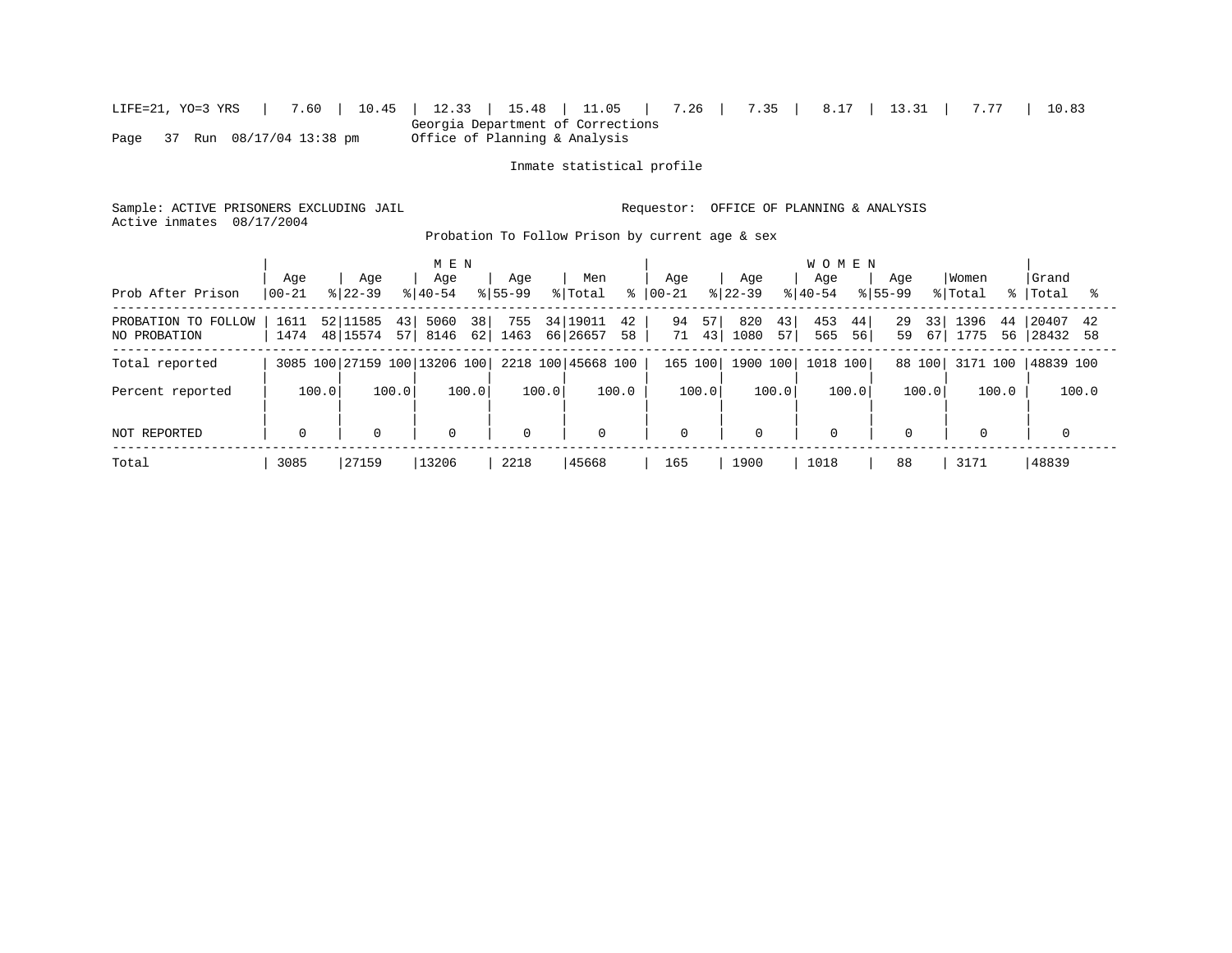LIFE=21, YO=3 YRS | 7.60 | 10.45 | 12.33 | 15.48 | 11.05 | 7.26 | 7.35 | 8.17 | 13.31 | 7.77 | 10.83

Georgia Department of Corrections
Office of Planning & Analysis

Inmate statistical profile

Sample: ACTIVE PRISONERS EXCLUDING JAIL    Requestor: OFFICE OF PLANNING & ANALYSIS
Active inmates 08/17/2004

Probation To Follow Prison by current age & sex

| Prob After Prison | MEN Age 00-21 | % | Age 22-39 | % | Age 40-54 | % | Age 55-99 | % | Men Total | % | WOMEN Age 00-21 | % | Age 22-39 | % | Age 40-54 | % | Age 55-99 | % | Women Total | % | Grand Total | % |
|---|---|---|---|---|---|---|---|---|---|---|---|---|---|---|---|---|---|---|---|---|---|---|
| PROBATION TO FOLLOW | 1611 | 52 | 11585 | 43 | 5060 | 38 | 755 | 34 | 19011 | 42 | 94 | 57 | 820 | 43 | 453 | 44 | 29 | 33 | 1396 | 44 | 20407 | 42 |
| NO PROBATION | 1474 | 48 | 15574 | 57 | 8146 | 62 | 1463 | 66 | 26657 | 58 | 71 | 43 | 1080 | 57 | 565 | 56 | 59 | 67 | 1775 | 56 | 28432 | 58 |
| Total reported | 3085 | 100 | 27159 | 100 | 13206 | 100 | 2218 | 100 | 45668 | 100 | 165 | 100 | 1900 | 100 | 1018 | 100 | 88 | 100 | 3171 | 100 | 48839 | 100 |
| Percent reported | 100.0 | | 100.0 | | 100.0 | | 100.0 | | 100.0 | | 100.0 | | 100.0 | | 100.0 | | 100.0 | | 100.0 | | 100.0 | |
| NOT REPORTED | 0 | | 0 | | 0 | | 0 | | 0 | | 0 | | 0 | | 0 | | 0 | | 0 | | 0 | |
| Total | 3085 | | 27159 | | 13206 | | 2218 | | 45668 | | 165 | | 1900 | | 1018 | | 88 | | 3171 | | 48839 | |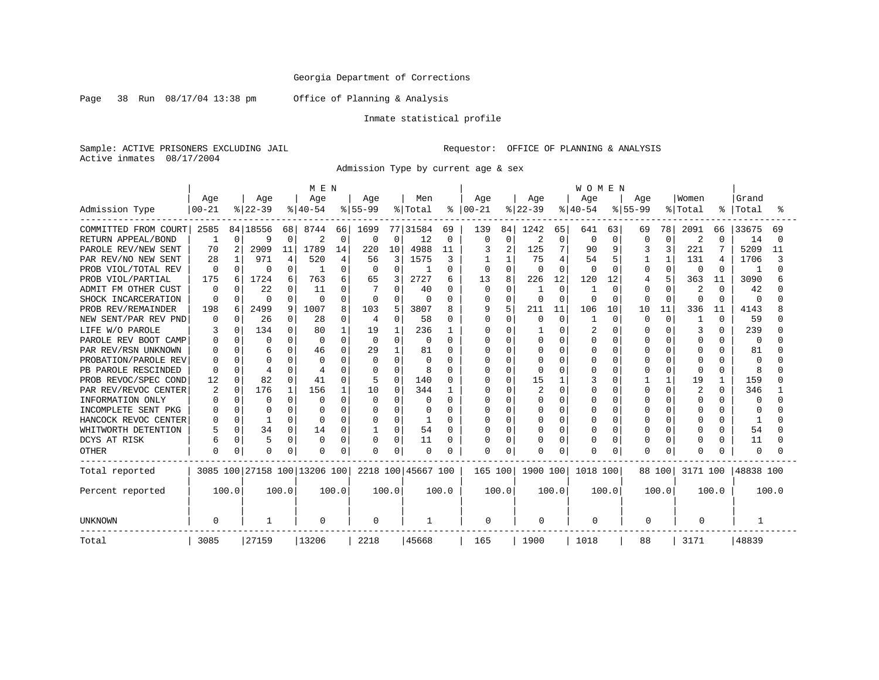Georgia Department of Corrections

Page 38 Run 08/17/04 13:38 pm Office of Planning & Analysis

Inmate statistical profile

Sample: ACTIVE PRISONERS EXCLUDING JAIL Requestor: OFFICE OF PLANNING & ANALYSIS
Active inmates 08/17/2004

Admission Type by current age & sex

| | MEN | | | | | | | | | | WOMEN | | | | | | | | | | | |
|---|---|---|---|---|---|---|---|---|---|---|---|---|---|---|---|---|---|---|---|---|---|---|
| Admission Type | Age 00-21 | % | Age 22-39 | % | Age 40-54 | % | Age 55-99 | % | Men Total | % | Age 00-21 | % | Age 22-39 | % | Age 40-54 | % | Age 55-99 | % | Women Total | % | Grand Total | % |
| COMMITTED FROM COURT | 2585 | 84 | 18556 | 68 | 8744 | 66 | 1699 | 77 | 31584 | 69 | 139 | 84 | 1242 | 65 | 641 | 63 | 69 | 78 | 2091 | 66 | 33675 | 69 |
| RETURN APPEAL/BOND | 1 | 0 | 9 | 0 | 2 | 0 | 0 | 0 | 12 | 0 | 0 | 0 | 2 | 0 | 0 | 0 | 0 | 0 | 2 | 0 | 14 | 0 |
| PAROLE REV/NEW SENT | 70 | 2 | 2909 | 11 | 1789 | 14 | 220 | 10 | 4988 | 11 | 3 | 2 | 125 | 7 | 90 | 9 | 3 | 3 | 221 | 7 | 5209 | 11 |
| PAR REV/NO NEW SENT | 28 | 1 | 971 | 4 | 520 | 4 | 56 | 3 | 1575 | 3 | 1 | 1 | 75 | 4 | 54 | 5 | 1 | 1 | 131 | 4 | 1706 | 3 |
| PROB VIOL/TOTAL REV | 0 | 0 | 0 | 0 | 1 | 0 | 0 | 0 | 1 | 0 | 0 | 0 | 0 | 0 | 0 | 0 | 0 | 0 | 0 | 0 | 1 | 0 |
| PROB VIOL/PARTIAL | 175 | 6 | 1724 | 6 | 763 | 6 | 65 | 3 | 2727 | 6 | 13 | 8 | 226 | 12 | 120 | 12 | 4 | 5 | 363 | 11 | 3090 | 6 |
| ADMIT FM OTHER CUST | 0 | 0 | 22 | 0 | 11 | 0 | 7 | 0 | 40 | 0 | 0 | 0 | 1 | 0 | 1 | 0 | 0 | 0 | 2 | 0 | 42 | 0 |
| SHOCK INCARCERATION | 0 | 0 | 0 | 0 | 0 | 0 | 0 | 0 | 0 | 0 | 0 | 0 | 0 | 0 | 0 | 0 | 0 | 0 | 0 | 0 | 0 | 0 |
| PROB REV/REMAINDER | 198 | 6 | 2499 | 9 | 1007 | 8 | 103 | 5 | 3807 | 8 | 9 | 5 | 211 | 11 | 106 | 10 | 10 | 11 | 336 | 11 | 4143 | 8 |
| NEW SENT/PAR REV PND | 0 | 0 | 26 | 0 | 28 | 0 | 4 | 0 | 58 | 0 | 0 | 0 | 0 | 0 | 1 | 0 | 0 | 0 | 1 | 0 | 59 | 0 |
| LIFE W/O PAROLE | 3 | 0 | 134 | 0 | 80 | 1 | 19 | 1 | 236 | 1 | 0 | 0 | 1 | 0 | 2 | 0 | 0 | 0 | 3 | 0 | 239 | 0 |
| PAROLE REV BOOT CAMP | 0 | 0 | 0 | 0 | 0 | 0 | 0 | 0 | 0 | 0 | 0 | 0 | 0 | 0 | 0 | 0 | 0 | 0 | 0 | 0 | 0 | 0 |
| PAR REV/RSN UNKNOWN | 0 | 0 | 6 | 0 | 46 | 0 | 29 | 1 | 81 | 0 | 0 | 0 | 0 | 0 | 0 | 0 | 0 | 0 | 0 | 0 | 81 | 0 |
| PROBATION/PAROLE REV | 0 | 0 | 0 | 0 | 0 | 0 | 0 | 0 | 0 | 0 | 0 | 0 | 0 | 0 | 0 | 0 | 0 | 0 | 0 | 0 | 0 | 0 |
| PB PAROLE RESCINDED | 0 | 0 | 4 | 0 | 4 | 0 | 0 | 0 | 8 | 0 | 0 | 0 | 0 | 0 | 0 | 0 | 0 | 0 | 0 | 0 | 8 | 0 |
| PROB REVOC/SPEC COND | 12 | 0 | 82 | 0 | 41 | 0 | 5 | 0 | 140 | 0 | 0 | 0 | 15 | 1 | 3 | 0 | 1 | 1 | 19 | 1 | 159 | 0 |
| PAR REV/REVOC CENTER | 2 | 0 | 176 | 1 | 156 | 1 | 10 | 0 | 344 | 1 | 0 | 0 | 2 | 0 | 0 | 0 | 0 | 0 | 2 | 0 | 346 | 1 |
| INFORMATION ONLY | 0 | 0 | 0 | 0 | 0 | 0 | 0 | 0 | 0 | 0 | 0 | 0 | 0 | 0 | 0 | 0 | 0 | 0 | 0 | 0 | 0 | 0 |
| INCOMPLETE SENT PKG | 0 | 0 | 0 | 0 | 0 | 0 | 0 | 0 | 0 | 0 | 0 | 0 | 0 | 0 | 0 | 0 | 0 | 0 | 0 | 0 | 0 | 0 |
| HANCOCK REVOC CENTER | 0 | 0 | 1 | 0 | 0 | 0 | 0 | 0 | 1 | 0 | 0 | 0 | 0 | 0 | 0 | 0 | 0 | 0 | 0 | 0 | 1 | 0 |
| WHITWORTH DETENTION | 5 | 0 | 34 | 0 | 14 | 0 | 1 | 0 | 54 | 0 | 0 | 0 | 0 | 0 | 0 | 0 | 0 | 0 | 0 | 0 | 54 | 0 |
| DCYS AT RISK | 6 | 0 | 5 | 0 | 0 | 0 | 0 | 0 | 11 | 0 | 0 | 0 | 0 | 0 | 0 | 0 | 0 | 0 | 0 | 0 | 11 | 0 |
| OTHER | 0 | 0 | 0 | 0 | 0 | 0 | 0 | 0 | 0 | 0 | 0 | 0 | 0 | 0 | 0 | 0 | 0 | 0 | 0 | 0 | 0 | 0 |
| Total reported | 3085 | 100 | 27158 | 100 | 13206 | 100 | 2218 | 100 | 45667 | 100 | 165 | 100 | 1900 | 100 | 1018 | 100 | 88 | 100 | 3171 | 100 | 48838 | 100 |
| Percent reported | | 100.0 | | 100.0 | | 100.0 | | 100.0 | | 100.0 | | 100.0 | | 100.0 | | 100.0 | | 100.0 | | 100.0 | | 100.0 |
| UNKNOWN | 0 | | 1 | | 0 | | 0 | | 1 | | 0 | | 0 | | 0 | | 0 | | 0 | | 1 | |
| Total | 3085 | | 27159 | | 13206 | | 2218 | | 45668 | | 165 | | 1900 | | 1018 | | 88 | | 3171 | | 48839 | |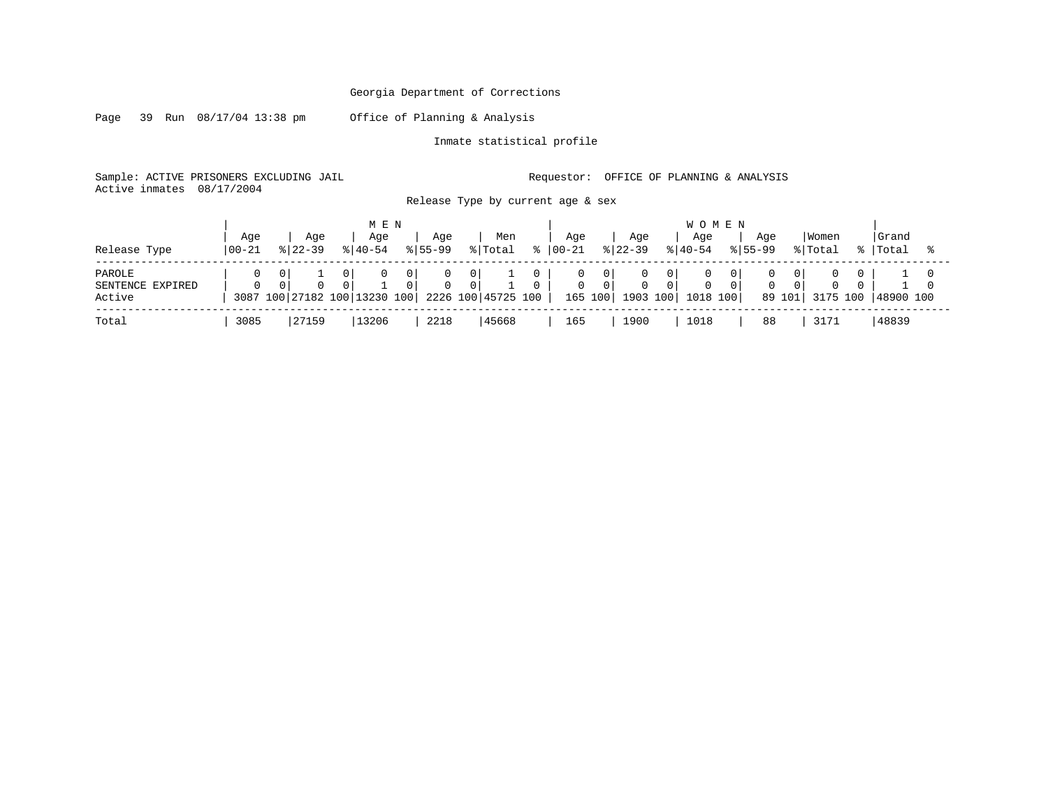Georgia Department of Corrections

Office of Planning & Analysis

Inmate statistical profile

Sample: ACTIVE PRISONERS EXCLUDING JAIL

Requestor: OFFICE OF PLANNING & ANALYSIS

Active inmates 08/17/2004

Release Type by current age & sex

| | MEN | | | | | | | | | | WOMEN | | | | | | | | | | | |
|---|---|---|---|---|---|---|---|---|---|---|---|---|---|---|---|---|---|---|---|---|---|---|
| Release Type | Age 00-21 | % | Age 22-39 | % | Age 40-54 | % | Age 55-99 | % | Men Total | % | Age 00-21 | % | Age 22-39 | % | Age 40-54 | % | Age 55-99 | % | Women Total | % | Grand Total | % |
| PAROLE | 0 | 0 | 1 | 0 | 0 | 0 | 0 | 0 | 1 | 0 | 0 | 0 | 0 | 0 | 0 | 0 | 0 | 0 | 0 | 0 | 1 | 0 |
| SENTENCE EXPIRED | 0 | 0 | 0 | 0 | 1 | 0 | 0 | 0 | 1 | 0 | 0 | 0 | 0 | 0 | 0 | 0 | 0 | 0 | 0 | 0 | 1 | 0 |
| Active | 3087 | 100 | 27182 | 100 | 13230 | 100 | 2226 | 100 | 45725 | 100 | 165 | 100 | 1903 | 100 | 1018 | 100 | 89 | 101 | 3175 | 100 | 48900 | 100 |
| Total | 3085 | | 27159 | | 13206 | | 2218 | | 45668 | | 165 | | 1900 | | 1018 | | 88 | | 3171 | | 48839 | |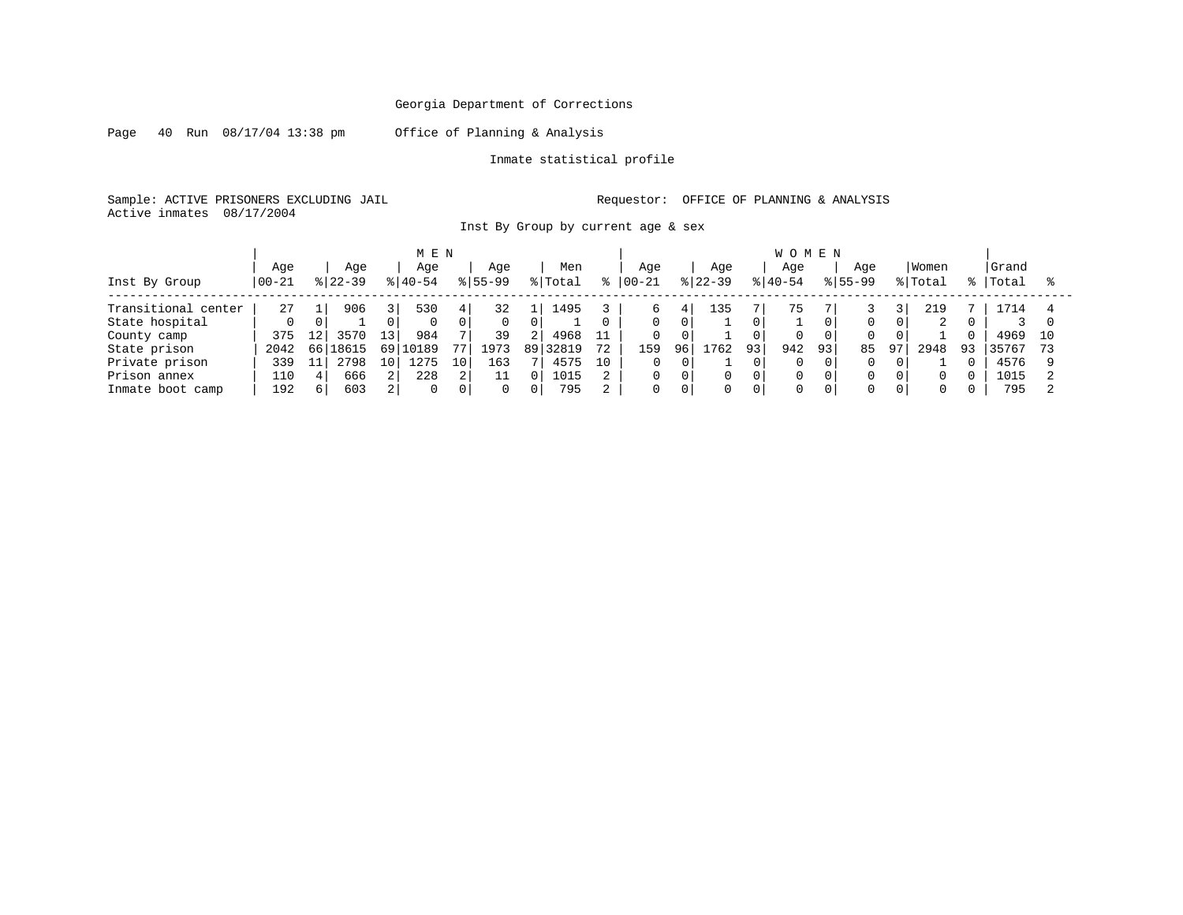Georgia Department of Corrections

Page 40 Run 08/17/04 13:38 pm Office of Planning & Analysis

Inmate statistical profile

Sample: ACTIVE PRISONERS EXCLUDING JAIL Requestor: OFFICE OF PLANNING & ANALYSIS
Active inmates 08/17/2004

Inst By Group by current age & sex

| | M E N | | | | | | | | | | W O M E N | | | | | | | | | | | |
|---|---|---|---|---|---|---|---|---|---|---|---|---|---|---|---|---|---|---|---|---|---|---|
| Inst By Group | Age 00-21 | % | Age 22-39 | % | Age 40-54 | % | Age 55-99 | % | Men Total | % | Age 00-21 | % | Age 22-39 | % | Age 40-54 | % | Age 55-99 | % | Women Total | % | Grand Total | % |
| Transitional center | 27 | 1 | 906 | 3 | 530 | 4 | 32 | 1 | 1495 | 3 | 6 | 4 | 135 | 7 | 75 | 7 | 3 | 3 | 219 | 7 | 1714 | 4 |
| State hospital | 0 | 0 | 1 | 0 | 0 | 0 | 0 | 0 | 1 | 0 | 0 | 0 | 1 | 0 | 1 | 0 | 0 | 0 | 2 | 0 | 3 | 0 |
| County camp | 375 | 12 | 3570 | 13 | 984 | 7 | 39 | 2 | 4968 | 11 | 0 | 0 | 1 | 0 | 0 | 0 | 0 | 0 | 1 | 0 | 4969 | 10 |
| State prison | 2042 | 66 | 18615 | 69 | 10189 | 77 | 1973 | 89 | 32819 | 72 | 159 | 96 | 1762 | 93 | 942 | 93 | 85 | 97 | 2948 | 93 | 35767 | 73 |
| Private prison | 339 | 11 | 2798 | 10 | 1275 | 10 | 163 | 7 | 4575 | 10 | 0 | 0 | 1 | 0 | 0 | 0 | 0 | 0 | 1 | 0 | 4576 | 9 |
| Prison annex | 110 | 4 | 666 | 2 | 228 | 2 | 11 | 0 | 1015 | 2 | 0 | 0 | 0 | 0 | 0 | 0 | 0 | 0 | 0 | 0 | 1015 | 2 |
| Inmate boot camp | 192 | 6 | 603 | 2 | 0 | 0 | 0 | 0 | 795 | 2 | 0 | 0 | 0 | 0 | 0 | 0 | 0 | 0 | 0 | 0 | 795 | 2 |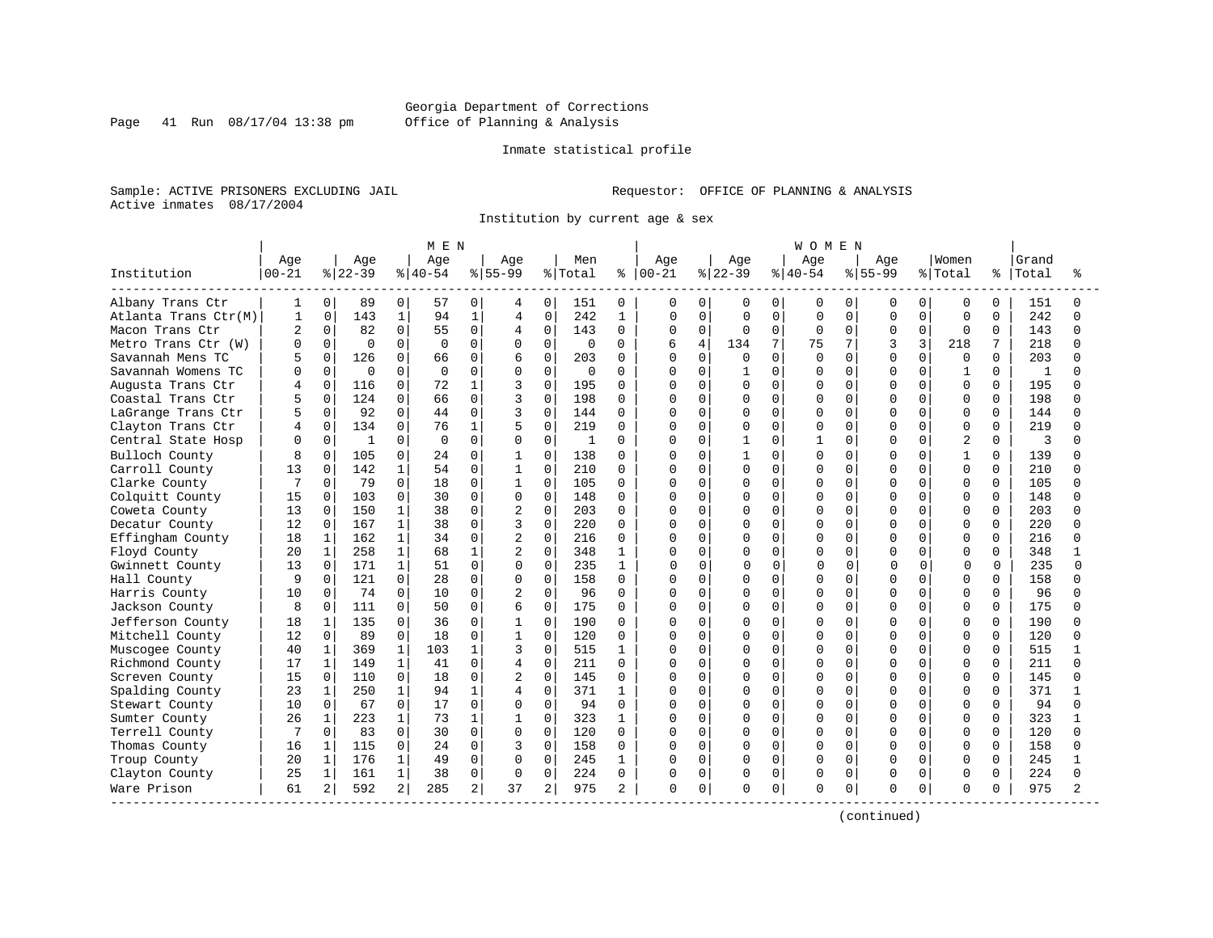Georgia Department of Corrections
Office of Planning & Analysis

Inmate statistical profile

Sample: ACTIVE PRISONERS EXCLUDING JAIL

Active inmates 08/17/2004

Requestor: OFFICE OF PLANNING & ANALYSIS

Institution by current age & sex

| Institution | MEN Age 00-21 | % | Age 22-39 | % | Age 40-54 | % | Age 55-99 | % | Men Total | % | WOMEN Age 00-21 | % | Age 22-39 | % | Age 40-54 | % | Age 55-99 | % | Women Total | % | Grand Total | % |
|---|---|---|---|---|---|---|---|---|---|---|---|---|---|---|---|---|---|---|---|---|---|---|
| Albany Trans Ctr | 1 | 0 | 89 | 0 | 57 | 0 | 4 | 0 | 151 | 0 | 0 | 0 | 0 | 0 | 0 | 0 | 0 | 0 | 0 | 0 | 151 | 0 |
| Atlanta Trans Ctr(M) | 1 | 0 | 143 | 1 | 94 | 1 | 4 | 0 | 242 | 1 | 0 | 0 | 0 | 0 | 0 | 0 | 0 | 0 | 0 | 0 | 242 | 0 |
| Macon Trans Ctr | 2 | 0 | 82 | 0 | 55 | 0 | 4 | 0 | 143 | 0 | 0 | 0 | 0 | 0 | 0 | 0 | 0 | 0 | 0 | 0 | 143 | 0 |
| Metro Trans Ctr (W) | 0 | 0 | 0 | 0 | 0 | 0 | 0 | 0 | 0 | 0 | 6 | 4 | 134 | 7 | 75 | 7 | 3 | 3 | 218 | 7 | 218 | 0 |
| Savannah Mens TC | 5 | 0 | 126 | 0 | 66 | 0 | 6 | 0 | 203 | 0 | 0 | 0 | 0 | 0 | 0 | 0 | 0 | 0 | 0 | 0 | 203 | 0 |
| Savannah Womens TC | 0 | 0 | 0 | 0 | 0 | 0 | 0 | 0 | 0 | 0 | 0 | 0 | 1 | 0 | 0 | 0 | 0 | 0 | 1 | 0 | 1 | 0 |
| Augusta Trans Ctr | 4 | 0 | 116 | 0 | 72 | 1 | 3 | 0 | 195 | 0 | 0 | 0 | 0 | 0 | 0 | 0 | 0 | 0 | 0 | 0 | 195 | 0 |
| Coastal Trans Ctr | 5 | 0 | 124 | 0 | 66 | 0 | 3 | 0 | 198 | 0 | 0 | 0 | 0 | 0 | 0 | 0 | 0 | 0 | 0 | 0 | 198 | 0 |
| LaGrange Trans Ctr | 5 | 0 | 92 | 0 | 44 | 0 | 3 | 0 | 144 | 0 | 0 | 0 | 0 | 0 | 0 | 0 | 0 | 0 | 0 | 0 | 144 | 0 |
| Clayton Trans Ctr | 4 | 0 | 134 | 0 | 76 | 1 | 5 | 0 | 219 | 0 | 0 | 0 | 0 | 0 | 0 | 0 | 0 | 0 | 0 | 0 | 219 | 0 |
| Central State Hosp | 0 | 0 | 1 | 0 | 0 | 0 | 0 | 0 | 1 | 0 | 0 | 0 | 1 | 0 | 1 | 0 | 0 | 0 | 2 | 0 | 3 | 0 |
| Bulloch County | 8 | 0 | 105 | 0 | 24 | 0 | 1 | 0 | 138 | 0 | 0 | 0 | 1 | 0 | 0 | 0 | 0 | 0 | 1 | 0 | 139 | 0 |
| Carroll County | 13 | 0 | 142 | 1 | 54 | 0 | 1 | 0 | 210 | 0 | 0 | 0 | 0 | 0 | 0 | 0 | 0 | 0 | 0 | 0 | 210 | 0 |
| Clarke County | 7 | 0 | 79 | 0 | 18 | 0 | 1 | 0 | 105 | 0 | 0 | 0 | 0 | 0 | 0 | 0 | 0 | 0 | 0 | 0 | 105 | 0 |
| Colquitt County | 15 | 0 | 103 | 0 | 30 | 0 | 0 | 0 | 148 | 0 | 0 | 0 | 0 | 0 | 0 | 0 | 0 | 0 | 0 | 0 | 148 | 0 |
| Coweta County | 13 | 0 | 150 | 1 | 38 | 0 | 2 | 0 | 203 | 0 | 0 | 0 | 0 | 0 | 0 | 0 | 0 | 0 | 0 | 0 | 203 | 0 |
| Decatur County | 12 | 0 | 167 | 1 | 38 | 0 | 3 | 0 | 220 | 0 | 0 | 0 | 0 | 0 | 0 | 0 | 0 | 0 | 0 | 0 | 220 | 0 |
| Effingham County | 18 | 1 | 162 | 1 | 34 | 0 | 2 | 0 | 216 | 0 | 0 | 0 | 0 | 0 | 0 | 0 | 0 | 0 | 0 | 0 | 216 | 0 |
| Floyd County | 20 | 1 | 258 | 1 | 68 | 1 | 2 | 0 | 348 | 1 | 0 | 0 | 0 | 0 | 0 | 0 | 0 | 0 | 0 | 0 | 348 | 1 |
| Gwinnett County | 13 | 0 | 171 | 1 | 51 | 0 | 0 | 0 | 235 | 1 | 0 | 0 | 0 | 0 | 0 | 0 | 0 | 0 | 0 | 0 | 235 | 0 |
| Hall County | 9 | 0 | 121 | 0 | 28 | 0 | 0 | 0 | 158 | 0 | 0 | 0 | 0 | 0 | 0 | 0 | 0 | 0 | 0 | 0 | 158 | 0 |
| Harris County | 10 | 0 | 74 | 0 | 10 | 0 | 2 | 0 | 96 | 0 | 0 | 0 | 0 | 0 | 0 | 0 | 0 | 0 | 0 | 0 | 96 | 0 |
| Jackson County | 8 | 0 | 111 | 0 | 50 | 0 | 6 | 0 | 175 | 0 | 0 | 0 | 0 | 0 | 0 | 0 | 0 | 0 | 0 | 0 | 175 | 0 |
| Jefferson County | 18 | 1 | 135 | 0 | 36 | 0 | 1 | 0 | 190 | 0 | 0 | 0 | 0 | 0 | 0 | 0 | 0 | 0 | 0 | 0 | 190 | 0 |
| Mitchell County | 12 | 0 | 89 | 0 | 18 | 0 | 1 | 0 | 120 | 0 | 0 | 0 | 0 | 0 | 0 | 0 | 0 | 0 | 0 | 0 | 120 | 0 |
| Muscogee County | 40 | 1 | 369 | 1 | 103 | 1 | 3 | 0 | 515 | 1 | 0 | 0 | 0 | 0 | 0 | 0 | 0 | 0 | 0 | 0 | 515 | 1 |
| Richmond County | 17 | 1 | 149 | 1 | 41 | 0 | 4 | 0 | 211 | 0 | 0 | 0 | 0 | 0 | 0 | 0 | 0 | 0 | 0 | 0 | 211 | 0 |
| Screven County | 15 | 0 | 110 | 0 | 18 | 0 | 2 | 0 | 145 | 0 | 0 | 0 | 0 | 0 | 0 | 0 | 0 | 0 | 0 | 0 | 145 | 0 |
| Spalding County | 23 | 1 | 250 | 1 | 94 | 1 | 4 | 0 | 371 | 1 | 0 | 0 | 0 | 0 | 0 | 0 | 0 | 0 | 0 | 0 | 371 | 1 |
| Stewart County | 10 | 0 | 67 | 0 | 17 | 0 | 0 | 0 | 94 | 0 | 0 | 0 | 0 | 0 | 0 | 0 | 0 | 0 | 0 | 0 | 94 | 0 |
| Sumter County | 26 | 1 | 223 | 1 | 73 | 1 | 1 | 0 | 323 | 1 | 0 | 0 | 0 | 0 | 0 | 0 | 0 | 0 | 0 | 0 | 323 | 1 |
| Terrell County | 7 | 0 | 83 | 0 | 30 | 0 | 0 | 0 | 120 | 0 | 0 | 0 | 0 | 0 | 0 | 0 | 0 | 0 | 0 | 0 | 120 | 0 |
| Thomas County | 16 | 1 | 115 | 0 | 24 | 0 | 3 | 0 | 158 | 0 | 0 | 0 | 0 | 0 | 0 | 0 | 0 | 0 | 0 | 0 | 158 | 0 |
| Troup County | 20 | 1 | 176 | 1 | 49 | 0 | 0 | 0 | 245 | 1 | 0 | 0 | 0 | 0 | 0 | 0 | 0 | 0 | 0 | 0 | 245 | 1 |
| Clayton County | 25 | 1 | 161 | 1 | 38 | 0 | 0 | 0 | 224 | 0 | 0 | 0 | 0 | 0 | 0 | 0 | 0 | 0 | 0 | 0 | 224 | 0 |
| Ware Prison | 61 | 2 | 592 | 2 | 285 | 2 | 37 | 2 | 975 | 2 | 0 | 0 | 0 | 0 | 0 | 0 | 0 | 0 | 0 | 0 | 975 | 2 |

(continued)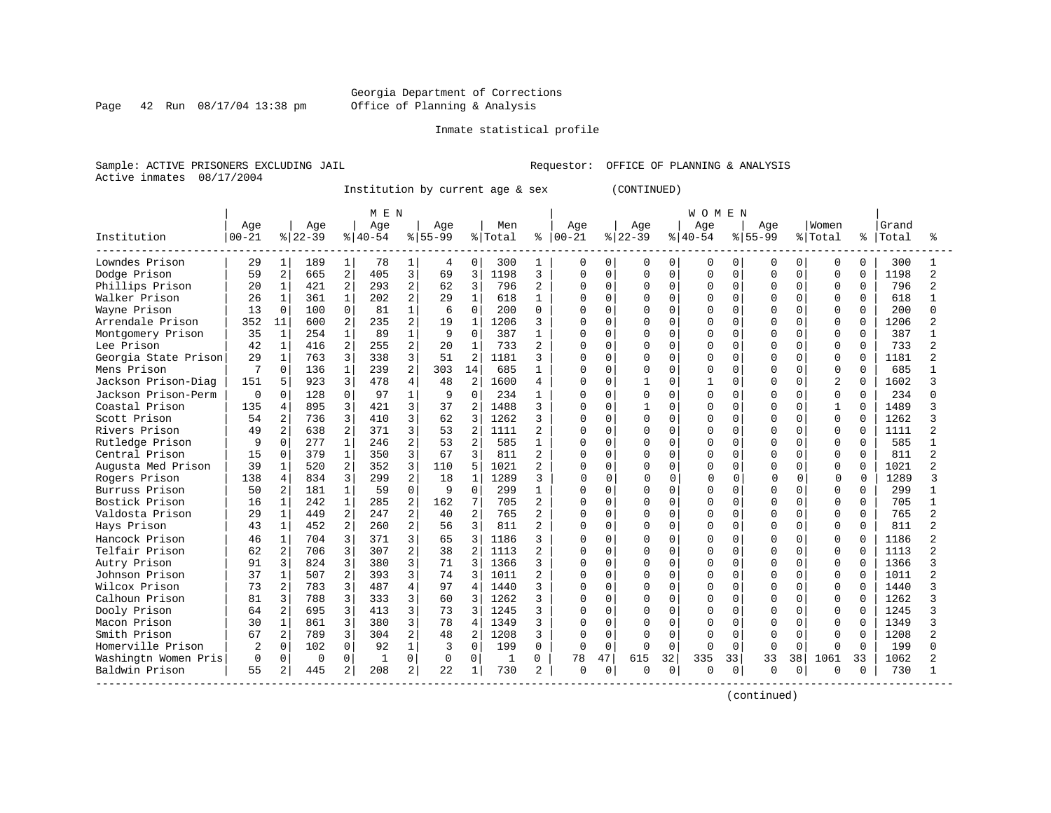Georgia Department of Corrections
Office of Planning & Analysis

Inmate statistical profile

Sample: ACTIVE PRISONERS EXCLUDING JAIL

Requestor: OFFICE OF PLANNING & ANALYSIS

Active inmates 08/17/2004

Institution by current age & sex (CONTINUED)

| Institution | MEN Age 00-21 | % | Age 22-39 | % | Age 40-54 | % | Age 55-99 | % | Men Total | % | WOMEN Age 00-21 | % | Age 22-39 | % | Age 40-54 | % | Age 55-99 | % | Women Total | % | Grand Total | % |
|---|---|---|---|---|---|---|---|---|---|---|---|---|---|---|---|---|---|---|---|---|---|---|
| Lowndes Prison | 29 | 1 | 189 | 1 | 78 | 1 | 4 | 0 | 300 | 1 | 0 | 0 | 0 | 0 | 0 | 0 | 0 | 0 | 0 | 0 | 300 | 1 |
| Dodge Prison | 59 | 2 | 665 | 2 | 405 | 3 | 69 | 3 | 1198 | 3 | 0 | 0 | 0 | 0 | 0 | 0 | 0 | 0 | 0 | 0 | 1198 | 2 |
| Phillips Prison | 20 | 1 | 421 | 2 | 293 | 2 | 62 | 3 | 796 | 2 | 0 | 0 | 0 | 0 | 0 | 0 | 0 | 0 | 0 | 0 | 796 | 2 |
| Walker Prison | 26 | 1 | 361 | 1 | 202 | 2 | 29 | 1 | 618 | 1 | 0 | 0 | 0 | 0 | 0 | 0 | 0 | 0 | 0 | 0 | 618 | 1 |
| Wayne Prison | 13 | 0 | 100 | 0 | 81 | 1 | 6 | 0 | 200 | 0 | 0 | 0 | 0 | 0 | 0 | 0 | 0 | 0 | 0 | 0 | 200 | 0 |
| Arrendale Prison | 352 | 11 | 600 | 2 | 235 | 2 | 19 | 1 | 1206 | 3 | 0 | 0 | 0 | 0 | 0 | 0 | 0 | 0 | 0 | 0 | 1206 | 2 |
| Montgomery Prison | 35 | 1 | 254 | 1 | 89 | 1 | 9 | 0 | 387 | 1 | 0 | 0 | 0 | 0 | 0 | 0 | 0 | 0 | 0 | 0 | 387 | 1 |
| Lee Prison | 42 | 1 | 416 | 2 | 255 | 2 | 20 | 1 | 733 | 2 | 0 | 0 | 0 | 0 | 0 | 0 | 0 | 0 | 0 | 0 | 733 | 2 |
| Georgia State Prison | 29 | 1 | 763 | 3 | 338 | 3 | 51 | 2 | 1181 | 3 | 0 | 0 | 0 | 0 | 0 | 0 | 0 | 0 | 0 | 0 | 1181 | 2 |
| Mens Prison | 7 | 0 | 136 | 1 | 239 | 2 | 303 | 14 | 685 | 1 | 0 | 0 | 0 | 0 | 0 | 0 | 0 | 0 | 0 | 0 | 685 | 1 |
| Jackson Prison-Diag | 151 | 5 | 923 | 3 | 478 | 4 | 48 | 2 | 1600 | 4 | 0 | 0 | 1 | 0 | 1 | 0 | 0 | 0 | 2 | 0 | 1602 | 3 |
| Jackson Prison-Perm | 0 | 0 | 128 | 0 | 97 | 1 | 9 | 0 | 234 | 1 | 0 | 0 | 0 | 0 | 0 | 0 | 0 | 0 | 0 | 0 | 234 | 0 |
| Coastal Prison | 135 | 4 | 895 | 3 | 421 | 3 | 37 | 2 | 1488 | 3 | 0 | 0 | 1 | 0 | 0 | 0 | 0 | 0 | 1 | 0 | 1489 | 3 |
| Scott Prison | 54 | 2 | 736 | 3 | 410 | 3 | 62 | 3 | 1262 | 3 | 0 | 0 | 0 | 0 | 0 | 0 | 0 | 0 | 0 | 0 | 1262 | 3 |
| Rivers Prison | 49 | 2 | 638 | 2 | 371 | 3 | 53 | 2 | 1111 | 2 | 0 | 0 | 0 | 0 | 0 | 0 | 0 | 0 | 0 | 0 | 1111 | 2 |
| Rutledge Prison | 9 | 0 | 277 | 1 | 246 | 2 | 53 | 2 | 585 | 1 | 0 | 0 | 0 | 0 | 0 | 0 | 0 | 0 | 0 | 0 | 585 | 1 |
| Central Prison | 15 | 0 | 379 | 1 | 350 | 3 | 67 | 3 | 811 | 2 | 0 | 0 | 0 | 0 | 0 | 0 | 0 | 0 | 0 | 0 | 811 | 2 |
| Augusta Med Prison | 39 | 1 | 520 | 2 | 352 | 3 | 110 | 5 | 1021 | 2 | 0 | 0 | 0 | 0 | 0 | 0 | 0 | 0 | 0 | 0 | 1021 | 2 |
| Rogers Prison | 138 | 4 | 834 | 3 | 299 | 2 | 18 | 1 | 1289 | 3 | 0 | 0 | 0 | 0 | 0 | 0 | 0 | 0 | 0 | 0 | 1289 | 3 |
| Burruss Prison | 50 | 2 | 181 | 1 | 59 | 0 | 9 | 0 | 299 | 1 | 0 | 0 | 0 | 0 | 0 | 0 | 0 | 0 | 0 | 0 | 299 | 1 |
| Bostick Prison | 16 | 1 | 242 | 1 | 285 | 2 | 162 | 7 | 705 | 2 | 0 | 0 | 0 | 0 | 0 | 0 | 0 | 0 | 0 | 0 | 705 | 1 |
| Valdosta Prison | 29 | 1 | 449 | 2 | 247 | 2 | 40 | 2 | 765 | 2 | 0 | 0 | 0 | 0 | 0 | 0 | 0 | 0 | 0 | 0 | 765 | 2 |
| Hays Prison | 43 | 1 | 452 | 2 | 260 | 2 | 56 | 3 | 811 | 2 | 0 | 0 | 0 | 0 | 0 | 0 | 0 | 0 | 0 | 0 | 811 | 2 |
| Hancock Prison | 46 | 1 | 704 | 3 | 371 | 3 | 65 | 3 | 1186 | 3 | 0 | 0 | 0 | 0 | 0 | 0 | 0 | 0 | 0 | 0 | 1186 | 2 |
| Telfair Prison | 62 | 2 | 706 | 3 | 307 | 2 | 38 | 2 | 1113 | 2 | 0 | 0 | 0 | 0 | 0 | 0 | 0 | 0 | 0 | 0 | 1113 | 2 |
| Autry Prison | 91 | 3 | 824 | 3 | 380 | 3 | 71 | 3 | 1366 | 3 | 0 | 0 | 0 | 0 | 0 | 0 | 0 | 0 | 0 | 0 | 1366 | 3 |
| Johnson Prison | 37 | 1 | 507 | 2 | 393 | 3 | 74 | 3 | 1011 | 2 | 0 | 0 | 0 | 0 | 0 | 0 | 0 | 0 | 0 | 0 | 1011 | 2 |
| Wilcox Prison | 73 | 2 | 783 | 3 | 487 | 4 | 97 | 4 | 1440 | 3 | 0 | 0 | 0 | 0 | 0 | 0 | 0 | 0 | 0 | 0 | 1440 | 3 |
| Calhoun Prison | 81 | 3 | 788 | 3 | 333 | 3 | 60 | 3 | 1262 | 3 | 0 | 0 | 0 | 0 | 0 | 0 | 0 | 0 | 0 | 0 | 1262 | 3 |
| Dooly Prison | 64 | 2 | 695 | 3 | 413 | 3 | 73 | 3 | 1245 | 3 | 0 | 0 | 0 | 0 | 0 | 0 | 0 | 0 | 0 | 0 | 1245 | 3 |
| Macon Prison | 30 | 1 | 861 | 3 | 380 | 3 | 78 | 4 | 1349 | 3 | 0 | 0 | 0 | 0 | 0 | 0 | 0 | 0 | 0 | 0 | 1349 | 3 |
| Smith Prison | 67 | 2 | 789 | 3 | 304 | 2 | 48 | 2 | 1208 | 3 | 0 | 0 | 0 | 0 | 0 | 0 | 0 | 0 | 0 | 0 | 1208 | 2 |
| Homerville Prison | 2 | 0 | 102 | 0 | 92 | 1 | 3 | 0 | 199 | 0 | 0 | 0 | 0 | 0 | 0 | 0 | 0 | 0 | 0 | 0 | 199 | 0 |
| Washingtn Women Pris | 0 | 0 | 0 | 0 | 1 | 0 | 0 | 0 | 1 | 0 | 78 | 47 | 615 | 32 | 335 | 33 | 33 | 38 | 1061 | 33 | 1062 | 2 |
| Baldwin Prison | 55 | 2 | 445 | 2 | 208 | 2 | 22 | 1 | 730 | 2 | 0 | 0 | 0 | 0 | 0 | 0 | 0 | 0 | 0 | 0 | 730 | 1 |

(continued)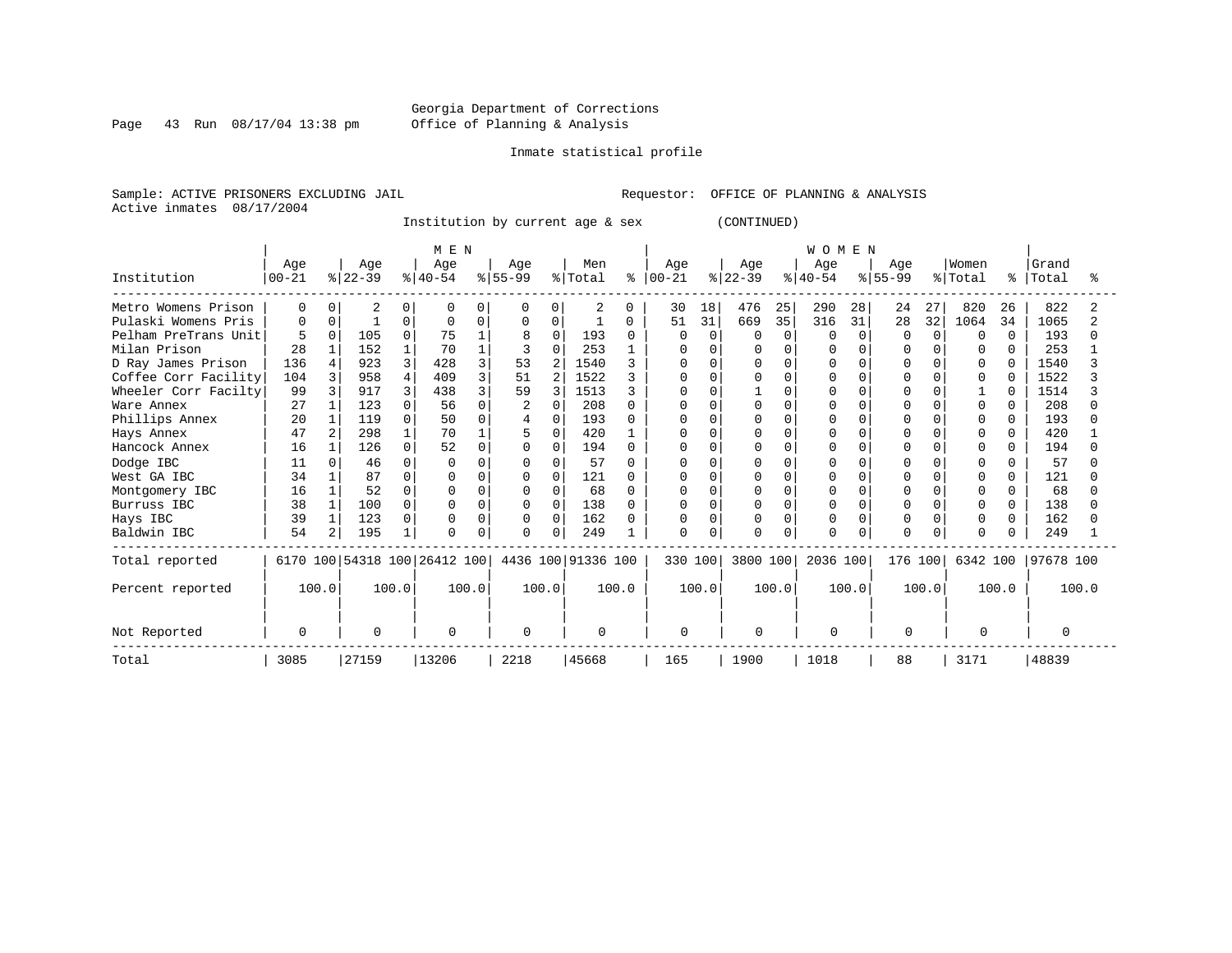Georgia Department of Corrections
Office of Planning & Analysis

Inmate statistical profile

Sample: ACTIVE PRISONERS EXCLUDING JAIL        Requestor: OFFICE OF PLANNING & ANALYSIS
Active inmates 08/17/2004

Institution by current age & sex (CONTINUED)

| Institution | MEN Age 00-21 | % | Age 22-39 | % | Age 40-54 | % | Age 55-99 | % | Men Total | % | WOMEN Age 00-21 | % | Age 22-39 | % | Age 40-54 | % | Age 55-99 | % | Women Total | % | Grand Total | % |
|---|---|---|---|---|---|---|---|---|---|---|---|---|---|---|---|---|---|---|---|---|---|---|
| Metro Womens Prison | 0 | 0 | 2 | 0 | 0 | 0 | 0 | 0 | 2 | 0 | 30 | 18 | 476 | 25 | 290 | 28 | 24 | 27 | 820 | 26 | 822 | 2 |
| Pulaski Womens Pris | 0 | 0 | 1 | 0 | 0 | 0 | 0 | 0 | 1 | 0 | 51 | 31 | 669 | 35 | 316 | 31 | 28 | 32 | 1064 | 34 | 1065 | 2 |
| Pelham PreTrans Unit | 5 | 0 | 105 | 0 | 75 | 1 | 8 | 0 | 193 | 0 | 0 | 0 | 0 | 0 | 0 | 0 | 0 | 0 | 0 | 0 | 193 | 0 |
| Milan Prison | 28 | 1 | 152 | 1 | 70 | 1 | 3 | 0 | 253 | 1 | 0 | 0 | 0 | 0 | 0 | 0 | 0 | 0 | 0 | 0 | 253 | 1 |
| D Ray James Prison | 136 | 4 | 923 | 3 | 428 | 3 | 53 | 2 | 1540 | 3 | 0 | 0 | 0 | 0 | 0 | 0 | 0 | 0 | 0 | 0 | 1540 | 3 |
| Coffee Corr Facility | 104 | 3 | 958 | 4 | 409 | 3 | 51 | 2 | 1522 | 3 | 0 | 0 | 0 | 0 | 0 | 0 | 0 | 0 | 0 | 0 | 1522 | 3 |
| Wheeler Corr Facilty | 99 | 3 | 917 | 3 | 438 | 3 | 59 | 3 | 1513 | 3 | 0 | 0 | 1 | 0 | 0 | 0 | 0 | 0 | 1 | 0 | 1514 | 3 |
| Ware Annex | 27 | 1 | 123 | 0 | 56 | 0 | 2 | 0 | 208 | 0 | 0 | 0 | 0 | 0 | 0 | 0 | 0 | 0 | 0 | 0 | 208 | 0 |
| Phillips Annex | 20 | 1 | 119 | 0 | 50 | 0 | 4 | 0 | 193 | 0 | 0 | 0 | 0 | 0 | 0 | 0 | 0 | 0 | 0 | 0 | 193 | 0 |
| Hays Annex | 47 | 2 | 298 | 1 | 70 | 1 | 5 | 0 | 420 | 1 | 0 | 0 | 0 | 0 | 0 | 0 | 0 | 0 | 0 | 0 | 420 | 1 |
| Hancock Annex | 16 | 1 | 126 | 0 | 52 | 0 | 0 | 0 | 194 | 0 | 0 | 0 | 0 | 0 | 0 | 0 | 0 | 0 | 0 | 0 | 194 | 0 |
| Dodge IBC | 11 | 0 | 46 | 0 | 0 | 0 | 0 | 0 | 57 | 0 | 0 | 0 | 0 | 0 | 0 | 0 | 0 | 0 | 0 | 0 | 57 | 0 |
| West GA IBC | 34 | 1 | 87 | 0 | 0 | 0 | 0 | 0 | 121 | 0 | 0 | 0 | 0 | 0 | 0 | 0 | 0 | 0 | 0 | 0 | 121 | 0 |
| Montgomery IBC | 16 | 1 | 52 | 0 | 0 | 0 | 0 | 0 | 68 | 0 | 0 | 0 | 0 | 0 | 0 | 0 | 0 | 0 | 0 | 0 | 68 | 0 |
| Burruss IBC | 38 | 1 | 100 | 0 | 0 | 0 | 0 | 0 | 138 | 0 | 0 | 0 | 0 | 0 | 0 | 0 | 0 | 0 | 0 | 0 | 138 | 0 |
| Hays IBC | 39 | 1 | 123 | 0 | 0 | 0 | 0 | 0 | 162 | 0 | 0 | 0 | 0 | 0 | 0 | 0 | 0 | 0 | 0 | 0 | 162 | 0 |
| Baldwin IBC | 54 | 2 | 195 | 1 | 0 | 0 | 0 | 0 | 249 | 1 | 0 | 0 | 0 | 0 | 0 | 0 | 0 | 0 | 0 | 0 | 249 | 1 |
| Total reported | 6170 | 100 | 54318 | 100 | 26412 | 100 | 4436 | 100 | 91336 | 100 | 330 | 100 | 3800 | 100 | 2036 | 100 | 176 | 100 | 6342 | 100 | 97678 | 100 |
| Percent reported | 100.0 | | 100.0 | | 100.0 | | 100.0 | | 100.0 | | 100.0 | | 100.0 | | 100.0 | | 100.0 | | 100.0 | | 100.0 | |
| Not Reported | 0 | | 0 | | 0 | | 0 | | 0 | | 0 | | 0 | | 0 | | 0 | | 0 | | 0 | |
| Total | 3085 | | 27159 | | 13206 | | 2218 | | 45668 | | 165 | | 1900 | | 1018 | | 88 | | 3171 | | 48839 | |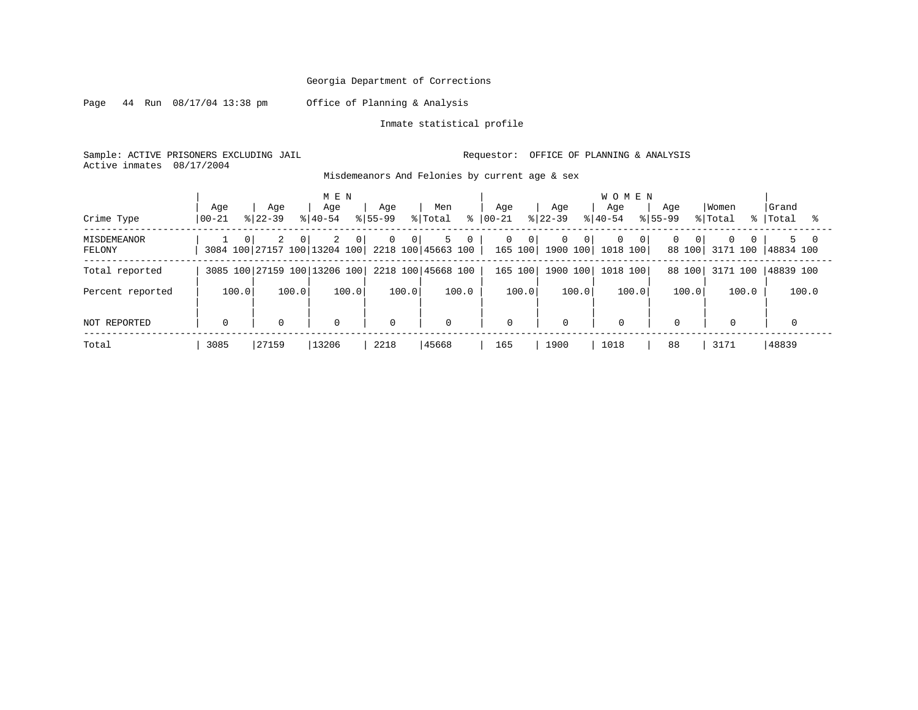Georgia Department of Corrections

Page 44 Run 08/17/04 13:38 pm Office of Planning & Analysis

Inmate statistical profile

Sample: ACTIVE PRISONERS EXCLUDING JAIL Requestor: OFFICE OF PLANNING & ANALYSIS
Active inmates 08/17/2004

Misdemeanors And Felonies by current age & sex

| Crime Type | MEN Age 00-21 | % | Age 22-39 | % | Age 40-54 | % | Age 55-99 | % | Men Total | % | WOMEN Age 00-21 | % | Age 22-39 | % | Age 40-54 | % | Age 55-99 | % | Women Total | % | Grand Total | % |
|---|---|---|---|---|---|---|---|---|---|---|---|---|---|---|---|---|---|---|---|---|---|---|
| MISDEMEANOR | 1 | 0 | 2 | 0 | 2 | 0 | 0 | 0 | 5 | 0 | 0 | 0 | 0 | 0 | 0 | 0 | 0 | 0 | 0 | 0 | 5 | 0 |
| FELONY | 3084 | 100 | 27157 | 100 | 13204 | 100 | 2218 | 100 | 45663 | 100 | 165 | 100 | 1900 | 100 | 1018 | 100 | 88 | 100 | 3171 | 100 | 48834 | 100 |
| Total reported | 3085 | 100 | 27159 | 100 | 13206 | 100 | 2218 | 100 | 45668 | 100 | 165 | 100 | 1900 | 100 | 1018 | 100 | 88 | 100 | 3171 | 100 | 48839 | 100 |
| Percent reported | | 100.0 | | 100.0 | | 100.0 | | 100.0 | | 100.0 | | 100.0 | | 100.0 | | 100.0 | | 100.0 | | 100.0 | | 100.0 |
| NOT REPORTED | 0 | | 0 | | 0 | | 0 | | 0 | | 0 | | 0 | | 0 | | 0 | | 0 | | 0 | |
| Total | 3085 | | 27159 | | 13206 | | 2218 | | 45668 | | 165 | | 1900 | | 1018 | | 88 | | 3171 | | 48839 | |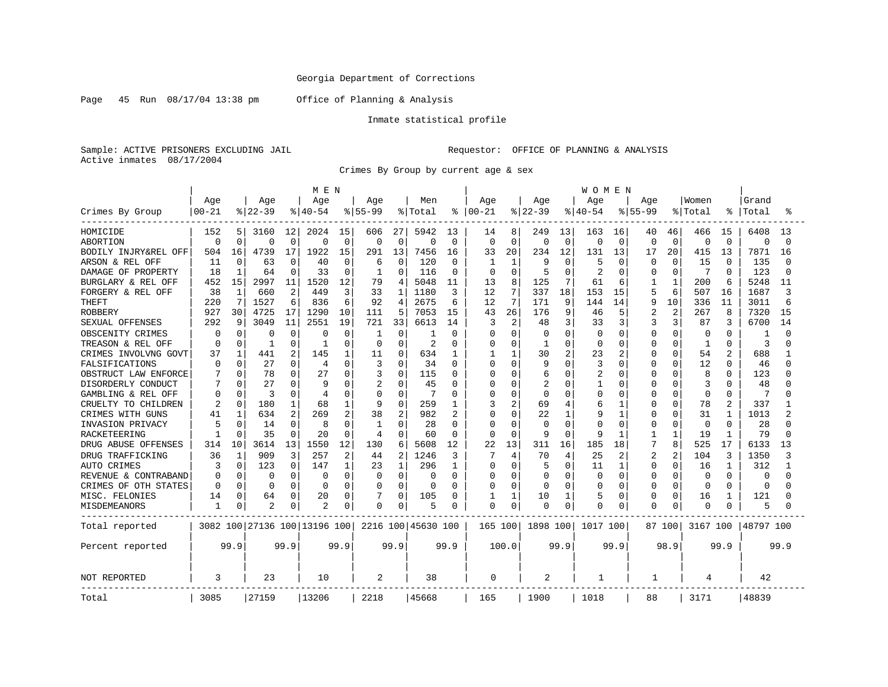Georgia Department of Corrections

Page 45 Run 08/17/04 13:38 pm Office of Planning & Analysis

Inmate statistical profile

Sample: ACTIVE PRISONERS EXCLUDING JAIL Requestor: OFFICE OF PLANNING & ANALYSIS
Active inmates 08/17/2004

Crimes By Group by current age & sex

| Crimes By Group | MEN Age 00-21 | % | Age 22-39 | % | Age 40-54 | % | Age 55-99 | % | Men Total | % | WOMEN Age 00-21 | % | Age 22-39 | % | Age 40-54 | % | Age 55-99 | % | Women Total | % | Grand Total | % |
|---|---|---|---|---|---|---|---|---|---|---|---|---|---|---|---|---|---|---|---|---|---|---|
| HOMICIDE | 152 | 5 | 3160 | 12 | 2024 | 15 | 606 | 27 | 5942 | 13 | 14 | 8 | 249 | 13 | 163 | 16 | 40 | 46 | 466 | 15 | 6408 | 13 |
| ABORTION | 0 | 0 | 0 | 0 | 0 | 0 | 0 | 0 | 0 | 0 | 0 | 0 | 0 | 0 | 0 | 0 | 0 | 0 | 0 | 0 | 0 | 0 |
| BODILY INJRY&REL OFF | 504 | 16 | 4739 | 17 | 1922 | 15 | 291 | 13 | 7456 | 16 | 33 | 20 | 234 | 12 | 131 | 13 | 17 | 20 | 415 | 13 | 7871 | 16 |
| ARSON & REL OFF | 11 | 0 | 63 | 0 | 40 | 0 | 6 | 0 | 120 | 0 | 1 | 1 | 9 | 0 | 5 | 0 | 0 | 0 | 15 | 0 | 135 | 0 |
| DAMAGE OF PROPERTY | 18 | 1 | 64 | 0 | 33 | 0 | 1 | 0 | 116 | 0 | 0 | 0 | 5 | 0 | 2 | 0 | 0 | 0 | 7 | 0 | 123 | 0 |
| BURGLARY & REL OFF | 452 | 15 | 2997 | 11 | 1520 | 12 | 79 | 4 | 5048 | 11 | 13 | 8 | 125 | 7 | 61 | 6 | 1 | 1 | 200 | 6 | 5248 | 11 |
| FORGERY & REL OFF | 38 | 1 | 660 | 2 | 449 | 3 | 33 | 1 | 1180 | 3 | 12 | 7 | 337 | 18 | 153 | 15 | 5 | 6 | 507 | 16 | 1687 | 3 |
| THEFT | 220 | 7 | 1527 | 6 | 836 | 6 | 92 | 4 | 2675 | 6 | 12 | 7 | 171 | 9 | 144 | 14 | 9 | 10 | 336 | 11 | 3011 | 6 |
| ROBBERY | 927 | 30 | 4725 | 17 | 1290 | 10 | 111 | 5 | 7053 | 15 | 43 | 26 | 176 | 9 | 46 | 5 | 2 | 2 | 267 | 8 | 7320 | 15 |
| SEXUAL OFFENSES | 292 | 9 | 3049 | 11 | 2551 | 19 | 721 | 33 | 6613 | 14 | 3 | 2 | 48 | 3 | 33 | 3 | 3 | 3 | 87 | 3 | 6700 | 14 |
| OBSCENITY CRIMES | 0 | 0 | 0 | 0 | 0 | 0 | 1 | 0 | 1 | 0 | 0 | 0 | 0 | 0 | 0 | 0 | 0 | 0 | 0 | 0 | 1 | 0 |
| TREASON & REL OFF | 0 | 0 | 1 | 0 | 1 | 0 | 0 | 0 | 2 | 0 | 0 | 0 | 1 | 0 | 0 | 0 | 0 | 0 | 1 | 0 | 3 | 0 |
| CRIMES INVOLVNG GOVT | 37 | 1 | 441 | 2 | 145 | 1 | 11 | 0 | 634 | 1 | 1 | 1 | 30 | 2 | 23 | 2 | 0 | 0 | 54 | 2 | 688 | 1 |
| FALSIFICATIONS | 0 | 0 | 27 | 0 | 4 | 0 | 3 | 0 | 34 | 0 | 0 | 0 | 9 | 0 | 3 | 0 | 0 | 0 | 12 | 0 | 46 | 0 |
| OBSTRUCT LAW ENFORCE | 7 | 0 | 78 | 0 | 27 | 0 | 3 | 0 | 115 | 0 | 0 | 0 | 6 | 0 | 2 | 0 | 0 | 0 | 8 | 0 | 123 | 0 |
| DISORDERLY CONDUCT | 7 | 0 | 27 | 0 | 9 | 0 | 2 | 0 | 45 | 0 | 0 | 0 | 2 | 0 | 1 | 0 | 0 | 0 | 3 | 0 | 48 | 0 |
| GAMBLING & REL OFF | 0 | 0 | 3 | 0 | 4 | 0 | 0 | 0 | 7 | 0 | 0 | 0 | 0 | 0 | 0 | 0 | 0 | 0 | 0 | 0 | 7 | 0 |
| CRUELTY TO CHILDREN | 2 | 0 | 180 | 1 | 68 | 1 | 9 | 0 | 259 | 1 | 3 | 2 | 69 | 4 | 6 | 1 | 0 | 0 | 78 | 2 | 337 | 1 |
| CRIMES WITH GUNS | 41 | 1 | 634 | 2 | 269 | 2 | 38 | 2 | 982 | 2 | 0 | 0 | 22 | 1 | 9 | 1 | 0 | 0 | 31 | 1 | 1013 | 2 |
| INVASION PRIVACY | 5 | 0 | 14 | 0 | 8 | 0 | 1 | 0 | 28 | 0 | 0 | 0 | 0 | 0 | 0 | 0 | 0 | 0 | 0 | 0 | 28 | 0 |
| RACKETEERING | 1 | 0 | 35 | 0 | 20 | 0 | 4 | 0 | 60 | 0 | 0 | 0 | 9 | 0 | 9 | 1 | 1 | 1 | 19 | 1 | 79 | 0 |
| DRUG ABUSE OFFENSES | 314 | 10 | 3614 | 13 | 1550 | 12 | 130 | 6 | 5608 | 12 | 22 | 13 | 311 | 16 | 185 | 18 | 7 | 8 | 525 | 17 | 6133 | 13 |
| DRUG TRAFFICKING | 36 | 1 | 909 | 3 | 257 | 2 | 44 | 2 | 1246 | 3 | 7 | 4 | 70 | 4 | 25 | 2 | 2 | 2 | 104 | 3 | 1350 | 3 |
| AUTO CRIMES | 3 | 0 | 123 | 0 | 147 | 1 | 23 | 1 | 296 | 1 | 0 | 0 | 5 | 0 | 11 | 1 | 0 | 0 | 16 | 1 | 312 | 1 |
| REVENUE & CONTRABAND | 0 | 0 | 0 | 0 | 0 | 0 | 0 | 0 | 0 | 0 | 0 | 0 | 0 | 0 | 0 | 0 | 0 | 0 | 0 | 0 | 0 | 0 |
| CRIMES OF OTH STATES | 0 | 0 | 0 | 0 | 0 | 0 | 0 | 0 | 0 | 0 | 0 | 0 | 0 | 0 | 0 | 0 | 0 | 0 | 0 | 0 | 0 | 0 |
| MISC. FELONIES | 14 | 0 | 64 | 0 | 20 | 0 | 7 | 0 | 105 | 0 | 1 | 1 | 10 | 1 | 5 | 0 | 0 | 0 | 16 | 1 | 121 | 0 |
| MISDEMEANORS | 1 | 0 | 2 | 0 | 2 | 0 | 0 | 0 | 5 | 0 | 0 | 0 | 0 | 0 | 0 | 0 | 0 | 0 | 0 | 0 | 5 | 0 |
| Total reported | 3082 | 100 | 27136 | 100 | 13196 | 100 | 2216 | 100 | 45630 | 100 | 165 | 100 | 1898 | 100 | 1017 | 100 | 87 | 100 | 3167 | 100 | 48797 | 100 |
| Percent reported | | 99.9 | | 99.9 | | 99.9 | | 99.9 | | 99.9 | | 100.0 | | 99.9 | | 99.9 | | 98.9 | | 99.9 | | 99.9 |
| NOT REPORTED | 3 | | 23 | | 10 | | 2 | | 38 | | 0 | | 2 | | 1 | | 1 | | 4 | | 42 | |
| Total | 3085 | | 27159 | | 13206 | | 2218 | | 45668 | | 165 | | 1900 | | 1018 | | 88 | | 3171 | | 48839 | |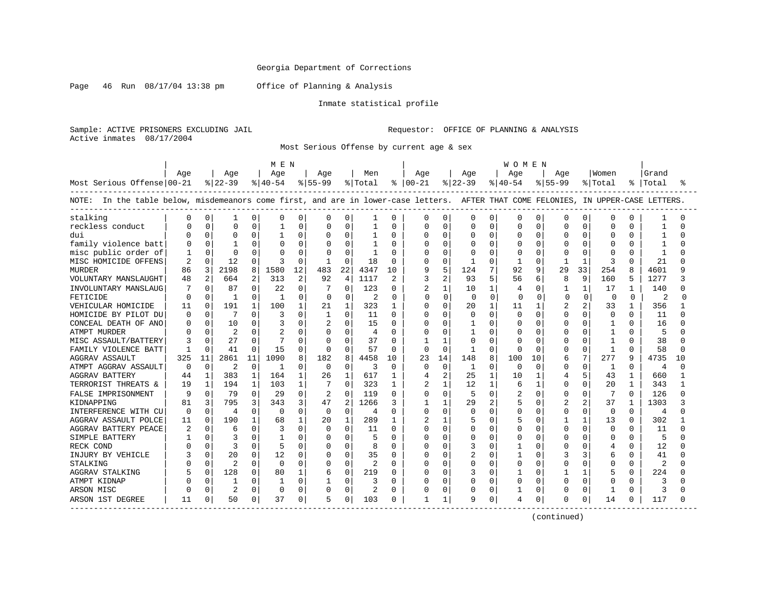Georgia Department of Corrections

Office of Planning & Analysis

Inmate statistical profile

Sample: ACTIVE PRISONERS EXCLUDING JAIL                Requestor: OFFICE OF PLANNING & ANALYSIS
Active inmates 08/17/2004

Most Serious Offense by current age & sex

NOTE: In the table below, misdemeanors come first, and are in lower-case letters. AFTER THAT COME FELONIES, IN UPPER-CASE LETTERS.

| Most Serious Offense | MEN Age 00-21 | % | Age 22-39 | % | Age 40-54 | % | Age 55-99 | % | Men Total | % | WOMEN Age 00-21 | % | Age 22-39 | % | Age 40-54 | % | Age 55-99 | % | Women Total | % | Grand Total | % |
|---|---|---|---|---|---|---|---|---|---|---|---|---|---|---|---|---|---|---|---|---|---|---|
| stalking | 0 | 0 | 1 | 0 | 0 | 0 | 0 | 0 | 1 | 0 | 0 | 0 | 0 | 0 | 0 | 0 | 0 | 0 | 0 | 0 | 1 | 0 |
| reckless conduct | 0 | 0 | 0 | 0 | 1 | 0 | 0 | 0 | 1 | 0 | 0 | 0 | 0 | 0 | 0 | 0 | 0 | 0 | 0 | 0 | 1 | 0 |
| dui | 0 | 0 | 0 | 0 | 1 | 0 | 0 | 0 | 1 | 0 | 0 | 0 | 0 | 0 | 0 | 0 | 0 | 0 | 0 | 0 | 1 | 0 |
| family violence batt | 0 | 0 | 1 | 0 | 0 | 0 | 0 | 0 | 1 | 0 | 0 | 0 | 0 | 0 | 0 | 0 | 0 | 0 | 0 | 0 | 1 | 0 |
| misc public order of | 1 | 0 | 0 | 0 | 0 | 0 | 0 | 0 | 1 | 0 | 0 | 0 | 0 | 0 | 0 | 0 | 0 | 0 | 0 | 0 | 1 | 0 |
| MISC HOMICIDE OFFENS | 2 | 0 | 12 | 0 | 3 | 0 | 1 | 0 | 18 | 0 | 0 | 0 | 1 | 0 | 1 | 0 | 1 | 1 | 3 | 0 | 21 | 0 |
| MURDER | 86 | 3 | 2198 | 8 | 1580 | 12 | 483 | 22 | 4347 | 10 | 9 | 5 | 124 | 7 | 92 | 9 | 29 | 33 | 254 | 8 | 4601 | 9 |
| VOLUNTARY MANSLAUGHT | 48 | 2 | 664 | 2 | 313 | 2 | 92 | 4 | 1117 | 2 | 3 | 2 | 93 | 5 | 56 | 6 | 8 | 9 | 160 | 5 | 1277 | 3 |
| INVOLUNTARY MANSLAUG | 7 | 0 | 87 | 0 | 22 | 0 | 7 | 0 | 123 | 0 | 2 | 1 | 10 | 1 | 4 | 0 | 1 | 1 | 17 | 1 | 140 | 0 |
| FETICIDE | 0 | 0 | 1 | 0 | 1 | 0 | 0 | 0 | 2 | 0 | 0 | 0 | 0 | 0 | 0 | 0 | 0 | 0 | 0 | 0 | 2 | 0 |
| VEHICULAR HOMICIDE | 11 | 0 | 191 | 1 | 100 | 1 | 21 | 1 | 323 | 1 | 0 | 0 | 20 | 1 | 11 | 1 | 2 | 2 | 33 | 1 | 356 | 1 |
| HOMICIDE BY PILOT DU | 0 | 0 | 7 | 0 | 3 | 0 | 1 | 0 | 11 | 0 | 0 | 0 | 0 | 0 | 0 | 0 | 0 | 0 | 0 | 0 | 11 | 0 |
| CONCEAL DEATH OF ANO | 0 | 0 | 10 | 0 | 3 | 0 | 2 | 0 | 15 | 0 | 0 | 0 | 1 | 0 | 0 | 0 | 0 | 0 | 1 | 0 | 16 | 0 |
| ATMPT MURDER | 0 | 0 | 2 | 0 | 2 | 0 | 0 | 0 | 4 | 0 | 0 | 0 | 1 | 0 | 0 | 0 | 0 | 0 | 1 | 0 | 5 | 0 |
| MISC ASSAULT/BATTERY | 3 | 0 | 27 | 0 | 7 | 0 | 0 | 0 | 37 | 0 | 1 | 1 | 0 | 0 | 0 | 0 | 0 | 0 | 1 | 0 | 38 | 0 |
| FAMILY VIOLENCE BATT | 1 | 0 | 41 | 0 | 15 | 0 | 0 | 0 | 57 | 0 | 0 | 0 | 1 | 0 | 0 | 0 | 0 | 0 | 1 | 0 | 58 | 0 |
| AGGRAV ASSAULT | 325 | 11 | 2861 | 11 | 1090 | 8 | 182 | 8 | 4458 | 10 | 23 | 14 | 148 | 8 | 100 | 10 | 6 | 7 | 277 | 9 | 4735 | 10 |
| ATMPT AGGRAV ASSAULT | 0 | 0 | 2 | 0 | 1 | 0 | 0 | 0 | 3 | 0 | 0 | 0 | 1 | 0 | 0 | 0 | 0 | 0 | 1 | 0 | 4 | 0 |
| AGGRAV BATTERY | 44 | 1 | 383 | 1 | 164 | 1 | 26 | 1 | 617 | 1 | 4 | 2 | 25 | 1 | 10 | 1 | 4 | 5 | 43 | 1 | 660 | 1 |
| TERRORIST THREATS & | 19 | 1 | 194 | 1 | 103 | 1 | 7 | 0 | 323 | 1 | 2 | 1 | 12 | 1 | 6 | 1 | 0 | 0 | 20 | 1 | 343 | 1 |
| FALSE IMPRISONMENT | 9 | 0 | 79 | 0 | 29 | 0 | 2 | 0 | 119 | 0 | 0 | 0 | 5 | 0 | 2 | 0 | 0 | 0 | 7 | 0 | 126 | 0 |
| KIDNAPPING | 81 | 3 | 795 | 3 | 343 | 3 | 47 | 2 | 1266 | 3 | 1 | 1 | 29 | 2 | 5 | 0 | 2 | 2 | 37 | 1 | 1303 | 3 |
| INTERFERENCE WITH CU | 0 | 0 | 4 | 0 | 0 | 0 | 0 | 0 | 4 | 0 | 0 | 0 | 0 | 0 | 0 | 0 | 0 | 0 | 0 | 0 | 4 | 0 |
| AGGRAV ASSAULT POLCE | 11 | 0 | 190 | 1 | 68 | 1 | 20 | 1 | 289 | 1 | 2 | 1 | 5 | 0 | 5 | 0 | 1 | 1 | 13 | 0 | 302 | 1 |
| AGGRAV BATTERY PEACE | 2 | 0 | 6 | 0 | 3 | 0 | 0 | 0 | 11 | 0 | 0 | 0 | 0 | 0 | 0 | 0 | 0 | 0 | 0 | 0 | 11 | 0 |
| SIMPLE BATTERY | 1 | 0 | 3 | 0 | 1 | 0 | 0 | 0 | 5 | 0 | 0 | 0 | 0 | 0 | 0 | 0 | 0 | 0 | 0 | 0 | 5 | 0 |
| RECK COND | 0 | 0 | 3 | 0 | 5 | 0 | 0 | 0 | 8 | 0 | 0 | 0 | 3 | 0 | 1 | 0 | 0 | 0 | 4 | 0 | 12 | 0 |
| INJURY BY VEHICLE | 3 | 0 | 20 | 0 | 12 | 0 | 0 | 0 | 35 | 0 | 0 | 0 | 2 | 0 | 1 | 0 | 3 | 3 | 6 | 0 | 41 | 0 |
| STALKING | 0 | 0 | 2 | 0 | 0 | 0 | 0 | 0 | 2 | 0 | 0 | 0 | 0 | 0 | 0 | 0 | 0 | 0 | 0 | 0 | 2 | 0 |
| AGGRAV STALKING | 5 | 0 | 128 | 0 | 80 | 1 | 6 | 0 | 219 | 0 | 0 | 0 | 3 | 0 | 1 | 0 | 1 | 1 | 5 | 0 | 224 | 0 |
| ATMPT KIDNAP | 0 | 0 | 1 | 0 | 1 | 0 | 1 | 0 | 3 | 0 | 0 | 0 | 0 | 0 | 0 | 0 | 0 | 0 | 0 | 0 | 3 | 0 |
| ARSON MISC | 0 | 0 | 2 | 0 | 0 | 0 | 0 | 0 | 2 | 0 | 0 | 0 | 0 | 0 | 1 | 0 | 0 | 0 | 1 | 0 | 3 | 0 |
| ARSON 1ST DEGREE | 11 | 0 | 50 | 0 | 37 | 0 | 5 | 0 | 103 | 0 | 1 | 1 | 9 | 0 | 4 | 0 | 0 | 0 | 14 | 0 | 117 | 0 |

(continued)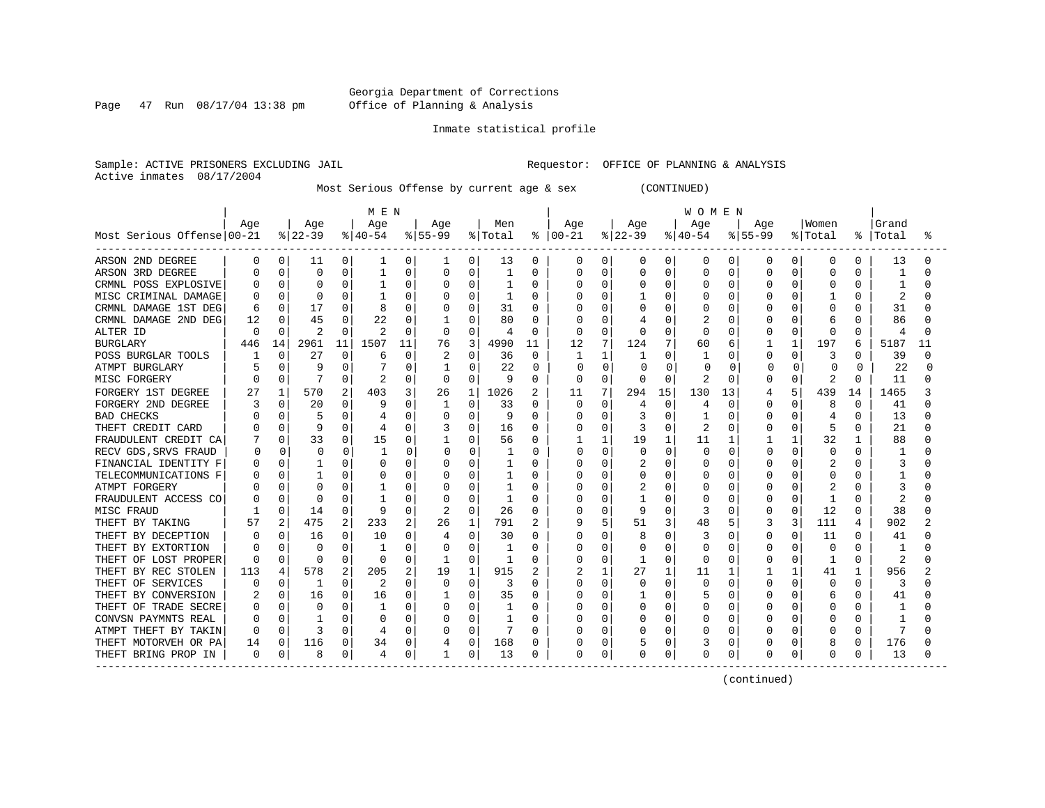Georgia Department of Corrections
Office of Planning & Analysis

Inmate statistical profile

Sample: ACTIVE PRISONERS EXCLUDING JAIL    Requestor: OFFICE OF PLANNING & ANALYSIS
Active inmates 08/17/2004

Most Serious Offense by current age & sex (CONTINUED)

| Most Serious Offense | MEN Age 00-21 | % | Age 22-39 | % | Age 40-54 | % | Age 55-99 | % | Men Total | % | WOMEN Age 00-21 | % | Age 22-39 | % | Age 40-54 | % | Age 55-99 | % | Women Total | % | Grand Total | % |
|---|---|---|---|---|---|---|---|---|---|---|---|---|---|---|---|---|---|---|---|---|---|---|
| ARSON 2ND DEGREE | 0 | 0 | 11 | 0 | 1 | 0 | 1 | 0 | 13 | 0 | 0 | 0 | 0 | 0 | 0 | 0 | 0 | 0 | 0 | 0 | 13 | 0 |
| ARSON 3RD DEGREE | 0 | 0 | 0 | 0 | 1 | 0 | 0 | 0 | 1 | 0 | 0 | 0 | 0 | 0 | 0 | 0 | 0 | 0 | 0 | 0 | 1 | 0 |
| CRMNL POSS EXPLOSIVE | 0 | 0 | 0 | 0 | 1 | 0 | 0 | 0 | 1 | 0 | 0 | 0 | 0 | 0 | 0 | 0 | 0 | 0 | 0 | 0 | 1 | 0 |
| MISC CRIMINAL DAMAGE | 0 | 0 | 0 | 0 | 1 | 0 | 0 | 0 | 1 | 0 | 0 | 0 | 1 | 0 | 0 | 0 | 0 | 0 | 1 | 0 | 2 | 0 |
| CRMNL DAMAGE 1ST DEG | 6 | 0 | 17 | 0 | 8 | 0 | 0 | 0 | 31 | 0 | 0 | 0 | 0 | 0 | 0 | 0 | 0 | 0 | 0 | 0 | 31 | 0 |
| CRMNL DAMAGE 2ND DEG | 12 | 0 | 45 | 0 | 22 | 0 | 1 | 0 | 80 | 0 | 0 | 0 | 4 | 0 | 2 | 0 | 0 | 0 | 6 | 0 | 86 | 0 |
| ALTER ID | 0 | 0 | 2 | 0 | 2 | 0 | 0 | 0 | 4 | 0 | 0 | 0 | 0 | 0 | 0 | 0 | 0 | 0 | 0 | 0 | 4 | 0 |
| BURGLARY | 446 | 14 | 2961 | 11 | 1507 | 11 | 76 | 3 | 4990 | 11 | 12 | 7 | 124 | 7 | 60 | 6 | 1 | 1 | 197 | 6 | 5187 | 11 |
| POSS BURGLAR TOOLS | 1 | 0 | 27 | 0 | 6 | 0 | 2 | 0 | 36 | 0 | 1 | 1 | 1 | 0 | 1 | 0 | 0 | 0 | 3 | 0 | 39 | 0 |
| ATMPT BURGLARY | 5 | 0 | 9 | 0 | 7 | 0 | 1 | 0 | 22 | 0 | 0 | 0 | 0 | 0 | 0 | 0 | 0 | 0 | 0 | 0 | 22 | 0 |
| MISC FORGERY | 0 | 0 | 7 | 0 | 2 | 0 | 0 | 0 | 9 | 0 | 0 | 0 | 0 | 0 | 2 | 0 | 0 | 0 | 2 | 0 | 11 | 0 |
| FORGERY 1ST DEGREE | 27 | 1 | 570 | 2 | 403 | 3 | 26 | 1 | 1026 | 2 | 11 | 7 | 294 | 15 | 130 | 13 | 4 | 5 | 439 | 14 | 1465 | 3 |
| FORGERY 2ND DEGREE | 3 | 0 | 20 | 0 | 9 | 0 | 1 | 0 | 33 | 0 | 0 | 0 | 4 | 0 | 4 | 0 | 0 | 0 | 8 | 0 | 41 | 0 |
| BAD CHECKS | 0 | 0 | 5 | 0 | 4 | 0 | 0 | 0 | 9 | 0 | 0 | 0 | 3 | 0 | 1 | 0 | 0 | 0 | 4 | 0 | 13 | 0 |
| THEFT CREDIT CARD | 0 | 0 | 9 | 0 | 4 | 0 | 3 | 0 | 16 | 0 | 0 | 0 | 3 | 0 | 2 | 0 | 0 | 0 | 5 | 0 | 21 | 0 |
| FRAUDULENT CREDIT CA | 7 | 0 | 33 | 0 | 15 | 0 | 1 | 0 | 56 | 0 | 1 | 1 | 19 | 1 | 11 | 1 | 1 | 1 | 32 | 1 | 88 | 0 |
| RECV GDS,SRVS FRAUD | 0 | 0 | 0 | 0 | 1 | 0 | 0 | 0 | 1 | 0 | 0 | 0 | 0 | 0 | 0 | 0 | 0 | 0 | 0 | 0 | 1 | 0 |
| FINANCIAL IDENTITY F | 0 | 0 | 1 | 0 | 0 | 0 | 0 | 0 | 1 | 0 | 0 | 0 | 2 | 0 | 0 | 0 | 0 | 0 | 2 | 0 | 3 | 0 |
| TELECOMMUNICATIONS F | 0 | 0 | 1 | 0 | 0 | 0 | 0 | 0 | 1 | 0 | 0 | 0 | 0 | 0 | 0 | 0 | 0 | 0 | 0 | 0 | 1 | 0 |
| ATMPT FORGERY | 0 | 0 | 0 | 0 | 1 | 0 | 0 | 0 | 1 | 0 | 0 | 0 | 2 | 0 | 0 | 0 | 0 | 0 | 2 | 0 | 3 | 0 |
| FRAUDULENT ACCESS CO | 0 | 0 | 0 | 0 | 1 | 0 | 0 | 0 | 1 | 0 | 0 | 0 | 1 | 0 | 0 | 0 | 0 | 0 | 1 | 0 | 2 | 0 |
| MISC FRAUD | 1 | 0 | 14 | 0 | 9 | 0 | 2 | 0 | 26 | 0 | 0 | 0 | 9 | 0 | 3 | 0 | 0 | 0 | 12 | 0 | 38 | 0 |
| THEFT BY TAKING | 57 | 2 | 475 | 2 | 233 | 2 | 26 | 1 | 791 | 2 | 9 | 5 | 51 | 3 | 48 | 5 | 3 | 3 | 111 | 4 | 902 | 2 |
| THEFT BY DECEPTION | 0 | 0 | 16 | 0 | 10 | 0 | 4 | 0 | 30 | 0 | 0 | 0 | 8 | 0 | 3 | 0 | 0 | 0 | 11 | 0 | 41 | 0 |
| THEFT BY EXTORTION | 0 | 0 | 0 | 0 | 1 | 0 | 0 | 0 | 1 | 0 | 0 | 0 | 0 | 0 | 0 | 0 | 0 | 0 | 0 | 0 | 1 | 0 |
| THEFT OF LOST PROPER | 0 | 0 | 0 | 0 | 0 | 0 | 1 | 0 | 1 | 0 | 0 | 0 | 1 | 0 | 0 | 0 | 0 | 0 | 1 | 0 | 2 | 0 |
| THEFT BY REC STOLEN | 113 | 4 | 578 | 2 | 205 | 2 | 19 | 1 | 915 | 2 | 2 | 1 | 27 | 1 | 11 | 1 | 1 | 1 | 41 | 1 | 956 | 2 |
| THEFT OF SERVICES | 0 | 0 | 1 | 0 | 2 | 0 | 0 | 0 | 3 | 0 | 0 | 0 | 0 | 0 | 0 | 0 | 0 | 0 | 0 | 0 | 3 | 0 |
| THEFT BY CONVERSION | 2 | 0 | 16 | 0 | 16 | 0 | 1 | 0 | 35 | 0 | 0 | 0 | 1 | 0 | 5 | 0 | 0 | 0 | 6 | 0 | 41 | 0 |
| THEFT OF TRADE SECRE | 0 | 0 | 0 | 0 | 1 | 0 | 0 | 0 | 1 | 0 | 0 | 0 | 0 | 0 | 0 | 0 | 0 | 0 | 0 | 0 | 1 | 0 |
| CONVSN PAYMNTS REAL | 0 | 0 | 1 | 0 | 0 | 0 | 0 | 0 | 1 | 0 | 0 | 0 | 0 | 0 | 0 | 0 | 0 | 0 | 0 | 0 | 1 | 0 |
| ATMPT THEFT BY TAKIN | 0 | 0 | 3 | 0 | 4 | 0 | 0 | 0 | 7 | 0 | 0 | 0 | 0 | 0 | 0 | 0 | 0 | 0 | 0 | 0 | 7 | 0 |
| THEFT MOTORVEH OR PA | 14 | 0 | 116 | 0 | 34 | 0 | 4 | 0 | 168 | 0 | 0 | 0 | 5 | 0 | 3 | 0 | 0 | 0 | 8 | 0 | 176 | 0 |
| THEFT BRING PROP IN | 0 | 0 | 8 | 0 | 4 | 0 | 1 | 0 | 13 | 0 | 0 | 0 | 0 | 0 | 0 | 0 | 0 | 0 | 0 | 0 | 13 | 0 |

(continued)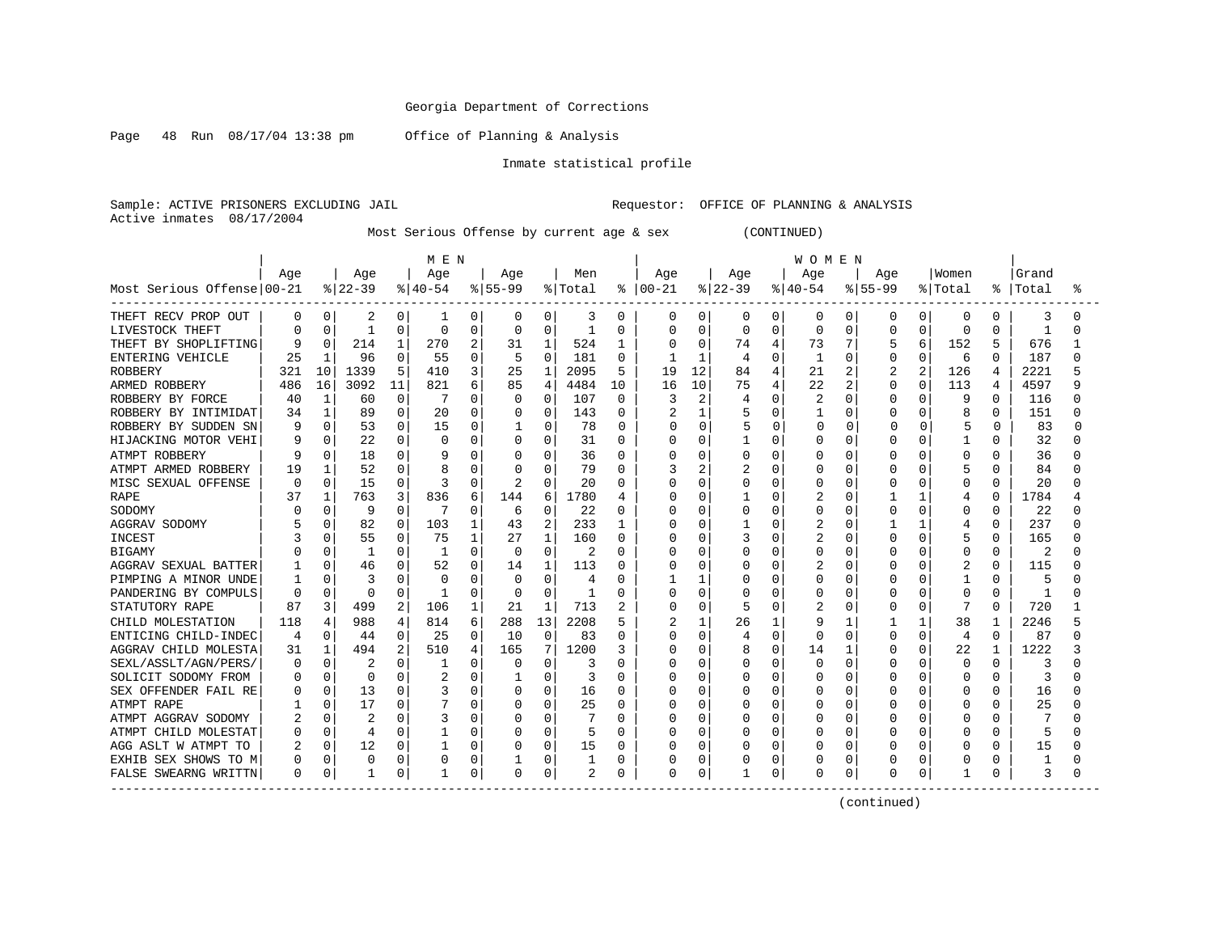Georgia Department of Corrections

Page 48 Run 08/17/04 13:38 pm Office of Planning & Analysis

Inmate statistical profile

Sample: ACTIVE PRISONERS EXCLUDING JAIL Requestor: OFFICE OF PLANNING & ANALYSIS
Active inmates 08/17/2004

Most Serious Offense by current age & sex (CONTINUED)

| | MEN | | | | | | | | | | WOMEN | | | | | | | | | | | |
|---|---|---|---|---|---|---|---|---|---|---|---|---|---|---|---|---|---|---|---|---|---|---|
| Most Serious Offense | Age 00-21 | % | Age 22-39 | % | Age 40-54 | % | Age 55-99 | % | Men Total | % | Age 00-21 | % | Age 22-39 | % | Age 40-54 | % | Age 55-99 | % | Women Total | % | Grand Total | % |
| THEFT RECV PROP OUT | 0 | 0 | 2 | 0 | 1 | 0 | 0 | 0 | 3 | 0 | 0 | 0 | 0 | 0 | 0 | 0 | 0 | 0 | 0 | 0 | 3 | 0 |
| LIVESTOCK THEFT | 0 | 0 | 1 | 0 | 0 | 0 | 0 | 0 | 1 | 0 | 0 | 0 | 0 | 0 | 0 | 0 | 0 | 0 | 0 | 0 | 1 | 0 |
| THEFT BY SHOPLIFTING | 9 | 0 | 214 | 1 | 270 | 2 | 31 | 1 | 524 | 1 | 0 | 0 | 74 | 4 | 73 | 7 | 5 | 6 | 152 | 5 | 676 | 1 |
| ENTERING VEHICLE | 25 | 1 | 96 | 0 | 55 | 0 | 5 | 0 | 181 | 0 | 1 | 1 | 4 | 0 | 1 | 0 | 0 | 0 | 6 | 0 | 187 | 0 |
| ROBBERY | 321 | 10 | 1339 | 5 | 410 | 3 | 25 | 1 | 2095 | 5 | 19 | 12 | 84 | 4 | 21 | 2 | 2 | 2 | 126 | 4 | 2221 | 5 |
| ARMED ROBBERY | 486 | 16 | 3092 | 11 | 821 | 6 | 85 | 4 | 4484 | 10 | 16 | 10 | 75 | 4 | 22 | 2 | 0 | 0 | 113 | 4 | 4597 | 9 |
| ROBBERY BY FORCE | 40 | 1 | 60 | 0 | 7 | 0 | 0 | 0 | 107 | 0 | 3 | 2 | 4 | 0 | 2 | 0 | 0 | 0 | 9 | 0 | 116 | 0 |
| ROBBERY BY INTIMIDAT | 34 | 1 | 89 | 0 | 20 | 0 | 0 | 0 | 143 | 0 | 2 | 1 | 5 | 0 | 1 | 0 | 0 | 0 | 8 | 0 | 151 | 0 |
| ROBBERY BY SUDDEN SN | 9 | 0 | 53 | 0 | 15 | 0 | 1 | 0 | 78 | 0 | 0 | 0 | 5 | 0 | 0 | 0 | 0 | 0 | 5 | 0 | 83 | 0 |
| HIJACKING MOTOR VEHI | 9 | 0 | 22 | 0 | 0 | 0 | 0 | 0 | 31 | 0 | 0 | 0 | 1 | 0 | 0 | 0 | 0 | 0 | 1 | 0 | 32 | 0 |
| ATMPT ROBBERY | 9 | 0 | 18 | 0 | 9 | 0 | 0 | 0 | 36 | 0 | 0 | 0 | 0 | 0 | 0 | 0 | 0 | 0 | 0 | 0 | 36 | 0 |
| ATMPT ARMED ROBBERY | 19 | 1 | 52 | 0 | 8 | 0 | 0 | 0 | 79 | 0 | 3 | 2 | 2 | 0 | 0 | 0 | 0 | 0 | 5 | 0 | 84 | 0 |
| MISC SEXUAL OFFENSE | 0 | 0 | 15 | 0 | 3 | 0 | 2 | 0 | 20 | 0 | 0 | 0 | 0 | 0 | 0 | 0 | 0 | 0 | 0 | 0 | 20 | 0 |
| RAPE | 37 | 1 | 763 | 3 | 836 | 6 | 144 | 6 | 1780 | 4 | 0 | 0 | 1 | 0 | 2 | 0 | 1 | 1 | 4 | 0 | 1784 | 4 |
| SODOMY | 0 | 0 | 9 | 0 | 7 | 0 | 6 | 0 | 22 | 0 | 0 | 0 | 0 | 0 | 0 | 0 | 0 | 0 | 0 | 0 | 22 | 0 |
| AGGRAV SODOMY | 5 | 0 | 82 | 0 | 103 | 1 | 43 | 2 | 233 | 1 | 0 | 0 | 1 | 0 | 2 | 0 | 1 | 1 | 4 | 0 | 237 | 0 |
| INCEST | 3 | 0 | 55 | 0 | 75 | 1 | 27 | 1 | 160 | 0 | 0 | 0 | 3 | 0 | 2 | 0 | 0 | 0 | 5 | 0 | 165 | 0 |
| BIGAMY | 0 | 0 | 1 | 0 | 1 | 0 | 0 | 0 | 2 | 0 | 0 | 0 | 0 | 0 | 0 | 0 | 0 | 0 | 0 | 0 | 2 | 0 |
| AGGRAV SEXUAL BATTER | 1 | 0 | 46 | 0 | 52 | 0 | 14 | 1 | 113 | 0 | 0 | 0 | 0 | 0 | 2 | 0 | 0 | 0 | 2 | 0 | 115 | 0 |
| PIMPING A MINOR UNDE | 1 | 0 | 3 | 0 | 0 | 0 | 0 | 0 | 4 | 0 | 1 | 1 | 0 | 0 | 0 | 0 | 0 | 0 | 1 | 0 | 5 | 0 |
| PANDERING BY COMPULS | 0 | 0 | 0 | 0 | 1 | 0 | 0 | 0 | 1 | 0 | 0 | 0 | 0 | 0 | 0 | 0 | 0 | 0 | 0 | 0 | 1 | 0 |
| STATUTORY RAPE | 87 | 3 | 499 | 2 | 106 | 1 | 21 | 1 | 713 | 2 | 0 | 0 | 5 | 0 | 2 | 0 | 0 | 0 | 7 | 0 | 720 | 1 |
| CHILD MOLESTATION | 118 | 4 | 988 | 4 | 814 | 6 | 288 | 13 | 2208 | 5 | 2 | 1 | 26 | 1 | 9 | 1 | 1 | 1 | 38 | 1 | 2246 | 5 |
| ENTICING CHILD-INDEC | 4 | 0 | 44 | 0 | 25 | 0 | 10 | 0 | 83 | 0 | 0 | 0 | 4 | 0 | 0 | 0 | 0 | 0 | 4 | 0 | 87 | 0 |
| AGGRAV CHILD MOLESTA | 31 | 1 | 494 | 2 | 510 | 4 | 165 | 7 | 1200 | 3 | 0 | 0 | 8 | 0 | 14 | 1 | 0 | 0 | 22 | 1 | 1222 | 3 |
| SEXL/ASSLT/AGN/PERS/ | 0 | 0 | 2 | 0 | 1 | 0 | 0 | 0 | 3 | 0 | 0 | 0 | 0 | 0 | 0 | 0 | 0 | 0 | 0 | 0 | 3 | 0 |
| SOLICIT SODOMY FROM | 0 | 0 | 0 | 0 | 2 | 0 | 1 | 0 | 3 | 0 | 0 | 0 | 0 | 0 | 0 | 0 | 0 | 0 | 0 | 0 | 3 | 0 |
| SEX OFFENDER FAIL RE | 0 | 0 | 13 | 0 | 3 | 0 | 0 | 0 | 16 | 0 | 0 | 0 | 0 | 0 | 0 | 0 | 0 | 0 | 0 | 0 | 16 | 0 |
| ATMPT RAPE | 1 | 0 | 17 | 0 | 7 | 0 | 0 | 0 | 25 | 0 | 0 | 0 | 0 | 0 | 0 | 0 | 0 | 0 | 0 | 0 | 25 | 0 |
| ATMPT AGGRAV SODOMY | 2 | 0 | 2 | 0 | 3 | 0 | 0 | 0 | 7 | 0 | 0 | 0 | 0 | 0 | 0 | 0 | 0 | 0 | 0 | 0 | 7 | 0 |
| ATMPT CHILD MOLESTAT | 0 | 0 | 4 | 0 | 1 | 0 | 0 | 0 | 5 | 0 | 0 | 0 | 0 | 0 | 0 | 0 | 0 | 0 | 0 | 0 | 5 | 0 |
| AGG ASLT W ATMPT TO | 2 | 0 | 12 | 0 | 1 | 0 | 0 | 0 | 15 | 0 | 0 | 0 | 0 | 0 | 0 | 0 | 0 | 0 | 0 | 0 | 15 | 0 |
| EXHIB SEX SHOWS TO M | 0 | 0 | 0 | 0 | 0 | 0 | 1 | 0 | 1 | 0 | 0 | 0 | 0 | 0 | 0 | 0 | 0 | 0 | 0 | 0 | 1 | 0 |
| FALSE SWEARNG WRITTN | 0 | 0 | 1 | 0 | 1 | 0 | 0 | 0 | 2 | 0 | 0 | 0 | 1 | 0 | 0 | 0 | 0 | 0 | 1 | 0 | 3 | 0 |

(continued)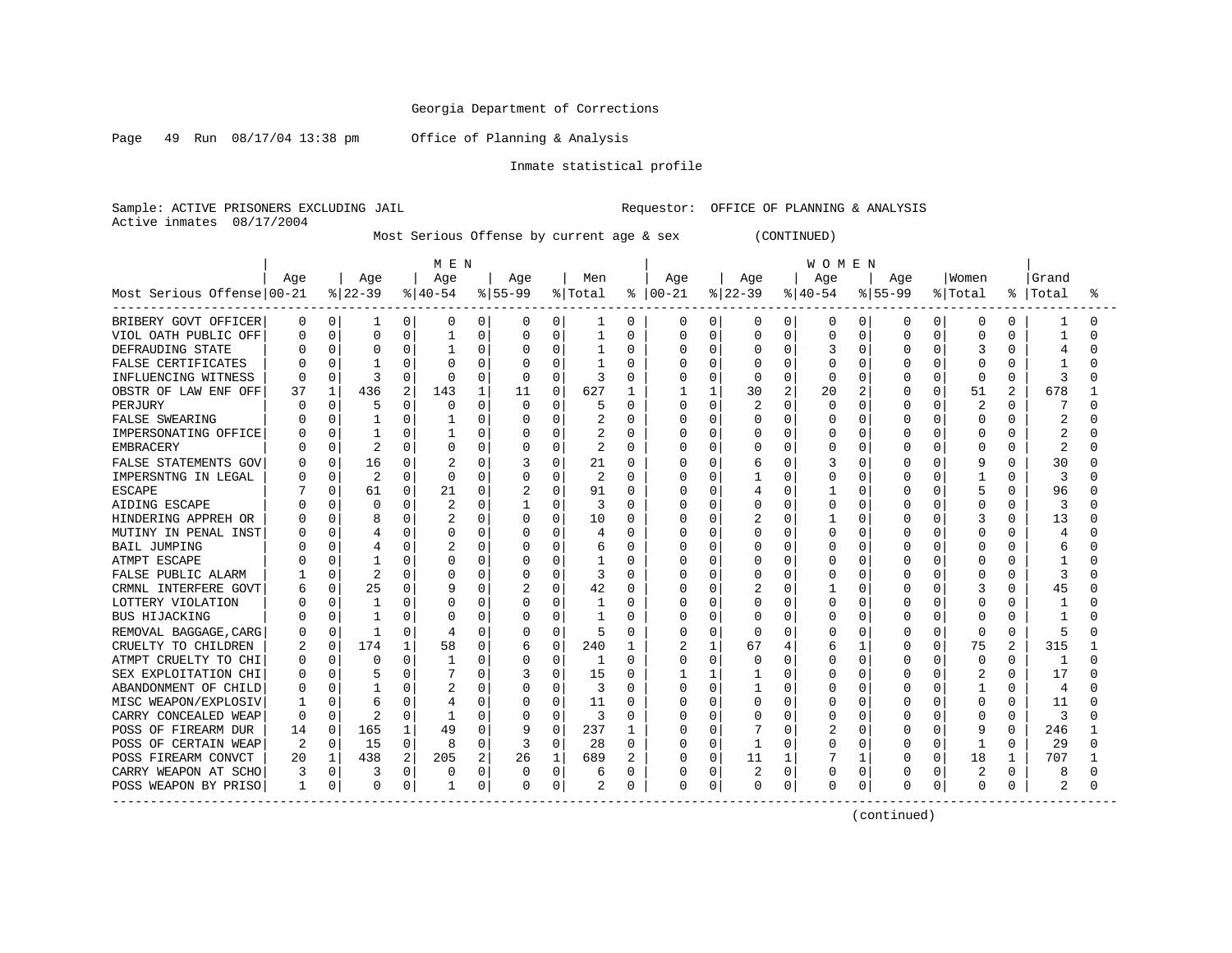Georgia Department of Corrections

Page 49 Run 08/17/04 13:38 pm Office of Planning & Analysis

Inmate statistical profile

Sample: ACTIVE PRISONERS EXCLUDING JAIL Requestor: OFFICE OF PLANNING & ANALYSIS

Active inmates 08/17/2004

Most Serious Offense by current age & sex (CONTINUED)

| Most Serious Offense | MEN Age 00-21 | % | Age 22-39 | % | Age 40-54 | % | Age 55-99 | % | Men Total | % | WOMEN Age 00-21 | % | Age 22-39 | % | Age 40-54 | % | Age 55-99 | % | Women Total | % | Grand Total | % |
|---|---|---|---|---|---|---|---|---|---|---|---|---|---|---|---|---|---|---|---|---|---|---|
| BRIBERY GOVT OFFICER | 0 | 0 | 1 | 0 | 0 | 0 | 0 | 0 | 1 | 0 | 0 | 0 | 0 | 0 | 0 | 0 | 0 | 0 | 0 | 0 | 1 | 0 |
| VIOL OATH PUBLIC OFF | 0 | 0 | 0 | 0 | 1 | 0 | 0 | 0 | 1 | 0 | 0 | 0 | 0 | 0 | 0 | 0 | 0 | 0 | 0 | 0 | 1 | 0 |
| DEFRAUDING STATE | 0 | 0 | 0 | 0 | 1 | 0 | 0 | 0 | 1 | 0 | 0 | 0 | 0 | 0 | 3 | 0 | 0 | 0 | 3 | 0 | 4 | 0 |
| FALSE CERTIFICATES | 0 | 0 | 1 | 0 | 0 | 0 | 0 | 0 | 1 | 0 | 0 | 0 | 0 | 0 | 0 | 0 | 0 | 0 | 0 | 0 | 1 | 0 |
| INFLUENCING WITNESS | 0 | 0 | 3 | 0 | 0 | 0 | 0 | 0 | 3 | 0 | 0 | 0 | 0 | 0 | 0 | 0 | 0 | 0 | 0 | 0 | 3 | 0 |
| OBSTR OF LAW ENF OFF | 37 | 1 | 436 | 2 | 143 | 1 | 11 | 0 | 627 | 1 | 1 | 1 | 30 | 2 | 20 | 2 | 0 | 0 | 51 | 2 | 678 | 1 |
| PERJURY | 0 | 0 | 5 | 0 | 0 | 0 | 0 | 0 | 5 | 0 | 0 | 0 | 2 | 0 | 0 | 0 | 0 | 0 | 2 | 0 | 7 | 0 |
| FALSE SWEARING | 0 | 0 | 1 | 0 | 1 | 0 | 0 | 0 | 2 | 0 | 0 | 0 | 0 | 0 | 0 | 0 | 0 | 0 | 0 | 0 | 2 | 0 |
| IMPERSONATING OFFICE | 0 | 0 | 1 | 0 | 1 | 0 | 0 | 0 | 2 | 0 | 0 | 0 | 0 | 0 | 0 | 0 | 0 | 0 | 0 | 0 | 2 | 0 |
| EMBRACERY | 0 | 0 | 2 | 0 | 0 | 0 | 0 | 0 | 2 | 0 | 0 | 0 | 0 | 0 | 0 | 0 | 0 | 0 | 0 | 0 | 2 | 0 |
| FALSE STATEMENTS GOV | 0 | 0 | 16 | 0 | 2 | 0 | 3 | 0 | 21 | 0 | 0 | 0 | 6 | 0 | 3 | 0 | 0 | 0 | 9 | 0 | 30 | 0 |
| IMPERSNTNG IN LEGAL | 0 | 0 | 2 | 0 | 0 | 0 | 0 | 0 | 2 | 0 | 0 | 0 | 1 | 0 | 0 | 0 | 0 | 0 | 1 | 0 | 3 | 0 |
| ESCAPE | 7 | 0 | 61 | 0 | 21 | 0 | 2 | 0 | 91 | 0 | 0 | 0 | 4 | 0 | 1 | 0 | 0 | 0 | 5 | 0 | 96 | 0 |
| AIDING ESCAPE | 0 | 0 | 0 | 0 | 2 | 0 | 1 | 0 | 3 | 0 | 0 | 0 | 0 | 0 | 0 | 0 | 0 | 0 | 0 | 0 | 3 | 0 |
| HINDERING APPREH OR | 0 | 0 | 8 | 0 | 2 | 0 | 0 | 0 | 10 | 0 | 0 | 0 | 2 | 0 | 1 | 0 | 0 | 0 | 3 | 0 | 13 | 0 |
| MUTINY IN PENAL INST | 0 | 0 | 4 | 0 | 0 | 0 | 0 | 0 | 4 | 0 | 0 | 0 | 0 | 0 | 0 | 0 | 0 | 0 | 0 | 0 | 4 | 0 |
| BAIL JUMPING | 0 | 0 | 4 | 0 | 2 | 0 | 0 | 0 | 6 | 0 | 0 | 0 | 0 | 0 | 0 | 0 | 0 | 0 | 0 | 0 | 6 | 0 |
| ATMPT ESCAPE | 0 | 0 | 1 | 0 | 0 | 0 | 0 | 0 | 1 | 0 | 0 | 0 | 0 | 0 | 0 | 0 | 0 | 0 | 0 | 0 | 1 | 0 |
| FALSE PUBLIC ALARM | 1 | 0 | 2 | 0 | 0 | 0 | 0 | 0 | 3 | 0 | 0 | 0 | 0 | 0 | 0 | 0 | 0 | 0 | 0 | 0 | 3 | 0 |
| CRMNL INTERFERE GOVT | 6 | 0 | 25 | 0 | 9 | 0 | 2 | 0 | 42 | 0 | 0 | 0 | 2 | 0 | 1 | 0 | 0 | 0 | 3 | 0 | 45 | 0 |
| LOTTERY VIOLATION | 0 | 0 | 1 | 0 | 0 | 0 | 0 | 0 | 1 | 0 | 0 | 0 | 0 | 0 | 0 | 0 | 0 | 0 | 0 | 0 | 1 | 0 |
| BUS HIJACKING | 0 | 0 | 1 | 0 | 0 | 0 | 0 | 0 | 1 | 0 | 0 | 0 | 0 | 0 | 0 | 0 | 0 | 0 | 0 | 0 | 1 | 0 |
| REMOVAL BAGGAGE,CARG | 0 | 0 | 1 | 0 | 4 | 0 | 0 | 0 | 5 | 0 | 0 | 0 | 0 | 0 | 0 | 0 | 0 | 0 | 0 | 0 | 5 | 0 |
| CRUELTY TO CHILDREN | 2 | 0 | 174 | 1 | 58 | 0 | 6 | 0 | 240 | 1 | 2 | 1 | 67 | 4 | 6 | 1 | 0 | 0 | 75 | 2 | 315 | 1 |
| ATMPT CRUELTY TO CHI | 0 | 0 | 0 | 0 | 1 | 0 | 0 | 0 | 1 | 0 | 0 | 0 | 0 | 0 | 0 | 0 | 0 | 0 | 0 | 0 | 1 | 0 |
| SEX EXPLOITATION CHI | 0 | 0 | 5 | 0 | 7 | 0 | 3 | 0 | 15 | 0 | 1 | 1 | 1 | 0 | 0 | 0 | 0 | 0 | 2 | 0 | 17 | 0 |
| ABANDONMENT OF CHILD | 0 | 0 | 1 | 0 | 2 | 0 | 0 | 0 | 3 | 0 | 0 | 0 | 1 | 0 | 0 | 0 | 0 | 0 | 1 | 0 | 4 | 0 |
| MISC WEAPON/EXPLOSIV | 1 | 0 | 6 | 0 | 4 | 0 | 0 | 0 | 11 | 0 | 0 | 0 | 0 | 0 | 0 | 0 | 0 | 0 | 0 | 0 | 11 | 0 |
| CARRY CONCEALED WEAP | 0 | 0 | 2 | 0 | 1 | 0 | 0 | 0 | 3 | 0 | 0 | 0 | 0 | 0 | 0 | 0 | 0 | 0 | 0 | 0 | 3 | 0 |
| POSS OF FIREARM DUR | 14 | 0 | 165 | 1 | 49 | 0 | 9 | 0 | 237 | 1 | 0 | 0 | 7 | 0 | 2 | 0 | 0 | 0 | 9 | 0 | 246 | 1 |
| POSS OF CERTAIN WEAP | 2 | 0 | 15 | 0 | 8 | 0 | 3 | 0 | 28 | 0 | 0 | 0 | 1 | 0 | 0 | 0 | 0 | 0 | 1 | 0 | 29 | 0 |
| POSS FIREARM CONVCT | 20 | 1 | 438 | 2 | 205 | 2 | 26 | 1 | 689 | 2 | 0 | 0 | 11 | 1 | 7 | 1 | 0 | 0 | 18 | 1 | 707 | 1 |
| CARRY WEAPON AT SCHO | 3 | 0 | 3 | 0 | 0 | 0 | 0 | 0 | 6 | 0 | 0 | 0 | 2 | 0 | 0 | 0 | 0 | 0 | 2 | 0 | 8 | 0 |
| POSS WEAPON BY PRISO | 1 | 0 | 0 | 0 | 1 | 0 | 0 | 0 | 2 | 0 | 0 | 0 | 0 | 0 | 0 | 0 | 0 | 0 | 0 | 0 | 2 | 0 |

(continued)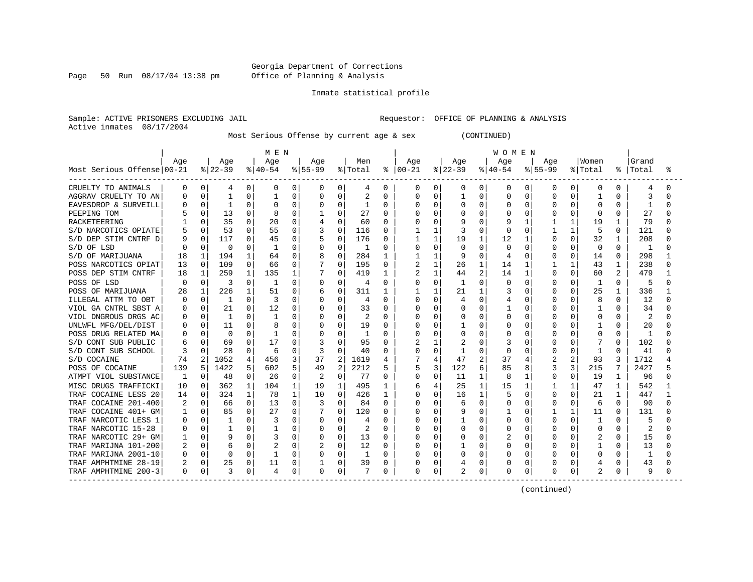Georgia Department of Corrections
Office of Planning & Analysis

Inmate statistical profile

Sample: ACTIVE PRISONERS EXCLUDING JAIL                    Requestor: OFFICE OF PLANNING & ANALYSIS
Active inmates 08/17/2004

Most Serious Offense by current age & sex (CONTINUED)

| Most Serious Offense | MEN Age 00-21 | % | Age 22-39 | % | Age 40-54 | % | Age 55-99 | % | Men Total | % | WOMEN Age 00-21 | % | Age 22-39 | % | Age 40-54 | % | Age 55-99 | % | Women Total | % | Grand Total | % |
|---|---|---|---|---|---|---|---|---|---|---|---|---|---|---|---|---|---|---|---|---|---|---|
| CRUELTY TO ANIMALS | 0 | 0 | 4 | 0 | 0 | 0 | 0 | 0 | 4 | 0 | 0 | 0 | 0 | 0 | 0 | 0 | 0 | 0 | 0 | 0 | 4 | 0 |
| AGGRAV CRUELTY TO AN | 0 | 0 | 1 | 0 | 1 | 0 | 0 | 0 | 2 | 0 | 0 | 0 | 1 | 0 | 0 | 0 | 0 | 0 | 1 | 0 | 3 | 0 |
| EAVESDROP & SURVEILL | 0 | 0 | 1 | 0 | 0 | 0 | 0 | 0 | 1 | 0 | 0 | 0 | 0 | 0 | 0 | 0 | 0 | 0 | 0 | 0 | 1 | 0 |
| PEEPING TOM | 5 | 0 | 13 | 0 | 8 | 0 | 1 | 0 | 27 | 0 | 0 | 0 | 0 | 0 | 0 | 0 | 0 | 0 | 0 | 0 | 27 | 0 |
| RACKETEERING | 1 | 0 | 35 | 0 | 20 | 0 | 4 | 0 | 60 | 0 | 0 | 0 | 9 | 0 | 9 | 1 | 1 | 1 | 19 | 1 | 79 | 0 |
| S/D NARCOTICS OPIATE | 5 | 0 | 53 | 0 | 55 | 0 | 3 | 0 | 116 | 0 | 1 | 1 | 3 | 0 | 0 | 0 | 1 | 1 | 5 | 0 | 121 | 0 |
| S/D DEP STIM CNTRF D | 9 | 0 | 117 | 0 | 45 | 0 | 5 | 0 | 176 | 0 | 1 | 1 | 19 | 1 | 12 | 1 | 0 | 0 | 32 | 1 | 208 | 0 |
| S/D OF LSD | 0 | 0 | 0 | 0 | 1 | 0 | 0 | 0 | 1 | 0 | 0 | 0 | 0 | 0 | 0 | 0 | 0 | 0 | 0 | 0 | 1 | 0 |
| S/D OF MARIJUANA | 18 | 1 | 194 | 1 | 64 | 0 | 8 | 0 | 284 | 1 | 1 | 1 | 9 | 0 | 4 | 0 | 0 | 0 | 14 | 0 | 298 | 1 |
| POSS NARCOTICS OPIAT | 13 | 0 | 109 | 0 | 66 | 0 | 7 | 0 | 195 | 0 | 2 | 1 | 26 | 1 | 14 | 1 | 1 | 1 | 43 | 1 | 238 | 0 |
| POSS DEP STIM CNTRF | 18 | 1 | 259 | 1 | 135 | 1 | 7 | 0 | 419 | 1 | 2 | 1 | 44 | 2 | 14 | 1 | 0 | 0 | 60 | 2 | 479 | 1 |
| POSS OF LSD | 0 | 0 | 3 | 0 | 1 | 0 | 0 | 0 | 4 | 0 | 0 | 0 | 1 | 0 | 0 | 0 | 0 | 0 | 1 | 0 | 5 | 0 |
| POSS OF MARIJUANA | 28 | 1 | 226 | 1 | 51 | 0 | 6 | 0 | 311 | 1 | 1 | 1 | 21 | 1 | 3 | 0 | 0 | 0 | 25 | 1 | 336 | 1 |
| ILLEGAL ATTM TO OBT | 0 | 0 | 1 | 0 | 3 | 0 | 0 | 0 | 4 | 0 | 0 | 0 | 4 | 0 | 4 | 0 | 0 | 0 | 8 | 0 | 12 | 0 |
| VIOL GA CNTRL SBST A | 0 | 0 | 21 | 0 | 12 | 0 | 0 | 0 | 33 | 0 | 0 | 0 | 0 | 0 | 1 | 0 | 0 | 0 | 1 | 0 | 34 | 0 |
| VIOL DNGROUS DRGS AC | 0 | 0 | 1 | 0 | 1 | 0 | 0 | 0 | 2 | 0 | 0 | 0 | 0 | 0 | 0 | 0 | 0 | 0 | 0 | 0 | 2 | 0 |
| UNLWFL MFG/DEL/DIST | 0 | 0 | 11 | 0 | 8 | 0 | 0 | 0 | 19 | 0 | 0 | 0 | 1 | 0 | 0 | 0 | 0 | 0 | 1 | 0 | 20 | 0 |
| POSS DRUG RELATED MA | 0 | 0 | 0 | 0 | 1 | 0 | 0 | 0 | 1 | 0 | 0 | 0 | 0 | 0 | 0 | 0 | 0 | 0 | 0 | 0 | 1 | 0 |
| S/D CONT SUB PUBLIC | 6 | 0 | 69 | 0 | 17 | 0 | 3 | 0 | 95 | 0 | 2 | 1 | 2 | 0 | 3 | 0 | 0 | 0 | 7 | 0 | 102 | 0 |
| S/D CONT SUB SCHOOL | 3 | 0 | 28 | 0 | 6 | 0 | 3 | 0 | 40 | 0 | 0 | 0 | 1 | 0 | 0 | 0 | 0 | 0 | 1 | 0 | 41 | 0 |
| S/D COCAINE | 74 | 2 | 1052 | 4 | 456 | 3 | 37 | 2 | 1619 | 4 | 7 | 4 | 47 | 2 | 37 | 4 | 2 | 2 | 93 | 3 | 1712 | 4 |
| POSS OF COCAINE | 139 | 5 | 1422 | 5 | 602 | 5 | 49 | 2 | 2212 | 5 | 5 | 3 | 122 | 6 | 85 | 8 | 3 | 3 | 215 | 7 | 2427 | 5 |
| ATMPT VIOL SUBSTANCE | 1 | 0 | 48 | 0 | 26 | 0 | 2 | 0 | 77 | 0 | 0 | 0 | 11 | 1 | 8 | 1 | 0 | 0 | 19 | 1 | 96 | 0 |
| MISC DRUGS TRAFFICKI | 10 | 0 | 362 | 1 | 104 | 1 | 19 | 1 | 495 | 1 | 6 | 4 | 25 | 1 | 15 | 1 | 1 | 1 | 47 | 1 | 542 | 1 |
| TRAF COCAINE LESS 20 | 14 | 0 | 324 | 1 | 78 | 1 | 10 | 0 | 426 | 1 | 0 | 0 | 16 | 1 | 5 | 0 | 0 | 0 | 21 | 1 | 447 | 1 |
| TRAF COCAINE 201-400 | 2 | 0 | 66 | 0 | 13 | 0 | 3 | 0 | 84 | 0 | 0 | 0 | 6 | 0 | 0 | 0 | 0 | 0 | 6 | 0 | 90 | 0 |
| TRAF COCAINE 401+ GM | 1 | 0 | 85 | 0 | 27 | 0 | 7 | 0 | 120 | 0 | 0 | 0 | 9 | 0 | 1 | 0 | 1 | 1 | 11 | 0 | 131 | 0 |
| TRAF NARCOTIC LESS 1 | 0 | 0 | 1 | 0 | 3 | 0 | 0 | 0 | 4 | 0 | 0 | 0 | 1 | 0 | 0 | 0 | 0 | 0 | 1 | 0 | 5 | 0 |
| TRAF NARCOTIC 15-28 | 0 | 0 | 1 | 0 | 1 | 0 | 0 | 0 | 2 | 0 | 0 | 0 | 0 | 0 | 0 | 0 | 0 | 0 | 0 | 0 | 2 | 0 |
| TRAF NARCOTIC 29+ GM | 1 | 0 | 9 | 0 | 3 | 0 | 0 | 0 | 13 | 0 | 0 | 0 | 0 | 0 | 2 | 0 | 0 | 0 | 2 | 0 | 15 | 0 |
| TRAF MARIJNA 101-200 | 2 | 0 | 6 | 0 | 2 | 0 | 2 | 0 | 12 | 0 | 0 | 0 | 1 | 0 | 0 | 0 | 0 | 0 | 1 | 0 | 13 | 0 |
| TRAF MARIJNA 2001-10 | 0 | 0 | 0 | 0 | 1 | 0 | 0 | 0 | 1 | 0 | 0 | 0 | 0 | 0 | 0 | 0 | 0 | 0 | 0 | 0 | 1 | 0 |
| TRAF AMPHTMINE 28-19 | 2 | 0 | 25 | 0 | 11 | 0 | 1 | 0 | 39 | 0 | 0 | 0 | 4 | 0 | 0 | 0 | 0 | 0 | 4 | 0 | 43 | 0 |
| TRAF AMPHTMINE 200-3 | 0 | 0 | 3 | 0 | 4 | 0 | 0 | 0 | 7 | 0 | 0 | 0 | 2 | 0 | 0 | 0 | 0 | 0 | 2 | 0 | 9 | 0 |

(continued)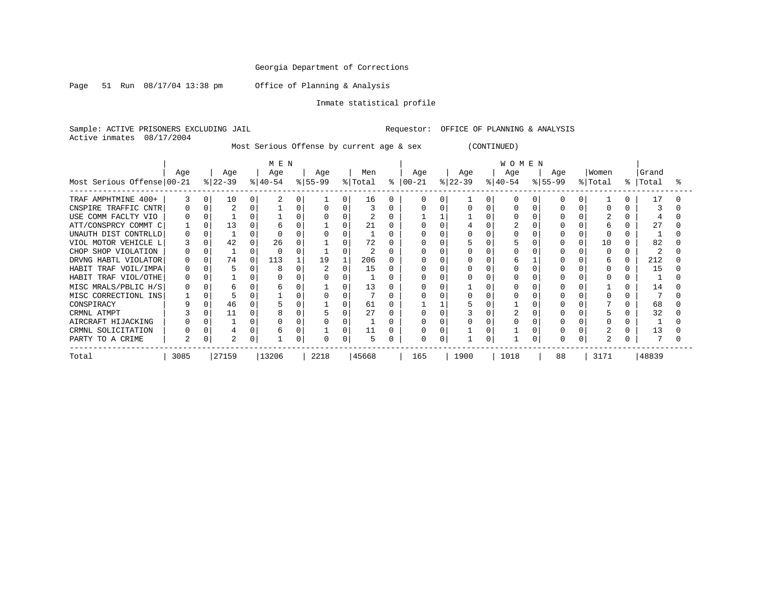Georgia Department of Corrections

Page 51 Run 08/17/04 13:38 pm Office of Planning & Analysis

Inmate statistical profile

Sample: ACTIVE PRISONERS EXCLUDING JAIL Requestor: OFFICE OF PLANNING & ANALYSIS
Active inmates 08/17/2004

Most Serious Offense by current age & sex (CONTINUED)

| | MEN | | | | | | | | | | WOMEN | | | | | | | | | | | |
|---|---|---|---|---|---|---|---|---|---|---|---|---|---|---|---|---|---|---|---|---|---|---|
| Most Serious Offense | Age 00-21 | % | Age 22-39 | % | Age 40-54 | % | Age 55-99 | % | Men Total | % | Age 00-21 | % | Age 22-39 | % | Age 40-54 | % | Age 55-99 | % | Women Total | % | Grand Total | % |
| TRAF AMPHTMINE 400+ | 3 | 0 | 10 | 0 | 2 | 0 | 1 | 0 | 16 | 0 | 0 | 0 | 1 | 0 | 0 | 0 | 0 | 0 | 1 | 0 | 17 | 0 |
| CNSPIRE TRAFFIC CNTR | 0 | 0 | 2 | 0 | 1 | 0 | 0 | 0 | 3 | 0 | 0 | 0 | 0 | 0 | 0 | 0 | 0 | 0 | 0 | 0 | 3 | 0 |
| USE COMM FACLTY VIO | 0 | 0 | 1 | 0 | 1 | 0 | 0 | 0 | 2 | 0 | 1 | 1 | 1 | 0 | 0 | 0 | 0 | 0 | 2 | 0 | 4 | 0 |
| ATT/CONSPRCY COMMT C | 1 | 0 | 13 | 0 | 6 | 0 | 1 | 0 | 21 | 0 | 0 | 0 | 4 | 0 | 2 | 0 | 0 | 0 | 6 | 0 | 27 | 0 |
| UNAUTH DIST CONTRLLD | 0 | 0 | 1 | 0 | 0 | 0 | 0 | 0 | 1 | 0 | 0 | 0 | 0 | 0 | 0 | 0 | 0 | 0 | 0 | 0 | 1 | 0 |
| VIOL MOTOR VEHICLE L | 3 | 0 | 42 | 0 | 26 | 0 | 1 | 0 | 72 | 0 | 0 | 0 | 5 | 0 | 5 | 0 | 0 | 0 | 10 | 0 | 82 | 0 |
| CHOP SHOP VIOLATION | 0 | 0 | 1 | 0 | 0 | 0 | 1 | 0 | 2 | 0 | 0 | 0 | 0 | 0 | 0 | 0 | 0 | 0 | 0 | 0 | 2 | 0 |
| DRVNG HABTL VIOLATOR | 0 | 0 | 74 | 0 | 113 | 1 | 19 | 1 | 206 | 0 | 0 | 0 | 0 | 0 | 6 | 1 | 0 | 0 | 6 | 0 | 212 | 0 |
| HABIT TRAF VOIL/IMPA | 0 | 0 | 5 | 0 | 8 | 0 | 2 | 0 | 15 | 0 | 0 | 0 | 0 | 0 | 0 | 0 | 0 | 0 | 0 | 0 | 15 | 0 |
| HABIT TRAF VIOL/OTHE | 0 | 0 | 1 | 0 | 0 | 0 | 0 | 0 | 1 | 0 | 0 | 0 | 0 | 0 | 0 | 0 | 0 | 0 | 0 | 0 | 1 | 0 |
| MISC MRALS/PBLIC H/S | 0 | 0 | 6 | 0 | 6 | 0 | 1 | 0 | 13 | 0 | 0 | 0 | 1 | 0 | 0 | 0 | 0 | 0 | 1 | 0 | 14 | 0 |
| MISC CORRECTIONL INS | 1 | 0 | 5 | 0 | 1 | 0 | 0 | 0 | 7 | 0 | 0 | 0 | 0 | 0 | 0 | 0 | 0 | 0 | 0 | 0 | 7 | 0 |
| CONSPIRACY | 9 | 0 | 46 | 0 | 5 | 0 | 1 | 0 | 61 | 0 | 1 | 1 | 5 | 0 | 1 | 0 | 0 | 0 | 7 | 0 | 68 | 0 |
| CRMNL ATMPT | 3 | 0 | 11 | 0 | 8 | 0 | 5 | 0 | 27 | 0 | 0 | 0 | 3 | 0 | 2 | 0 | 0 | 0 | 5 | 0 | 32 | 0 |
| AIRCRAFT HIJACKING | 0 | 0 | 1 | 0 | 0 | 0 | 0 | 0 | 1 | 0 | 0 | 0 | 0 | 0 | 0 | 0 | 0 | 0 | 0 | 0 | 1 | 0 |
| CRMNL SOLICITATION | 0 | 0 | 4 | 0 | 6 | 0 | 1 | 0 | 11 | 0 | 0 | 0 | 1 | 0 | 1 | 0 | 0 | 0 | 2 | 0 | 13 | 0 |
| PARTY TO A CRIME | 2 | 0 | 2 | 0 | 1 | 0 | 0 | 0 | 5 | 0 | 0 | 0 | 1 | 0 | 1 | 0 | 0 | 0 | 2 | 0 | 7 | 0 |
| Total | 3085 | | 27159 | | 13206 | | 2218 | | 45668 | | 165 | | 1900 | | 1018 | | 88 | | 3171 | | 48839 | |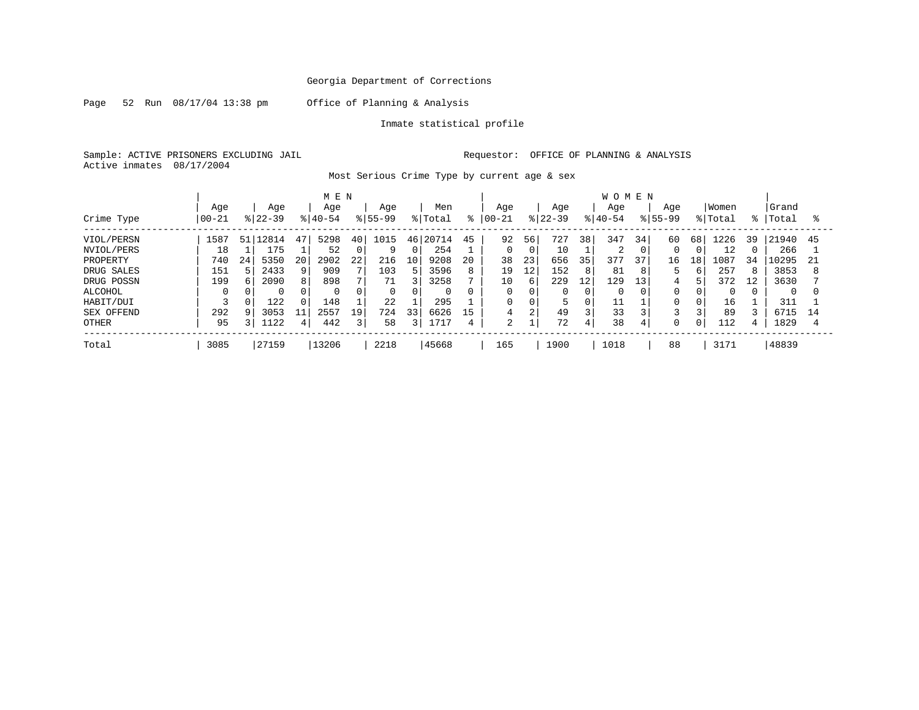Georgia Department of Corrections

Page 52 Run 08/17/04 13:38 pm Office of Planning & Analysis

Inmate statistical profile

Sample: ACTIVE PRISONERS EXCLUDING JAIL Requestor: OFFICE OF PLANNING & ANALYSIS
Active inmates 08/17/2004

Most Serious Crime Type by current age & sex

| | MEN | | | | | | | | | | WOMEN | | | | | | | | | | | |
|---|---|---|---|---|---|---|---|---|---|---|---|---|---|---|---|---|---|---|---|---|---|---|
| Crime Type | Age 00-21 | % | Age 22-39 | % | Age 40-54 | % | Age 55-99 | % | Men Total | % | Age 00-21 | % | Age 22-39 | % | Age 40-54 | % | Age 55-99 | % | Women Total | % | Grand Total | % |
| VIOL/PERSN | 1587 | 51 | 12814 | 47 | 5298 | 40 | 1015 | 46 | 20714 | 45 | 92 | 56 | 727 | 38 | 347 | 34 | 60 | 68 | 1226 | 39 | 21940 | 45 |
| NVIOL/PERS | 18 | 1 | 175 | 1 | 52 | 0 | 9 | 0 | 254 | 1 | 0 | 0 | 10 | 1 | 2 | 0 | 0 | 0 | 12 | 0 | 266 | 1 |
| PROPERTY | 740 | 24 | 5350 | 20 | 2902 | 22 | 216 | 10 | 9208 | 20 | 38 | 23 | 656 | 35 | 377 | 37 | 16 | 18 | 1087 | 34 | 10295 | 21 |
| DRUG SALES | 151 | 5 | 2433 | 9 | 909 | 7 | 103 | 5 | 3596 | 8 | 19 | 12 | 152 | 8 | 81 | 8 | 5 | 6 | 257 | 8 | 3853 | 8 |
| DRUG POSSN | 199 | 6 | 2090 | 8 | 898 | 7 | 71 | 3 | 3258 | 7 | 10 | 6 | 229 | 12 | 129 | 13 | 4 | 5 | 372 | 12 | 3630 | 7 |
| ALCOHOL | 0 | 0 | 0 | 0 | 0 | 0 | 0 | 0 | 0 | 0 | 0 | 0 | 0 | 0 | 0 | 0 | 0 | 0 | 0 | 0 | 0 | 0 |
| HABIT/DUI | 3 | 0 | 122 | 0 | 148 | 1 | 22 | 1 | 295 | 1 | 0 | 0 | 5 | 0 | 11 | 1 | 0 | 0 | 16 | 1 | 311 | 1 |
| SEX OFFEND | 292 | 9 | 3053 | 11 | 2557 | 19 | 724 | 33 | 6626 | 15 | 4 | 2 | 49 | 3 | 33 | 3 | 3 | 3 | 89 | 3 | 6715 | 14 |
| OTHER | 95 | 3 | 1122 | 4 | 442 | 3 | 58 | 3 | 1717 | 4 | 2 | 1 | 72 | 4 | 38 | 4 | 0 | 0 | 112 | 4 | 1829 | 4 |
| Total | 3085 | | 27159 | | 13206 | | 2218 | | 45668 | | 165 | | 1900 | | 1018 | | 88 | | 3171 | | 48839 | |